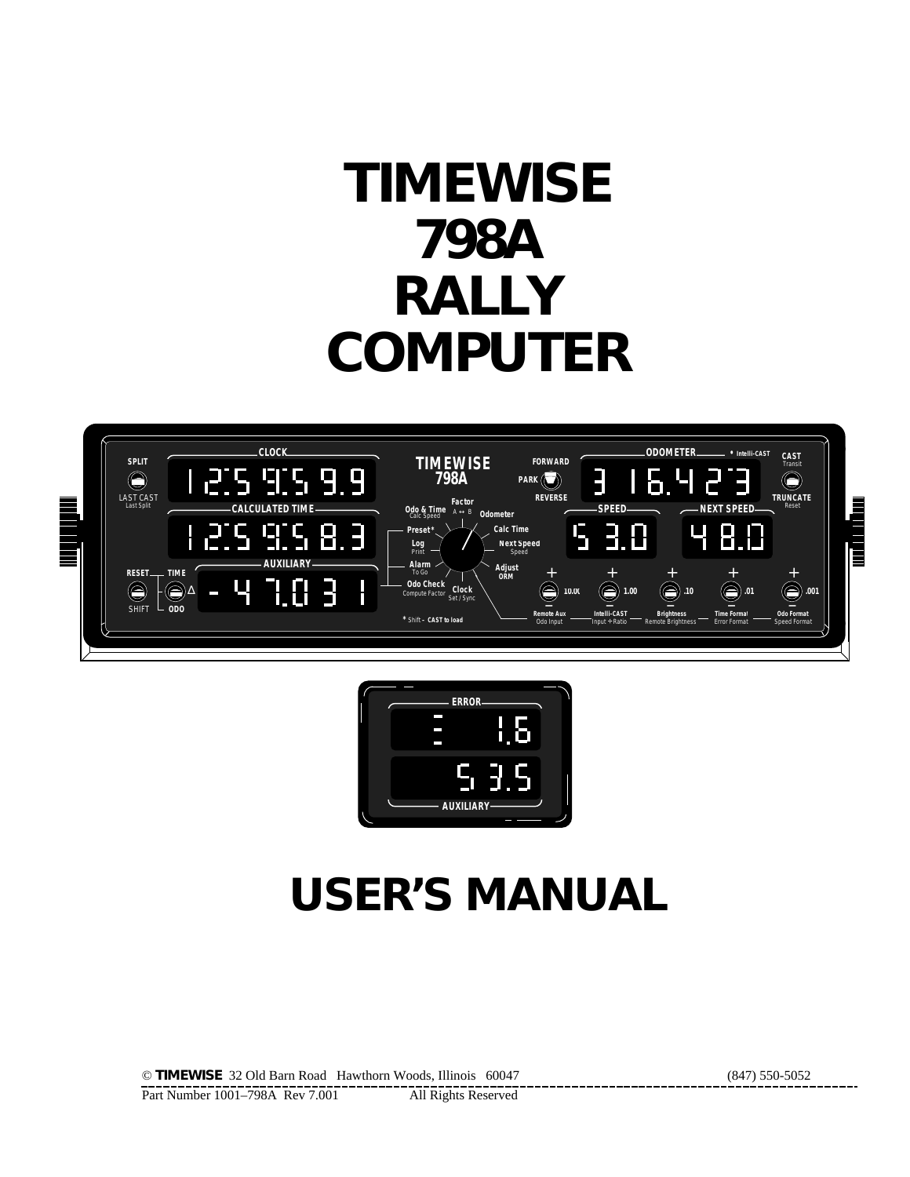# TIMEWISE 798A RALLY COMPUTER

# USER'S MANUAL

© **TIMEWISE** 32 Old Barn Road Hawthorn Woods, Illinois 60047 (847) 550-5052

Part Number 1001–798A Rev 7.001 All Rights Reserved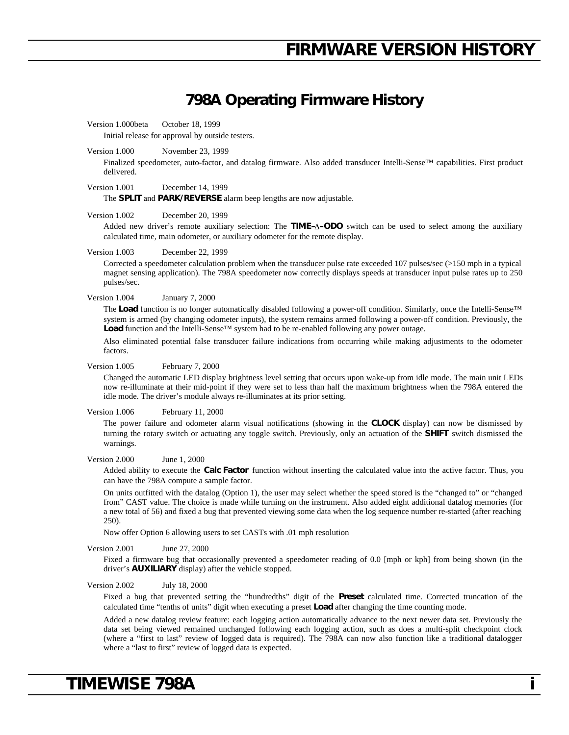# FIRMWARE VERSION HISTORY

## 798A Operating Firmware History

Version 1.000beta October 18, 1999

Initial release for approval by outside testers.

Version 1.000 November 23, 1999

Finalized speedometer, auto-factor, and datalog firmware. Also added transducer Intelli-Sense™ capabilities. First product delivered.

Version 1.001 December 14, 1999

The **SPLIT** and **PARK/REVERSE** alarm beep lengths are now adjustable.

Version 1.002 December 20, 1999

Added new driver's remote auxiliary selection: The **TIME–∆–ODO** switch can be used to select among the auxiliary calculated time, main odometer, or auxiliary odometer for the remote display.

Version 1.003 December 22, 1999

Corrected a speedometer calculation problem when the transducer pulse rate exceeded 107 pulses/sec (>150 mph in a typical magnet sensing application). The 798A speedometer now correctly displays speeds at transducer input pulse rates up to 250 pulses/sec.

Version 1.004 January 7, 2000

The **Load** function is no longer automatically disabled following a power-off condition. Similarly, once the Intelli-Sense™ system is armed (by changing odometer inputs), the system remains armed following a power-off condition. Previously, the **Load** function and the Intelli-Sense™ system had to be re-enabled following any power outage.

Also eliminated potential false transducer failure indications from occurring while making adjustments to the odometer factors.

Version 1.005 February 7, 2000

Changed the automatic LED display brightness level setting that occurs upon wake-up from idle mode. The main unit LEDs now re-illuminate at their mid-point if they were set to less than half the maximum brightness when the 798A entered the idle mode. The driver's module always re-illuminates at its prior setting.

Version 1.006 February 11, 2000

The power failure and odometer alarm visual notifications (showing in the **CLOCK** display) can now be dismissed by turning the rotary switch or actuating any toggle switch. Previously, only an actuation of the **SHIFT** switch dismissed the warnings.

Version 2.000 June 1, 2000

Added ability to execute the **Calc Factor** function without inserting the calculated value into the active factor. Thus, you can have the 798A compute a sample factor.

On units outfitted with the datalog (Option 1), the user may select whether the speed stored is the "changed to" or "changed from" CAST value. The choice is made while turning on the instrument. Also added eight additional datalog memories (for a new total of 56) and fixed a bug that prevented viewing some data when the log sequence number re-started (after reaching 250).

Now offer Option 6 allowing users to set CASTs with .01 mph resolution

Version 2.001 June 27, 2000

Fixed a firmware bug that occasionally prevented a speedometer reading of 0.0 [mph or kph] from being shown (in the driver's **AUXILIARY** display) after the vehicle stopped.

Version 2.002 July 18, 2000

Fixed a bug that prevented setting the "hundredths" digit of the **Preset** calculated time. Corrected truncation of the calculated time "tenths of units" digit when executing a preset **Load** after changing the time counting mode.

Added a new datalog review feature: each logging action automatically advance to the next newer data set. Previously the data set being viewed remained unchanged following each logging action, such as does a multi-split checkpoint clock (where a "first to last" review of logged data is required). The 798A can now also function like a traditional datalogger where a "last to first" review of logged data is expected.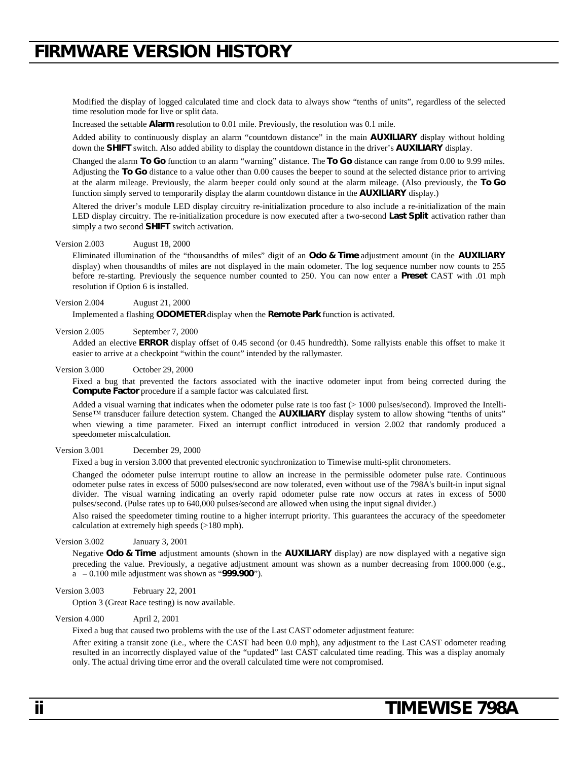# FIRMWARE VERSION HISTORY

Modified the display of logged calculated time and clock data to always show "tenths of units", regardless of the selected time resolution mode for live or split data.

Increased the settable **Alarm** resolution to 0.01 mile. Previously, the resolution was 0.1 mile.

Added ability to continuously display an alarm "countdown distance" in the main **AUXILIARY** display without holding down the **SHIFT** switch. Also added ability to display the countdown distance in the driver's **AUXILIARY** display.

Changed the alarm **To Go** function to an alarm "warning" distance. The **To Go** distance can range from 0.00 to 9.99 miles. Adjusting the **To Go** distance to a value other than 0.00 causes the beeper to sound at the selected distance prior to arriving at the alarm mileage. Previously, the alarm beeper could only sound at the alarm mileage. (Also previously, the **To Go** function simply served to temporarily display the alarm countdown distance in the **AUXILIARY** display.)

Altered the driver's module LED display circuitry re-initialization procedure to also include a re-initialization of the main LED display circuitry. The re-initialization procedure is now executed after a two-second **Last Split** activation rather than simply a two second **SHIFT** switch activation.

Version 2.003 August 18, 2000

Eliminated illumination of the "thousandths of miles" digit of an **Odo & Time** adjustment amount (in the **AUXILIARY** display) when thousandths of miles are not displayed in the main odometer. The log sequence number now counts to 255 before re-starting. Previously the sequence number counted to 250. You can now enter a **Preset** CAST with .01 mph resolution if Option 6 is installed.

Version 2.004 August 21, 2000

Implemented a flashing **ODOMETER** display when the **Remote Park** function is activated.

Version 2.005 September 7, 2000

Added an elective **ERROR** display offset of 0.45 second (or 0.45 hundredth). Some rallyists enable this offset to make it easier to arrive at a checkpoint "within the count" intended by the rallymaster.

Version 3.000 October 29, 2000

Fixed a bug that prevented the factors associated with the inactive odometer input from being corrected during the **Compute Factor** procedure if a sample factor was calculated first.

Added a visual warning that indicates when the odometer pulse rate is too fast (> 1000 pulses/second). Improved the Intelli-Sense™ transducer failure detection system. Changed the **AUXILIARY** display system to allow showing "tenths of units" when viewing a time parameter. Fixed an interrupt conflict introduced in version 2.002 that randomly produced a speedometer miscalculation.

Version 3.001 December 29, 2000

Fixed a bug in version 3.000 that prevented electronic synchronization to Timewise multi-split chronometers.

Changed the odometer pulse interrupt routine to allow an increase in the permissible odometer pulse rate. Continuous odometer pulse rates in excess of 5000 pulses/second are now tolerated, even without use of the 798A's built-in input signal divider. The visual warning indicating an overly rapid odometer pulse rate now occurs at rates in excess of 5000 pulses/second. (Pulse rates up to 640,000 pulses/second are allowed when using the input signal divider.)

Also raised the speedometer timing routine to a higher interrupt priority. This guarantees the accuracy of the speedometer calculation at extremely high speeds (>180 mph).

Version 3.002 January 3, 2001

Negative **Odo & Time** adjustment amounts (shown in the **AUXILIARY** display) are now displayed with a negative sign preceding the value. Previously, a negative adjustment amount was shown as a number decreasing from 1000.000 (e.g., a – 0.100 mile adjustment was shown as "**999.900**").

Version 3.003 February 22, 2001

Option 3 (Great Race testing) is now available.

Version 4.000 April 2, 2001

Fixed a bug that caused two problems with the use of the Last CAST odometer adjustment feature:

After exiting a transit zone (i.e., where the CAST had been 0.0 mph), any adjustment to the Last CAST odometer reading resulted in an incorrectly displayed value of the "updated" last CAST calculated time reading. This was a display anomaly only. The actual driving time error and the overall calculated time were not compromised.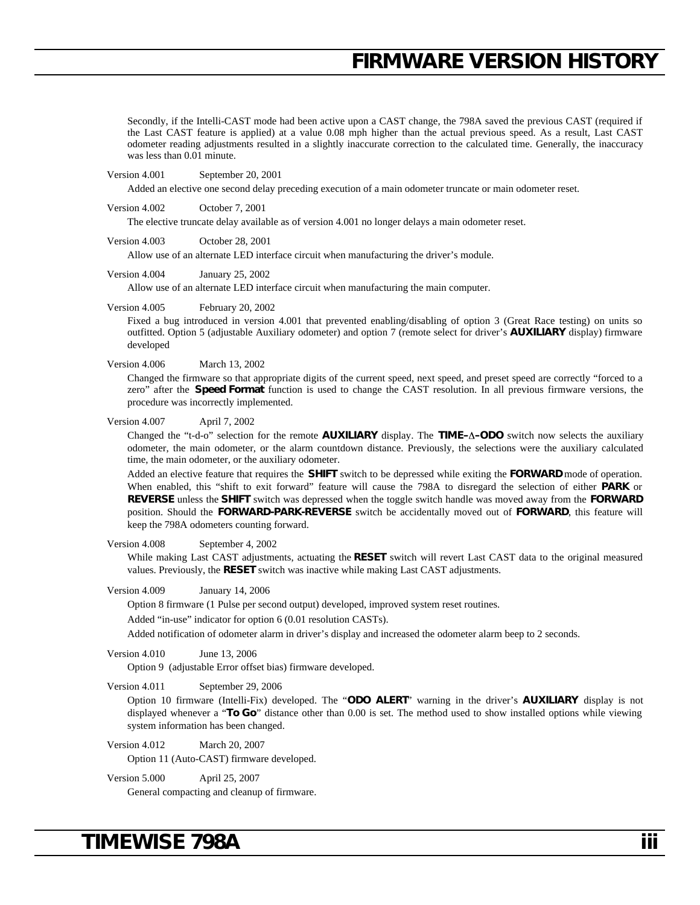Secondly, if the Intelli-CAST mode had been active upon a CAST change, the 798A saved the previous CAST (required if the Last CAST feature is applied) at a value 0.08 mph higher than the actual previous speed. As a result, Last CAST odometer reading adjustments resulted in a slightly inaccurate correction to the calculated time. Generally, the inaccuracy was less than 0.01 minute.

Version 4.001 September 20, 2001

Added an elective one second delay preceding execution of a main odometer truncate or main odometer reset.

Version 4.002 October 7, 2001

The elective truncate delay available as of version 4.001 no longer delays a main odometer reset.

Version 4.003 October 28, 2001

Allow use of an alternate LED interface circuit when manufacturing the driver's module.

Version 4.004 January 25, 2002

Allow use of an alternate LED interface circuit when manufacturing the main computer.

Version 4.005 February 20, 2002

Fixed a bug introduced in version 4.001 that prevented enabling/disabling of option 3 (Great Race testing) on units so outfitted. Option 5 (adjustable Auxiliary odometer) and option 7 (remote select for driver's **AUXILIARY** display) firmware developed

Version 4.006 March 13, 2002

Changed the firmware so that appropriate digits of the current speed, next speed, and preset speed are correctly "forced to a zero" after the **Speed Format** function is used to change the CAST resolution. In all previous firmware versions, the procedure was incorrectly implemented.

Version 4.007 April 7, 2002

Changed the "t-d-o" selection for the remote **AUXILIARY** display. The **TIME–∆–ODO** switch now selects the auxiliary odometer, the main odometer, or the alarm countdown distance. Previously, the selections were the auxiliary calculated time, the main odometer, or the auxiliary odometer.

Added an elective feature that requires the **SHIFT** switch to be depressed while exiting the **FORWARD** mode of operation. When enabled, this "shift to exit forward" feature will cause the 798A to disregard the selection of either **PARK** or **REVERSE** unless the **SHIFT** switch was depressed when the toggle switch handle was moved away from the **FORWARD** position. Should the **FORWARD-PARK-REVERSE** switch be accidentally moved out of **FORWARD**, this feature will keep the 798A odometers counting forward.

Version 4.008 September 4, 2002

While making Last CAST adjustments, actuating the **RESET** switch will revert Last CAST data to the original measured values. Previously, the **RESET** switch was inactive while making Last CAST adjustments.

Version 4.009 January 14, 2006

Option 8 firmware (1 Pulse per second output) developed, improved system reset routines.

Added "in-use" indicator for option 6 (0.01 resolution CASTs).

Added notification of odometer alarm in driver's display and increased the odometer alarm beep to 2 seconds.

Version 4.010 June 13, 2006

Option 9 (adjustable Error offset bias) firmware developed.

Version 4.011 September 29, 2006

Option 10 firmware (Intelli-Fix) developed. The "**ODO ALERT**" warning in the driver's **AUXILIARY** display is not displayed whenever a "**To Go**" distance other than 0.00 is set. The method used to show installed options while viewing system information has been changed.

Version 4.012 March 20, 2007

Option 11 (Auto-CAST) firmware developed.

Version 5.000 April 25, 2007

General compacting and cleanup of firmware.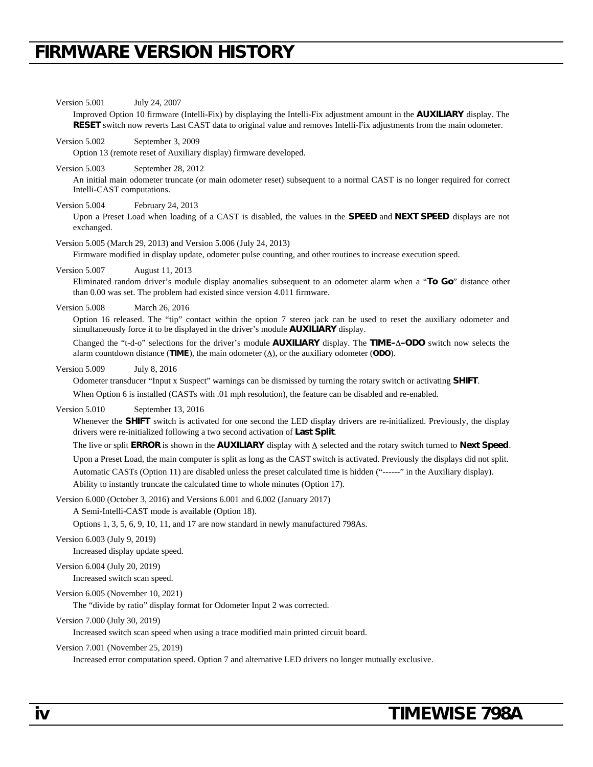# FIRMWARE VERSION HISTORY

Version 5.001 July 24, 2007

Improved Option 10 firmware (Intelli-Fix) by displaying the Intelli-Fix adjustment amount in the **AUXILIARY** display. The **RESET** switch now reverts Last CAST data to original value and removes Intelli-Fix adjustments from the main odometer.

Version 5.002 September 3, 2009

Option 13 (remote reset of Auxiliary display) firmware developed.

Version 5.003 September 28, 2012

An initial main odometer truncate (or main odometer reset) subsequent to a normal CAST is no longer required for correct Intelli-CAST computations.

Version 5.004 February 24, 2013

Upon a Preset Load when loading of a CAST is disabled, the values in the **SPEED** and **NEXT SPEED** displays are not exchanged.

Version 5.005 (March 29, 2013) and Version 5.006 (July 24, 2013)

Firmware modified in display update, odometer pulse counting, and other routines to increase execution speed.

Version 5.007 August 11, 2013

Eliminated random driver's module display anomalies subsequent to an odometer alarm when a "**To Go**" distance other than 0.00 was set. The problem had existed since version 4.011 firmware.

Version 5.008 March 26, 2016

Option 16 released. The "tip" contact within the option 7 stereo jack can be used to reset the auxiliary odometer and simultaneously force it to be displayed in the driver's module **AUXILIARY** display.

Changed the "t-d-o" selections for the driver's module **AUXILIARY** display. The **TIME–Δ–ODO** switch now selects the alarm countdown distance (**TIME**), the main odometer (Δ), or the auxiliary odometer (**ODO**).

Version 5.009 July 8, 2016

Odometer transducer "Input x Suspect" warnings can be dismissed by turning the rotary switch or activating **SHIFT**.

When Option 6 is installed (CASTs with .01 mph resolution), the feature can be disabled and re-enabled.

Version 5.010 September 13, 2016

Whenever the **SHIFT** switch is activated for one second the LED display drivers are re-initialized. Previously, the display drivers were re-initialized following a two second activation of **Last Split**.

The live or split **ERROR** is shown in the **AUXILIARY** display with Δ selected and the rotary switch turned to **Next Speed**.

Upon a Preset Load, the main computer is split as long as the CAST switch is activated. Previously the displays did not split.

Automatic CASTs (Option 11) are disabled unless the preset calculated time is hidden ("------" in the Auxiliary display).

Ability to instantly truncate the calculated time to whole minutes (Option 17).

Version 6.000 (October 3, 2016) and Versions 6.001 and 6.002 (January 2017)

A Semi-Intelli-CAST mode is available (Option 18).

Options 1, 3, 5, 6, 9, 10, 11, and 17 are now standard in newly manufactured 798As.

Version 6.003 (July 9, 2019)

Increased display update speed.

Version 6.004 (July 20, 2019)

Increased switch scan speed.

Version 6.005 (November 10, 2021)

The "divide by ratio" display format for Odometer Input 2 was corrected.

Version 7.000 (July 30, 2019)

Increased switch scan speed when using a trace modified main printed circuit board.

Version 7.001 (November 25, 2019)

Increased error computation speed. Option 7 and alternative LED drivers no longer mutually exclusive.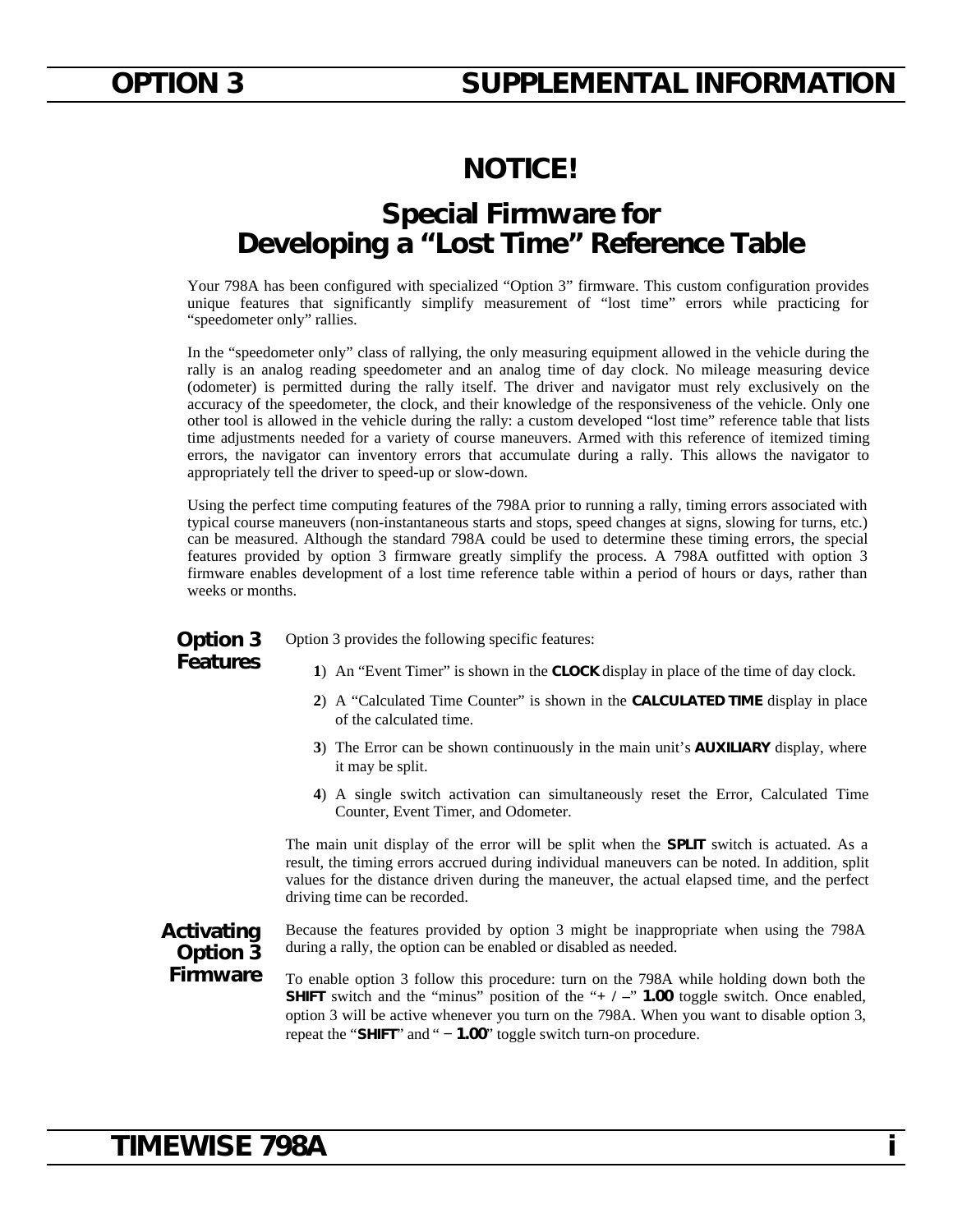# NOTICE!

## Special Firmware for Developing a "Lost Time" Reference Table

Your 798A has been configured with specialized "Option 3" firmware. This custom configuration provides unique features that significantly simplify measurement of "lost time" errors while practicing for "speedometer only" rallies.

In the "speedometer only" class of rallying, the only measuring equipment allowed in the vehicle during the rally is an analog reading speedometer and an analog time of day clock. No mileage measuring device (odometer) is permitted during the rally itself. The driver and navigator must rely exclusively on the accuracy of the speedometer, the clock, and their knowledge of the responsiveness of the vehicle. Only one other tool is allowed in the vehicle during the rally: a custom developed "lost time" reference table that lists time adjustments needed for a variety of course maneuvers. Armed with this reference of itemized timing errors, the navigator can inventory errors that accumulate during a rally. This allows the navigator to appropriately tell the driver to speed-up or slow-down.

Using the perfect time computing features of the 798A prior to running a rally, timing errors associated with typical course maneuvers (non-instantaneous starts and stops, speed changes at signs, slowing for turns, etc.) can be measured. Although the standard 798A could be used to determine these timing errors, the special features provided by option 3 firmware greatly simplify the process. A 798A outfitted with option 3 firmware enables development of a lost time reference table within a period of hours or days, rather than weeks or months.

### Option 3 Features

Option 3 provides the following specific features:

**1**) An "Event Timer" is shown in the **CLOCK** display in place of the time of day clock.

**2**) A "Calculated Time Counter" is shown in the **CALCULATED TIME** display in place of the calculated time.

**3**) The Error can be shown continuously in the main unit's **AUXILIARY** display, where it may be split.

**4**) A single switch activation can simultaneously reset the Error, Calculated Time Counter, Event Timer, and Odometer.

The main unit display of the error will be split when the **SPLIT** switch is actuated. As a result, the timing errors accrued during individual maneuvers can be noted. In addition, split values for the distance driven during the maneuver, the actual elapsed time, and the perfect driving time can be recorded.

### Activating Option 3 Firmware

Because the features provided by option 3 might be inappropriate when using the 798A during a rally, the option can be enabled or disabled as needed.

To enable option 3 follow this procedure: turn on the 798A while holding down both the **SHIFT** switch and the "minus" position of the "**+ / –**" **1.00** toggle switch. Once enabled, option 3 will be active whenever you turn on the 798A. When you want to disable option 3, repeat the "**SHIFT**" and " **– 1.00**" toggle switch turn-on procedure.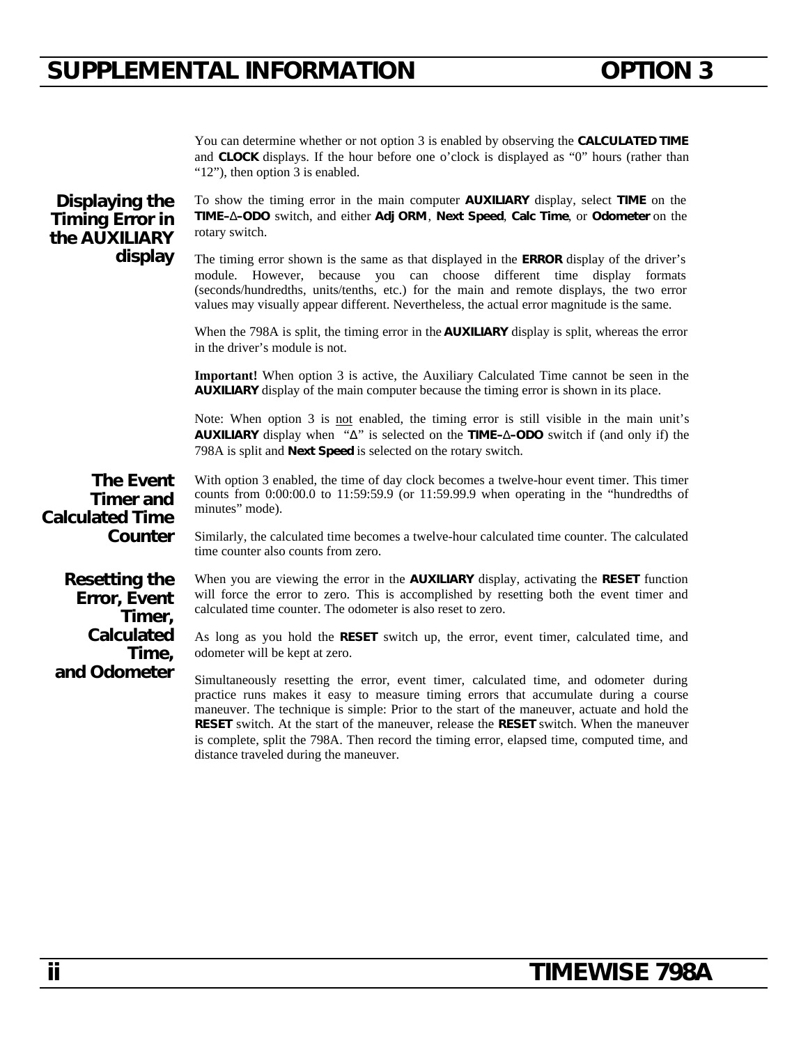# SUPPLEMENTAL INFORMATION OPTION 3

You can determine whether or not option 3 is enabled by observing the **CALCULATED TIME** and **CLOCK** displays. If the hour before one o'clock is displayed as "0" hours (rather than "12"), then option 3 is enabled.

## Displaying the Timing Error in the AUXILIARY display

To show the timing error in the main computer **AUXILIARY** display, select **TIME** on the **TIME–Δ–ODO** switch, and either **Adj ORM**, **Next Speed**, **Calc Time**, or **Odometer** on the rotary switch.

The timing error shown is the same as that displayed in the **ERROR** display of the driver's module. However, because you can choose different time display formats (seconds/hundredths, units/tenths, etc.) for the main and remote displays, the two error values may visually appear different. Nevertheless, the actual error magnitude is the same.

When the 798A is split, the timing error in the **AUXILIARY** display is split, whereas the error in the driver's module is not.

**Important!** When option 3 is active, the Auxiliary Calculated Time cannot be seen in the **AUXILIARY** display of the main computer because the timing error is shown in its place.

Note: When option 3 is not enabled, the timing error is still visible in the main unit's **AUXILIARY** display when "Δ" is selected on the **TIME–Δ–ODO** switch if (and only if) the 798A is split and **Next Speed** is selected on the rotary switch.

## The Event Timer and Calculated Time Counter

With option 3 enabled, the time of day clock becomes a twelve-hour event timer. This timer counts from 0:00:00.0 to 11:59:59.9 (or 11:59.99.9 when operating in the "hundredths of minutes" mode).

Similarly, the calculated time becomes a twelve-hour calculated time counter. The calculated time counter also counts from zero.

## Resetting the Error, Event Timer, Calculated Time, and Odometer

When you are viewing the error in the **AUXILIARY** display, activating the **RESET** function will force the error to zero. This is accomplished by resetting both the event timer and calculated time counter. The odometer is also reset to zero.

As long as you hold the **RESET** switch up, the error, event timer, calculated time, and odometer will be kept at zero.

Simultaneously resetting the error, event timer, calculated time, and odometer during practice runs makes it easy to measure timing errors that accumulate during a course maneuver. The technique is simple: Prior to the start of the maneuver, actuate and hold the **RESET** switch. At the start of the maneuver, release the **RESET** switch. When the maneuver is complete, split the 798A. Then record the timing error, elapsed time, computed time, and distance traveled during the maneuver.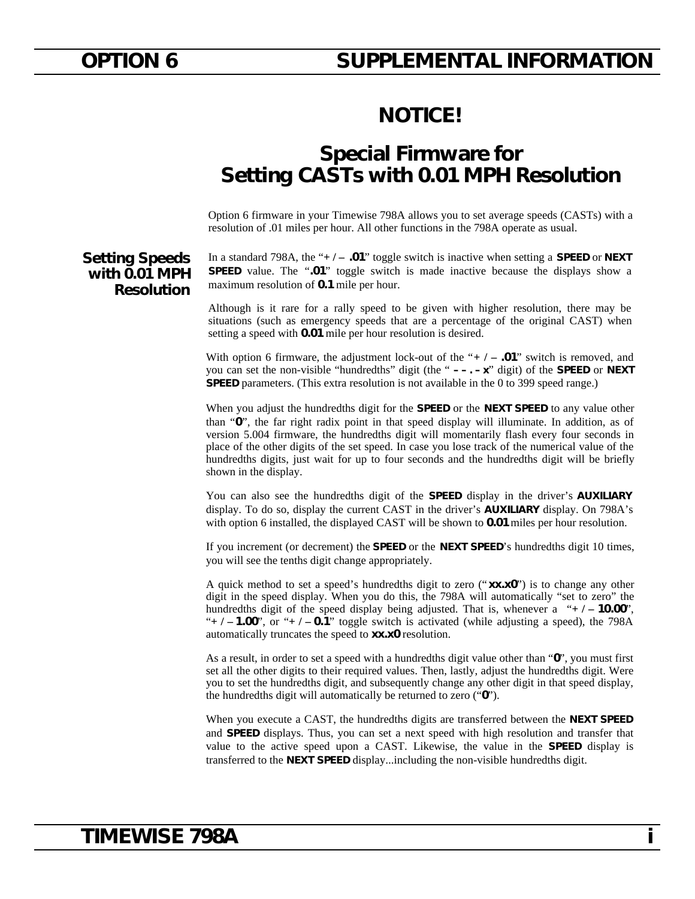# NOTICE!

## Special Firmware for Setting CASTs with 0.01 MPH Resolution

Option 6 firmware in your Timewise 798A allows you to set average speeds (CASTs) with a resolution of .01 miles per hour. All other functions in the 798A operate as usual.

### Setting Speeds with 0.01 MPH Resolution

In a standard 798A, the "**+ / – .01**" toggle switch is inactive when setting a **SPEED** or **NEXT SPEED** value. The "**.01**" toggle switch is made inactive because the displays show a maximum resolution of **0.1** mile per hour.

Although is it rare for a rally speed to be given with higher resolution, there may be situations (such as emergency speeds that are a percentage of the original CAST) when setting a speed with **0.01** mile per hour resolution is desired.

With option 6 firmware, the adjustment lock-out of the "**+ / – .01**" switch is removed, and you can set the non-visible "hundredths" digit (the " **– – . – x**" digit) of the **SPEED** or **NEXT SPEED** parameters. (This extra resolution is not available in the 0 to 399 speed range.)

When you adjust the hundredths digit for the **SPEED** or the **NEXT SPEED** to any value other than "**0**", the far right radix point in that speed display will illuminate. In addition, as of version 5.004 firmware, the hundredths digit will momentarily flash every four seconds in place of the other digits of the set speed. In case you lose track of the numerical value of the hundredths digits, just wait for up to four seconds and the hundredths digit will be briefly shown in the display.

You can also see the hundredths digit of the **SPEED** display in the driver's **AUXILIARY** display. To do so, display the current CAST in the driver's **AUXILIARY** display. On 798A's with option 6 installed, the displayed CAST will be shown to **0.01** miles per hour resolution.

If you increment (or decrement) the **SPEED** or the **NEXT SPEED**'s hundredths digit 10 times, you will see the tenths digit change appropriately.

A quick method to set a speed's hundredths digit to zero ("**xx.x0**") is to change any other digit in the speed display. When you do this, the 798A will automatically "set to zero" the hundredths digit of the speed display being adjusted. That is, whenever a "**+ / – 10.00**", "**+ / – 1.00**", or "**+ / – 0.1**" toggle switch is activated (while adjusting a speed), the 798A automatically truncates the speed to **xx.x0** resolution.

As a result, in order to set a speed with a hundredths digit value other than "**0**", you must first set all the other digits to their required values. Then, lastly, adjust the hundredths digit. Were you to set the hundredths digit, and subsequently change any other digit in that speed display, the hundredths digit will automatically be returned to zero ("**0**").

When you execute a CAST, the hundredths digits are transferred between the **NEXT SPEED** and **SPEED** displays. Thus, you can set a next speed with high resolution and transfer that value to the active speed upon a CAST. Likewise, the value in the **SPEED** display is transferred to the **NEXT SPEED** display...including the non-visible hundredths digit.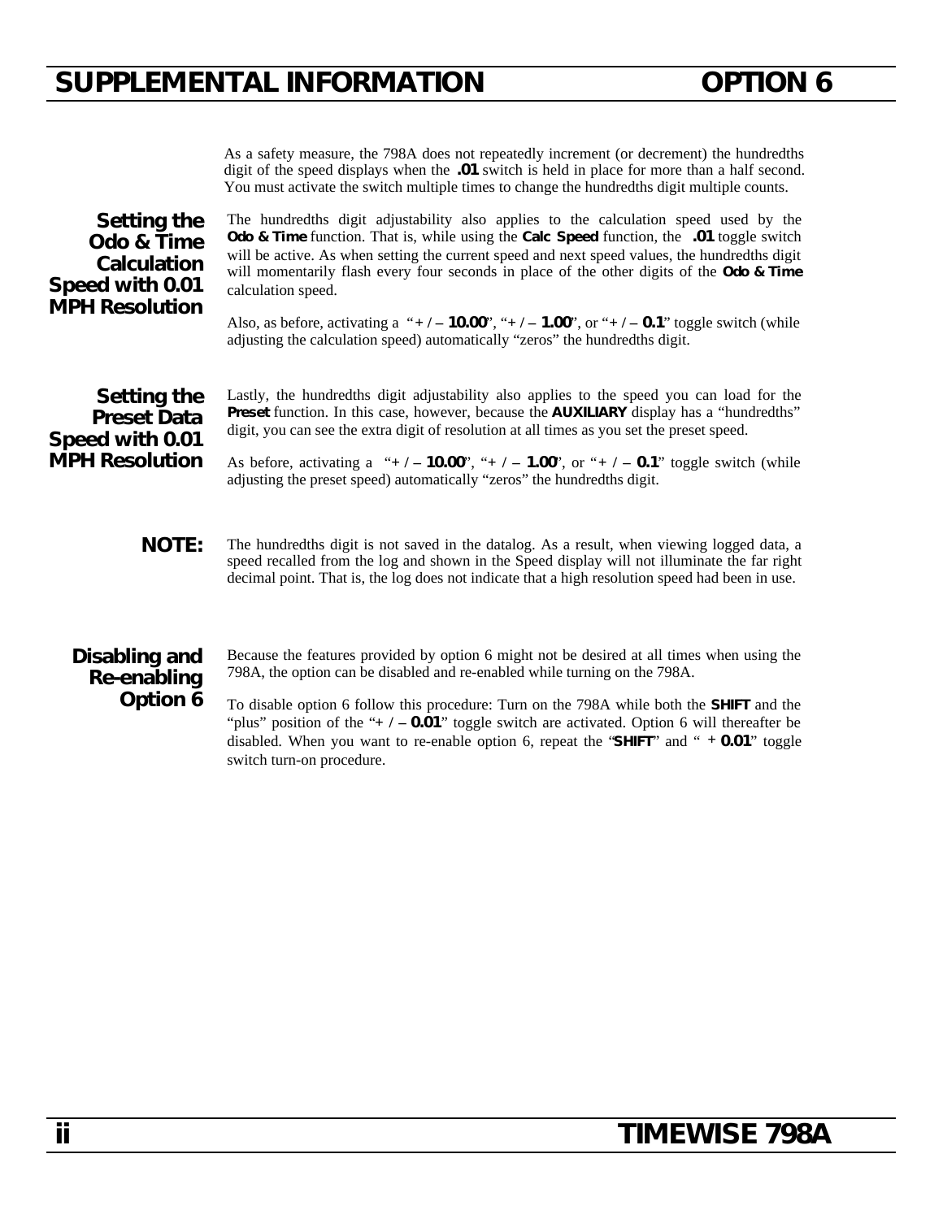As a safety measure, the 798A does not repeatedly increment (or decrement) the hundredths digit of the speed displays when the **.01** switch is held in place for more than a half second. You must activate the switch multiple times to change the hundredths digit multiple counts.

### Setting the Odo & Time Calculation Speed with 0.01 MPH Resolution

The hundredths digit adjustability also applies to the calculation speed used by the **Odo & Time** function. That is, while using the **Calc Speed** function, the **.01** toggle switch will be active. As when setting the current speed and next speed values, the hundredths digit will momentarily flash every four seconds in place of the other digits of the **Odo & Time** calculation speed.

Also, as before, activating a "**+ / – 10.00**", "**+ / – 1.00**", or "**+ / – 0.1**" toggle switch (while adjusting the calculation speed) automatically "zeros" the hundredths digit.

### Setting the Preset Data Speed with 0.01 MPH Resolution

Lastly, the hundredths digit adjustability also applies to the speed you can load for the **Preset** function. In this case, however, because the **AUXILIARY** display has a "hundredths" digit, you can see the extra digit of resolution at all times as you set the preset speed.

As before, activating a "**+ / – 10.00**", "**+ / – 1.00**", or "**+ / – 0.1**" toggle switch (while adjusting the preset speed) automatically "zeros" the hundredths digit.

**NOTE:** The hundredths digit is not saved in the datalog. As a result, when viewing logged data, a speed recalled from the log and shown in the Speed display will not illuminate the far right decimal point. That is, the log does not indicate that a high resolution speed had been in use.

### Disabling and Re-enabling Option 6

Because the features provided by option 6 might not be desired at all times when using the 798A, the option can be disabled and re-enabled while turning on the 798A.

To disable option 6 follow this procedure: Turn on the 798A while both the **SHIFT** and the "plus" position of the "**+ / – 0.01**" toggle switch are activated. Option 6 will thereafter be disabled. When you want to re-enable option 6, repeat the "**SHIFT**" and "**+ 0.01**" toggle switch turn-on procedure.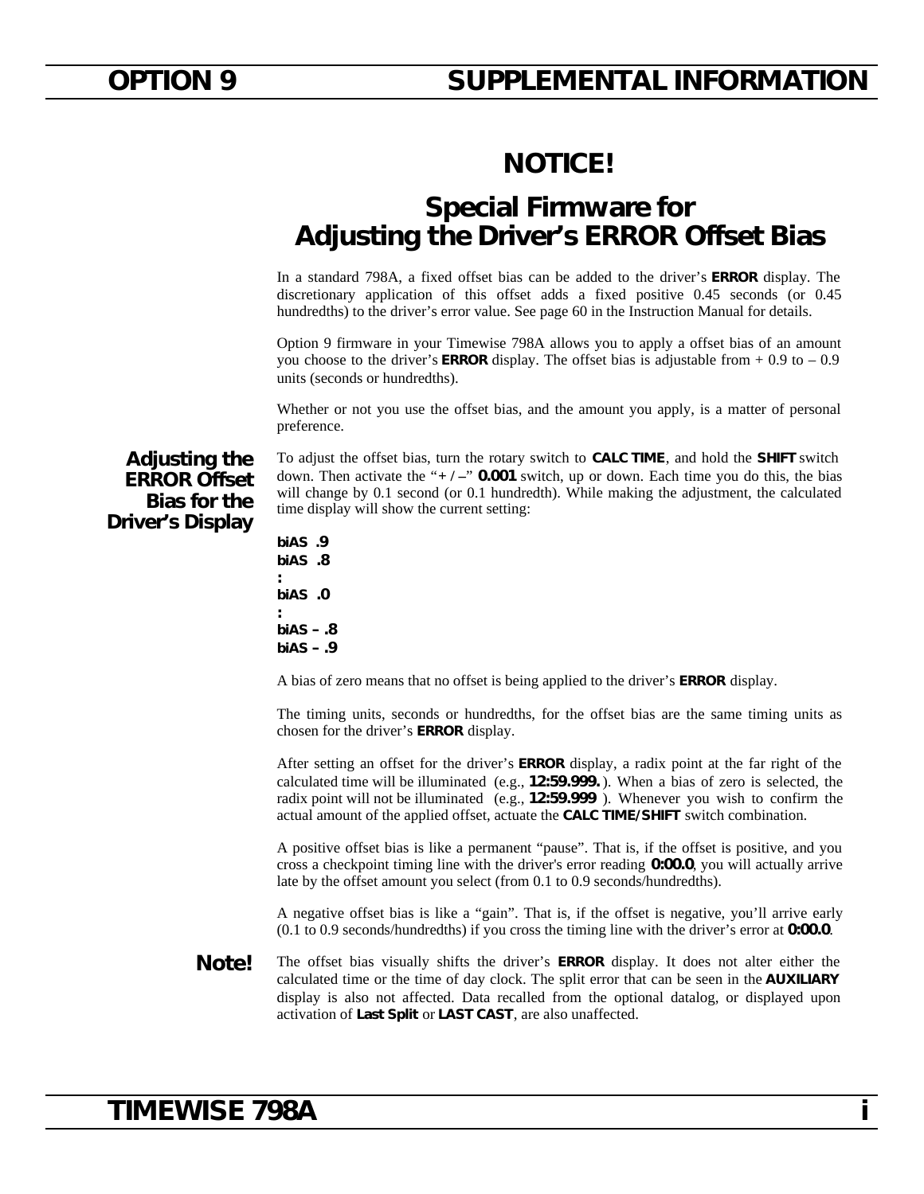# NOTICE!

## Special Firmware for Adjusting the Driver's ERROR Offset Bias

In a standard 798A, a fixed offset bias can be added to the driver's **ERROR** display. The discretionary application of this offset adds a fixed positive 0.45 seconds (or 0.45 hundredths) to the driver's error value. See page 60 in the Instruction Manual for details.

Option 9 firmware in your Timewise 798A allows you to apply a offset bias of an amount you choose to the driver's **ERROR** display. The offset bias is adjustable from + 0.9 to – 0.9 units (seconds or hundredths).

Whether or not you use the offset bias, and the amount you apply, is a matter of personal preference.

### Adjusting the ERROR Offset Bias for the Driver's Display

To adjust the offset bias, turn the rotary switch to **CALC TIME**, and hold the **SHIFT** switch down. Then activate the "**+ / –**" **0.001** switch, up or down. Each time you do this, the bias will change by 0.1 second (or 0.1 hundredth). While making the adjustment, the calculated time display will show the current setting:

**biAS .9**
**biAS .8**
**:**
**biAS .0**
**:**
**biAS – .8**
**biAS – .9**

A bias of zero means that no offset is being applied to the driver's **ERROR** display.

The timing units, seconds or hundredths, for the offset bias are the same timing units as chosen for the driver's **ERROR** display.

After setting an offset for the driver's **ERROR** display, a radix point at the far right of the calculated time will be illuminated (e.g., **12:59.999.** ). When a bias of zero is selected, the radix point will not be illuminated (e.g., **12:59.999** ). Whenever you wish to confirm the actual amount of the applied offset, actuate the **CALC TIME/SHIFT** switch combination.

A positive offset bias is like a permanent "pause". That is, if the offset is positive, and you cross a checkpoint timing line with the driver's error reading **0:00.0**, you will actually arrive late by the offset amount you select (from 0.1 to 0.9 seconds/hundredths).

A negative offset bias is like a "gain". That is, if the offset is negative, you'll arrive early (0.1 to 0.9 seconds/hundredths) if you cross the timing line with the driver's error at **0:00.0**.

**Note!** The offset bias visually shifts the driver's **ERROR** display. It does not alter either the calculated time or the time of day clock. The split error that can be seen in the **AUXILIARY** display is also not affected. Data recalled from the optional datalog, or displayed upon activation of **Last Split** or **LAST CAST**, are also unaffected.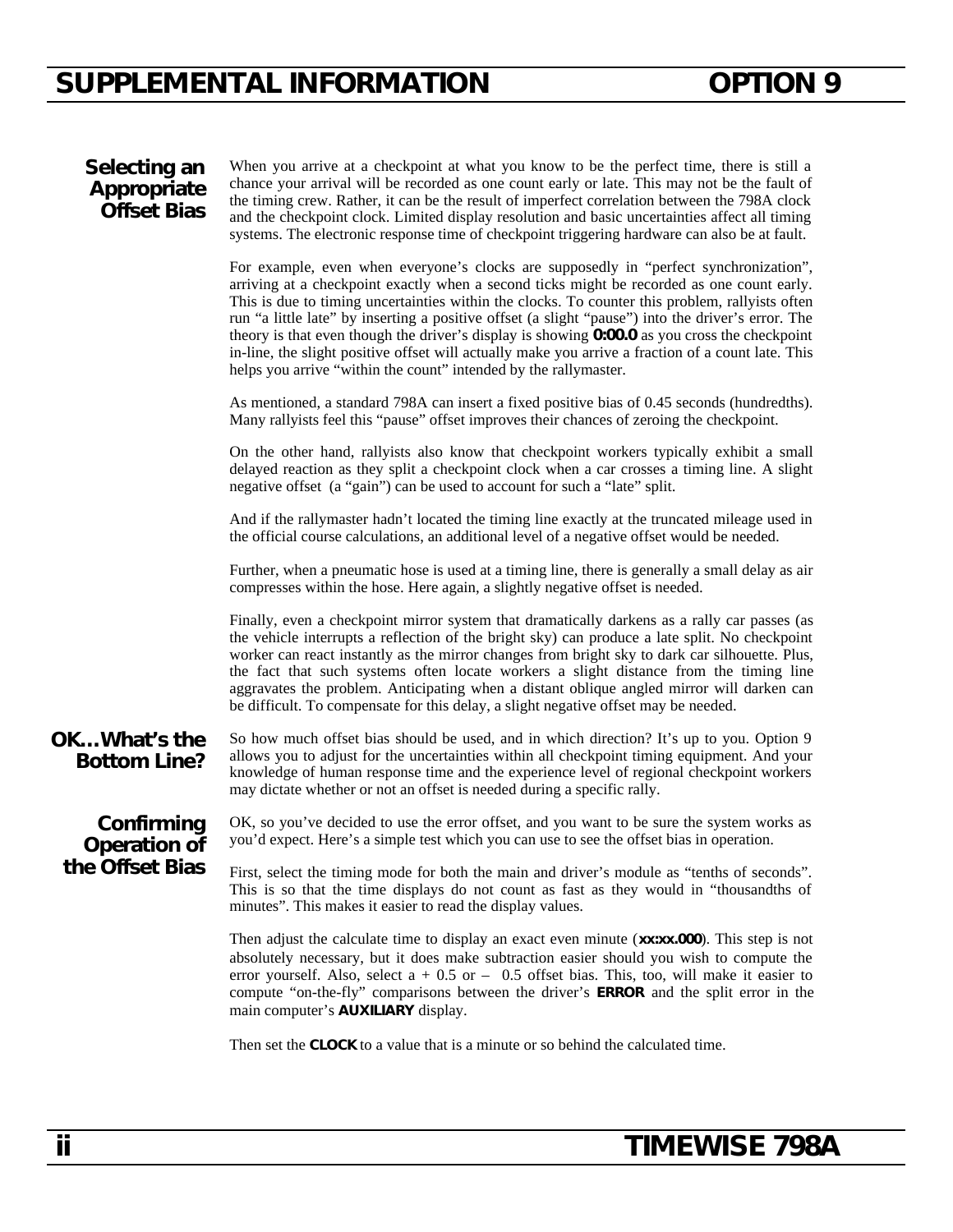## Selecting an Appropriate Offset Bias

When you arrive at a checkpoint at what you know to be the perfect time, there is still a chance your arrival will be recorded as one count early or late. This may not be the fault of the timing crew. Rather, it can be the result of imperfect correlation between the 798A clock and the checkpoint clock. Limited display resolution and basic uncertainties affect all timing systems. The electronic response time of checkpoint triggering hardware can also be at fault.

For example, even when everyone's clocks are supposedly in "perfect synchronization", arriving at a checkpoint exactly when a second ticks might be recorded as one count early. This is due to timing uncertainties within the clocks. To counter this problem, rallyists often run "a little late" by inserting a positive offset (a slight "pause") into the driver's error. The theory is that even though the driver's display is showing **0:00.0** as you cross the checkpoint in-line, the slight positive offset will actually make you arrive a fraction of a count late. This helps you arrive "within the count" intended by the rallymaster.

As mentioned, a standard 798A can insert a fixed positive bias of 0.45 seconds (hundredths). Many rallyists feel this "pause" offset improves their chances of zeroing the checkpoint.

On the other hand, rallyists also know that checkpoint workers typically exhibit a small delayed reaction as they split a checkpoint clock when a car crosses a timing line. A slight negative offset (a "gain") can be used to account for such a "late" split.

And if the rallymaster hadn't located the timing line exactly at the truncated mileage used in the official course calculations, an additional level of a negative offset would be needed.

Further, when a pneumatic hose is used at a timing line, there is generally a small delay as air compresses within the hose. Here again, a slightly negative offset is needed.

Finally, even a checkpoint mirror system that dramatically darkens as a rally car passes (as the vehicle interrupts a reflection of the bright sky) can produce a late split. No checkpoint worker can react instantly as the mirror changes from bright sky to dark car silhouette. Plus, the fact that such systems often locate workers a slight distance from the timing line aggravates the problem. Anticipating when a distant oblique angled mirror will darken can be difficult. To compensate for this delay, a slight negative offset may be needed.

## OK…What's the Bottom Line?

So how much offset bias should be used, and in which direction? It's up to you. Option 9 allows you to adjust for the uncertainties within all checkpoint timing equipment. And your knowledge of human response time and the experience level of regional checkpoint workers may dictate whether or not an offset is needed during a specific rally.

## Confirming Operation of the Offset Bias

OK, so you've decided to use the error offset, and you want to be sure the system works as you'd expect. Here's a simple test which you can use to see the offset bias in operation.

First, select the timing mode for both the main and driver's module as "tenths of seconds". This is so that the time displays do not count as fast as they would in "thousandths of minutes". This makes it easier to read the display values.

Then adjust the calculate time to display an exact even minute (**xx:xx.000**). This step is not absolutely necessary, but it does make subtraction easier should you wish to compute the error yourself. Also, select a + 0.5 or – 0.5 offset bias. This, too, will make it easier to compute "on-the-fly" comparisons between the driver's **ERROR** and the split error in the main computer's **AUXILIARY** display.

Then set the **CLOCK** to a value that is a minute or so behind the calculated time.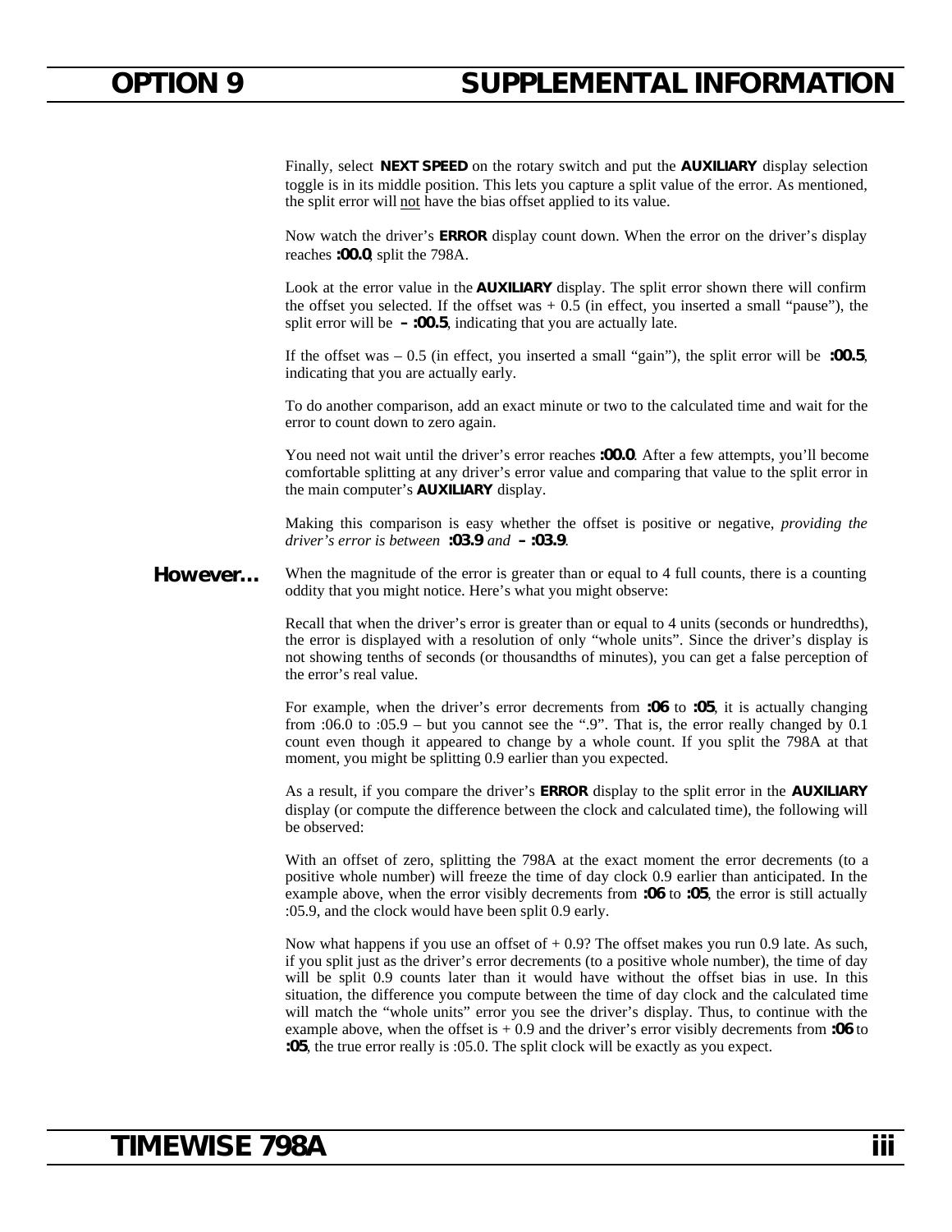Finally, select **NEXT SPEED** on the rotary switch and put the **AUXILIARY** display selection toggle is in its middle position. This lets you capture a split value of the error. As mentioned, the split error will not have the bias offset applied to its value.

Now watch the driver's **ERROR** display count down. When the error on the driver's display reaches **:00.0**, split the 798A.

Look at the error value in the **AUXILIARY** display. The split error shown there will confirm the offset you selected. If the offset was + 0.5 (in effect, you inserted a small "pause"), the split error will be **– :00.5**, indicating that you are actually late.

If the offset was – 0.5 (in effect, you inserted a small "gain"), the split error will be **:00.5**, indicating that you are actually early.

To do another comparison, add an exact minute or two to the calculated time and wait for the error to count down to zero again.

You need not wait until the driver's error reaches **:00.0**. After a few attempts, you'll become comfortable splitting at any driver's error value and comparing that value to the split error in the main computer's **AUXILIARY** display.

Making this comparison is easy whether the offset is positive or negative, *providing the driver's error is between* **:03.9** *and* **– :03.9**.

**However…** When the magnitude of the error is greater than or equal to 4 full counts, there is a counting oddity that you might notice. Here's what you might observe:

Recall that when the driver's error is greater than or equal to 4 units (seconds or hundredths), the error is displayed with a resolution of only "whole units". Since the driver's display is not showing tenths of seconds (or thousandths of minutes), you can get a false perception of the error's real value.

For example, when the driver's error decrements from **:06** to **:05**, it is actually changing from :06.0 to :05.9 – but you cannot see the ".9". That is, the error really changed by 0.1 count even though it appeared to change by a whole count. If you split the 798A at that moment, you might be splitting 0.9 earlier than you expected.

As a result, if you compare the driver's **ERROR** display to the split error in the **AUXILIARY** display (or compute the difference between the clock and calculated time), the following will be observed:

With an offset of zero, splitting the 798A at the exact moment the error decrements (to a positive whole number) will freeze the time of day clock 0.9 earlier than anticipated. In the example above, when the error visibly decrements from **:06** to **:05**, the error is still actually :05.9, and the clock would have been split 0.9 early.

Now what happens if you use an offset of + 0.9? The offset makes you run 0.9 late. As such, if you split just as the driver's error decrements (to a positive whole number), the time of day will be split 0.9 counts later than it would have without the offset bias in use. In this situation, the difference you compute between the time of day clock and the calculated time will match the "whole units" error you see the driver's display. Thus, to continue with the example above, when the offset is + 0.9 and the driver's error visibly decrements from **:06** to **:05**, the true error really is :05.0. The split clock will be exactly as you expect.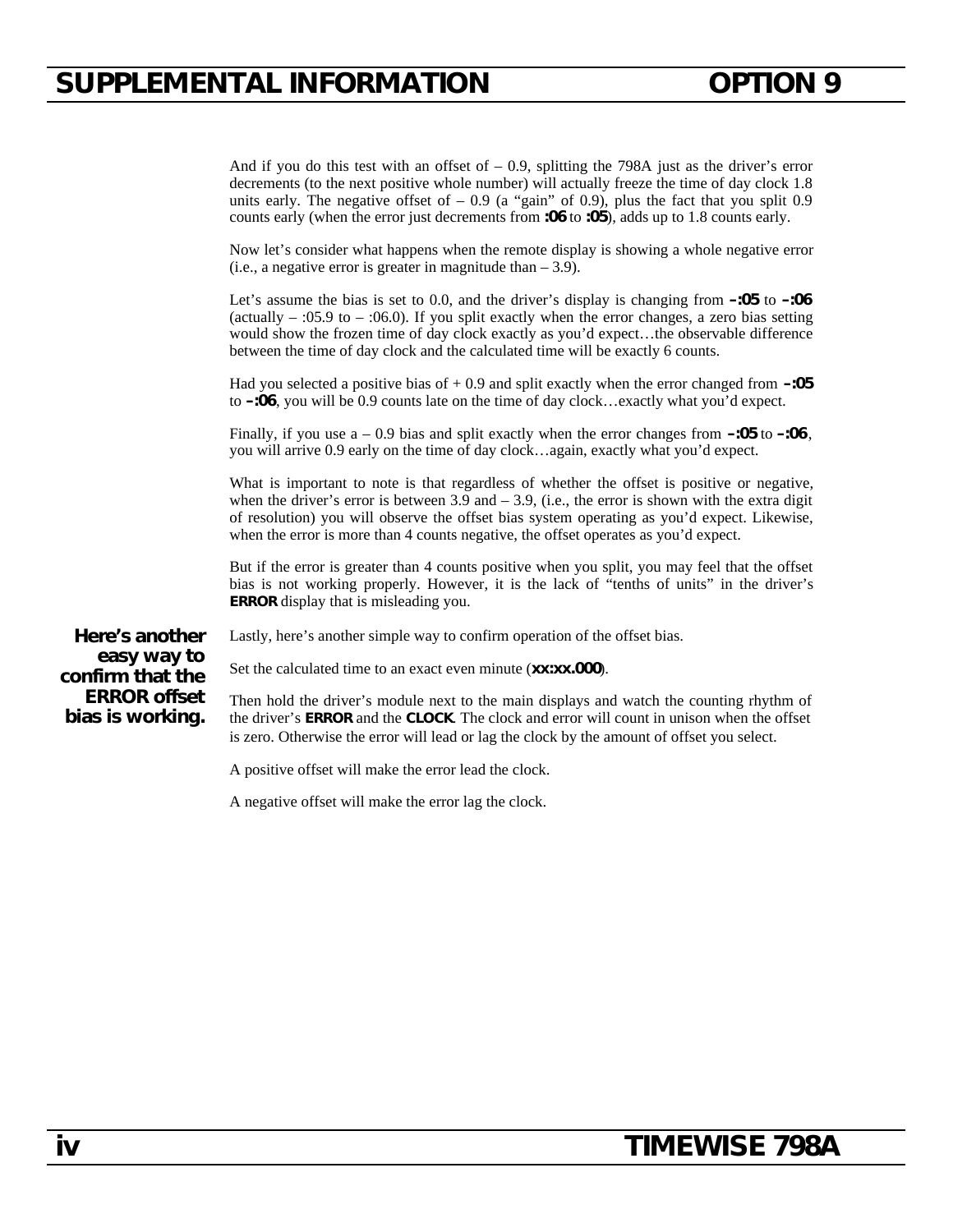And if you do this test with an offset of – 0.9, splitting the 798A just as the driver's error decrements (to the next positive whole number) will actually freeze the time of day clock 1.8 units early. The negative offset of – 0.9 (a "gain" of 0.9), plus the fact that you split 0.9 counts early (when the error just decrements from **:06** to **:05**), adds up to 1.8 counts early.

Now let's consider what happens when the remote display is showing a whole negative error (i.e., a negative error is greater in magnitude than – 3.9).

Let's assume the bias is set to 0.0, and the driver's display is changing from **–:05** to **–:06** (actually – :05.9 to – :06.0). If you split exactly when the error changes, a zero bias setting would show the frozen time of day clock exactly as you'd expect…the observable difference between the time of day clock and the calculated time will be exactly 6 counts.

Had you selected a positive bias of + 0.9 and split exactly when the error changed from **–:05** to **–:06**, you will be 0.9 counts late on the time of day clock…exactly what you'd expect.

Finally, if you use a – 0.9 bias and split exactly when the error changes from **–:05** to **–:06**, you will arrive 0.9 early on the time of day clock…again, exactly what you'd expect.

What is important to note is that regardless of whether the offset is positive or negative, when the driver's error is between 3.9 and – 3.9, (i.e., the error is shown with the extra digit of resolution) you will observe the offset bias system operating as you'd expect. Likewise, when the error is more than 4 counts negative, the offset operates as you'd expect.

But if the error is greater than 4 counts positive when you split, you may feel that the offset bias is not working properly. However, it is the lack of "tenths of units" in the driver's **ERROR** display that is misleading you.

***Here's another easy way to confirm that the ERROR offset bias is working.***

Lastly, here's another simple way to confirm operation of the offset bias.

Set the calculated time to an exact even minute (**xx:xx.000**).

Then hold the driver's module next to the main displays and watch the counting rhythm of the driver's **ERROR** and the **CLOCK**. The clock and error will count in unison when the offset is zero. Otherwise the error will lead or lag the clock by the amount of offset you select.

A positive offset will make the error lead the clock.

A negative offset will make the error lag the clock.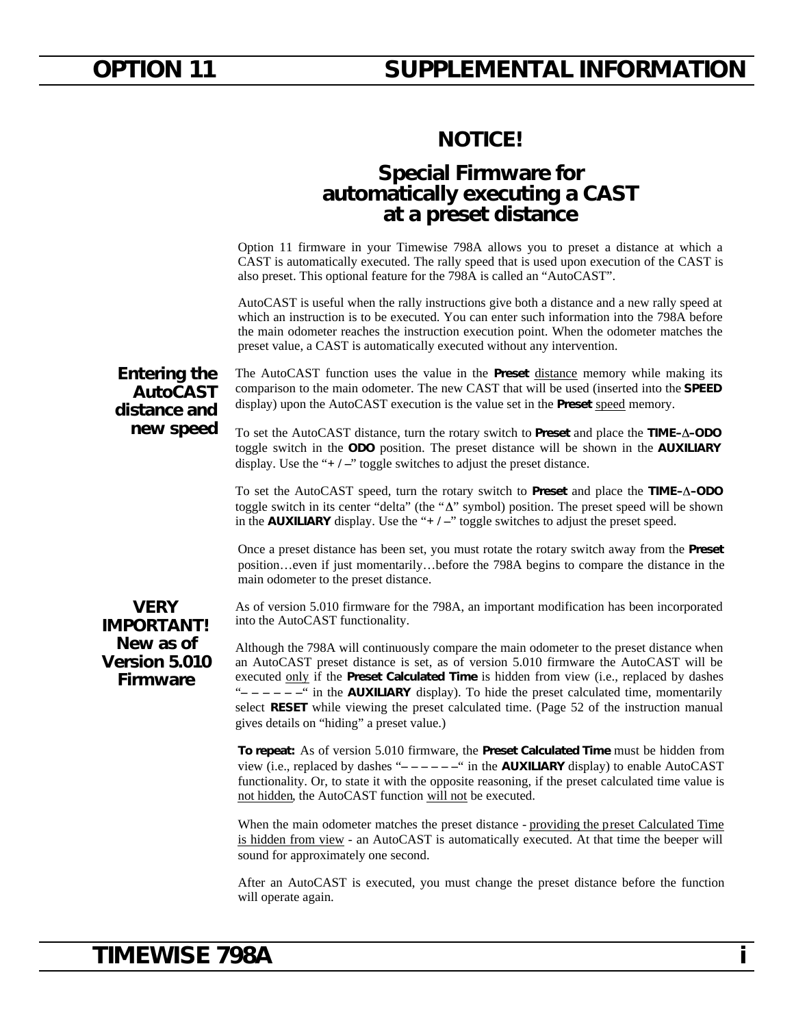# OPTION 11 SUPPLEMENTAL INFORMATION

## NOTICE!

## Special Firmware for automatically executing a CAST at a preset distance

Option 11 firmware in your Timewise 798A allows you to preset a distance at which a CAST is automatically executed. The rally speed that is used upon execution of the CAST is also preset. This optional feature for the 798A is called an "AutoCAST".

AutoCAST is useful when the rally instructions give both a distance and a new rally speed at which an instruction is to be executed. You can enter such information into the 798A before the main odometer reaches the instruction execution point. When the odometer matches the preset value, a CAST is automatically executed without any intervention.

### Entering the AutoCAST distance and new speed

The AutoCAST function uses the value in the **Preset** distance memory while making its comparison to the main odometer. The new CAST that will be used (inserted into the **SPEED** display) upon the AutoCAST execution is the value set in the **Preset** speed memory.

To set the AutoCAST distance, turn the rotary switch to **Preset** and place the **TIME–Δ–ODO** toggle switch in the **ODO** position. The preset distance will be shown in the **AUXILIARY** display. Use the "**+ / –**" toggle switches to adjust the preset distance.

To set the AutoCAST speed, turn the rotary switch to **Preset** and place the **TIME–Δ–ODO** toggle switch in its center "delta" (the "Δ" symbol) position. The preset speed will be shown in the **AUXILIARY** display. Use the "**+ / –**" toggle switches to adjust the preset speed.

Once a preset distance has been set, you must rotate the rotary switch away from the **Preset** position…even if just momentarily…before the 798A begins to compare the distance in the main odometer to the preset distance.

### VERY IMPORTANT! New as of Version 5.010 Firmware

As of version 5.010 firmware for the 798A, an important modification has been incorporated into the AutoCAST functionality.

Although the 798A will continuously compare the main odometer to the preset distance when an AutoCAST preset distance is set, as of version 5.010 firmware the AutoCAST will be executed only if the **Preset Calculated Time** is hidden from view (i.e., replaced by dashes "– – – – – –" in the **AUXILIARY** display). To hide the preset calculated time, momentarily select **RESET** while viewing the preset calculated time. (Page 52 of the instruction manual gives details on "hiding" a preset value.)

**To repeat:** As of version 5.010 firmware, the **Preset Calculated Time** must be hidden from view (i.e., replaced by dashes "– – – – – –" in the **AUXILIARY** display) to enable AutoCAST functionality. Or, to state it with the opposite reasoning, if the preset calculated time value is not hidden, the AutoCAST function will not be executed.

When the main odometer matches the preset distance - providing the preset Calculated Time is hidden from view - an AutoCAST is automatically executed. At that time the beeper will sound for approximately one second.

After an AutoCAST is executed, you must change the preset distance before the function will operate again.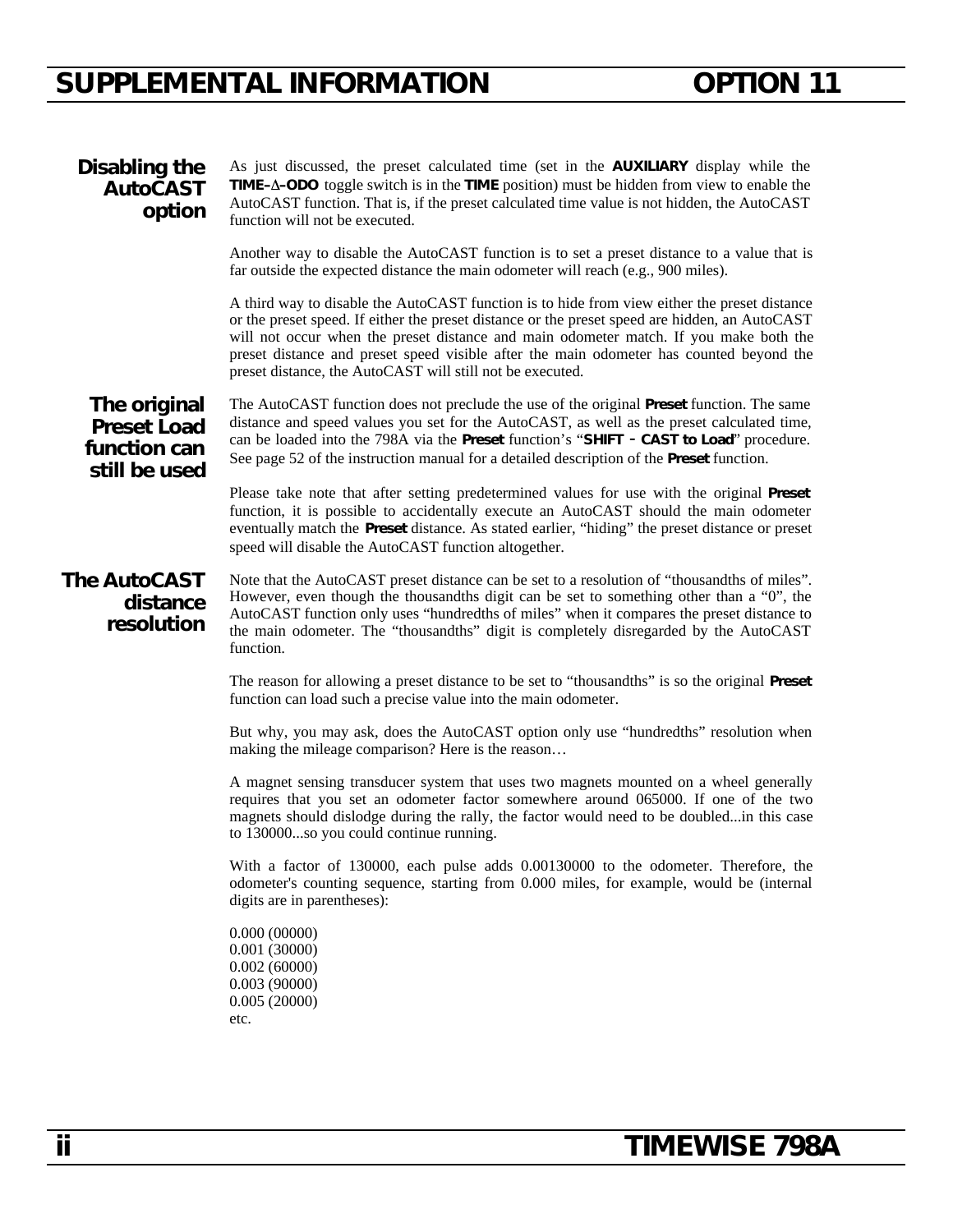## Disabling the AutoCAST option

As just discussed, the preset calculated time (set in the **AUXILIARY** display while the **TIME–∆–ODO** toggle switch is in the **TIME** position) must be hidden from view to enable the AutoCAST function. That is, if the preset calculated time value is not hidden, the AutoCAST function will not be executed.

Another way to disable the AutoCAST function is to set a preset distance to a value that is far outside the expected distance the main odometer will reach (e.g., 900 miles).

A third way to disable the AutoCAST function is to hide from view either the preset distance or the preset speed. If either the preset distance or the preset speed are hidden, an AutoCAST will not occur when the preset distance and main odometer match. If you make both the preset distance and preset speed visible after the main odometer has counted beyond the preset distance, the AutoCAST will still not be executed.

## The original Preset Load function can still be used

The AutoCAST function does not preclude the use of the original **Preset** function. The same distance and speed values you set for the AutoCAST, as well as the preset calculated time, can be loaded into the 798A via the **Preset** function's "**SHIFT - CAST to Load**" procedure. See page 52 of the instruction manual for a detailed description of the **Preset** function.

Please take note that after setting predetermined values for use with the original **Preset** function, it is possible to accidentally execute an AutoCAST should the main odometer eventually match the **Preset** distance. As stated earlier, "hiding" the preset distance or preset speed will disable the AutoCAST function altogether.

## The AutoCAST distance resolution

Note that the AutoCAST preset distance can be set to a resolution of "thousandths of miles". However, even though the thousandths digit can be set to something other than a "0", the AutoCAST function only uses "hundredths of miles" when it compares the preset distance to the main odometer. The "thousandths" digit is completely disregarded by the AutoCAST function.

The reason for allowing a preset distance to be set to "thousandths" is so the original **Preset** function can load such a precise value into the main odometer.

But why, you may ask, does the AutoCAST option only use "hundredths" resolution when making the mileage comparison? Here is the reason…

A magnet sensing transducer system that uses two magnets mounted on a wheel generally requires that you set an odometer factor somewhere around 065000. If one of the two magnets should dislodge during the rally, the factor would need to be doubled...in this case to 130000...so you could continue running.

With a factor of 130000, each pulse adds 0.00130000 to the odometer. Therefore, the odometer's counting sequence, starting from 0.000 miles, for example, would be (internal digits are in parentheses):

0.000 (00000)
0.001 (30000)
0.002 (60000)
0.003 (90000)
0.005 (20000)
etc.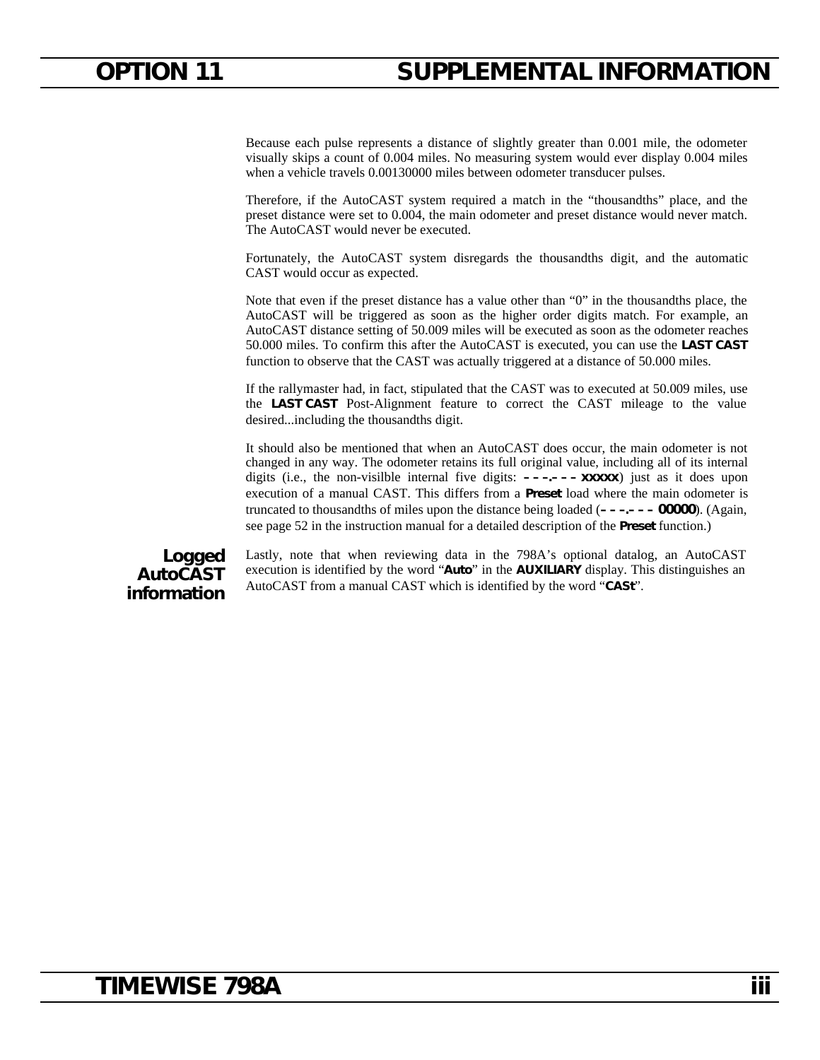Because each pulse represents a distance of slightly greater than 0.001 mile, the odometer visually skips a count of 0.004 miles. No measuring system would ever display 0.004 miles when a vehicle travels 0.00130000 miles between odometer transducer pulses.

Therefore, if the AutoCAST system required a match in the "thousandths" place, and the preset distance were set to 0.004, the main odometer and preset distance would never match. The AutoCAST would never be executed.

Fortunately, the AutoCAST system disregards the thousandths digit, and the automatic CAST would occur as expected.

Note that even if the preset distance has a value other than "0" in the thousandths place, the AutoCAST will be triggered as soon as the higher order digits match. For example, an AutoCAST distance setting of 50.009 miles will be executed as soon as the odometer reaches 50.000 miles. To confirm this after the AutoCAST is executed, you can use the **LAST CAST** function to observe that the CAST was actually triggered at a distance of 50.000 miles.

If the rallymaster had, in fact, stipulated that the CAST was to executed at 50.009 miles, use the **LAST CAST** Post-Alignment feature to correct the CAST mileage to the value desired...including the thousandths digit.

It should also be mentioned that when an AutoCAST does occur, the main odometer is not changed in any way. The odometer retains its full original value, including all of its internal digits (i.e., the non-visilble internal five digits: **– – –.– – – xxxxx**) just as it does upon execution of a manual CAST. This differs from a **Preset** load where the main odometer is truncated to thousandths of miles upon the distance being loaded (**– – –.– – – 00000**). (Again, see page 52 in the instruction manual for a detailed description of the **Preset** function.)

### Logged AutoCAST information

Lastly, note that when reviewing data in the 798A's optional datalog, an AutoCAST execution is identified by the word "**Auto**" in the **AUXILIARY** display. This distinguishes an AutoCAST from a manual CAST which is identified by the word "**CASt**".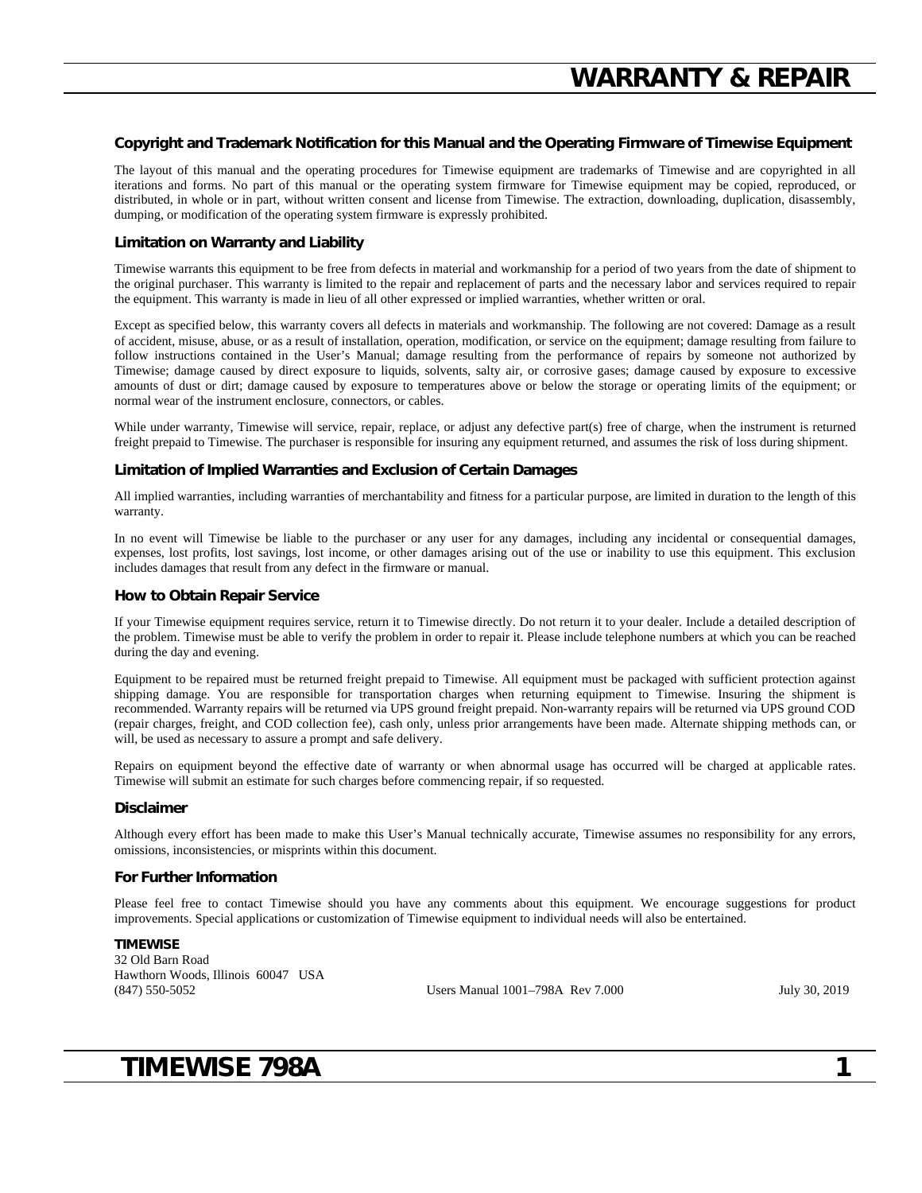# WARRANTY & REPAIR

### Copyright and Trademark Notification for this Manual and the Operating Firmware of Timewise Equipment

The layout of this manual and the operating procedures for Timewise equipment are trademarks of Timewise and are copyrighted in all iterations and forms. No part of this manual or the operating system firmware for Timewise equipment may be copied, reproduced, or distributed, in whole or in part, without written consent and license from Timewise. The extraction, downloading, duplication, disassembly, dumping, or modification of the operating system firmware is expressly prohibited.

### Limitation on Warranty and Liability

Timewise warrants this equipment to be free from defects in material and workmanship for a period of two years from the date of shipment to the original purchaser. This warranty is limited to the repair and replacement of parts and the necessary labor and services required to repair the equipment. This warranty is made in lieu of all other expressed or implied warranties, whether written or oral.

Except as specified below, this warranty covers all defects in materials and workmanship. The following are not covered: Damage as a result of accident, misuse, abuse, or as a result of installation, operation, modification, or service on the equipment; damage resulting from failure to follow instructions contained in the User's Manual; damage resulting from the performance of repairs by someone not authorized by Timewise; damage caused by direct exposure to liquids, solvents, salty air, or corrosive gases; damage caused by exposure to excessive amounts of dust or dirt; damage caused by exposure to temperatures above or below the storage or operating limits of the equipment; or normal wear of the instrument enclosure, connectors, or cables.

While under warranty, Timewise will service, repair, replace, or adjust any defective part(s) free of charge, when the instrument is returned freight prepaid to Timewise. The purchaser is responsible for insuring any equipment returned, and assumes the risk of loss during shipment.

### Limitation of Implied Warranties and Exclusion of Certain Damages

All implied warranties, including warranties of merchantability and fitness for a particular purpose, are limited in duration to the length of this warranty.

In no event will Timewise be liable to the purchaser or any user for any damages, including any incidental or consequential damages, expenses, lost profits, lost savings, lost income, or other damages arising out of the use or inability to use this equipment. This exclusion includes damages that result from any defect in the firmware or manual.

### How to Obtain Repair Service

If your Timewise equipment requires service, return it to Timewise directly. Do not return it to your dealer. Include a detailed description of the problem. Timewise must be able to verify the problem in order to repair it. Please include telephone numbers at which you can be reached during the day and evening.

Equipment to be repaired must be returned freight prepaid to Timewise. All equipment must be packaged with sufficient protection against shipping damage. You are responsible for transportation charges when returning equipment to Timewise. Insuring the shipment is recommended. Warranty repairs will be returned via UPS ground freight prepaid. Non-warranty repairs will be returned via UPS ground COD (repair charges, freight, and COD collection fee), cash only, unless prior arrangements have been made. Alternate shipping methods can, or will, be used as necessary to assure a prompt and safe delivery.

Repairs on equipment beyond the effective date of warranty or when abnormal usage has occurred will be charged at applicable rates. Timewise will submit an estimate for such charges before commencing repair, if so requested.

### Disclaimer

Although every effort has been made to make this User's Manual technically accurate, Timewise assumes no responsibility for any errors, omissions, inconsistencies, or misprints within this document.

### For Further Information

Please feel free to contact Timewise should you have any comments about this equipment. We encourage suggestions for product improvements. Special applications or customization of Timewise equipment to individual needs will also be entertained.

**TIMEWISE**
32 Old Barn Road
Hawthorn Woods, Illinois 60047 USA
(847) 550-5052

Users Manual 1001–798A Rev 7.000

July 30, 2019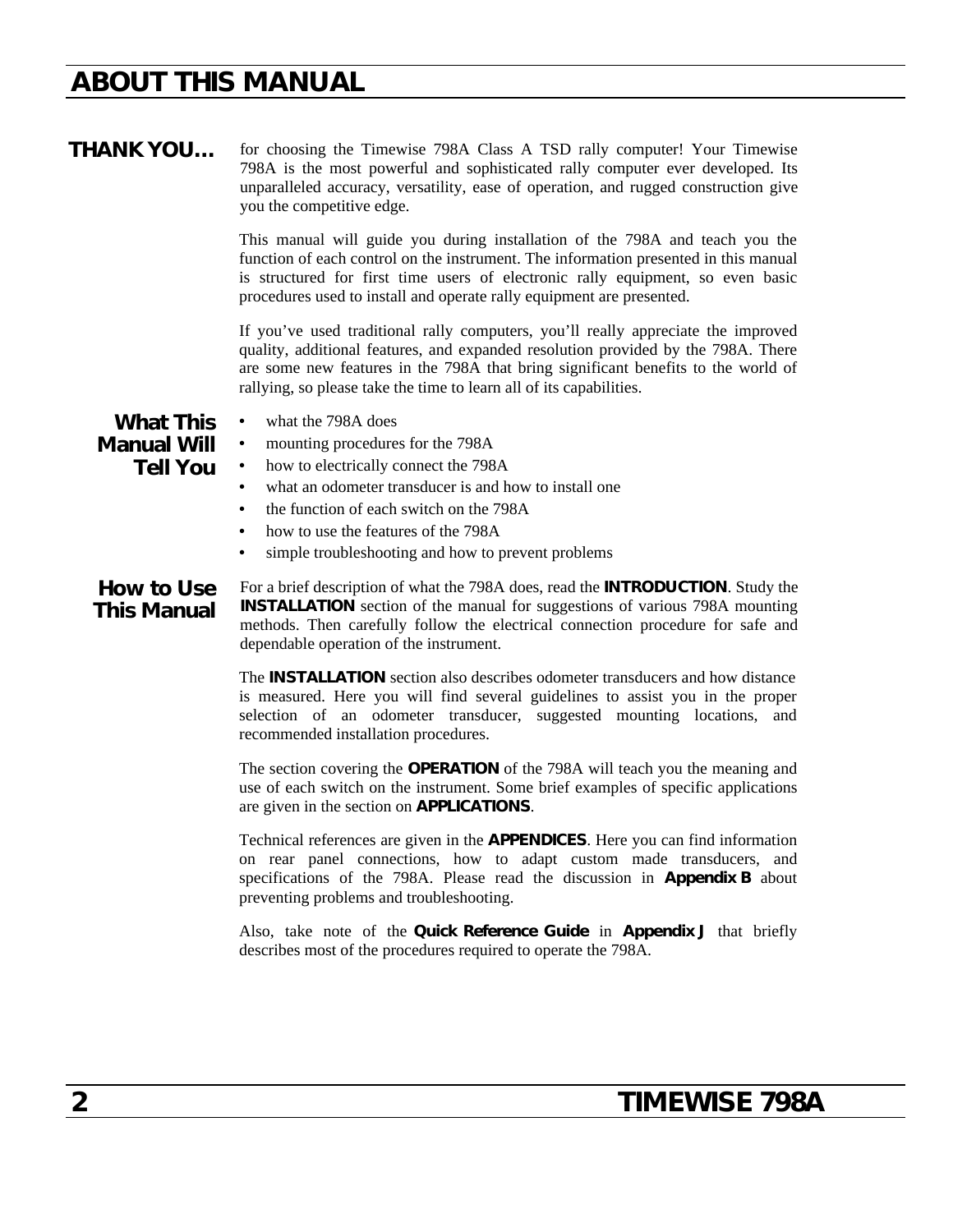# ABOUT THIS MANUAL

## THANK YOU...

for choosing the Timewise 798A Class A TSD rally computer! Your Timewise 798A is the most powerful and sophisticated rally computer ever developed. Its unparalleled accuracy, versatility, ease of operation, and rugged construction give you the competitive edge.

This manual will guide you during installation of the 798A and teach you the function of each control on the instrument. The information presented in this manual is structured for first time users of electronic rally equipment, so even basic procedures used to install and operate rally equipment are presented.

If you've used traditional rally computers, you'll really appreciate the improved quality, additional features, and expanded resolution provided by the 798A. There are some new features in the 798A that bring significant benefits to the world of rallying, so please take the time to learn all of its capabilities.

### What This Manual Will Tell You

- what the 798A does
- mounting procedures for the 798A
- how to electrically connect the 798A
- what an odometer transducer is and how to install one
- the function of each switch on the 798A
- how to use the features of the 798A
- simple troubleshooting and how to prevent problems

### How to Use This Manual

For a brief description of what the 798A does, read the **INTRODUCTION**. Study the **INSTALLATION** section of the manual for suggestions of various 798A mounting methods. Then carefully follow the electrical connection procedure for safe and dependable operation of the instrument.

The **INSTALLATION** section also describes odometer transducers and how distance is measured. Here you will find several guidelines to assist you in the proper selection of an odometer transducer, suggested mounting locations, and recommended installation procedures.

The section covering the **OPERATION** of the 798A will teach you the meaning and use of each switch on the instrument. Some brief examples of specific applications are given in the section on **APPLICATIONS**.

Technical references are given in the **APPENDICES**. Here you can find information on rear panel connections, how to adapt custom made transducers, and specifications of the 798A. Please read the discussion in **Appendix B** about preventing problems and troubleshooting.

Also, take note of the **Quick Reference Guide** in **Appendix J** that briefly describes most of the procedures required to operate the 798A.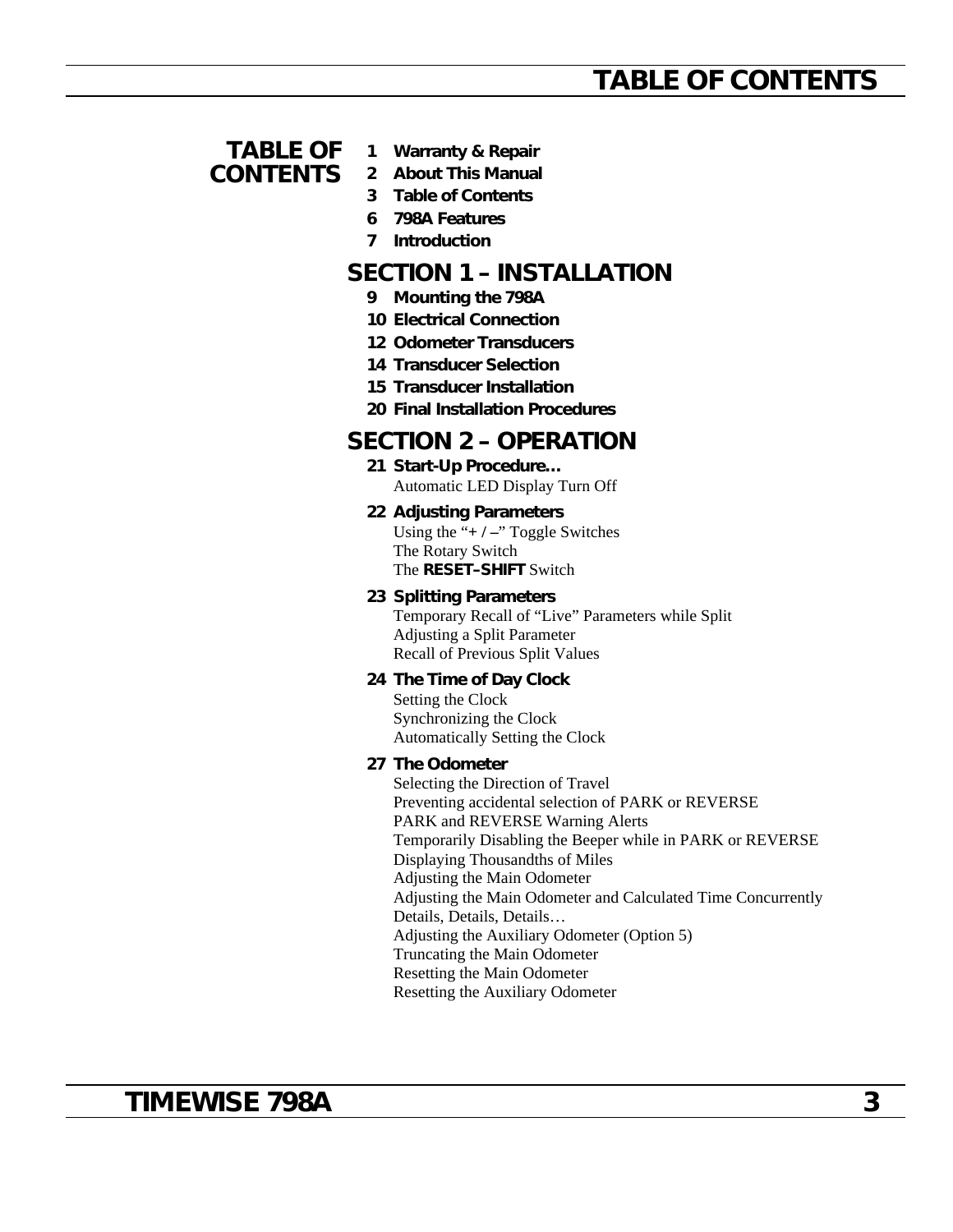# TABLE OF CONTENTS

## TABLE OF CONTENTS

- **1 Warranty & Repair**
- **2 About This Manual**
- **3 Table of Contents**
- **6 798A Features**
- **7 Introduction**

## SECTION 1 – INSTALLATION

- **9 Mounting the 798A**
- **10 Electrical Connection**
- **12 Odometer Transducers**
- **14 Transducer Selection**
- **15 Transducer Installation**
- **20 Final Installation Procedures**

## SECTION 2 – OPERATION

**21 Start-Up Procedure…**
Automatic LED Display Turn Off

**22 Adjusting Parameters**
Using the "**+ / –**" Toggle Switches
The Rotary Switch
The **RESET–SHIFT** Switch

**23 Splitting Parameters**
Temporary Recall of "Live" Parameters while Split
Adjusting a Split Parameter
Recall of Previous Split Values

**24 The Time of Day Clock**
Setting the Clock
Synchronizing the Clock
Automatically Setting the Clock

**27 The Odometer**
Selecting the Direction of Travel
Preventing accidental selection of PARK or REVERSE
PARK and REVERSE Warning Alerts
Temporarily Disabling the Beeper while in PARK or REVERSE
Displaying Thousandths of Miles
Adjusting the Main Odometer
Adjusting the Main Odometer and Calculated Time Concurrently
Details, Details, Details…
Adjusting the Auxiliary Odometer (Option 5)
Truncating the Main Odometer
Resetting the Main Odometer
Resetting the Auxiliary Odometer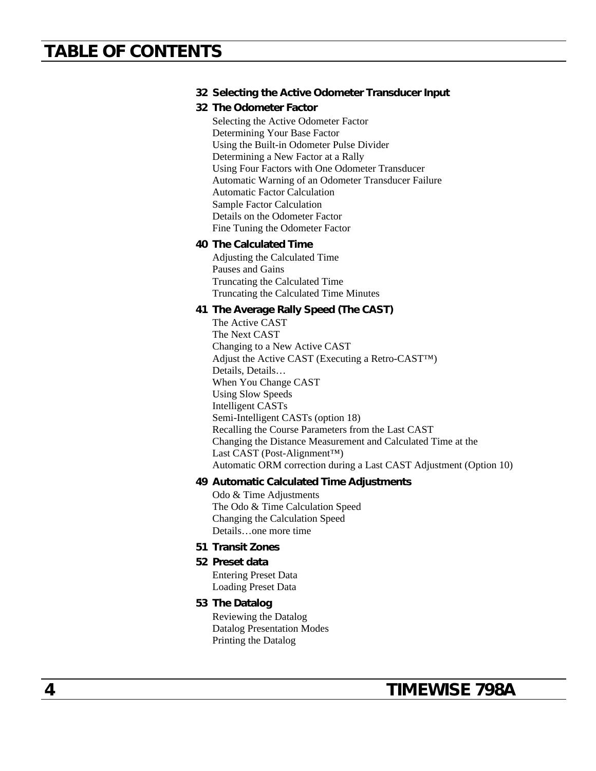# TABLE OF CONTENTS

**32 Selecting the Active Odometer Transducer Input**

**32 The Odometer Factor**

Selecting the Active Odometer Factor
Determining Your Base Factor
Using the Built-in Odometer Pulse Divider
Determining a New Factor at a Rally
Using Four Factors with One Odometer Transducer
Automatic Warning of an Odometer Transducer Failure
Automatic Factor Calculation
Sample Factor Calculation
Details on the Odometer Factor
Fine Tuning the Odometer Factor

**40 The Calculated Time**

Adjusting the Calculated Time
Pauses and Gains
Truncating the Calculated Time
Truncating the Calculated Time Minutes

**41 The Average Rally Speed (The CAST)**

The Active CAST
The Next CAST
Changing to a New Active CAST
Adjust the Active CAST (Executing a Retro-CAST™)
Details, Details…
When You Change CAST
Using Slow Speeds
Intelligent CASTs
Semi-Intelligent CASTs (option 18)
Recalling the Course Parameters from the Last CAST
Changing the Distance Measurement and Calculated Time at the Last CAST (Post-Alignment™)
Automatic ORM correction during a Last CAST Adjustment (Option 10)

**49 Automatic Calculated Time Adjustments**

Odo & Time Adjustments
The Odo & Time Calculation Speed
Changing the Calculation Speed
Details…one more time

**51 Transit Zones**

**52 Preset data**

Entering Preset Data
Loading Preset Data

**53 The Datalog**

Reviewing the Datalog
Datalog Presentation Modes
Printing the Datalog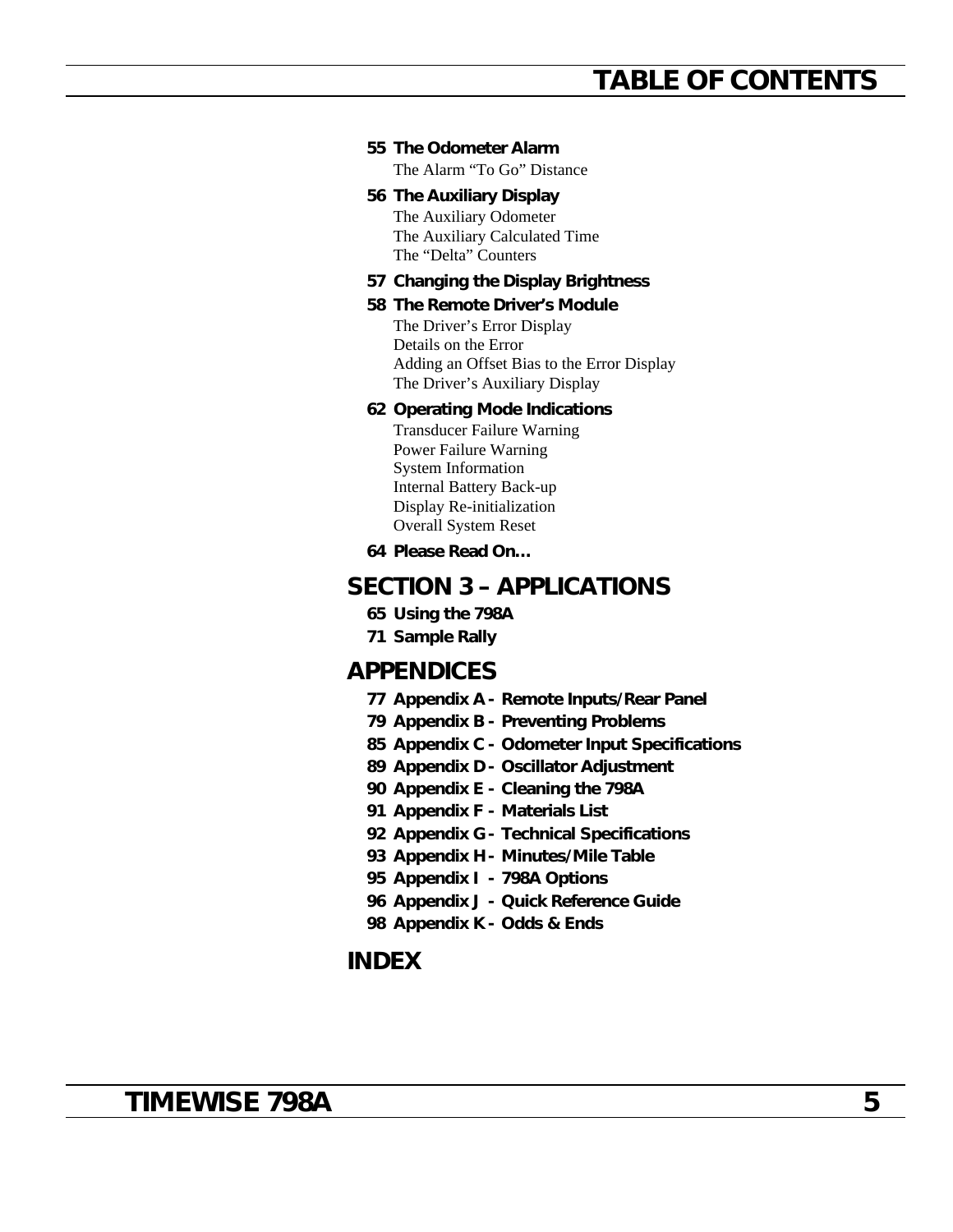**55 The Odometer Alarm**

The Alarm “To Go” Distance

**56 The Auxiliary Display**

The Auxiliary Odometer
The Auxiliary Calculated Time
The “Delta” Counters

**57 Changing the Display Brightness**

**58 The Remote Driver’s Module**

The Driver’s Error Display
Details on the Error
Adding an Offset Bias to the Error Display
The Driver’s Auxiliary Display

**62 Operating Mode Indications**

Transducer Failure Warning
Power Failure Warning
System Information
Internal Battery Back-up
Display Re-initialization
Overall System Reset

**64 Please Read On…**

## SECTION 3 – APPLICATIONS

**65 Using the 798A**

**71 Sample Rally**

## APPENDICES

**77 Appendix A - Remote Inputs/Rear Panel**

**79 Appendix B - Preventing Problems**

**85 Appendix C - Odometer Input Specifications**

**89 Appendix D - Oscillator Adjustment**

**90 Appendix E - Cleaning the 798A**

**91 Appendix F - Materials List**

**92 Appendix G - Technical Specifications**

**93 Appendix H - Minutes/Mile Table**

**95 Appendix I - 798A Options**

**96 Appendix J - Quick Reference Guide**

**98 Appendix K - Odds & Ends**

## INDEX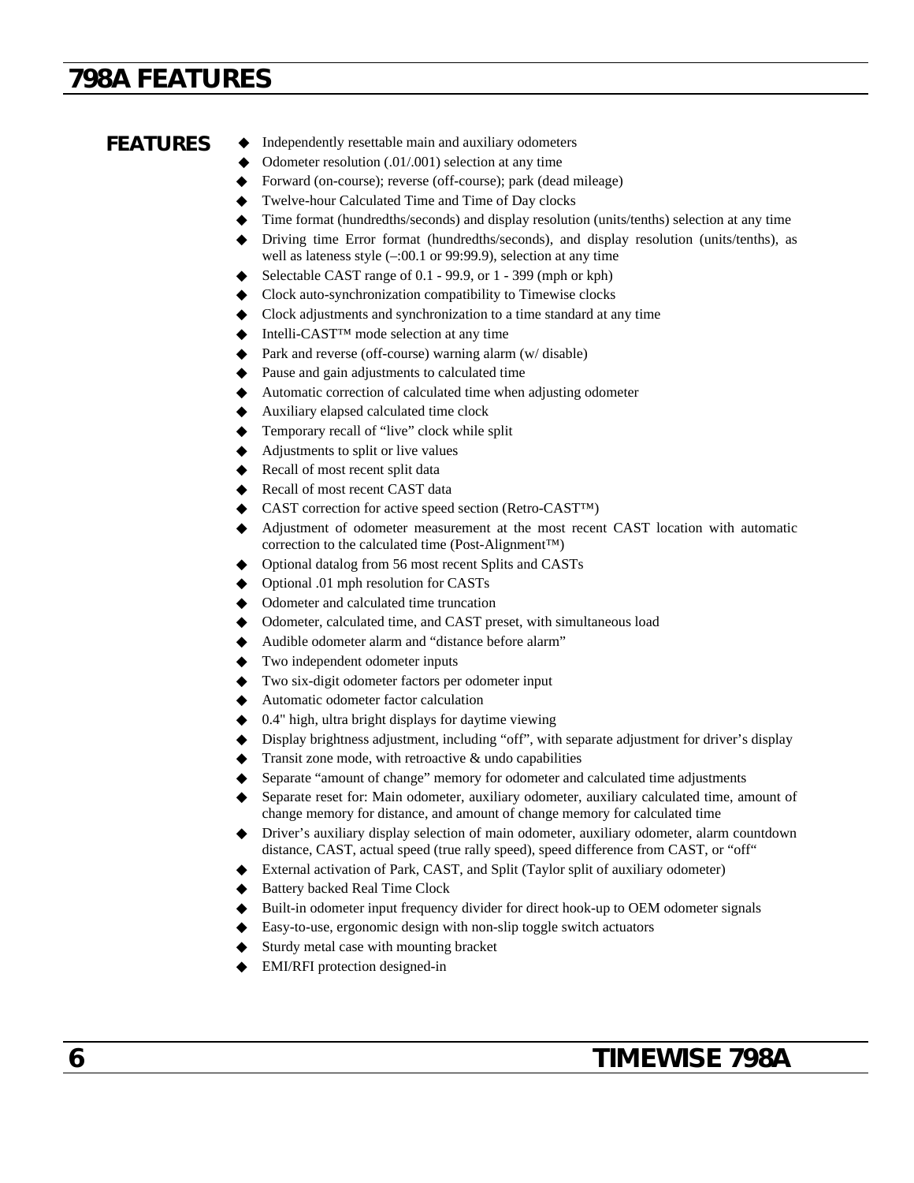# 798A FEATURES

## FEATURES

- Independently resettable main and auxiliary odometers
- Odometer resolution (.01/.001) selection at any time
- Forward (on-course); reverse (off-course); park (dead mileage)
- Twelve-hour Calculated Time and Time of Day clocks
- Time format (hundredths/seconds) and display resolution (units/tenths) selection at any time
- Driving time Error format (hundredths/seconds), and display resolution (units/tenths), as well as lateness style (–:00.1 or 99:99.9), selection at any time
- Selectable CAST range of 0.1 - 99.9, or 1 - 399 (mph or kph)
- Clock auto-synchronization compatibility to Timewise clocks
- Clock adjustments and synchronization to a time standard at any time
- Intelli-CAST™ mode selection at any time
- Park and reverse (off-course) warning alarm (w/ disable)
- Pause and gain adjustments to calculated time
- Automatic correction of calculated time when adjusting odometer
- Auxiliary elapsed calculated time clock
- Temporary recall of "live" clock while split
- Adjustments to split or live values
- Recall of most recent split data
- Recall of most recent CAST data
- CAST correction for active speed section (Retro-CAST™)
- Adjustment of odometer measurement at the most recent CAST location with automatic correction to the calculated time (Post-Alignment™)
- Optional datalog from 56 most recent Splits and CASTs
- Optional .01 mph resolution for CASTs
- Odometer and calculated time truncation
- Odometer, calculated time, and CAST preset, with simultaneous load
- Audible odometer alarm and "distance before alarm"
- Two independent odometer inputs
- Two six-digit odometer factors per odometer input
- Automatic odometer factor calculation
- 0.4" high, ultra bright displays for daytime viewing
- Display brightness adjustment, including "off", with separate adjustment for driver's display
- Transit zone mode, with retroactive & undo capabilities
- Separate "amount of change" memory for odometer and calculated time adjustments
- Separate reset for: Main odometer, auxiliary odometer, auxiliary calculated time, amount of change memory for distance, and amount of change memory for calculated time
- Driver's auxiliary display selection of main odometer, auxiliary odometer, alarm countdown distance, CAST, actual speed (true rally speed), speed difference from CAST, or "off"
- External activation of Park, CAST, and Split (Taylor split of auxiliary odometer)
- Battery backed Real Time Clock
- Built-in odometer input frequency divider for direct hook-up to OEM odometer signals
- Easy-to-use, ergonomic design with non-slip toggle switch actuators
- Sturdy metal case with mounting bracket
- EMI/RFI protection designed-in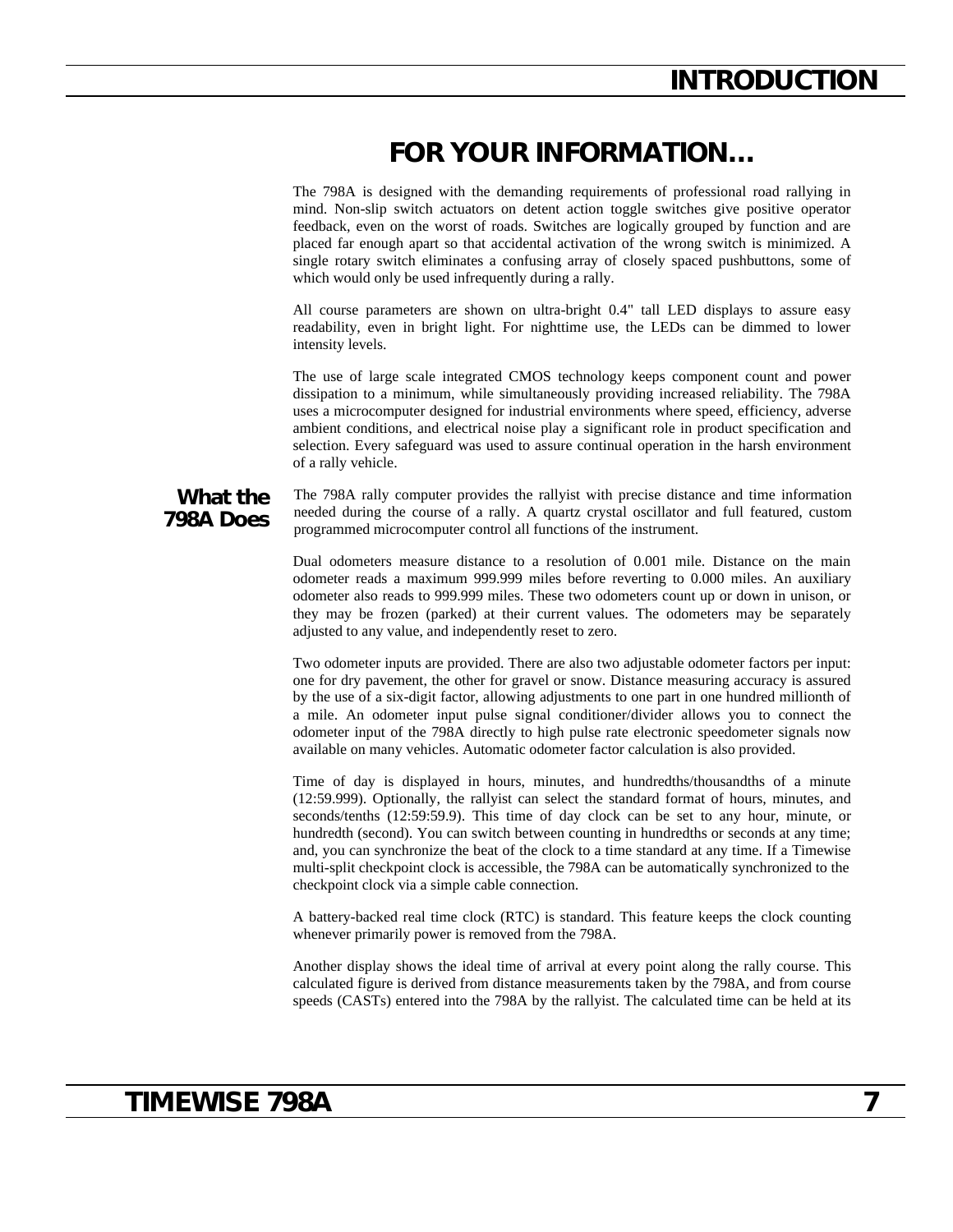# FOR YOUR INFORMATION…

The 798A is designed with the demanding requirements of professional road rallying in mind. Non-slip switch actuators on detent action toggle switches give positive operator feedback, even on the worst of roads. Switches are logically grouped by function and are placed far enough apart so that accidental activation of the wrong switch is minimized. A single rotary switch eliminates a confusing array of closely spaced pushbuttons, some of which would only be used infrequently during a rally.

All course parameters are shown on ultra-bright 0.4" tall LED displays to assure easy readability, even in bright light. For nighttime use, the LEDs can be dimmed to lower intensity levels.

The use of large scale integrated CMOS technology keeps component count and power dissipation to a minimum, while simultaneously providing increased reliability. The 798A uses a microcomputer designed for industrial environments where speed, efficiency, adverse ambient conditions, and electrical noise play a significant role in product specification and selection. Every safeguard was used to assure continual operation in the harsh environment of a rally vehicle.

## What the 798A Does

The 798A rally computer provides the rallyist with precise distance and time information needed during the course of a rally. A quartz crystal oscillator and full featured, custom programmed microcomputer control all functions of the instrument.

Dual odometers measure distance to a resolution of 0.001 mile. Distance on the main odometer reads a maximum 999.999 miles before reverting to 0.000 miles. An auxiliary odometer also reads to 999.999 miles. These two odometers count up or down in unison, or they may be frozen (parked) at their current values. The odometers may be separately adjusted to any value, and independently reset to zero.

Two odometer inputs are provided. There are also two adjustable odometer factors per input: one for dry pavement, the other for gravel or snow. Distance measuring accuracy is assured by the use of a six-digit factor, allowing adjustments to one part in one hundred millionth of a mile. An odometer input pulse signal conditioner/divider allows you to connect the odometer input of the 798A directly to high pulse rate electronic speedometer signals now available on many vehicles. Automatic odometer factor calculation is also provided.

Time of day is displayed in hours, minutes, and hundredths/thousandths of a minute (12:59.999). Optionally, the rallyist can select the standard format of hours, minutes, and seconds/tenths (12:59:59.9). This time of day clock can be set to any hour, minute, or hundredth (second). You can switch between counting in hundredths or seconds at any time; and, you can synchronize the beat of the clock to a time standard at any time. If a Timewise multi-split checkpoint clock is accessible, the 798A can be automatically synchronized to the checkpoint clock via a simple cable connection.

A battery-backed real time clock (RTC) is standard. This feature keeps the clock counting whenever primarily power is removed from the 798A.

Another display shows the ideal time of arrival at every point along the rally course. This calculated figure is derived from distance measurements taken by the 798A, and from course speeds (CASTs) entered into the 798A by the rallyist. The calculated time can be held at its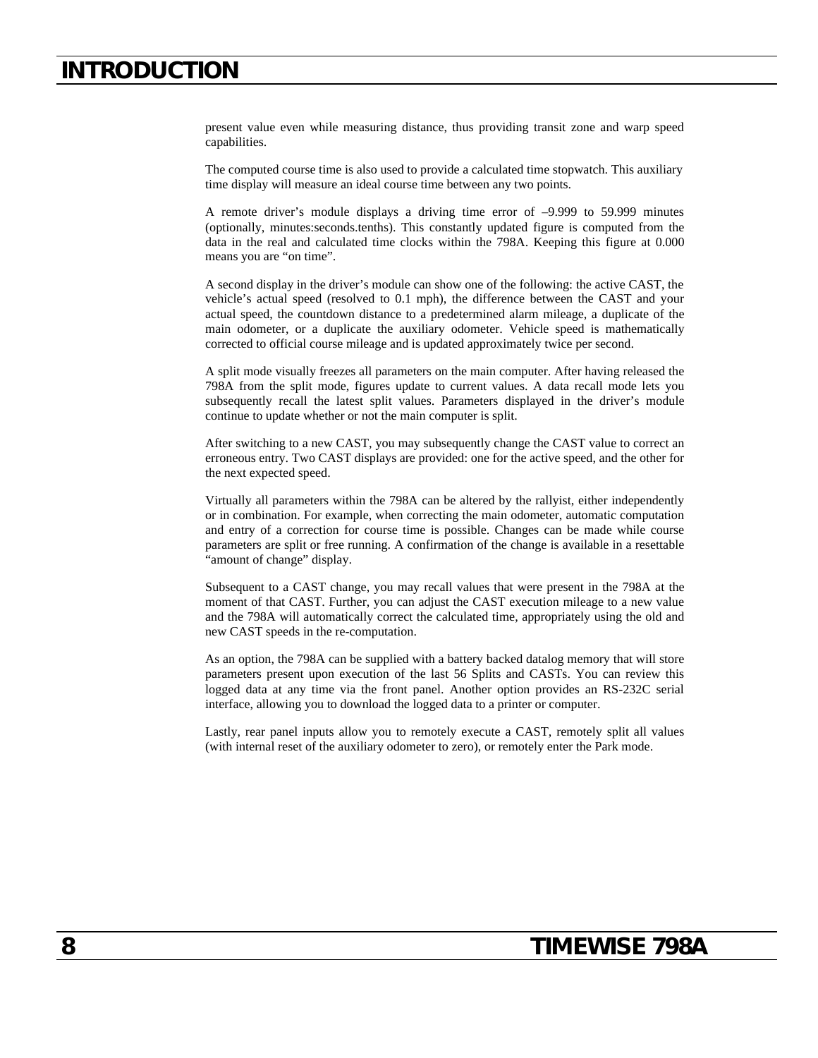present value even while measuring distance, thus providing transit zone and warp speed capabilities.

The computed course time is also used to provide a calculated time stopwatch. This auxiliary time display will measure an ideal course time between any two points.

A remote driver's module displays a driving time error of –9.999 to 59.999 minutes (optionally, minutes:seconds.tenths). This constantly updated figure is computed from the data in the real and calculated time clocks within the 798A. Keeping this figure at 0.000 means you are "on time".

A second display in the driver's module can show one of the following: the active CAST, the vehicle's actual speed (resolved to 0.1 mph), the difference between the CAST and your actual speed, the countdown distance to a predetermined alarm mileage, a duplicate of the main odometer, or a duplicate the auxiliary odometer. Vehicle speed is mathematically corrected to official course mileage and is updated approximately twice per second.

A split mode visually freezes all parameters on the main computer. After having released the 798A from the split mode, figures update to current values. A data recall mode lets you subsequently recall the latest split values. Parameters displayed in the driver's module continue to update whether or not the main computer is split.

After switching to a new CAST, you may subsequently change the CAST value to correct an erroneous entry. Two CAST displays are provided: one for the active speed, and the other for the next expected speed.

Virtually all parameters within the 798A can be altered by the rallyist, either independently or in combination. For example, when correcting the main odometer, automatic computation and entry of a correction for course time is possible. Changes can be made while course parameters are split or free running. A confirmation of the change is available in a resettable "amount of change" display.

Subsequent to a CAST change, you may recall values that were present in the 798A at the moment of that CAST. Further, you can adjust the CAST execution mileage to a new value and the 798A will automatically correct the calculated time, appropriately using the old and new CAST speeds in the re-computation.

As an option, the 798A can be supplied with a battery backed datalog memory that will store parameters present upon execution of the last 56 Splits and CASTs. You can review this logged data at any time via the front panel. Another option provides an RS-232C serial interface, allowing you to download the logged data to a printer or computer.

Lastly, rear panel inputs allow you to remotely execute a CAST, remotely split all values (with internal reset of the auxiliary odometer to zero), or remotely enter the Park mode.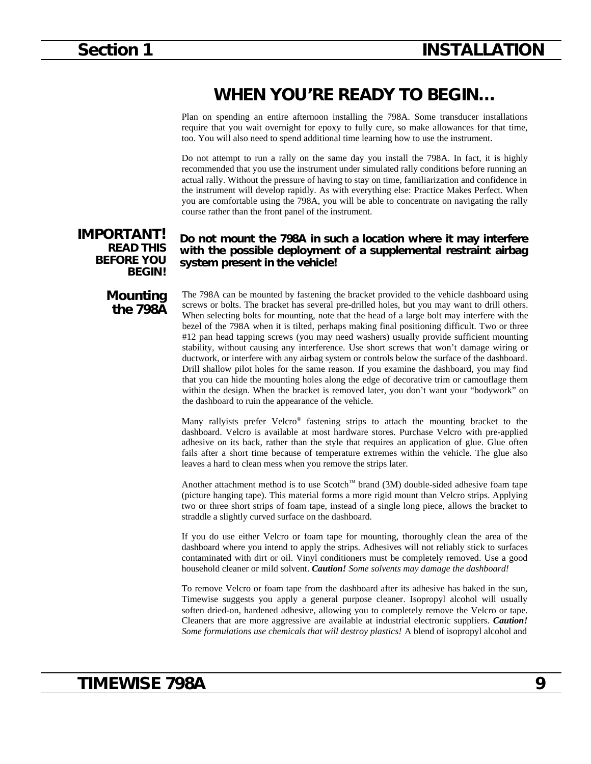# WHEN YOU'RE READY TO BEGIN…

Plan on spending an entire afternoon installing the 798A. Some transducer installations require that you wait overnight for epoxy to fully cure, so make allowances for that time, too. You will also need to spend additional time learning how to use the instrument.

Do not attempt to run a rally on the same day you install the 798A. In fact, it is highly recommended that you use the instrument under simulated rally conditions before running an actual rally. Without the pressure of having to stay on time, familiarization and confidence in the instrument will develop rapidly. As with everything else: Practice Makes Perfect. When you are comfortable using the 798A, you will be able to concentrate on navigating the rally course rather than the front panel of the instrument.

**IMPORTANT! READ THIS BEFORE YOU BEGIN!**

**Do not mount the 798A in such a location where it may interfere with the possible deployment of a supplemental restraint airbag system present in the vehicle!**

## Mounting the 798A

The 798A can be mounted by fastening the bracket provided to the vehicle dashboard using screws or bolts. The bracket has several pre-drilled holes, but you may want to drill others. When selecting bolts for mounting, note that the head of a large bolt may interfere with the bezel of the 798A when it is tilted, perhaps making final positioning difficult. Two or three #12 pan head tapping screws (you may need washers) usually provide sufficient mounting stability, without causing any interference. Use short screws that won't damage wiring or ductwork, or interfere with any airbag system or controls below the surface of the dashboard. Drill shallow pilot holes for the same reason. If you examine the dashboard, you may find that you can hide the mounting holes along the edge of decorative trim or camouflage them within the design. When the bracket is removed later, you don't want your "bodywork" on the dashboard to ruin the appearance of the vehicle.

Many rallyists prefer Velcro® fastening strips to attach the mounting bracket to the dashboard. Velcro is available at most hardware stores. Purchase Velcro with pre-applied adhesive on its back, rather than the style that requires an application of glue. Glue often fails after a short time because of temperature extremes within the vehicle. The glue also leaves a hard to clean mess when you remove the strips later.

Another attachment method is to use Scotch™ brand (3M) double-sided adhesive foam tape (picture hanging tape). This material forms a more rigid mount than Velcro strips. Applying two or three short strips of foam tape, instead of a single long piece, allows the bracket to straddle a slightly curved surface on the dashboard.

If you do use either Velcro or foam tape for mounting, thoroughly clean the area of the dashboard where you intend to apply the strips. Adhesives will not reliably stick to surfaces contaminated with dirt or oil. Vinyl conditioners must be completely removed. Use a good household cleaner or mild solvent. ***Caution!*** *Some solvents may damage the dashboard!*

To remove Velcro or foam tape from the dashboard after its adhesive has baked in the sun, Timewise suggests you apply a general purpose cleaner. Isopropyl alcohol will usually soften dried-on, hardened adhesive, allowing you to completely remove the Velcro or tape. Cleaners that are more aggressive are available at industrial electronic suppliers. ***Caution!*** *Some formulations use chemicals that will destroy plastics!* A blend of isopropyl alcohol and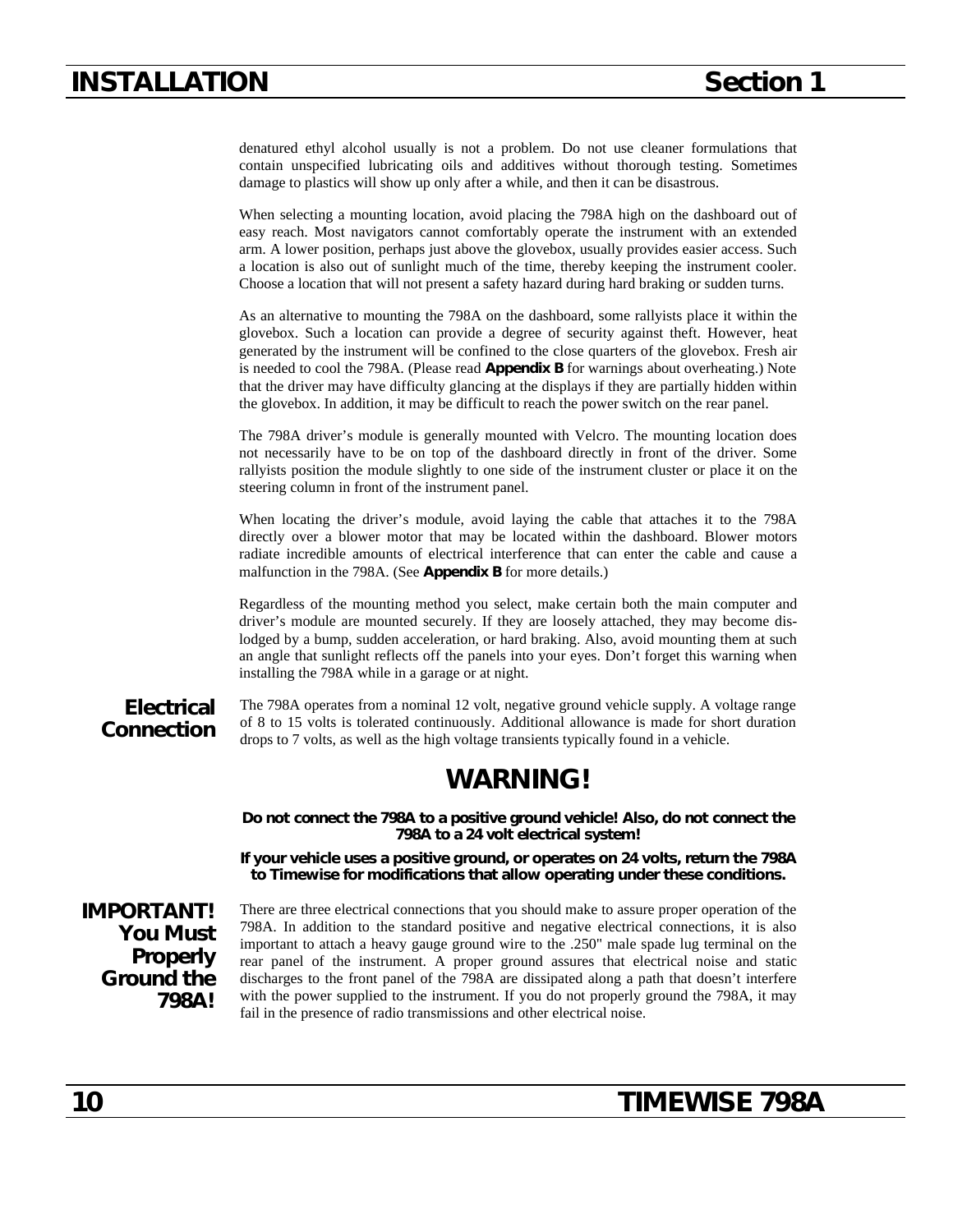denatured ethyl alcohol usually is not a problem. Do not use cleaner formulations that contain unspecified lubricating oils and additives without thorough testing. Sometimes damage to plastics will show up only after a while, and then it can be disastrous.

When selecting a mounting location, avoid placing the 798A high on the dashboard out of easy reach. Most navigators cannot comfortably operate the instrument with an extended arm. A lower position, perhaps just above the glovebox, usually provides easier access. Such a location is also out of sunlight much of the time, thereby keeping the instrument cooler. Choose a location that will not present a safety hazard during hard braking or sudden turns.

As an alternative to mounting the 798A on the dashboard, some rallyists place it within the glovebox. Such a location can provide a degree of security against theft. However, heat generated by the instrument will be confined to the close quarters of the glovebox. Fresh air is needed to cool the 798A. (Please read **Appendix B** for warnings about overheating.) Note that the driver may have difficulty glancing at the displays if they are partially hidden within the glovebox. In addition, it may be difficult to reach the power switch on the rear panel.

The 798A driver's module is generally mounted with Velcro. The mounting location does not necessarily have to be on top of the dashboard directly in front of the driver. Some rallyists position the module slightly to one side of the instrument cluster or place it on the steering column in front of the instrument panel.

When locating the driver's module, avoid laying the cable that attaches it to the 798A directly over a blower motor that may be located within the dashboard. Blower motors radiate incredible amounts of electrical interference that can enter the cable and cause a malfunction in the 798A. (See **Appendix B** for more details.)

Regardless of the mounting method you select, make certain both the main computer and driver's module are mounted securely. If they are loosely attached, they may become dislodged by a bump, sudden acceleration, or hard braking. Also, avoid mounting them at such an angle that sunlight reflects off the panels into your eyes. Don't forget this warning when installing the 798A while in a garage or at night.

## Electrical Connection

The 798A operates from a nominal 12 volt, negative ground vehicle supply. A voltage range of 8 to 15 volts is tolerated continuously. Additional allowance is made for short duration drops to 7 volts, as well as the high voltage transients typically found in a vehicle.

## WARNING!

**Do not connect the 798A to a positive ground vehicle! Also, do not connect the 798A to a 24 volt electrical system!**

**If your vehicle uses a positive ground, or operates on 24 volts, return the 798A to Timewise for modifications that allow operating under these conditions.**

## IMPORTANT! You Must Properly Ground the 798A!

There are three electrical connections that you should make to assure proper operation of the 798A. In addition to the standard positive and negative electrical connections, it is also important to attach a heavy gauge ground wire to the .250" male spade lug terminal on the rear panel of the instrument. A proper ground assures that electrical noise and static discharges to the front panel of the 798A are dissipated along a path that doesn't interfere with the power supplied to the instrument. If you do not properly ground the 798A, it may fail in the presence of radio transmissions and other electrical noise.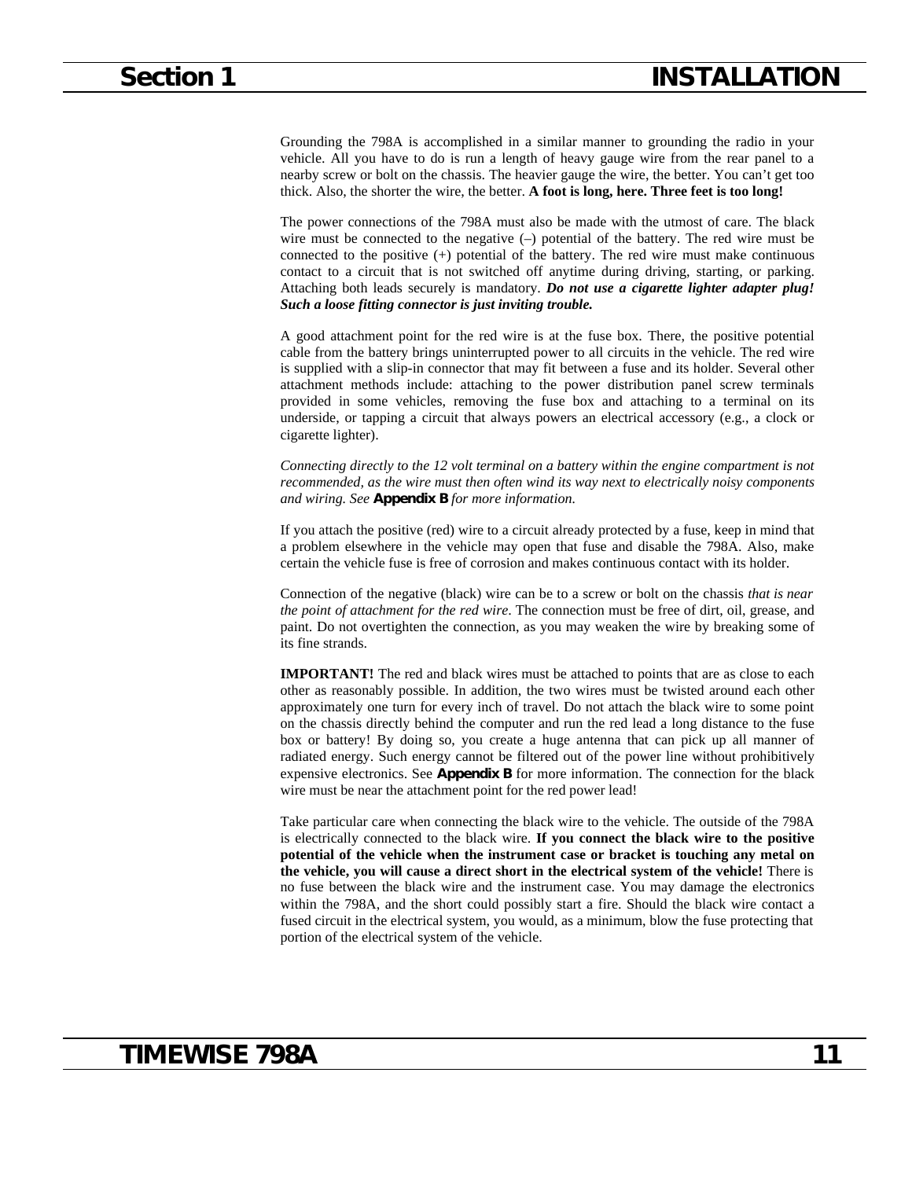Grounding the 798A is accomplished in a similar manner to grounding the radio in your vehicle. All you have to do is run a length of heavy gauge wire from the rear panel to a nearby screw or bolt on the chassis. The heavier gauge the wire, the better. You can't get too thick. Also, the shorter the wire, the better. **A foot is long, here. Three feet is too long!**

The power connections of the 798A must also be made with the utmost of care. The black wire must be connected to the negative (–) potential of the battery. The red wire must be connected to the positive (+) potential of the battery. The red wire must make continuous contact to a circuit that is not switched off anytime during driving, starting, or parking. Attaching both leads securely is mandatory. ***Do not use a cigarette lighter adapter plug! Such a loose fitting connector is just inviting trouble.***

A good attachment point for the red wire is at the fuse box. There, the positive potential cable from the battery brings uninterrupted power to all circuits in the vehicle. The red wire is supplied with a slip-in connector that may fit between a fuse and its holder. Several other attachment methods include: attaching to the power distribution panel screw terminals provided in some vehicles, removing the fuse box and attaching to a terminal on its underside, or tapping a circuit that always powers an electrical accessory (e.g., a clock or cigarette lighter).

*Connecting directly to the 12 volt terminal on a battery within the engine compartment is not recommended, as the wire must then often wind its way next to electrically noisy components and wiring. See* **Appendix B** *for more information.*

If you attach the positive (red) wire to a circuit already protected by a fuse, keep in mind that a problem elsewhere in the vehicle may open that fuse and disable the 798A. Also, make certain the vehicle fuse is free of corrosion and makes continuous contact with its holder.

Connection of the negative (black) wire can be to a screw or bolt on the chassis *that is near the point of attachment for the red wire*. The connection must be free of dirt, oil, grease, and paint. Do not overtighten the connection, as you may weaken the wire by breaking some of its fine strands.

**IMPORTANT!** The red and black wires must be attached to points that are as close to each other as reasonably possible. In addition, the two wires must be twisted around each other approximately one turn for every inch of travel. Do not attach the black wire to some point on the chassis directly behind the computer and run the red lead a long distance to the fuse box or battery! By doing so, you create a huge antenna that can pick up all manner of radiated energy. Such energy cannot be filtered out of the power line without prohibitively expensive electronics. See **Appendix B** for more information. The connection for the black wire must be near the attachment point for the red power lead!

Take particular care when connecting the black wire to the vehicle. The outside of the 798A is electrically connected to the black wire. **If you connect the black wire to the positive potential of the vehicle when the instrument case or bracket is touching any metal on the vehicle, you will cause a direct short in the electrical system of the vehicle!** There is no fuse between the black wire and the instrument case. You may damage the electronics within the 798A, and the short could possibly start a fire. Should the black wire contact a fused circuit in the electrical system, you would, as a minimum, blow the fuse protecting that portion of the electrical system of the vehicle.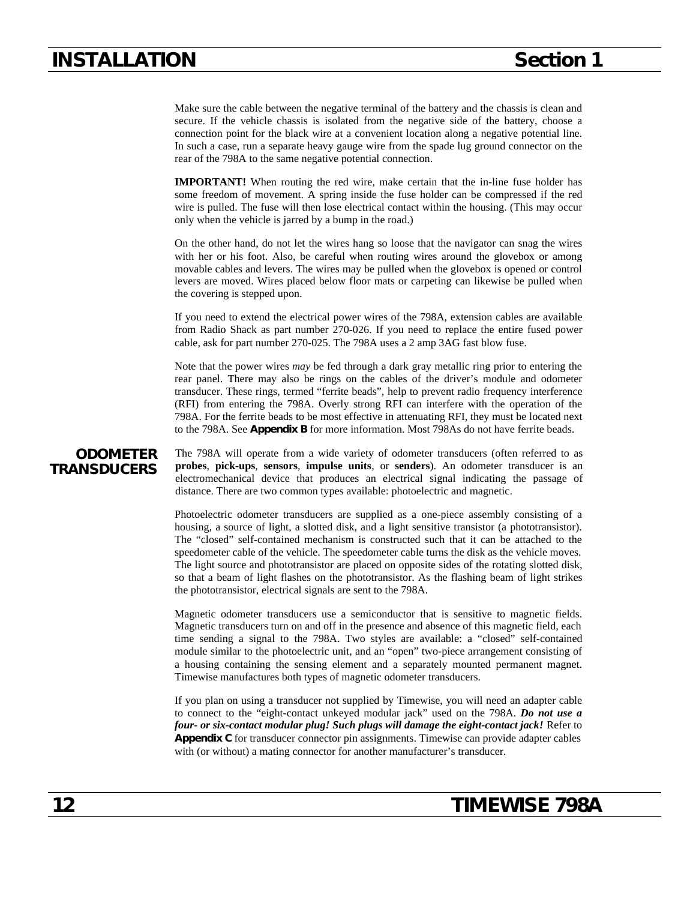Make sure the cable between the negative terminal of the battery and the chassis is clean and secure. If the vehicle chassis is isolated from the negative side of the battery, choose a connection point for the black wire at a convenient location along a negative potential line. In such a case, run a separate heavy gauge wire from the spade lug ground connector on the rear of the 798A to the same negative potential connection.

**IMPORTANT!** When routing the red wire, make certain that the in-line fuse holder has some freedom of movement. A spring inside the fuse holder can be compressed if the red wire is pulled. The fuse will then lose electrical contact within the housing. (This may occur only when the vehicle is jarred by a bump in the road.)

On the other hand, do not let the wires hang so loose that the navigator can snag the wires with her or his foot. Also, be careful when routing wires around the glovebox or among movable cables and levers. The wires may be pulled when the glovebox is opened or control levers are moved. Wires placed below floor mats or carpeting can likewise be pulled when the covering is stepped upon.

If you need to extend the electrical power wires of the 798A, extension cables are available from Radio Shack as part number 270-026. If you need to replace the entire fused power cable, ask for part number 270-025. The 798A uses a 2 amp 3AG fast blow fuse.

Note that the power wires *may* be fed through a dark gray metallic ring prior to entering the rear panel. There may also be rings on the cables of the driver's module and odometer transducer. These rings, termed "ferrite beads", help to prevent radio frequency interference (RFI) from entering the 798A. Overly strong RFI can interfere with the operation of the 798A. For the ferrite beads to be most effective in attenuating RFI, they must be located next to the 798A. See **Appendix B** for more information. Most 798As do not have ferrite beads.

## ODOMETER TRANSDUCERS

The 798A will operate from a wide variety of odometer transducers (often referred to as **probes**, **pick-ups**, **sensors**, **impulse units**, or **senders**). An odometer transducer is an electromechanical device that produces an electrical signal indicating the passage of distance. There are two common types available: photoelectric and magnetic.

Photoelectric odometer transducers are supplied as a one-piece assembly consisting of a housing, a source of light, a slotted disk, and a light sensitive transistor (a phototransistor). The "closed" self-contained mechanism is constructed such that it can be attached to the speedometer cable of the vehicle. The speedometer cable turns the disk as the vehicle moves. The light source and phototransistor are placed on opposite sides of the rotating slotted disk, so that a beam of light flashes on the phototransistor. As the flashing beam of light strikes the phototransistor, electrical signals are sent to the 798A.

Magnetic odometer transducers use a semiconductor that is sensitive to magnetic fields. Magnetic transducers turn on and off in the presence and absence of this magnetic field, each time sending a signal to the 798A. Two styles are available: a "closed" self-contained module similar to the photoelectric unit, and an "open" two-piece arrangement consisting of a housing containing the sensing element and a separately mounted permanent magnet. Timewise manufactures both types of magnetic odometer transducers.

If you plan on using a transducer not supplied by Timewise, you will need an adapter cable to connect to the "eight-contact unkeyed modular jack" used on the 798A. ***Do not use a four- or six-contact modular plug! Such plugs will damage the eight-contact jack!*** Refer to **Appendix C** for transducer connector pin assignments. Timewise can provide adapter cables with (or without) a mating connector for another manufacturer's transducer.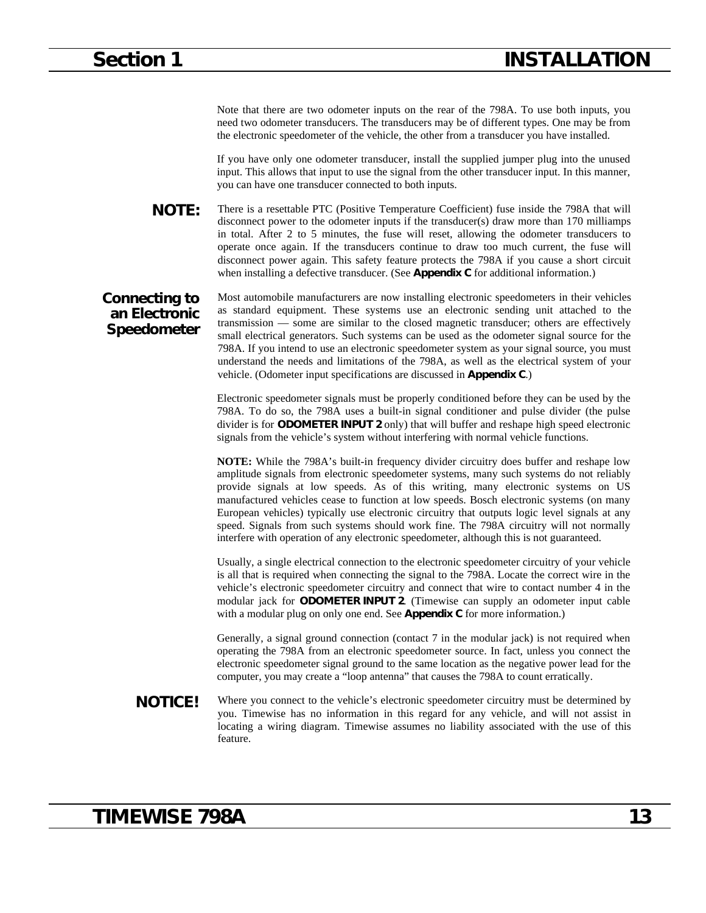Note that there are two odometer inputs on the rear of the 798A. To use both inputs, you need two odometer transducers. The transducers may be of different types. One may be from the electronic speedometer of the vehicle, the other from a transducer you have installed.

If you have only one odometer transducer, install the supplied jumper plug into the unused input. This allows that input to use the signal from the other transducer input. In this manner, you can have one transducer connected to both inputs.

**NOTE:** There is a resettable PTC (Positive Temperature Coefficient) fuse inside the 798A that will disconnect power to the odometer inputs if the transducer(s) draw more than 170 milliamps in total. After 2 to 5 minutes, the fuse will reset, allowing the odometer transducers to operate once again. If the transducers continue to draw too much current, the fuse will disconnect power again. This safety feature protects the 798A if you cause a short circuit when installing a defective transducer. (See **Appendix C** for additional information.)

## Connecting to an Electronic Speedometer

Most automobile manufacturers are now installing electronic speedometers in their vehicles as standard equipment. These systems use an electronic sending unit attached to the transmission — some are similar to the closed magnetic transducer; others are effectively small electrical generators. Such systems can be used as the odometer signal source for the 798A. If you intend to use an electronic speedometer system as your signal source, you must understand the needs and limitations of the 798A, as well as the electrical system of your vehicle. (Odometer input specifications are discussed in **Appendix C**.)

Electronic speedometer signals must be properly conditioned before they can be used by the 798A. To do so, the 798A uses a built-in signal conditioner and pulse divider (the pulse divider is for **ODOMETER INPUT 2** only) that will buffer and reshape high speed electronic signals from the vehicle's system without interfering with normal vehicle functions.

**NOTE:** While the 798A's built-in frequency divider circuitry does buffer and reshape low amplitude signals from electronic speedometer systems, many such systems do not reliably provide signals at low speeds. As of this writing, many electronic systems on US manufactured vehicles cease to function at low speeds. Bosch electronic systems (on many European vehicles) typically use electronic circuitry that outputs logic level signals at any speed. Signals from such systems should work fine. The 798A circuitry will not normally interfere with operation of any electronic speedometer, although this is not guaranteed.

Usually, a single electrical connection to the electronic speedometer circuitry of your vehicle is all that is required when connecting the signal to the 798A. Locate the correct wire in the vehicle's electronic speedometer circuitry and connect that wire to contact number 4 in the modular jack for **ODOMETER INPUT 2**. (Timewise can supply an odometer input cable with a modular plug on only one end. See **Appendix C** for more information.)

Generally, a signal ground connection (contact 7 in the modular jack) is not required when operating the 798A from an electronic speedometer source. In fact, unless you connect the electronic speedometer signal ground to the same location as the negative power lead for the computer, you may create a "loop antenna" that causes the 798A to count erratically.

**NOTICE!** Where you connect to the vehicle's electronic speedometer circuitry must be determined by you. Timewise has no information in this regard for any vehicle, and will not assist in locating a wiring diagram. Timewise assumes no liability associated with the use of this feature.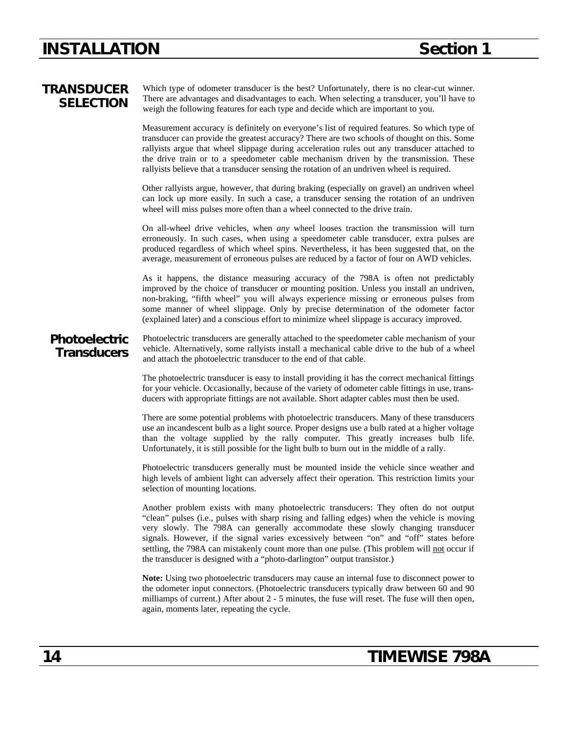## TRANSDUCER SELECTION

Which type of odometer transducer is the best? Unfortunately, there is no clear-cut winner. There are advantages and disadvantages to each. When selecting a transducer, you'll have to weigh the following features for each type and decide which are important to you.

Measurement accuracy is definitely on everyone's list of required features. So which type of transducer can provide the greatest accuracy? There are two schools of thought on this. Some rallyists argue that wheel slippage during acceleration rules out any transducer attached to the drive train or to a speedometer cable mechanism driven by the transmission. These rallyists believe that a transducer sensing the rotation of an undriven wheel is required.

Other rallyists argue, however, that during braking (especially on gravel) an undriven wheel can lock up more easily. In such a case, a transducer sensing the rotation of an undriven wheel will miss pulses more often than a wheel connected to the drive train.

On all-wheel drive vehicles, when *any* wheel looses traction the transmission will turn erroneously. In such cases, when using a speedometer cable transducer, extra pulses are produced regardless of which wheel spins. Nevertheless, it has been suggested that, on the average, measurement of erroneous pulses are reduced by a factor of four on AWD vehicles.

As it happens, the distance measuring accuracy of the 798A is often not predictably improved by the choice of transducer or mounting position. Unless you install an undriven, non-braking, "fifth wheel" you will always experience missing or erroneous pulses from some manner of wheel slippage. Only by precise determination of the odometer factor (explained later) and a conscious effort to minimize wheel slippage is accuracy improved.

### Photoelectric Transducers

Photoelectric transducers are generally attached to the speedometer cable mechanism of your vehicle. Alternatively, some rallyists install a mechanical cable drive to the hub of a wheel and attach the photoelectric transducer to the end of that cable.

The photoelectric transducer is easy to install providing it has the correct mechanical fittings for your vehicle. Occasionally, because of the variety of odometer cable fittings in use, transducers with appropriate fittings are not available. Short adapter cables must then be used.

There are some potential problems with photoelectric transducers. Many of these transducers use an incandescent bulb as a light source. Proper designs use a bulb rated at a higher voltage than the voltage supplied by the rally computer. This greatly increases bulb life. Unfortunately, it is still possible for the light bulb to burn out in the middle of a rally.

Photoelectric transducers generally must be mounted inside the vehicle since weather and high levels of ambient light can adversely affect their operation. This restriction limits your selection of mounting locations.

Another problem exists with many photoelectric transducers: They often do not output "clean" pulses (i.e., pulses with sharp rising and falling edges) when the vehicle is moving very slowly. The 798A can generally accommodate these slowly changing transducer signals. However, if the signal varies excessively between "on" and "off" states before settling, the 798A can mistakenly count more than one pulse. (This problem will <u>not</u> occur if the transducer is designed with a "photo-darlington" output transistor.)

**Note:** Using two photoelectric transducers may cause an internal fuse to disconnect power to the odometer input connectors. (Photoelectric transducers typically draw between 60 and 90 milliamps of current.) After about 2 - 5 minutes, the fuse will reset. The fuse will then open, again, moments later, repeating the cycle.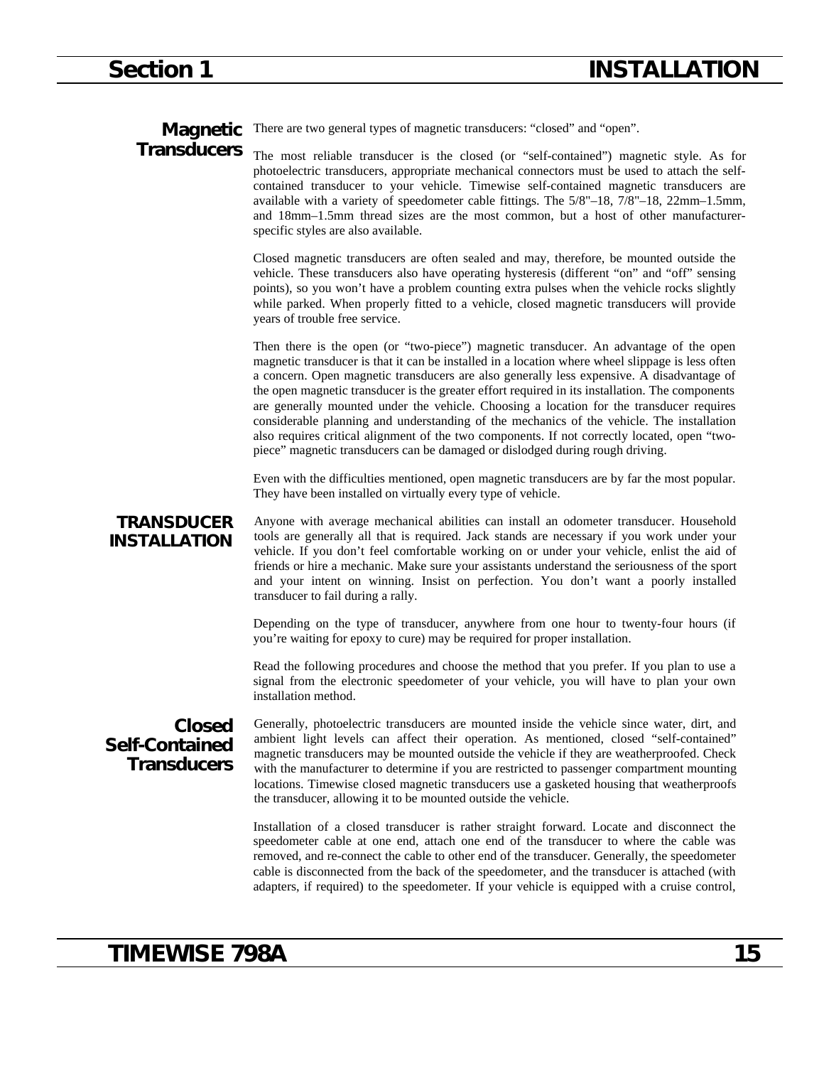## Magnetic Transducers

There are two general types of magnetic transducers: “closed” and “open”.

The most reliable transducer is the closed (or “self-contained”) magnetic style. As for photoelectric transducers, appropriate mechanical connectors must be used to attach the self-contained transducer to your vehicle. Timewise self-contained magnetic transducers are available with a variety of speedometer cable fittings. The 5/8"–18, 7/8"–18, 22mm–1.5mm, and 18mm–1.5mm thread sizes are the most common, but a host of other manufacturer-specific styles are also available.

Closed magnetic transducers are often sealed and may, therefore, be mounted outside the vehicle. These transducers also have operating hysteresis (different “on” and “off” sensing points), so you won’t have a problem counting extra pulses when the vehicle rocks slightly while parked. When properly fitted to a vehicle, closed magnetic transducers will provide years of trouble free service.

Then there is the open (or “two-piece”) magnetic transducer. An advantage of the open magnetic transducer is that it can be installed in a location where wheel slippage is less often a concern. Open magnetic transducers are also generally less expensive. A disadvantage of the open magnetic transducer is the greater effort required in its installation. The components are generally mounted under the vehicle. Choosing a location for the transducer requires considerable planning and understanding of the mechanics of the vehicle. The installation also requires critical alignment of the two components. If not correctly located, open “two-piece” magnetic transducers can be damaged or dislodged during rough driving.

Even with the difficulties mentioned, open magnetic transducers are by far the most popular. They have been installed on virtually every type of vehicle.

## TRANSDUCER INSTALLATION

Anyone with average mechanical abilities can install an odometer transducer. Household tools are generally all that is required. Jack stands are necessary if you work under your vehicle. If you don’t feel comfortable working on or under your vehicle, enlist the aid of friends or hire a mechanic. Make sure your assistants understand the seriousness of the sport and your intent on winning. Insist on perfection. You don’t want a poorly installed transducer to fail during a rally.

Depending on the type of transducer, anywhere from one hour to twenty-four hours (if you’re waiting for epoxy to cure) may be required for proper installation.

Read the following procedures and choose the method that you prefer. If you plan to use a signal from the electronic speedometer of your vehicle, you will have to plan your own installation method.

### Closed Self-Contained Transducers

Generally, photoelectric transducers are mounted inside the vehicle since water, dirt, and ambient light levels can affect their operation. As mentioned, closed “self-contained” magnetic transducers may be mounted outside the vehicle if they are weatherproofed. Check with the manufacturer to determine if you are restricted to passenger compartment mounting locations. Timewise closed magnetic transducers use a gasketed housing that weatherproofs the transducer, allowing it to be mounted outside the vehicle.

Installation of a closed transducer is rather straight forward. Locate and disconnect the speedometer cable at one end, attach one end of the transducer to where the cable was removed, and re-connect the cable to other end of the transducer. Generally, the speedometer cable is disconnected from the back of the speedometer, and the transducer is attached (with adapters, if required) to the speedometer. If your vehicle is equipped with a cruise control,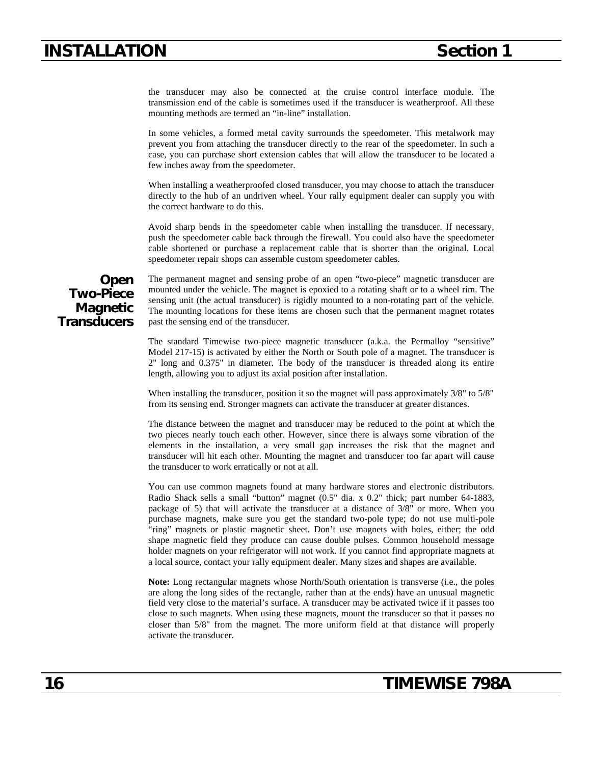the transducer may also be connected at the cruise control interface module. The transmission end of the cable is sometimes used if the transducer is weatherproof. All these mounting methods are termed an “in-line” installation.

In some vehicles, a formed metal cavity surrounds the speedometer. This metalwork may prevent you from attaching the transducer directly to the rear of the speedometer. In such a case, you can purchase short extension cables that will allow the transducer to be located a few inches away from the speedometer.

When installing a weatherproofed closed transducer, you may choose to attach the transducer directly to the hub of an undriven wheel. Your rally equipment dealer can supply you with the correct hardware to do this.

Avoid sharp bends in the speedometer cable when installing the transducer. If necessary, push the speedometer cable back through the firewall. You could also have the speedometer cable shortened or purchase a replacement cable that is shorter than the original. Local speedometer repair shops can assemble custom speedometer cables.

## Open Two-Piece Magnetic Transducers

The permanent magnet and sensing probe of an open “two-piece” magnetic transducer are mounted under the vehicle. The magnet is epoxied to a rotating shaft or to a wheel rim. The sensing unit (the actual transducer) is rigidly mounted to a non-rotating part of the vehicle. The mounting locations for these items are chosen such that the permanent magnet rotates past the sensing end of the transducer.

The standard Timewise two-piece magnetic transducer (a.k.a. the Permalloy “sensitive” Model 217-15) is activated by either the North or South pole of a magnet. The transducer is 2" long and 0.375" in diameter. The body of the transducer is threaded along its entire length, allowing you to adjust its axial position after installation.

When installing the transducer, position it so the magnet will pass approximately 3/8" to 5/8" from its sensing end. Stronger magnets can activate the transducer at greater distances.

The distance between the magnet and transducer may be reduced to the point at which the two pieces nearly touch each other. However, since there is always some vibration of the elements in the installation, a very small gap increases the risk that the magnet and transducer will hit each other. Mounting the magnet and transducer too far apart will cause the transducer to work erratically or not at all.

You can use common magnets found at many hardware stores and electronic distributors. Radio Shack sells a small “button” magnet (0.5" dia. x 0.2" thick; part number 64-1883, package of 5) that will activate the transducer at a distance of 3/8" or more. When you purchase magnets, make sure you get the standard two-pole type; do not use multi-pole “ring” magnets or plastic magnetic sheet. Don’t use magnets with holes, either; the odd shape magnetic field they produce can cause double pulses. Common household message holder magnets on your refrigerator will not work. If you cannot find appropriate magnets at a local source, contact your rally equipment dealer. Many sizes and shapes are available.

**Note:** Long rectangular magnets whose North/South orientation is transverse (i.e., the poles are along the long sides of the rectangle, rather than at the ends) have an unusual magnetic field very close to the material’s surface. A transducer may be activated twice if it passes too close to such magnets. When using these magnets, mount the transducer so that it passes no closer than 5/8" from the magnet. The more uniform field at that distance will properly activate the transducer.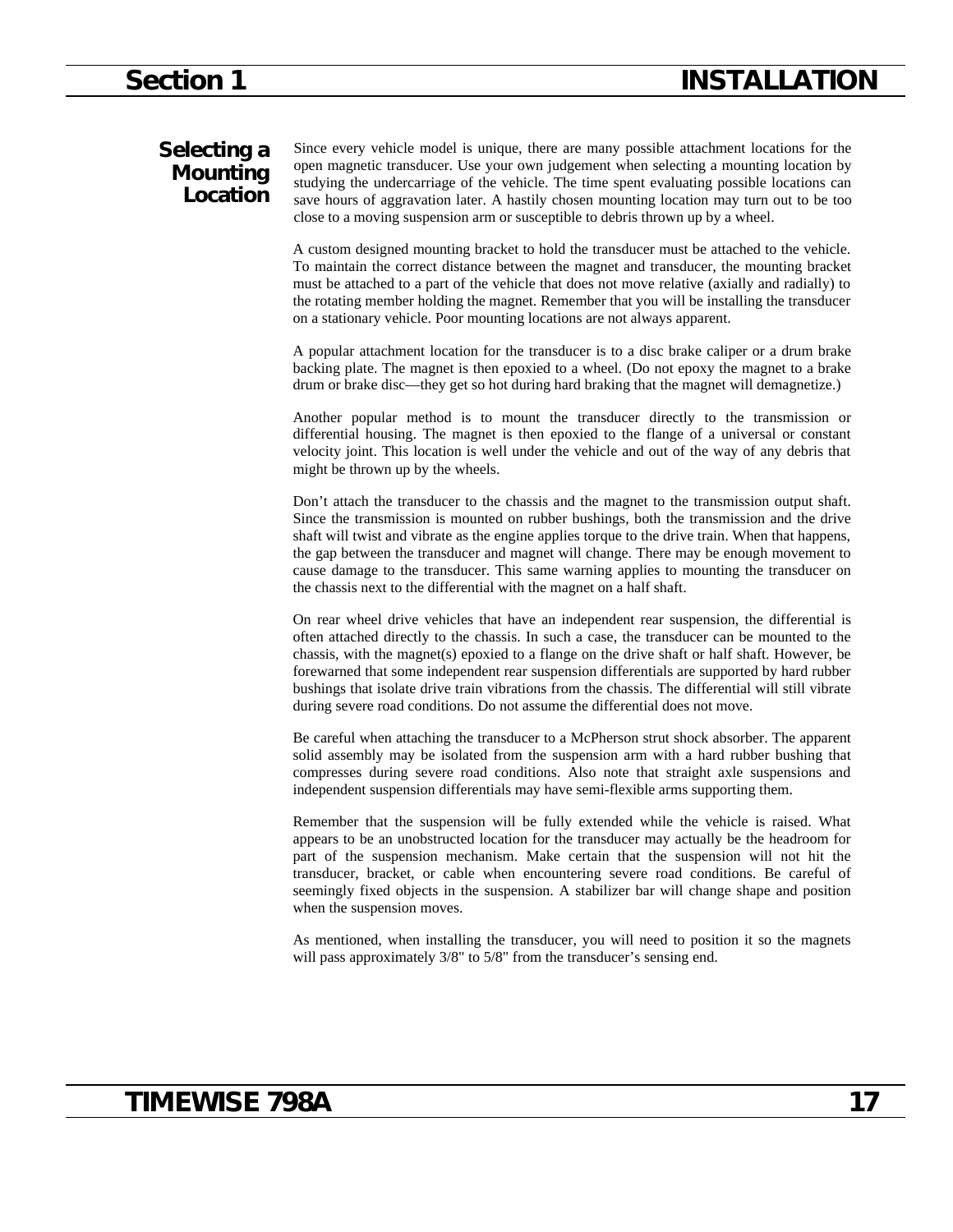## Selecting a Mounting Location

Since every vehicle model is unique, there are many possible attachment locations for the open magnetic transducer. Use your own judgement when selecting a mounting location by studying the undercarriage of the vehicle. The time spent evaluating possible locations can save hours of aggravation later. A hastily chosen mounting location may turn out to be too close to a moving suspension arm or susceptible to debris thrown up by a wheel.

A custom designed mounting bracket to hold the transducer must be attached to the vehicle. To maintain the correct distance between the magnet and transducer, the mounting bracket must be attached to a part of the vehicle that does not move relative (axially and radially) to the rotating member holding the magnet. Remember that you will be installing the transducer on a stationary vehicle. Poor mounting locations are not always apparent.

A popular attachment location for the transducer is to a disc brake caliper or a drum brake backing plate. The magnet is then epoxied to a wheel. (Do not epoxy the magnet to a brake drum or brake disc—they get so hot during hard braking that the magnet will demagnetize.)

Another popular method is to mount the transducer directly to the transmission or differential housing. The magnet is then epoxied to the flange of a universal or constant velocity joint. This location is well under the vehicle and out of the way of any debris that might be thrown up by the wheels.

Don't attach the transducer to the chassis and the magnet to the transmission output shaft. Since the transmission is mounted on rubber bushings, both the transmission and the drive shaft will twist and vibrate as the engine applies torque to the drive train. When that happens, the gap between the transducer and magnet will change. There may be enough movement to cause damage to the transducer. This same warning applies to mounting the transducer on the chassis next to the differential with the magnet on a half shaft.

On rear wheel drive vehicles that have an independent rear suspension, the differential is often attached directly to the chassis. In such a case, the transducer can be mounted to the chassis, with the magnet(s) epoxied to a flange on the drive shaft or half shaft. However, be forewarned that some independent rear suspension differentials are supported by hard rubber bushings that isolate drive train vibrations from the chassis. The differential will still vibrate during severe road conditions. Do not assume the differential does not move.

Be careful when attaching the transducer to a McPherson strut shock absorber. The apparent solid assembly may be isolated from the suspension arm with a hard rubber bushing that compresses during severe road conditions. Also note that straight axle suspensions and independent suspension differentials may have semi-flexible arms supporting them.

Remember that the suspension will be fully extended while the vehicle is raised. What appears to be an unobstructed location for the transducer may actually be the headroom for part of the suspension mechanism. Make certain that the suspension will not hit the transducer, bracket, or cable when encountering severe road conditions. Be careful of seemingly fixed objects in the suspension. A stabilizer bar will change shape and position when the suspension moves.

As mentioned, when installing the transducer, you will need to position it so the magnets will pass approximately 3/8" to 5/8" from the transducer's sensing end.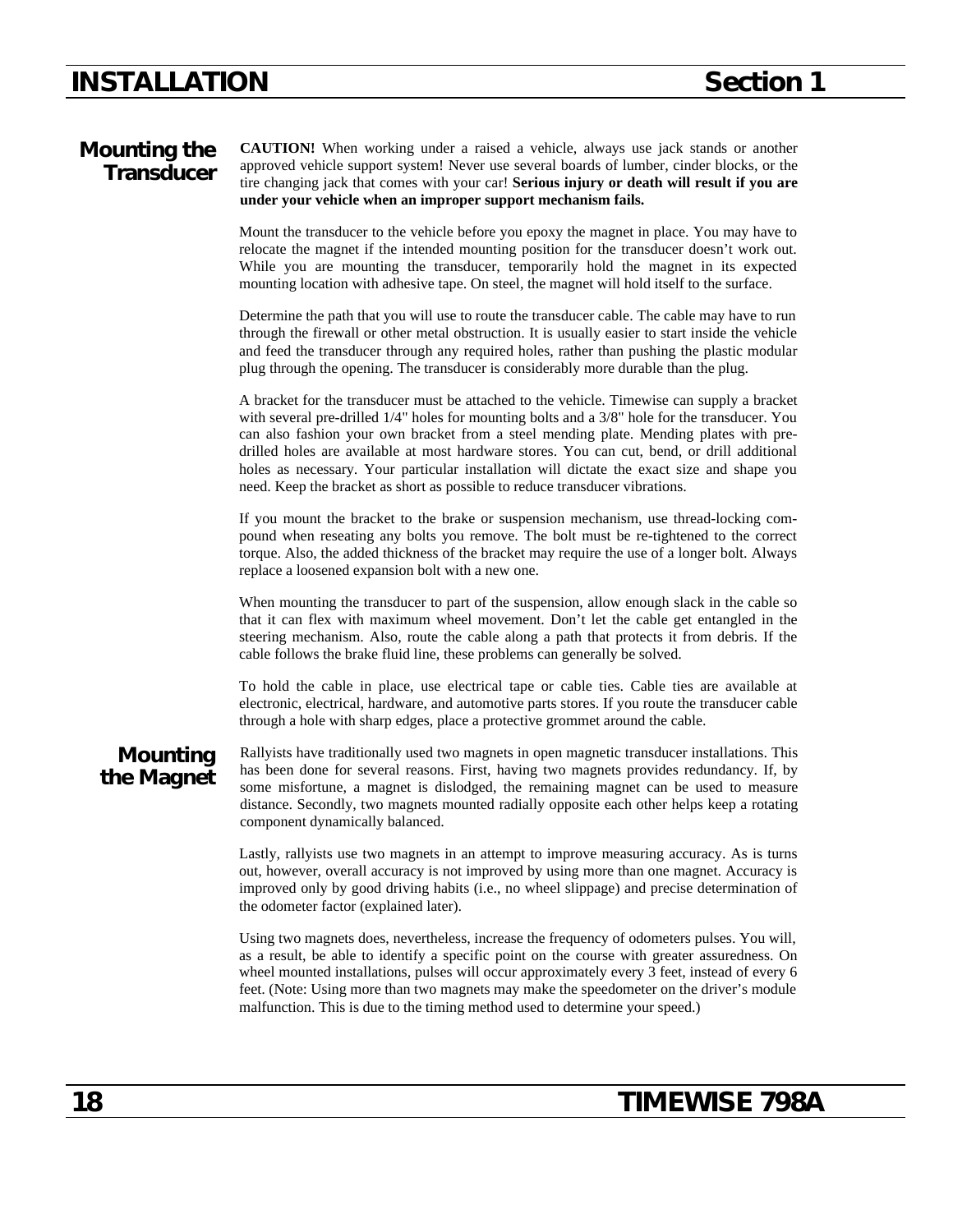## Mounting the Transducer

**CAUTION!** When working under a raised a vehicle, always use jack stands or another approved vehicle support system! Never use several boards of lumber, cinder blocks, or the tire changing jack that comes with your car! **Serious injury or death will result if you are under your vehicle when an improper support mechanism fails.**

Mount the transducer to the vehicle before you epoxy the magnet in place. You may have to relocate the magnet if the intended mounting position for the transducer doesn't work out. While you are mounting the transducer, temporarily hold the magnet in its expected mounting location with adhesive tape. On steel, the magnet will hold itself to the surface.

Determine the path that you will use to route the transducer cable. The cable may have to run through the firewall or other metal obstruction. It is usually easier to start inside the vehicle and feed the transducer through any required holes, rather than pushing the plastic modular plug through the opening. The transducer is considerably more durable than the plug.

A bracket for the transducer must be attached to the vehicle. Timewise can supply a bracket with several pre-drilled 1/4" holes for mounting bolts and a 3/8" hole for the transducer. You can also fashion your own bracket from a steel mending plate. Mending plates with pre-drilled holes are available at most hardware stores. You can cut, bend, or drill additional holes as necessary. Your particular installation will dictate the exact size and shape you need. Keep the bracket as short as possible to reduce transducer vibrations.

If you mount the bracket to the brake or suspension mechanism, use thread-locking compound when reseating any bolts you remove. The bolt must be re-tightened to the correct torque. Also, the added thickness of the bracket may require the use of a longer bolt. Always replace a loosened expansion bolt with a new one.

When mounting the transducer to part of the suspension, allow enough slack in the cable so that it can flex with maximum wheel movement. Don't let the cable get entangled in the steering mechanism. Also, route the cable along a path that protects it from debris. If the cable follows the brake fluid line, these problems can generally be solved.

To hold the cable in place, use electrical tape or cable ties. Cable ties are available at electronic, electrical, hardware, and automotive parts stores. If you route the transducer cable through a hole with sharp edges, place a protective grommet around the cable.

## Mounting the Magnet

Rallyists have traditionally used two magnets in open magnetic transducer installations. This has been done for several reasons. First, having two magnets provides redundancy. If, by some misfortune, a magnet is dislodged, the remaining magnet can be used to measure distance. Secondly, two magnets mounted radially opposite each other helps keep a rotating component dynamically balanced.

Lastly, rallyists use two magnets in an attempt to improve measuring accuracy. As is turns out, however, overall accuracy is not improved by using more than one magnet. Accuracy is improved only by good driving habits (i.e., no wheel slippage) and precise determination of the odometer factor (explained later).

Using two magnets does, nevertheless, increase the frequency of odometers pulses. You will, as a result, be able to identify a specific point on the course with greater assuredness. On wheel mounted installations, pulses will occur approximately every 3 feet, instead of every 6 feet. (Note: Using more than two magnets may make the speedometer on the driver's module malfunction. This is due to the timing method used to determine your speed.)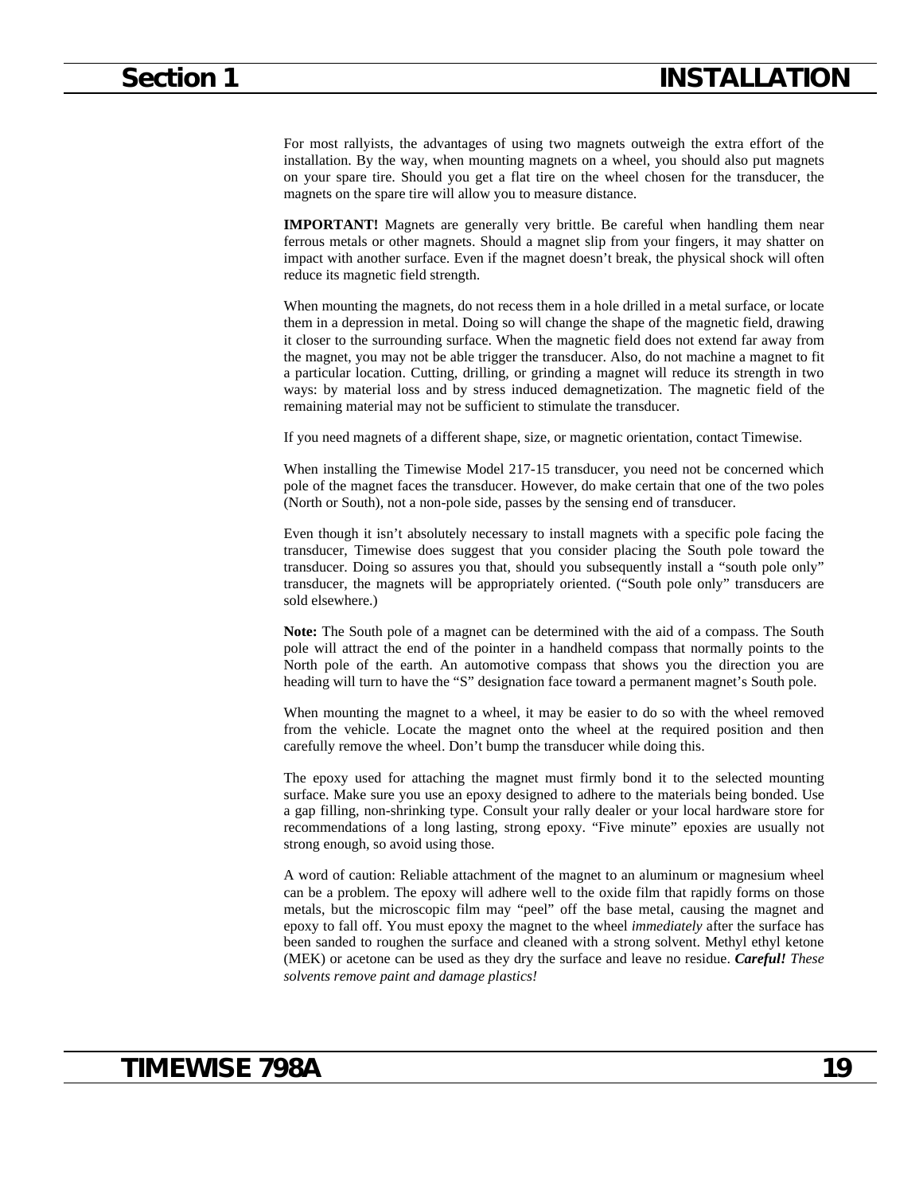For most rallyists, the advantages of using two magnets outweigh the extra effort of the installation. By the way, when mounting magnets on a wheel, you should also put magnets on your spare tire. Should you get a flat tire on the wheel chosen for the transducer, the magnets on the spare tire will allow you to measure distance.

**IMPORTANT!** Magnets are generally very brittle. Be careful when handling them near ferrous metals or other magnets. Should a magnet slip from your fingers, it may shatter on impact with another surface. Even if the magnet doesn't break, the physical shock will often reduce its magnetic field strength.

When mounting the magnets, do not recess them in a hole drilled in a metal surface, or locate them in a depression in metal. Doing so will change the shape of the magnetic field, drawing it closer to the surrounding surface. When the magnetic field does not extend far away from the magnet, you may not be able trigger the transducer. Also, do not machine a magnet to fit a particular location. Cutting, drilling, or grinding a magnet will reduce its strength in two ways: by material loss and by stress induced demagnetization. The magnetic field of the remaining material may not be sufficient to stimulate the transducer.

If you need magnets of a different shape, size, or magnetic orientation, contact Timewise.

When installing the Timewise Model 217-15 transducer, you need not be concerned which pole of the magnet faces the transducer. However, do make certain that one of the two poles (North or South), not a non-pole side, passes by the sensing end of transducer.

Even though it isn't absolutely necessary to install magnets with a specific pole facing the transducer, Timewise does suggest that you consider placing the South pole toward the transducer. Doing so assures you that, should you subsequently install a "south pole only" transducer, the magnets will be appropriately oriented. ("South pole only" transducers are sold elsewhere.)

**Note:** The South pole of a magnet can be determined with the aid of a compass. The South pole will attract the end of the pointer in a handheld compass that normally points to the North pole of the earth. An automotive compass that shows you the direction you are heading will turn to have the "S" designation face toward a permanent magnet's South pole.

When mounting the magnet to a wheel, it may be easier to do so with the wheel removed from the vehicle. Locate the magnet onto the wheel at the required position and then carefully remove the wheel. Don't bump the transducer while doing this.

The epoxy used for attaching the magnet must firmly bond it to the selected mounting surface. Make sure you use an epoxy designed to adhere to the materials being bonded. Use a gap filling, non-shrinking type. Consult your rally dealer or your local hardware store for recommendations of a long lasting, strong epoxy. "Five minute" epoxies are usually not strong enough, so avoid using those.

A word of caution: Reliable attachment of the magnet to an aluminum or magnesium wheel can be a problem. The epoxy will adhere well to the oxide film that rapidly forms on those metals, but the microscopic film may "peel" off the base metal, causing the magnet and epoxy to fall off. You must epoxy the magnet to the wheel *immediately* after the surface has been sanded to roughen the surface and cleaned with a strong solvent. Methyl ethyl ketone (MEK) or acetone can be used as they dry the surface and leave no residue. ***Careful!*** *These solvents remove paint and damage plastics!*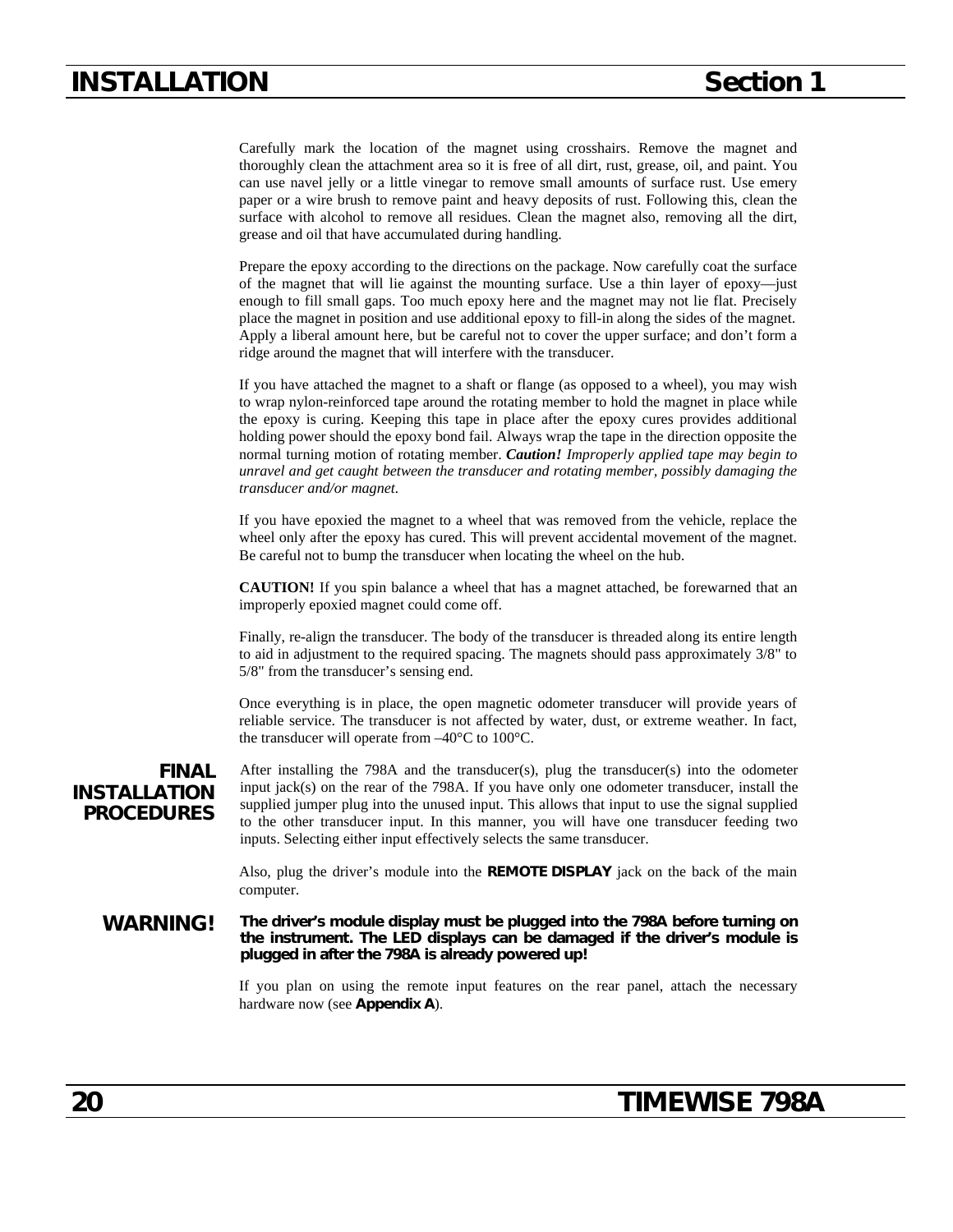Carefully mark the location of the magnet using crosshairs. Remove the magnet and thoroughly clean the attachment area so it is free of all dirt, rust, grease, oil, and paint. You can use navel jelly or a little vinegar to remove small amounts of surface rust. Use emery paper or a wire brush to remove paint and heavy deposits of rust. Following this, clean the surface with alcohol to remove all residues. Clean the magnet also, removing all the dirt, grease and oil that have accumulated during handling.

Prepare the epoxy according to the directions on the package. Now carefully coat the surface of the magnet that will lie against the mounting surface. Use a thin layer of epoxy—just enough to fill small gaps. Too much epoxy here and the magnet may not lie flat. Precisely place the magnet in position and use additional epoxy to fill-in along the sides of the magnet. Apply a liberal amount here, but be careful not to cover the upper surface; and don't form a ridge around the magnet that will interfere with the transducer.

If you have attached the magnet to a shaft or flange (as opposed to a wheel), you may wish to wrap nylon-reinforced tape around the rotating member to hold the magnet in place while the epoxy is curing. Keeping this tape in place after the epoxy cures provides additional holding power should the epoxy bond fail. Always wrap the tape in the direction opposite the normal turning motion of rotating member. ***Caution!*** *Improperly applied tape may begin to unravel and get caught between the transducer and rotating member, possibly damaging the transducer and/or magnet.*

If you have epoxied the magnet to a wheel that was removed from the vehicle, replace the wheel only after the epoxy has cured. This will prevent accidental movement of the magnet. Be careful not to bump the transducer when locating the wheel on the hub.

**CAUTION!** If you spin balance a wheel that has a magnet attached, be forewarned that an improperly epoxied magnet could come off.

Finally, re-align the transducer. The body of the transducer is threaded along its entire length to aid in adjustment to the required spacing. The magnets should pass approximately 3/8" to 5/8" from the transducer's sensing end.

Once everything is in place, the open magnetic odometer transducer will provide years of reliable service. The transducer is not affected by water, dust, or extreme weather. In fact, the transducer will operate from –40°C to 100°C.

## FINAL INSTALLATION PROCEDURES

After installing the 798A and the transducer(s), plug the transducer(s) into the odometer input jack(s) on the rear of the 798A. If you have only one odometer transducer, install the supplied jumper plug into the unused input. This allows that input to use the signal supplied to the other transducer input. In this manner, you will have one transducer feeding two inputs. Selecting either input effectively selects the same transducer.

Also, plug the driver's module into the **REMOTE DISPLAY** jack on the back of the main computer.

**WARNING!** **The driver's module display must be plugged into the 798A before turning on the instrument. The LED displays can be damaged if the driver's module is plugged in after the 798A is already powered up!**

If you plan on using the remote input features on the rear panel, attach the necessary hardware now (see **Appendix A**).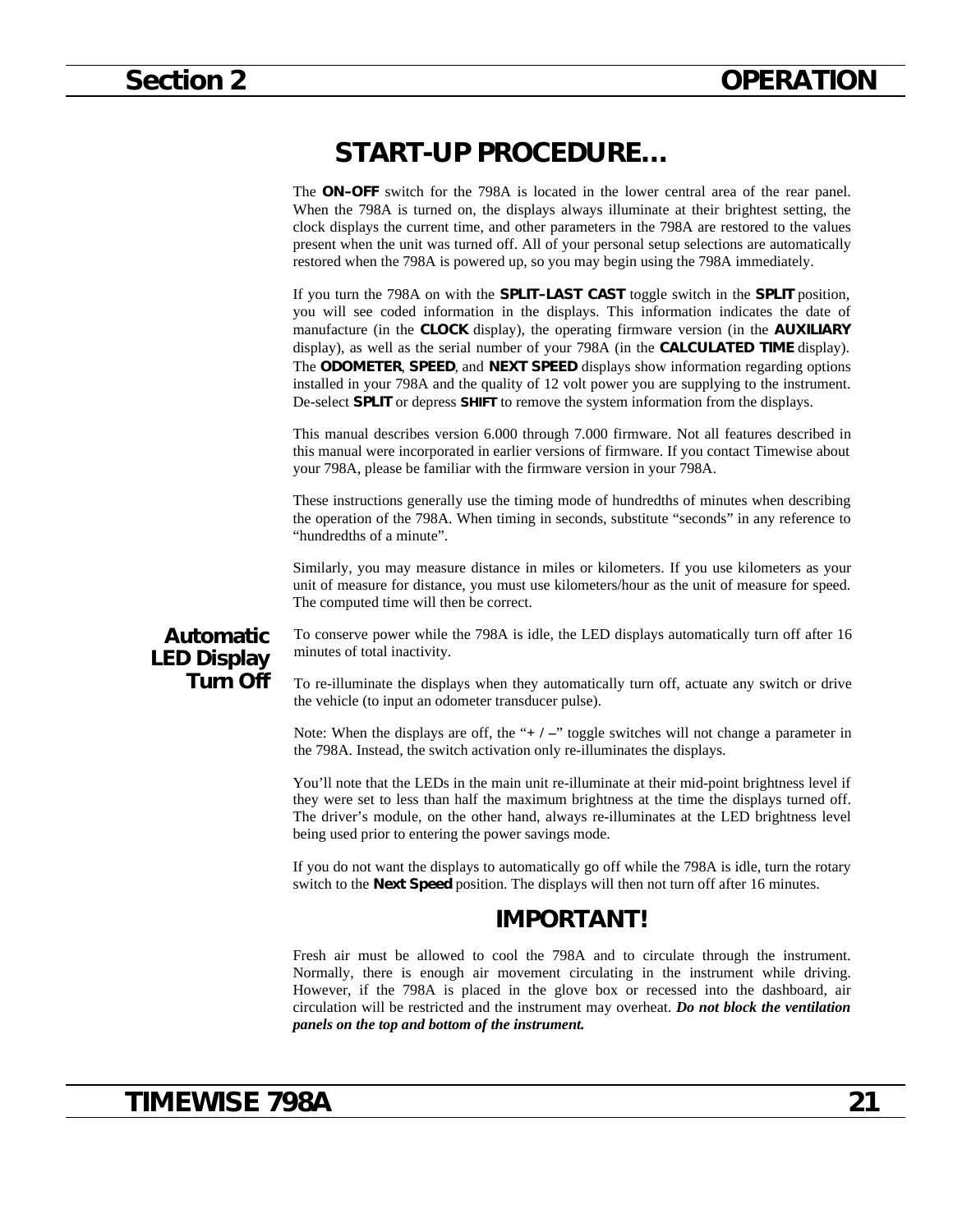# START-UP PROCEDURE…

The **ON–OFF** switch for the 798A is located in the lower central area of the rear panel. When the 798A is turned on, the displays always illuminate at their brightest setting, the clock displays the current time, and other parameters in the 798A are restored to the values present when the unit was turned off. All of your personal setup selections are automatically restored when the 798A is powered up, so you may begin using the 798A immediately.

If you turn the 798A on with the **SPLIT–LAST CAST** toggle switch in the **SPLIT** position, you will see coded information in the displays. This information indicates the date of manufacture (in the **CLOCK** display), the operating firmware version (in the **AUXILIARY** display), as well as the serial number of your 798A (in the **CALCULATED TIME** display). The **ODOMETER**, **SPEED**, and **NEXT SPEED** displays show information regarding options installed in your 798A and the quality of 12 volt power you are supplying to the instrument. De-select **SPLIT** or depress **SHIFT** to remove the system information from the displays.

This manual describes version 6.000 through 7.000 firmware. Not all features described in this manual were incorporated in earlier versions of firmware. If you contact Timewise about your 798A, please be familiar with the firmware version in your 798A.

These instructions generally use the timing mode of hundredths of minutes when describing the operation of the 798A. When timing in seconds, substitute “seconds” in any reference to “hundredths of a minute”.

Similarly, you may measure distance in miles or kilometers. If you use kilometers as your unit of measure for distance, you must use kilometers/hour as the unit of measure for speed. The computed time will then be correct.

### Automatic LED Display Turn Off

To conserve power while the 798A is idle, the LED displays automatically turn off after 16 minutes of total inactivity.

To re-illuminate the displays when they automatically turn off, actuate any switch or drive the vehicle (to input an odometer transducer pulse).

Note: When the displays are off, the “**+ / –**” toggle switches will not change a parameter in the 798A. Instead, the switch activation only re-illuminates the displays.

You’ll note that the LEDs in the main unit re-illuminate at their mid-point brightness level if they were set to less than half the maximum brightness at the time the displays turned off. The driver’s module, on the other hand, always re-illuminates at the LED brightness level being used prior to entering the power savings mode.

If you do not want the displays to automatically go off while the 798A is idle, turn the rotary switch to the **Next Speed** position. The displays will then not turn off after 16 minutes.

## IMPORTANT!

Fresh air must be allowed to cool the 798A and to circulate through the instrument. Normally, there is enough air movement circulating in the instrument while driving. However, if the 798A is placed in the glove box or recessed into the dashboard, air circulation will be restricted and the instrument may overheat. ***Do not block the ventilation panels on the top and bottom of the instrument.***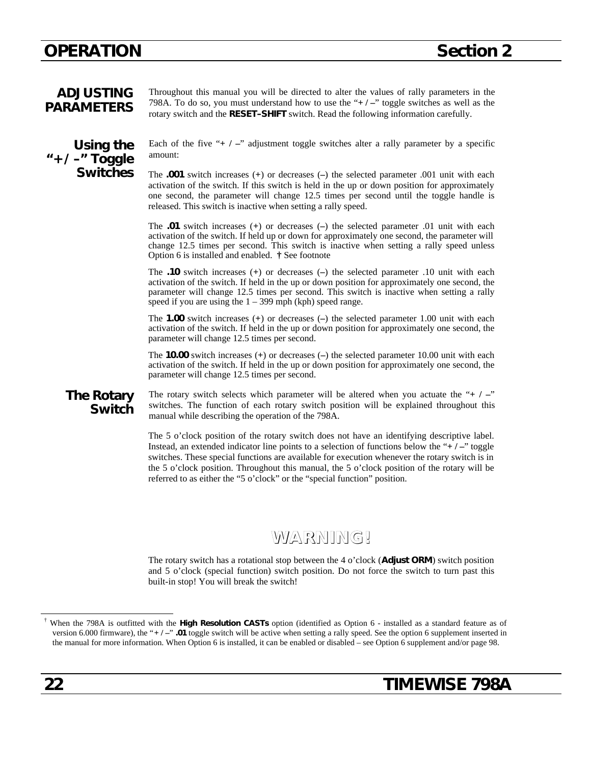## ADJUSTING PARAMETERS

Throughout this manual you will be directed to alter the values of rally parameters in the 798A. To do so, you must understand how to use the "+ / –" toggle switches as well as the rotary switch and the **RESET–SHIFT** switch. Read the following information carefully.

### Using the "+ / –" Toggle Switches

Each of the five "+ / –" adjustment toggle switches alter a rally parameter by a specific amount:

The **.001** switch increases (+) or decreases (–) the selected parameter .001 unit with each activation of the switch. If this switch is held in the up or down position for approximately one second, the parameter will change 12.5 times per second until the toggle handle is released. This switch is inactive when setting a rally speed.

The **.01** switch increases (+) or decreases (–) the selected parameter .01 unit with each activation of the switch. If held up or down for approximately one second, the parameter will change 12.5 times per second. This switch is inactive when setting a rally speed unless Option 6 is installed and enabled. **†** See footnote

The **.10** switch increases (+) or decreases (–) the selected parameter .10 unit with each activation of the switch. If held in the up or down position for approximately one second, the parameter will change 12.5 times per second. This switch is inactive when setting a rally speed if you are using the 1 – 399 mph (kph) speed range.

The **1.00** switch increases (+) or decreases (–) the selected parameter 1.00 unit with each activation of the switch. If held in the up or down position for approximately one second, the parameter will change 12.5 times per second.

The **10.00** switch increases (+) or decreases (–) the selected parameter 10.00 unit with each activation of the switch. If held in the up or down position for approximately one second, the parameter will change 12.5 times per second.

### The Rotary Switch

The rotary switch selects which parameter will be altered when you actuate the "+ / –" switches. The function of each rotary switch position will be explained throughout this manual while describing the operation of the 798A.

The 5 o'clock position of the rotary switch does not have an identifying descriptive label. Instead, an extended indicator line points to a selection of functions below the "+ / –" toggle switches. These special functions are available for execution whenever the rotary switch is in the 5 o'clock position. Throughout this manual, the 5 o'clock position of the rotary will be referred to as either the "5 o'clock" or the "special function" position.

**WARNING!**

The rotary switch has a rotational stop between the 4 o'clock (**Adjust ORM**) switch position and 5 o'clock (special function) switch position. Do not force the switch to turn past this built-in stop! You will break the switch!

---

† When the 798A is outfitted with the **High Resolution CASTs** option (identified as Option 6 - installed as a standard feature as of version 6.000 firmware), the "+ / –" **.01** toggle switch will be active when setting a rally speed. See the option 6 supplement inserted in the manual for more information. When Option 6 is installed, it can be enabled or disabled – see Option 6 supplement and/or page 98.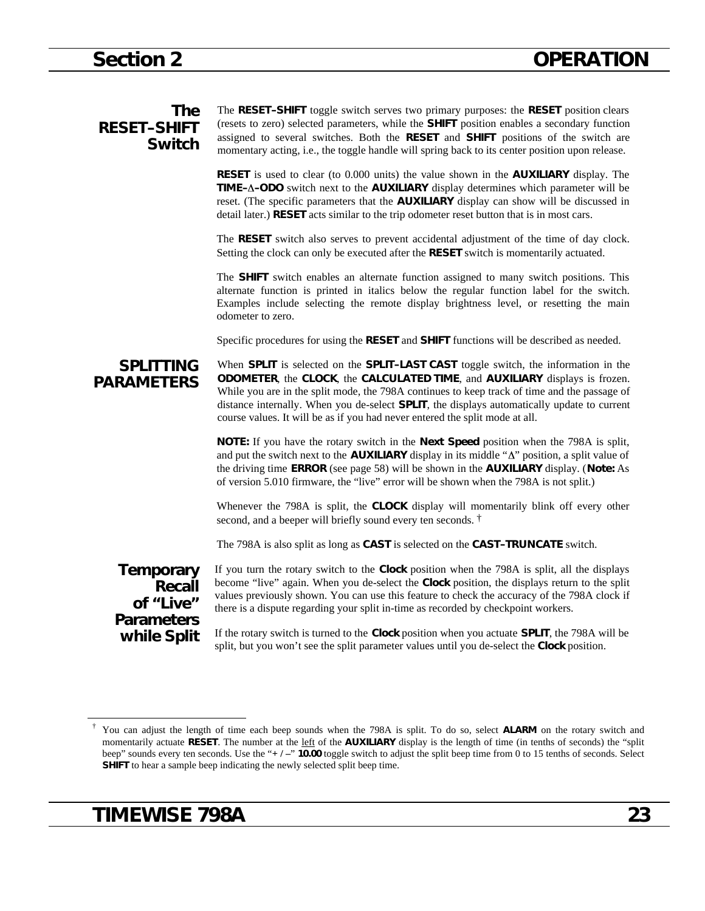## The RESET–SHIFT Switch

The **RESET–SHIFT** toggle switch serves two primary purposes: the **RESET** position clears (resets to zero) selected parameters, while the **SHIFT** position enables a secondary function assigned to several switches. Both the **RESET** and **SHIFT** positions of the switch are momentary acting, i.e., the toggle handle will spring back to its center position upon release.

**RESET** is used to clear (to 0.000 units) the value shown in the **AUXILIARY** display. The **TIME–Δ–ODO** switch next to the **AUXILIARY** display determines which parameter will be reset. (The specific parameters that the **AUXILIARY** display can show will be discussed in detail later.) **RESET** acts similar to the trip odometer reset button that is in most cars.

The **RESET** switch also serves to prevent accidental adjustment of the time of day clock. Setting the clock can only be executed after the **RESET** switch is momentarily actuated.

The **SHIFT** switch enables an alternate function assigned to many switch positions. This alternate function is printed in italics below the regular function label for the switch. Examples include selecting the remote display brightness level, or resetting the main odometer to zero.

Specific procedures for using the **RESET** and **SHIFT** functions will be described as needed.

## SPLITTING PARAMETERS

When **SPLIT** is selected on the **SPLIT–LAST CAST** toggle switch, the information in the **ODOMETER**, the **CLOCK**, the **CALCULATED TIME**, and **AUXILIARY** displays is frozen. While you are in the split mode, the 798A continues to keep track of time and the passage of distance internally. When you de-select **SPLIT**, the displays automatically update to current course values. It will be as if you had never entered the split mode at all.

**NOTE:** If you have the rotary switch in the **Next Speed** position when the 798A is split, and put the switch next to the **AUXILIARY** display in its middle "Δ" position, a split value of the driving time **ERROR** (see page 58) will be shown in the **AUXILIARY** display. (**Note:** As of version 5.010 firmware, the "live" error will be shown when the 798A is not split.)

Whenever the 798A is split, the **CLOCK** display will momentarily blink off every other second, and a beeper will briefly sound every ten seconds. †

The 798A is also split as long as **CAST** is selected on the **CAST–TRUNCATE** switch.

### Temporary Recall of "Live" Parameters while Split

If you turn the rotary switch to the **Clock** position when the 798A is split, all the displays become "live" again. When you de-select the **Clock** position, the displays return to the split values previously shown. You can use this feature to check the accuracy of the 798A clock if there is a dispute regarding your split in-time as recorded by checkpoint workers.

If the rotary switch is turned to the **Clock** position when you actuate **SPLIT**, the 798A will be split, but you won't see the split parameter values until you de-select the **Clock** position.

---

† You can adjust the length of time each beep sounds when the 798A is split. To do so, select **ALARM** on the rotary switch and momentarily actuate **RESET**. The number at the left of the **AUXILIARY** display is the length of time (in tenths of seconds) the "split beep" sounds every ten seconds. Use the "**+ / –**" **10.00** toggle switch to adjust the split beep time from 0 to 15 tenths of seconds. Select **SHIFT** to hear a sample beep indicating the newly selected split beep time.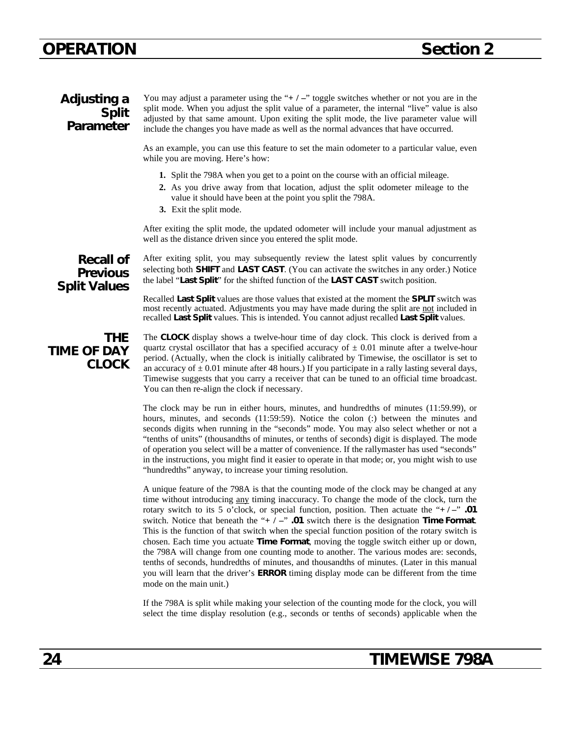## Adjusting a Split Parameter

You may adjust a parameter using the "**+ / –**" toggle switches whether or not you are in the split mode. When you adjust the split value of a parameter, the internal "live" value is also adjusted by that same amount. Upon exiting the split mode, the live parameter value will include the changes you have made as well as the normal advances that have occurred.

As an example, you can use this feature to set the main odometer to a particular value, even while you are moving. Here's how:

1. Split the 798A when you get to a point on the course with an official mileage.
2. As you drive away from that location, adjust the split odometer mileage to the value it should have been at the point you split the 798A.
3. Exit the split mode.

After exiting the split mode, the updated odometer will include your manual adjustment as well as the distance driven since you entered the split mode.

## Recall of Previous Split Values

After exiting split, you may subsequently review the latest split values by concurrently selecting both **SHIFT** and **LAST CAST**. (You can activate the switches in any order.) Notice the label "**Last Split**" for the shifted function of the **LAST CAST** switch position.

Recalled **Last Split** values are those values that existed at the moment the **SPLIT** switch was most recently actuated. Adjustments you may have made during the split are not included in recalled **Last Split** values. This is intended. You cannot adjust recalled **Last Split** values.

## THE TIME OF DAY CLOCK

The **CLOCK** display shows a twelve-hour time of day clock. This clock is derived from a quartz crystal oscillator that has a specified accuracy of ± 0.01 minute after a twelve-hour period. (Actually, when the clock is initially calibrated by Timewise, the oscillator is set to an accuracy of ± 0.01 minute after 48 hours.) If you participate in a rally lasting several days, Timewise suggests that you carry a receiver that can be tuned to an official time broadcast. You can then re-align the clock if necessary.

The clock may be run in either hours, minutes, and hundredths of minutes (11:59.99), or hours, minutes, and seconds (11:59:59). Notice the colon (:) between the minutes and seconds digits when running in the "seconds" mode. You may also select whether or not a "tenths of units" (thousandths of minutes, or tenths of seconds) digit is displayed. The mode of operation you select will be a matter of convenience. If the rallymaster has used "seconds" in the instructions, you might find it easier to operate in that mode; or, you might wish to use "hundredths" anyway, to increase your timing resolution.

A unique feature of the 798A is that the counting mode of the clock may be changed at any time without introducing any timing inaccuracy. To change the mode of the clock, turn the rotary switch to its 5 o'clock, or special function, position. Then actuate the "**+ / –**" **.01** switch. Notice that beneath the "**+ / –**" **.01** switch there is the designation **Time Format**. This is the function of that switch when the special function position of the rotary switch is chosen. Each time you actuate **Time Format**, moving the toggle switch either up or down, the 798A will change from one counting mode to another. The various modes are: seconds, tenths of seconds, hundredths of minutes, and thousandths of minutes. (Later in this manual you will learn that the driver's **ERROR** timing display mode can be different from the time mode on the main unit.)

If the 798A is split while making your selection of the counting mode for the clock, you will select the time display resolution (e.g., seconds or tenths of seconds) applicable when the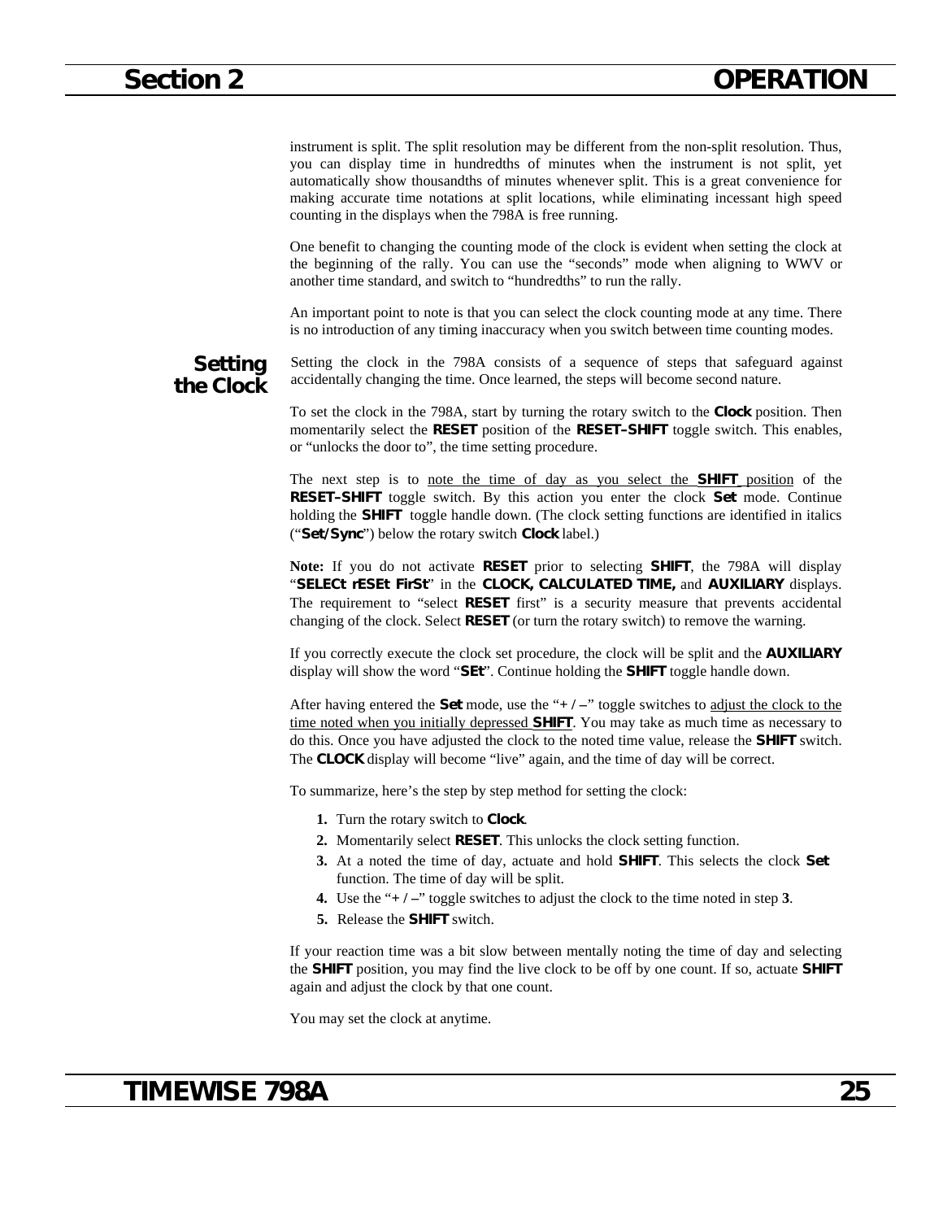instrument is split. The split resolution may be different from the non-split resolution. Thus, you can display time in hundredths of minutes when the instrument is not split, yet automatically show thousandths of minutes whenever split. This is a great convenience for making accurate time notations at split locations, while eliminating incessant high speed counting in the displays when the 798A is free running.

One benefit to changing the counting mode of the clock is evident when setting the clock at the beginning of the rally. You can use the “seconds” mode when aligning to WWV or another time standard, and switch to “hundredths” to run the rally.

An important point to note is that you can select the clock counting mode at any time. There is no introduction of any timing inaccuracy when you switch between time counting modes.

## Setting the Clock

Setting the clock in the 798A consists of a sequence of steps that safeguard against accidentally changing the time. Once learned, the steps will become second nature.

To set the clock in the 798A, start by turning the rotary switch to the **Clock** position. Then momentarily select the **RESET** position of the **RESET–SHIFT** toggle switch. This enables, or “unlocks the door to”, the time setting procedure.

The next step is to <u>note the time of day as you select the **SHIFT** position</u> of the **RESET–SHIFT** toggle switch. By this action you enter the clock **Set** mode. Continue holding the **SHIFT** toggle handle down. (The clock setting functions are identified in italics (“***Set/Sync***”) below the rotary switch **Clock** label.)

**Note:** If you do not activate **RESET** prior to selecting **SHIFT**, the 798A will display “**SELECt rESEt FirSt**” in the **CLOCK, CALCULATED TIME,** and **AUXILIARY** displays. The requirement to “select **RESET** first” is a security measure that prevents accidental changing of the clock. Select **RESET** (or turn the rotary switch) to remove the warning.

If you correctly execute the clock set procedure, the clock will be split and the **AUXILIARY** display will show the word “**SEt**”. Continue holding the **SHIFT** toggle handle down.

After having entered the **Set** mode, use the “**+ / –**” toggle switches to <u>adjust the clock to the time noted when you initially depressed **SHIFT**</u>. You may take as much time as necessary to do this. Once you have adjusted the clock to the noted time value, release the **SHIFT** switch. The **CLOCK** display will become “live” again, and the time of day will be correct.

To summarize, here’s the step by step method for setting the clock:

1. Turn the rotary switch to **Clock**.
2. Momentarily select **RESET**. This unlocks the clock setting function.
3. At a noted the time of day, actuate and hold **SHIFT**. This selects the clock **Set** function. The time of day will be split.
4. Use the “**+ / –**” toggle switches to adjust the clock to the time noted in step **3**.
5. Release the **SHIFT** switch.

If your reaction time was a bit slow between mentally noting the time of day and selecting the **SHIFT** position, you may find the live clock to be off by one count. If so, actuate **SHIFT** again and adjust the clock by that one count.

You may set the clock at anytime.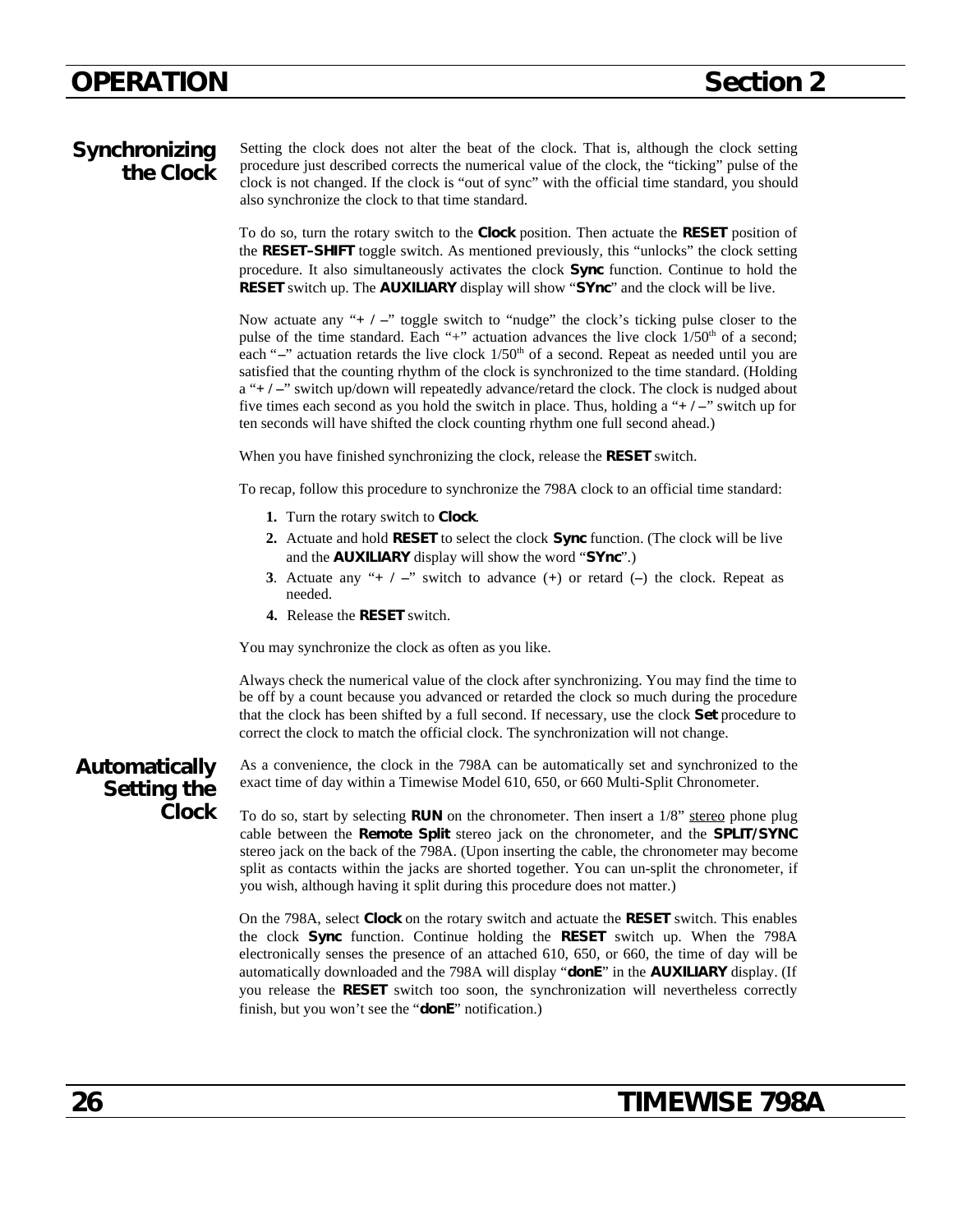## Synchronizing the Clock

Setting the clock does not alter the beat of the clock. That is, although the clock setting procedure just described corrects the numerical value of the clock, the "ticking" pulse of the clock is not changed. If the clock is "out of sync" with the official time standard, you should also synchronize the clock to that time standard.

To do so, turn the rotary switch to the **Clock** position. Then actuate the **RESET** position of the **RESET-SHIFT** toggle switch. As mentioned previously, this "unlocks" the clock setting procedure. It also simultaneously activates the clock **Sync** function. Continue to hold the **RESET** switch up. The **AUXILIARY** display will show "**SYnc**" and the clock will be live.

Now actuate any "**+ / –**" toggle switch to "nudge" the clock's ticking pulse closer to the pulse of the time standard. Each "+" actuation advances the live clock $1/50^{th}$ of a second; each "**–**" actuation retards the live clock $1/50^{th}$ of a second. Repeat as needed until you are satisfied that the counting rhythm of the clock is synchronized to the time standard. (Holding a "**+ / –**" switch up/down will repeatedly advance/retard the clock. The clock is nudged about five times each second as you hold the switch in place. Thus, holding a "**+ / –**" switch up for ten seconds will have shifted the clock counting rhythm one full second ahead.)

When you have finished synchronizing the clock, release the **RESET** switch.

To recap, follow this procedure to synchronize the 798A clock to an official time standard:

1. Turn the rotary switch to **Clock**.
2. Actuate and hold **RESET** to select the clock **Sync** function. (The clock will be live and the **AUXILIARY** display will show the word "**SYnc**".)
3. Actuate any "**+ / –**" switch to advance (+) or retard (**–**) the clock. Repeat as needed.
4. Release the **RESET** switch.

You may synchronize the clock as often as you like.

Always check the numerical value of the clock after synchronizing. You may find the time to be off by a count because you advanced or retarded the clock so much during the procedure that the clock has been shifted by a full second. If necessary, use the clock **Set** procedure to correct the clock to match the official clock. The synchronization will not change.

## Automatically Setting the Clock

As a convenience, the clock in the 798A can be automatically set and synchronized to the exact time of day within a Timewise Model 610, 650, or 660 Multi-Split Chronometer.

To do so, start by selecting **RUN** on the chronometer. Then insert a 1/8" stereo phone plug cable between the **Remote Split** stereo jack on the chronometer, and the **SPLIT/SYNC** stereo jack on the back of the 798A. (Upon inserting the cable, the chronometer may become split as contacts within the jacks are shorted together. You can un-split the chronometer, if you wish, although having it split during this procedure does not matter.)

On the 798A, select **Clock** on the rotary switch and actuate the **RESET** switch. This enables the clock **Sync** function. Continue holding the **RESET** switch up. When the 798A electronically senses the presence of an attached 610, 650, or 660, the time of day will be automatically downloaded and the 798A will display "**donE**" in the **AUXILIARY** display. (If you release the **RESET** switch too soon, the synchronization will nevertheless correctly finish, but you won't see the "**donE**" notification.)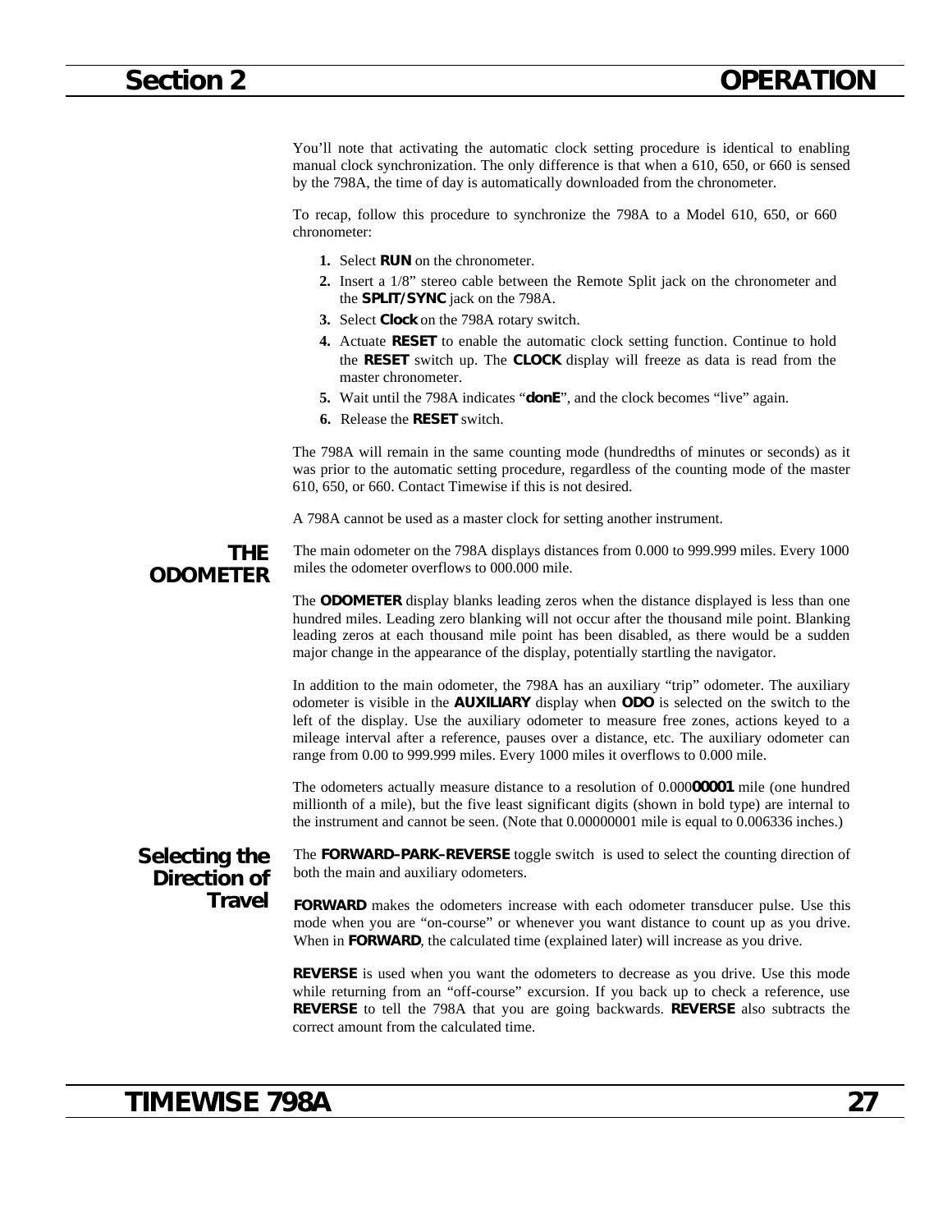You'll note that activating the automatic clock setting procedure is identical to enabling manual clock synchronization. The only difference is that when a 610, 650, or 660 is sensed by the 798A, the time of day is automatically downloaded from the chronometer.

To recap, follow this procedure to synchronize the 798A to a Model 610, 650, or 660 chronometer:

1. Select **RUN** on the chronometer.
2. Insert a 1/8" stereo cable between the Remote Split jack on the chronometer and the **SPLIT/SYNC** jack on the 798A.
3. Select **Clock** on the 798A rotary switch.
4. Actuate **RESET** to enable the automatic clock setting function. Continue to hold the **RESET** switch up. The **CLOCK** display will freeze as data is read from the master chronometer.
5. Wait until the 798A indicates "**donE**", and the clock becomes "live" again.
6. Release the **RESET** switch.

The 798A will remain in the same counting mode (hundredths of minutes or seconds) as it was prior to the automatic setting procedure, regardless of the counting mode of the master 610, 650, or 660. Contact Timewise if this is not desired.

A 798A cannot be used as a master clock for setting another instrument.

## THE ODOMETER

The main odometer on the 798A displays distances from 0.000 to 999.999 miles. Every 1000 miles the odometer overflows to 000.000 mile.

The **ODOMETER** display blanks leading zeros when the distance displayed is less than one hundred miles. Leading zero blanking will not occur after the thousand mile point. Blanking leading zeros at each thousand mile point has been disabled, as there would be a sudden major change in the appearance of the display, potentially startling the navigator.

In addition to the main odometer, the 798A has an auxiliary "trip" odometer. The auxiliary odometer is visible in the **AUXILIARY** display when **ODO** is selected on the switch to the left of the display. Use the auxiliary odometer to measure free zones, actions keyed to a mileage interval after a reference, pauses over a distance, etc. The auxiliary odometer can range from 0.00 to 999.999 miles. Every 1000 miles it overflows to 0.000 mile.

The odometers actually measure distance to a resolution of 0.000**00001** mile (one hundred millionth of a mile), but the five least significant digits (shown in bold type) are internal to the instrument and cannot be seen. (Note that 0.00000001 mile is equal to 0.006336 inches.)

### Selecting the Direction of Travel

The **FORWARD–PARK–REVERSE** toggle switch is used to select the counting direction of both the main and auxiliary odometers.

**FORWARD** makes the odometers increase with each odometer transducer pulse. Use this mode when you are "on-course" or whenever you want distance to count up as you drive. When in **FORWARD**, the calculated time (explained later) will increase as you drive.

**REVERSE** is used when you want the odometers to decrease as you drive. Use this mode while returning from an "off-course" excursion. If you back up to check a reference, use **REVERSE** to tell the 798A that you are going backwards. **REVERSE** also subtracts the correct amount from the calculated time.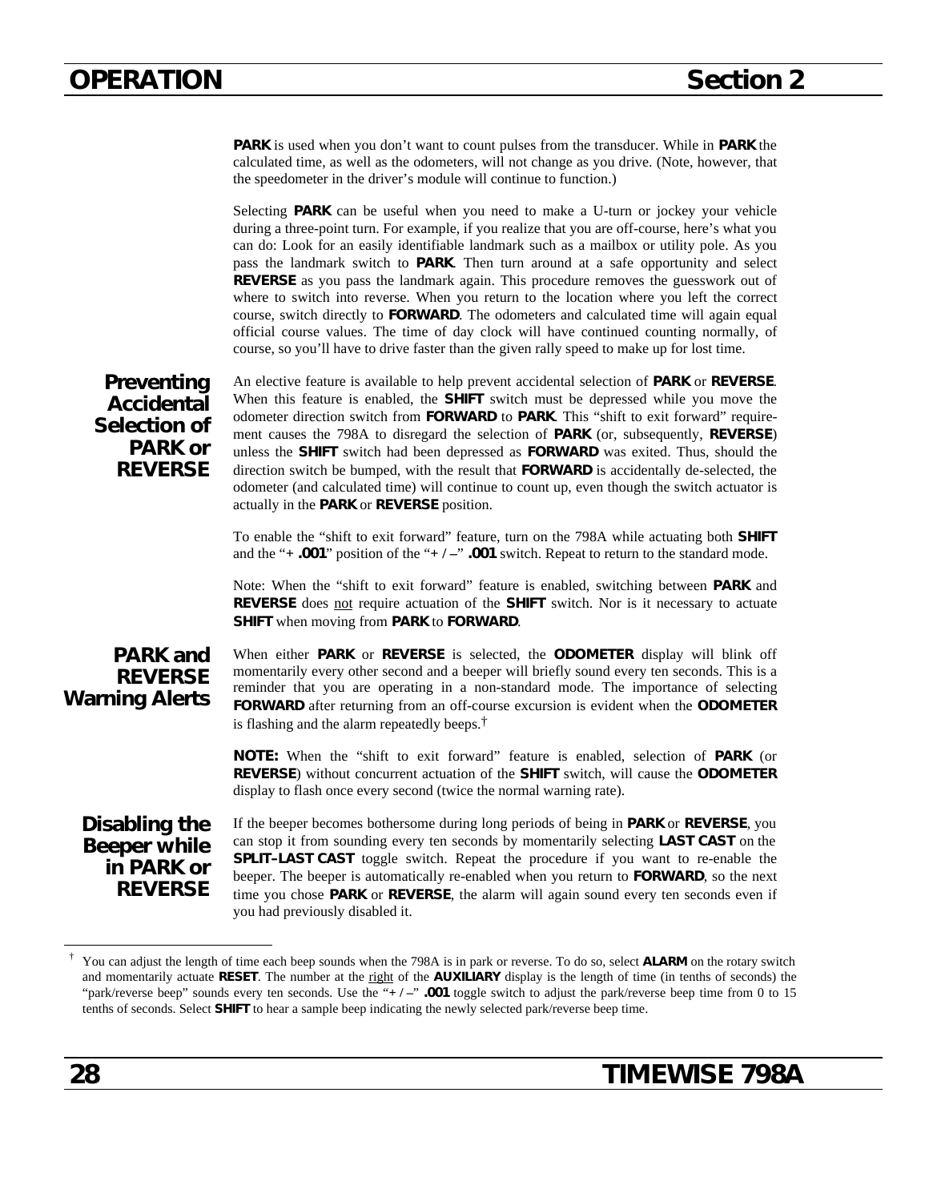**PARK** is used when you don't want to count pulses from the transducer. While in **PARK** the calculated time, as well as the odometers, will not change as you drive. (Note, however, that the speedometer in the driver's module will continue to function.)

Selecting **PARK** can be useful when you need to make a U-turn or jockey your vehicle during a three-point turn. For example, if you realize that you are off-course, here's what you can do: Look for an easily identifiable landmark such as a mailbox or utility pole. As you pass the landmark switch to **PARK**. Then turn around at a safe opportunity and select **REVERSE** as you pass the landmark again. This procedure removes the guesswork out of where to switch into reverse. When you return to the location where you left the correct course, switch directly to **FORWARD**. The odometers and calculated time will again equal official course values. The time of day clock will have continued counting normally, of course, so you'll have to drive faster than the given rally speed to make up for lost time.

## Preventing Accidental Selection of PARK or REVERSE

An elective feature is available to help prevent accidental selection of **PARK** or **REVERSE**. When this feature is enabled, the **SHIFT** switch must be depressed while you move the odometer direction switch from **FORWARD** to **PARK**. This "shift to exit forward" requirement causes the 798A to disregard the selection of **PARK** (or, subsequently, **REVERSE**) unless the **SHIFT** switch had been depressed as **FORWARD** was exited. Thus, should the direction switch be bumped, with the result that **FORWARD** is accidentally de-selected, the odometer (and calculated time) will continue to count up, even though the switch actuator is actually in the **PARK** or **REVERSE** position.

To enable the "shift to exit forward" feature, turn on the 798A while actuating both **SHIFT** and the "**+ .001**" position of the "**+ / –**" **.001** switch. Repeat to return to the standard mode.

Note: When the "shift to exit forward" feature is enabled, switching between **PARK** and **REVERSE** does not require actuation of the **SHIFT** switch. Nor is it necessary to actuate **SHIFT** when moving from **PARK** to **FORWARD**.

## PARK and REVERSE Warning Alerts

When either **PARK** or **REVERSE** is selected, the **ODOMETER** display will blink off momentarily every other second and a beeper will briefly sound every ten seconds. This is a reminder that you are operating in a non-standard mode. The importance of selecting **FORWARD** after returning from an off-course excursion is evident when the **ODOMETER** is flashing and the alarm repeatedly beeps.†

**NOTE:** When the "shift to exit forward" feature is enabled, selection of **PARK** (or **REVERSE**) without concurrent actuation of the **SHIFT** switch, will cause the **ODOMETER** display to flash once every second (twice the normal warning rate).

## Disabling the Beeper while in PARK or REVERSE

If the beeper becomes bothersome during long periods of being in **PARK** or **REVERSE**, you can stop it from sounding every ten seconds by momentarily selecting **LAST CAST** on the **SPLIT–LAST CAST** toggle switch. Repeat the procedure if you want to re-enable the beeper. The beeper is automatically re-enabled when you return to **FORWARD**, so the next time you chose **PARK** or **REVERSE**, the alarm will again sound every ten seconds even if you had previously disabled it.

---

† You can adjust the length of time each beep sounds when the 798A is in park or reverse. To do so, select **ALARM** on the rotary switch and momentarily actuate **RESET**. The number at the right of the **AUXILIARY** display is the length of time (in tenths of seconds) the "park/reverse beep" sounds every ten seconds. Use the "**+ / –**" **.001** toggle switch to adjust the park/reverse beep time from 0 to 15 tenths of seconds. Select **SHIFT** to hear a sample beep indicating the newly selected park/reverse beep time.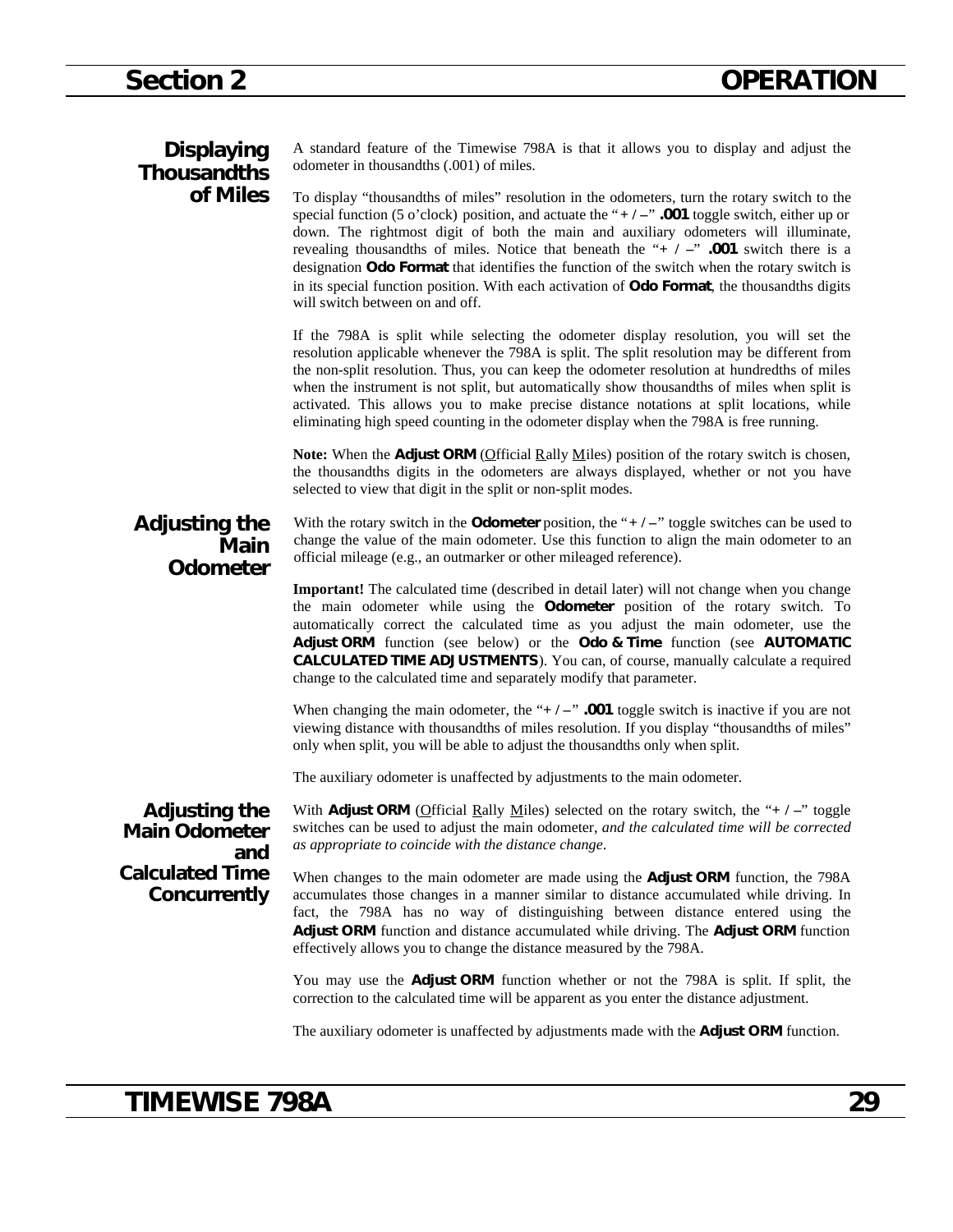## Displaying Thousandths of Miles

A standard feature of the Timewise 798A is that it allows you to display and adjust the odometer in thousandths (.001) of miles.

To display "thousandths of miles" resolution in the odometers, turn the rotary switch to the special function (5 o'clock) position, and actuate the "**+ / –**" **.001** toggle switch, either up or down. The rightmost digit of both the main and auxiliary odometers will illuminate, revealing thousandths of miles. Notice that beneath the "**+ / –**" **.001** switch there is a designation **Odo Format** that identifies the function of the switch when the rotary switch is in its special function position. With each activation of **Odo Format**, the thousandths digits will switch between on and off.

If the 798A is split while selecting the odometer display resolution, you will set the resolution applicable whenever the 798A is split. The split resolution may be different from the non-split resolution. Thus, you can keep the odometer resolution at hundredths of miles when the instrument is not split, but automatically show thousandths of miles when split is activated. This allows you to make precise distance notations at split locations, while eliminating high speed counting in the odometer display when the 798A is free running.

**Note:** When the **Adjust ORM** (Official Rally Miles) position of the rotary switch is chosen, the thousandths digits in the odometers are always displayed, whether or not you have selected to view that digit in the split or non-split modes.

## Adjusting the Main Odometer

With the rotary switch in the **Odometer** position, the "**+ / –**" toggle switches can be used to change the value of the main odometer. Use this function to align the main odometer to an official mileage (e.g., an outmarker or other mileaged reference).

**Important!** The calculated time (described in detail later) will not change when you change the main odometer while using the **Odometer** position of the rotary switch. To automatically correct the calculated time as you adjust the main odometer, use the **Adjust ORM** function (see below) or the **Odo & Time** function (see **AUTOMATIC CALCULATED TIME ADJUSTMENTS**). You can, of course, manually calculate a required change to the calculated time and separately modify that parameter.

When changing the main odometer, the "**+ / –**" **.001** toggle switch is inactive if you are not viewing distance with thousandths of miles resolution. If you display "thousandths of miles" only when split, you will be able to adjust the thousandths only when split.

The auxiliary odometer is unaffected by adjustments to the main odometer.

## Adjusting the Main Odometer and Calculated Time Concurrently

With **Adjust ORM** (Official Rally Miles) selected on the rotary switch, the "**+ / –**" toggle switches can be used to adjust the main odometer, *and the calculated time will be corrected as appropriate to coincide with the distance change*.

When changes to the main odometer are made using the **Adjust ORM** function, the 798A accumulates those changes in a manner similar to distance accumulated while driving. In fact, the 798A has no way of distinguishing between distance entered using the **Adjust ORM** function and distance accumulated while driving. The **Adjust ORM** function effectively allows you to change the distance measured by the 798A.

You may use the **Adjust ORM** function whether or not the 798A is split. If split, the correction to the calculated time will be apparent as you enter the distance adjustment.

The auxiliary odometer is unaffected by adjustments made with the **Adjust ORM** function.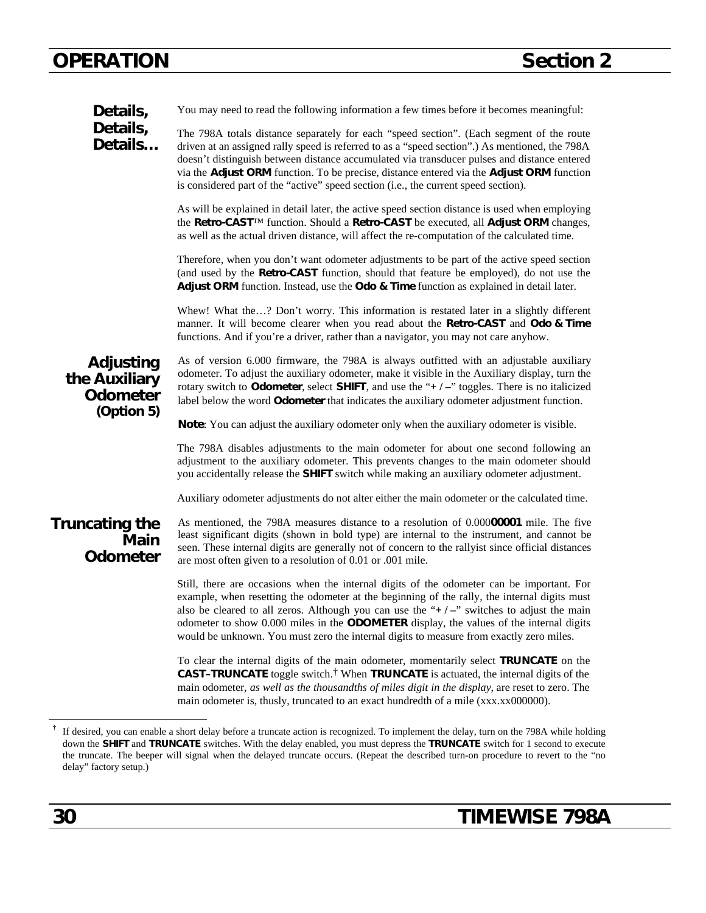## Details, Details, Details…

You may need to read the following information a few times before it becomes meaningful:

The 798A totals distance separately for each "speed section". (Each segment of the route driven at an assigned rally speed is referred to as a "speed section".) As mentioned, the 798A doesn't distinguish between distance accumulated via transducer pulses and distance entered via the **Adjust ORM** function. To be precise, distance entered via the **Adjust ORM** function is considered part of the "active" speed section (i.e., the current speed section).

As will be explained in detail later, the active speed section distance is used when employing the **Retro-CAST**™ function. Should a **Retro-CAST** be executed, all **Adjust ORM** changes, as well as the actual driven distance, will affect the re-computation of the calculated time.

Therefore, when you don't want odometer adjustments to be part of the active speed section (and used by the **Retro-CAST** function, should that feature be employed), do not use the **Adjust ORM** function. Instead, use the **Odo & Time** function as explained in detail later.

Whew! What the…? Don't worry. This information is restated later in a slightly different manner. It will become clearer when you read about the **Retro-CAST** and **Odo & Time** functions. And if you're a driver, rather than a navigator, you may not care anyhow.

## Adjusting the Auxiliary Odometer (Option 5)

As of version 6.000 firmware, the 798A is always outfitted with an adjustable auxiliary odometer. To adjust the auxiliary odometer, make it visible in the Auxiliary display, turn the rotary switch to **Odometer**, select **SHIFT**, and use the "**+ / –**" toggles. There is no italicized label below the word **Odometer** that indicates the auxiliary odometer adjustment function.

**Note**: You can adjust the auxiliary odometer only when the auxiliary odometer is visible.

The 798A disables adjustments to the main odometer for about one second following an adjustment to the auxiliary odometer. This prevents changes to the main odometer should you accidentally release the **SHIFT** switch while making an auxiliary odometer adjustment.

Auxiliary odometer adjustments do not alter either the main odometer or the calculated time.

## Truncating the Main Odometer

As mentioned, the 798A measures distance to a resolution of 0.000**00001** mile. The five least significant digits (shown in bold type) are internal to the instrument, and cannot be seen. These internal digits are generally not of concern to the rallyist since official distances are most often given to a resolution of 0.01 or .001 mile.

Still, there are occasions when the internal digits of the odometer can be important. For example, when resetting the odometer at the beginning of the rally, the internal digits must also be cleared to all zeros. Although you can use the "**+ / –**" switches to adjust the main odometer to show 0.000 miles in the **ODOMETER** display, the values of the internal digits would be unknown. You must zero the internal digits to measure from exactly zero miles.

To clear the internal digits of the main odometer, momentarily select **TRUNCATE** on the **CAST–TRUNCATE** toggle switch.† When **TRUNCATE** is actuated, the internal digits of the main odometer, *as well as the thousandths of miles digit in the display*, are reset to zero. The main odometer is, thusly, truncated to an exact hundredth of a mile (xxx.xx000000).

---

† If desired, you can enable a short delay before a truncate action is recognized. To implement the delay, turn on the 798A while holding down the **SHIFT** and **TRUNCATE** switches. With the delay enabled, you must depress the **TRUNCATE** switch for 1 second to execute the truncate. The beeper will signal when the delayed truncate occurs. (Repeat the described turn-on procedure to revert to the "no delay" factory setup.)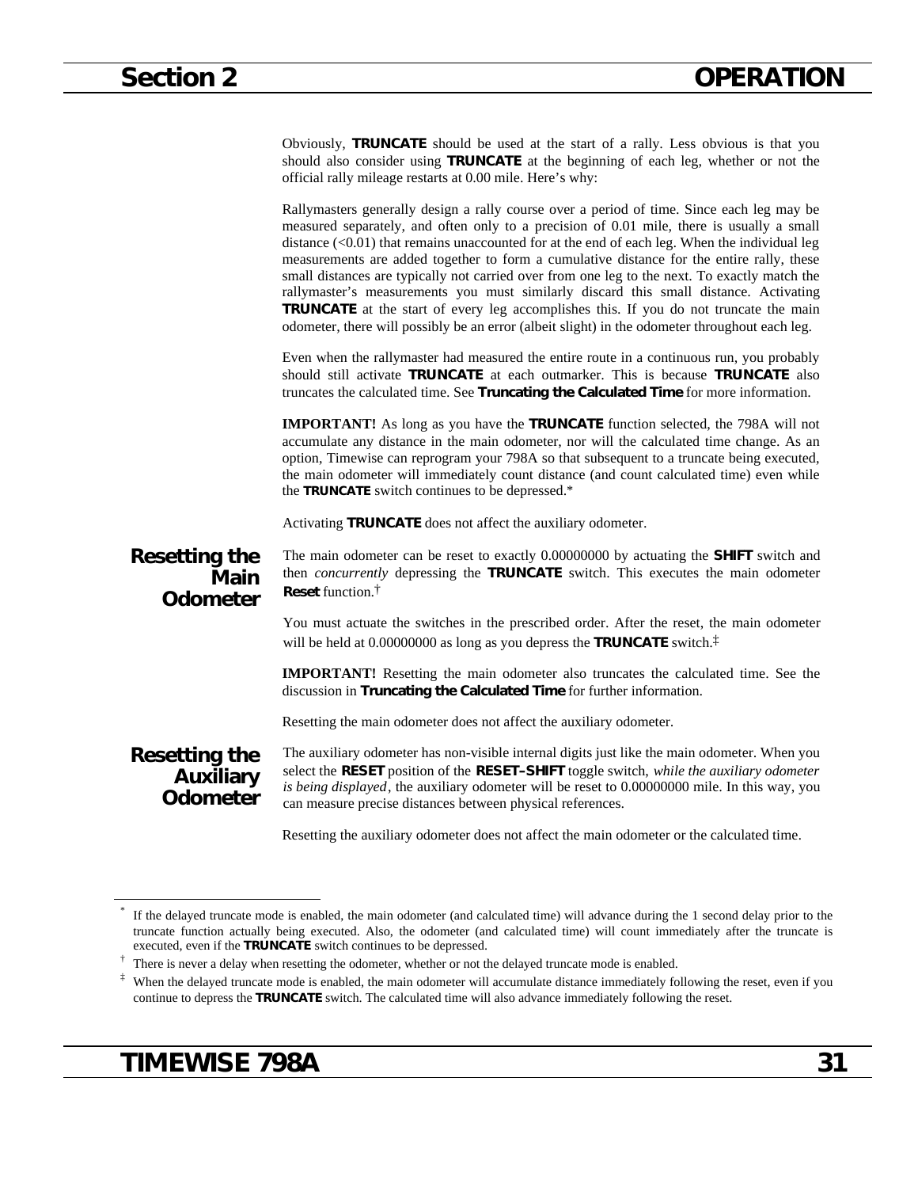Obviously, **TRUNCATE** should be used at the start of a rally. Less obvious is that you should also consider using **TRUNCATE** at the beginning of each leg, whether or not the official rally mileage restarts at 0.00 mile. Here's why:

Rallymasters generally design a rally course over a period of time. Since each leg may be measured separately, and often only to a precision of 0.01 mile, there is usually a small distance (<0.01) that remains unaccounted for at the end of each leg. When the individual leg measurements are added together to form a cumulative distance for the entire rally, these small distances are typically not carried over from one leg to the next. To exactly match the rallymaster's measurements you must similarly discard this small distance. Activating **TRUNCATE** at the start of every leg accomplishes this. If you do not truncate the main odometer, there will possibly be an error (albeit slight) in the odometer throughout each leg.

Even when the rallymaster had measured the entire route in a continuous run, you probably should still activate **TRUNCATE** at each outmarker. This is because **TRUNCATE** also truncates the calculated time. See **Truncating the Calculated Time** for more information.

**IMPORTANT!** As long as you have the **TRUNCATE** function selected, the 798A will not accumulate any distance in the main odometer, nor will the calculated time change. As an option, Timewise can reprogram your 798A so that subsequent to a truncate being executed, the main odometer will immediately count distance (and count calculated time) even while the **TRUNCATE** switch continues to be depressed.*

Activating **TRUNCATE** does not affect the auxiliary odometer.

## Resetting the Main Odometer

The main odometer can be reset to exactly 0.00000000 by actuating the **SHIFT** switch and then *concurrently* depressing the **TRUNCATE** switch. This executes the main odometer **Reset** function.†

You must actuate the switches in the prescribed order. After the reset, the main odometer will be held at 0.00000000 as long as you depress the **TRUNCATE** switch.‡

**IMPORTANT!** Resetting the main odometer also truncates the calculated time. See the discussion in **Truncating the Calculated Time** for further information.

Resetting the main odometer does not affect the auxiliary odometer.

## Resetting the Auxiliary Odometer

The auxiliary odometer has non-visible internal digits just like the main odometer. When you select the **RESET** position of the **RESET–SHIFT** toggle switch, *while the auxiliary odometer is being displayed*, the auxiliary odometer will be reset to 0.00000000 mile. In this way, you can measure precise distances between physical references.

Resetting the auxiliary odometer does not affect the main odometer or the calculated time.

---

\* If the delayed truncate mode is enabled, the main odometer (and calculated time) will advance during the 1 second delay prior to the truncate function actually being executed. Also, the odometer (and calculated time) will count immediately after the truncate is executed, even if the **TRUNCATE** switch continues to be depressed.

† There is never a delay when resetting the odometer, whether or not the delayed truncate mode is enabled.

‡ When the delayed truncate mode is enabled, the main odometer will accumulate distance immediately following the reset, even if you continue to depress the **TRUNCATE** switch. The calculated time will also advance immediately following the reset.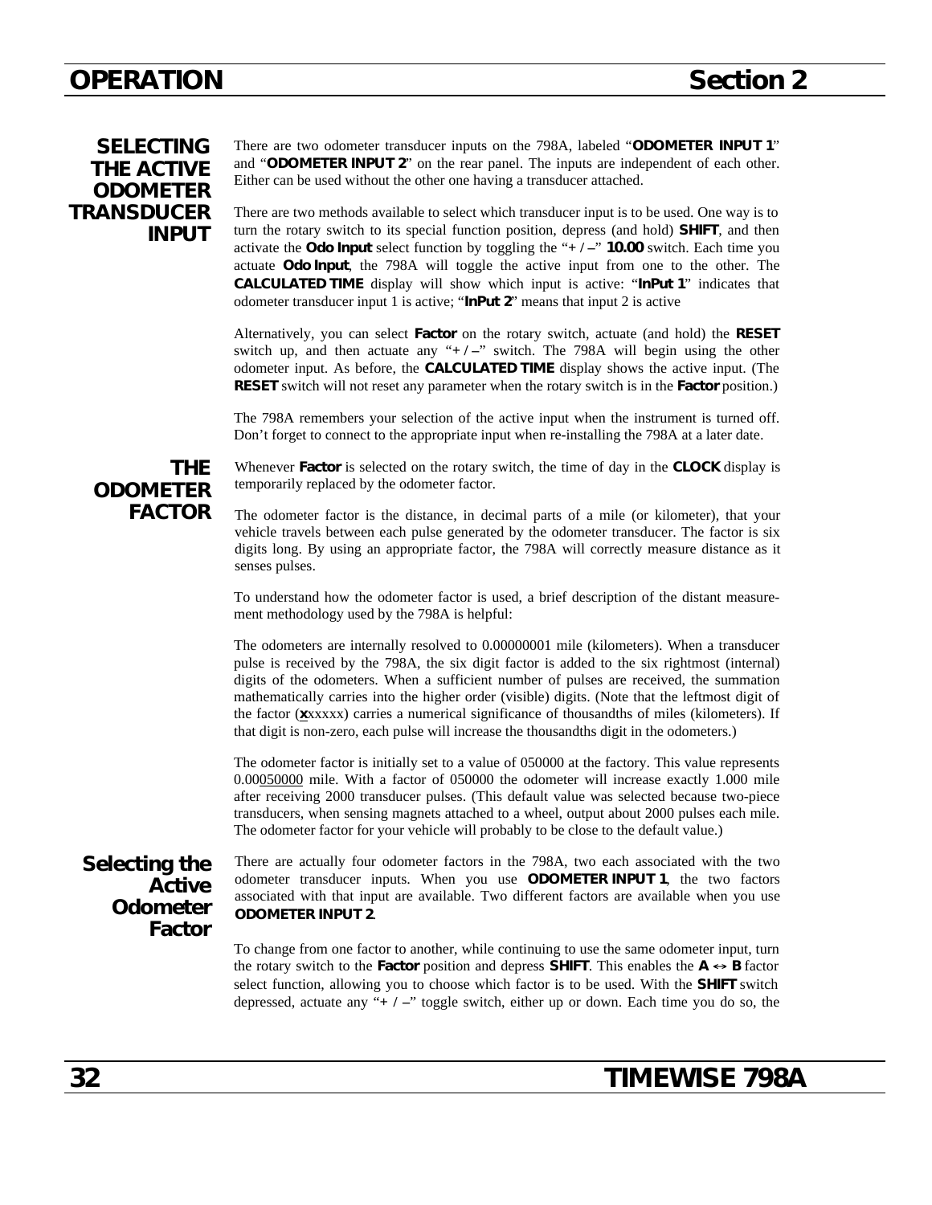## SELECTING THE ACTIVE ODOMETER TRANSDUCER INPUT

There are two odometer transducer inputs on the 798A, labeled "**ODOMETER INPUT 1**" and "**ODOMETER INPUT 2**" on the rear panel. The inputs are independent of each other. Either can be used without the other one having a transducer attached.

There are two methods available to select which transducer input is to be used. One way is to turn the rotary switch to its special function position, depress (and hold) **SHIFT**, and then activate the **Odo Input** select function by toggling the "**+ / –**" **10.00** switch. Each time you actuate **Odo Input**, the 798A will toggle the active input from one to the other. The **CALCULATED TIME** display will show which input is active: "**InPut 1**" indicates that odometer transducer input 1 is active; "**InPut 2**" means that input 2 is active

Alternatively, you can select **Factor** on the rotary switch, actuate (and hold) the **RESET** switch up, and then actuate any "**+ / –**" switch. The 798A will begin using the other odometer input. As before, the **CALCULATED TIME** display shows the active input. (The **RESET** switch will not reset any parameter when the rotary switch is in the **Factor** position.)

The 798A remembers your selection of the active input when the instrument is turned off. Don't forget to connect to the appropriate input when re-installing the 798A at a later date.

## THE ODOMETER FACTOR

Whenever **Factor** is selected on the rotary switch, the time of day in the **CLOCK** display is temporarily replaced by the odometer factor.

The odometer factor is the distance, in decimal parts of a mile (or kilometer), that your vehicle travels between each pulse generated by the odometer transducer. The factor is six digits long. By using an appropriate factor, the 798A will correctly measure distance as it senses pulses.

To understand how the odometer factor is used, a brief description of the distant measurement methodology used by the 798A is helpful:

The odometers are internally resolved to 0.00000001 mile (kilometers). When a transducer pulse is received by the 798A, the six digit factor is added to the six rightmost (internal) digits of the odometers. When a sufficient number of pulses are received, the summation mathematically carries into the higher order (visible) digits. (Note that the leftmost digit of the factor (**x**xxxxx) carries a numerical significance of thousandths of miles (kilometers). If that digit is non-zero, each pulse will increase the thousandths digit in the odometers.)

The odometer factor is initially set to a value of 050000 at the factory. This value represents 0.00050000 mile. With a factor of 050000 the odometer will increase exactly 1.000 mile after receiving 2000 transducer pulses. (This default value was selected because two-piece transducers, when sensing magnets attached to a wheel, output about 2000 pulses each mile. The odometer factor for your vehicle will probably to be close to the default value.)

### Selecting the Active Odometer Factor

There are actually four odometer factors in the 798A, two each associated with the two odometer transducer inputs. When you use **ODOMETER INPUT 1**, the two factors associated with that input are available. Two different factors are available when you use **ODOMETER INPUT 2**.

To change from one factor to another, while continuing to use the same odometer input, turn the rotary switch to the **Factor** position and depress **SHIFT**. This enables the **A ↔ B** factor select function, allowing you to choose which factor is to be used. With the **SHIFT** switch depressed, actuate any "**+ / –**" toggle switch, either up or down. Each time you do so, the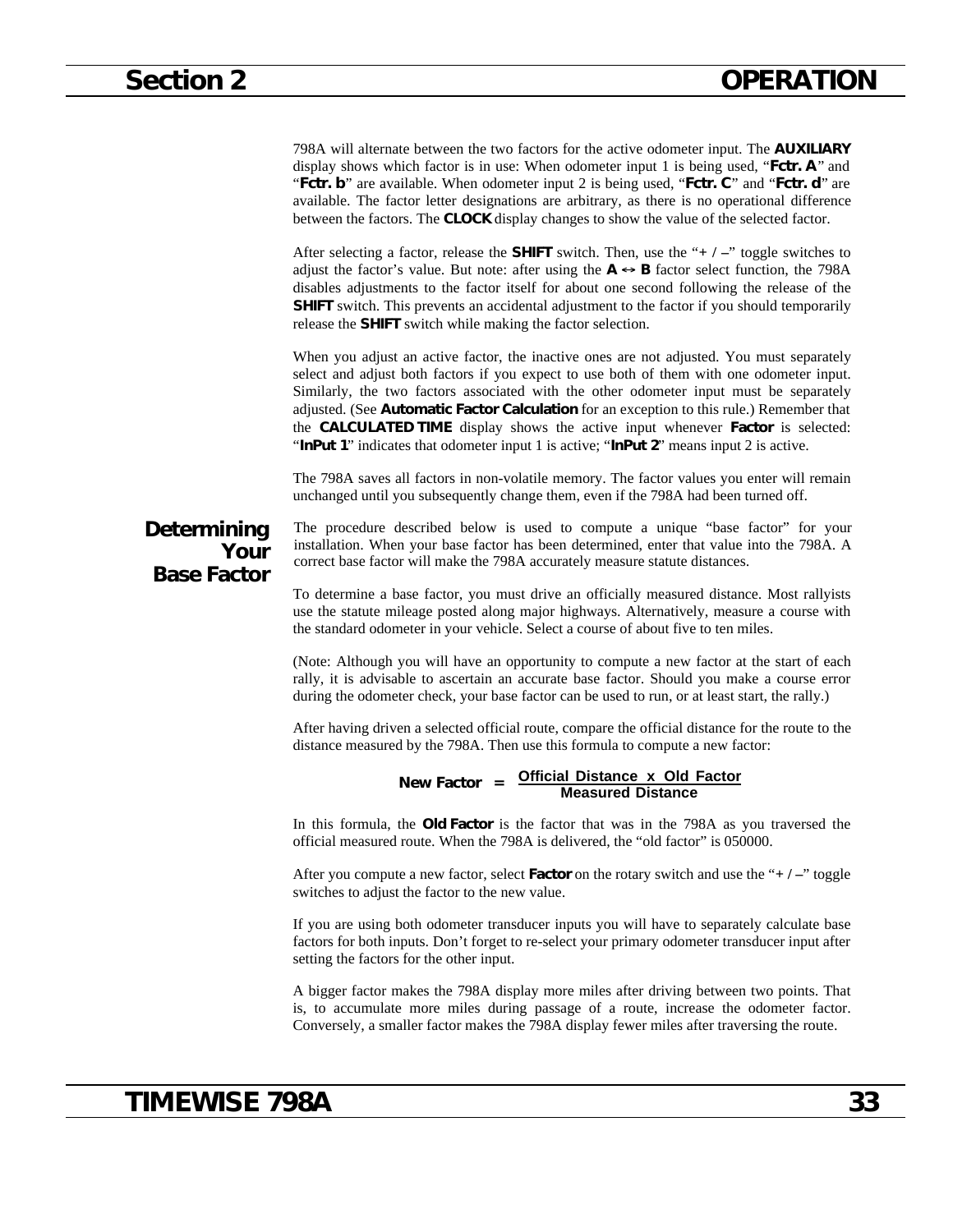798A will alternate between the two factors for the active odometer input. The **AUXILIARY** display shows which factor is in use: When odometer input 1 is being used, "**Fctr. A**" and "**Fctr. b**" are available. When odometer input 2 is being used, "**Fctr. C**" and "**Fctr. d**" are available. The factor letter designations are arbitrary, as there is no operational difference between the factors. The **CLOCK** display changes to show the value of the selected factor.

After selecting a factor, release the **SHIFT** switch. Then, use the "**+ / –**" toggle switches to adjust the factor's value. But note: after using the **A ↔ B** factor select function, the 798A disables adjustments to the factor itself for about one second following the release of the **SHIFT** switch. This prevents an accidental adjustment to the factor if you should temporarily release the **SHIFT** switch while making the factor selection.

When you adjust an active factor, the inactive ones are not adjusted. You must separately select and adjust both factors if you expect to use both of them with one odometer input. Similarly, the two factors associated with the other odometer input must be separately adjusted. (See **Automatic Factor Calculation** for an exception to this rule.) Remember that the **CALCULATED TIME** display shows the active input whenever **Factor** is selected: "**InPut 1**" indicates that odometer input 1 is active; "**InPut 2**" means input 2 is active.

The 798A saves all factors in non-volatile memory. The factor values you enter will remain unchanged until you subsequently change them, even if the 798A had been turned off.

## Determining Your Base Factor

The procedure described below is used to compute a unique "base factor" for your installation. When your base factor has been determined, enter that value into the 798A. A correct base factor will make the 798A accurately measure statute distances.

To determine a base factor, you must drive an officially measured distance. Most rallyists use the statute mileage posted along major highways. Alternatively, measure a course with the standard odometer in your vehicle. Select a course of about five to ten miles.

(Note: Although you will have an opportunity to compute a new factor at the start of each rally, it is advisable to ascertain an accurate base factor. Should you make a course error during the odometer check, your base factor can be used to run, or at least start, the rally.)

After having driven a selected official route, compare the official distance for the route to the distance measured by the 798A. Then use this formula to compute a new factor:

$$\text{New Factor} = \frac{\text{Official Distance} \times \text{Old Factor}}{\text{Measured Distance}}$$

In this formula, the **Old Factor** is the factor that was in the 798A as you traversed the official measured route. When the 798A is delivered, the "old factor" is 050000.

After you compute a new factor, select **Factor** on the rotary switch and use the "**+ / –**" toggle switches to adjust the factor to the new value.

If you are using both odometer transducer inputs you will have to separately calculate base factors for both inputs. Don't forget to re-select your primary odometer transducer input after setting the factors for the other input.

A bigger factor makes the 798A display more miles after driving between two points. That is, to accumulate more miles during passage of a route, increase the odometer factor. Conversely, a smaller factor makes the 798A display fewer miles after traversing the route.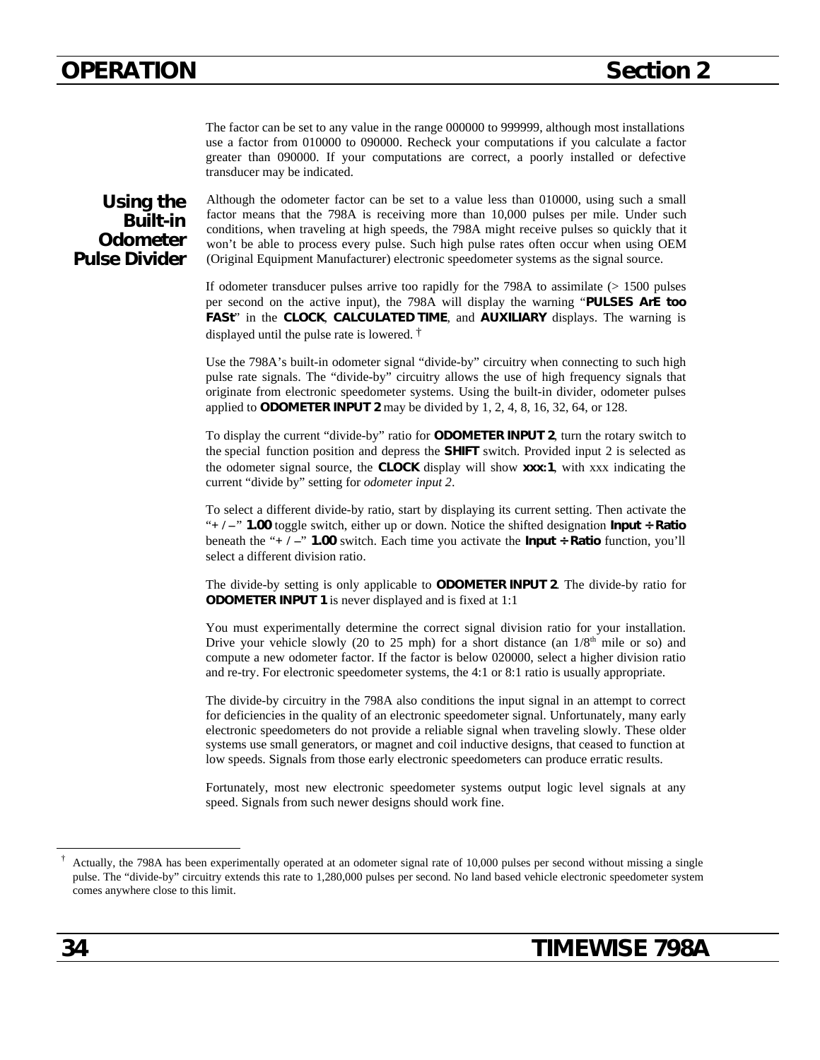The factor can be set to any value in the range 000000 to 999999, although most installations use a factor from 010000 to 090000. Recheck your computations if you calculate a factor greater than 090000. If your computations are correct, a poorly installed or defective transducer may be indicated.

## Using the Built-in Odometer Pulse Divider

Although the odometer factor can be set to a value less than 010000, using such a small factor means that the 798A is receiving more than 10,000 pulses per mile. Under such conditions, when traveling at high speeds, the 798A might receive pulses so quickly that it won't be able to process every pulse. Such high pulse rates often occur when using OEM (Original Equipment Manufacturer) electronic speedometer systems as the signal source.

If odometer transducer pulses arrive too rapidly for the 798A to assimilate (> 1500 pulses per second on the active input), the 798A will display the warning "**PULSES ArE too FASt**" in the **CLOCK**, **CALCULATED TIME**, and **AUXILIARY** displays. The warning is displayed until the pulse rate is lowered. †

Use the 798A's built-in odometer signal "divide-by" circuitry when connecting to such high pulse rate signals. The "divide-by" circuitry allows the use of high frequency signals that originate from electronic speedometer systems. Using the built-in divider, odometer pulses applied to **ODOMETER INPUT 2** may be divided by 1, 2, 4, 8, 16, 32, 64, or 128.

To display the current "divide-by" ratio for **ODOMETER INPUT 2**, turn the rotary switch to the special function position and depress the **SHIFT** switch. Provided input 2 is selected as the odometer signal source, the **CLOCK** display will show **xxx:1**, with xxx indicating the current "divide by" setting for *odometer input 2*.

To select a different divide-by ratio, start by displaying its current setting. Then activate the "**+ / –**" **1.00** toggle switch, either up or down. Notice the shifted designation **Input ÷ Ratio** beneath the "**+ / –**" **1.00** switch. Each time you activate the **Input ÷ Ratio** function, you'll select a different division ratio.

The divide-by setting is only applicable to **ODOMETER INPUT 2**. The divide-by ratio for **ODOMETER INPUT 1** is never displayed and is fixed at 1:1

You must experimentally determine the correct signal division ratio for your installation. Drive your vehicle slowly (20 to 25 mph) for a short distance (an 1/8th mile or so) and compute a new odometer factor. If the factor is below 020000, select a higher division ratio and re-try. For electronic speedometer systems, the 4:1 or 8:1 ratio is usually appropriate.

The divide-by circuitry in the 798A also conditions the input signal in an attempt to correct for deficiencies in the quality of an electronic speedometer signal. Unfortunately, many early electronic speedometers do not provide a reliable signal when traveling slowly. These older systems use small generators, or magnet and coil inductive designs, that ceased to function at low speeds. Signals from those early electronic speedometers can produce erratic results.

Fortunately, most new electronic speedometer systems output logic level signals at any speed. Signals from such newer designs should work fine.

---

† Actually, the 798A has been experimentally operated at an odometer signal rate of 10,000 pulses per second without missing a single pulse. The "divide-by" circuitry extends this rate to 1,280,000 pulses per second. No land based vehicle electronic speedometer system comes anywhere close to this limit.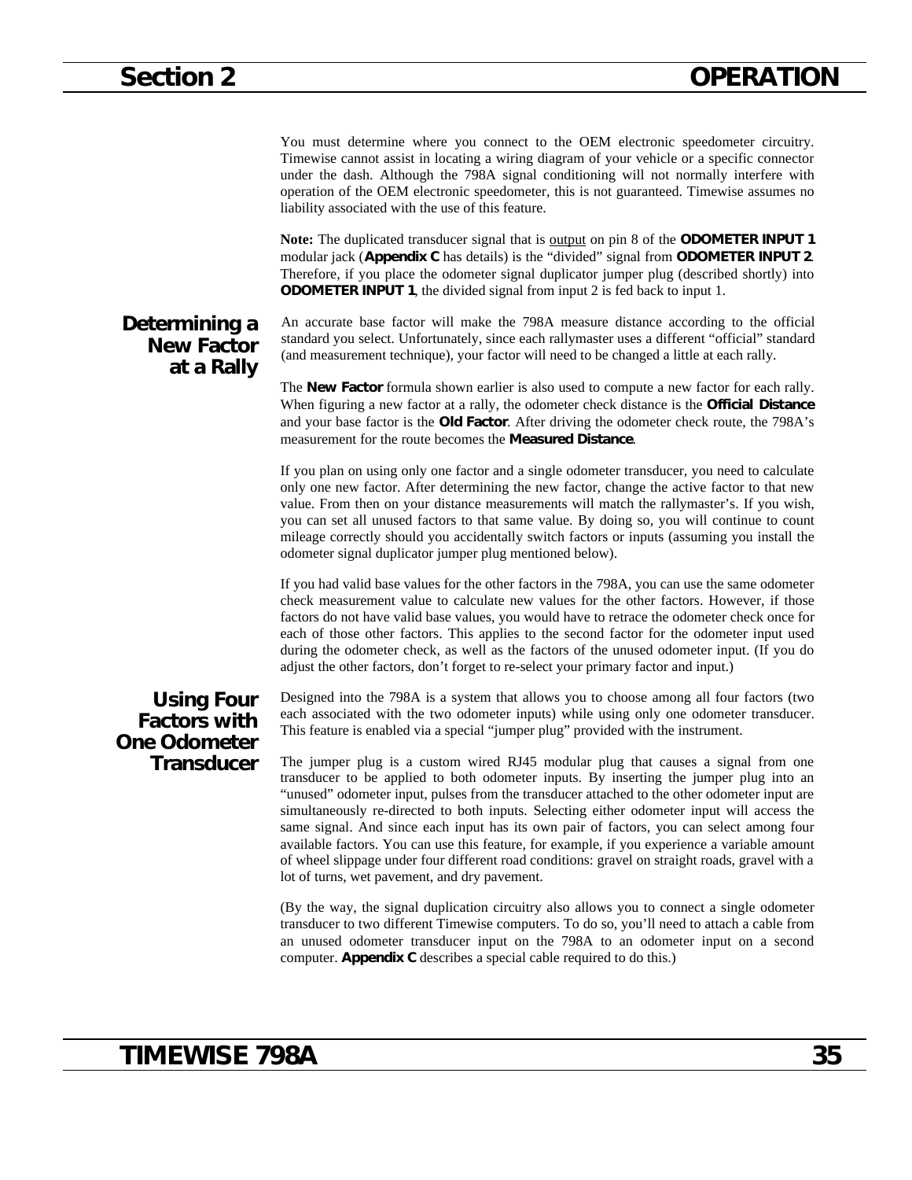You must determine where you connect to the OEM electronic speedometer circuitry. Timewise cannot assist in locating a wiring diagram of your vehicle or a specific connector under the dash. Although the 798A signal conditioning will not normally interfere with operation of the OEM electronic speedometer, this is not guaranteed. Timewise assumes no liability associated with the use of this feature.

**Note:** The duplicated transducer signal that is <u>output</u> on pin 8 of the **ODOMETER INPUT 1** modular jack (**Appendix C** has details) is the "divided" signal from **ODOMETER INPUT 2**. Therefore, if you place the odometer signal duplicator jumper plug (described shortly) into **ODOMETER INPUT 1**, the divided signal from input 2 is fed back to input 1.

## Determining a New Factor at a Rally

An accurate base factor will make the 798A measure distance according to the official standard you select. Unfortunately, since each rallymaster uses a different "official" standard (and measurement technique), your factor will need to be changed a little at each rally.

The **New Factor** formula shown earlier is also used to compute a new factor for each rally. When figuring a new factor at a rally, the odometer check distance is the **Official Distance** and your base factor is the **Old Factor**. After driving the odometer check route, the 798A's measurement for the route becomes the **Measured Distance**.

If you plan on using only one factor and a single odometer transducer, you need to calculate only one new factor. After determining the new factor, change the active factor to that new value. From then on your distance measurements will match the rallymaster's. If you wish, you can set all unused factors to that same value. By doing so, you will continue to count mileage correctly should you accidentally switch factors or inputs (assuming you install the odometer signal duplicator jumper plug mentioned below).

If you had valid base values for the other factors in the 798A, you can use the same odometer check measurement value to calculate new values for the other factors. However, if those factors do not have valid base values, you would have to retrace the odometer check once for each of those other factors. This applies to the second factor for the odometer input used during the odometer check, as well as the factors of the unused odometer input. (If you do adjust the other factors, don't forget to re-select your primary factor and input.)

## Using Four Factors with One Odometer Transducer

Designed into the 798A is a system that allows you to choose among all four factors (two each associated with the two odometer inputs) while using only one odometer transducer. This feature is enabled via a special "jumper plug" provided with the instrument.

The jumper plug is a custom wired RJ45 modular plug that causes a signal from one transducer to be applied to both odometer inputs. By inserting the jumper plug into an "unused" odometer input, pulses from the transducer attached to the other odometer input are simultaneously re-directed to both inputs. Selecting either odometer input will access the same signal. And since each input has its own pair of factors, you can select among four available factors. You can use this feature, for example, if you experience a variable amount of wheel slippage under four different road conditions: gravel on straight roads, gravel with a lot of turns, wet pavement, and dry pavement.

(By the way, the signal duplication circuitry also allows you to connect a single odometer transducer to two different Timewise computers. To do so, you'll need to attach a cable from an unused odometer transducer input on the 798A to an odometer input on a second computer. **Appendix C** describes a special cable required to do this.)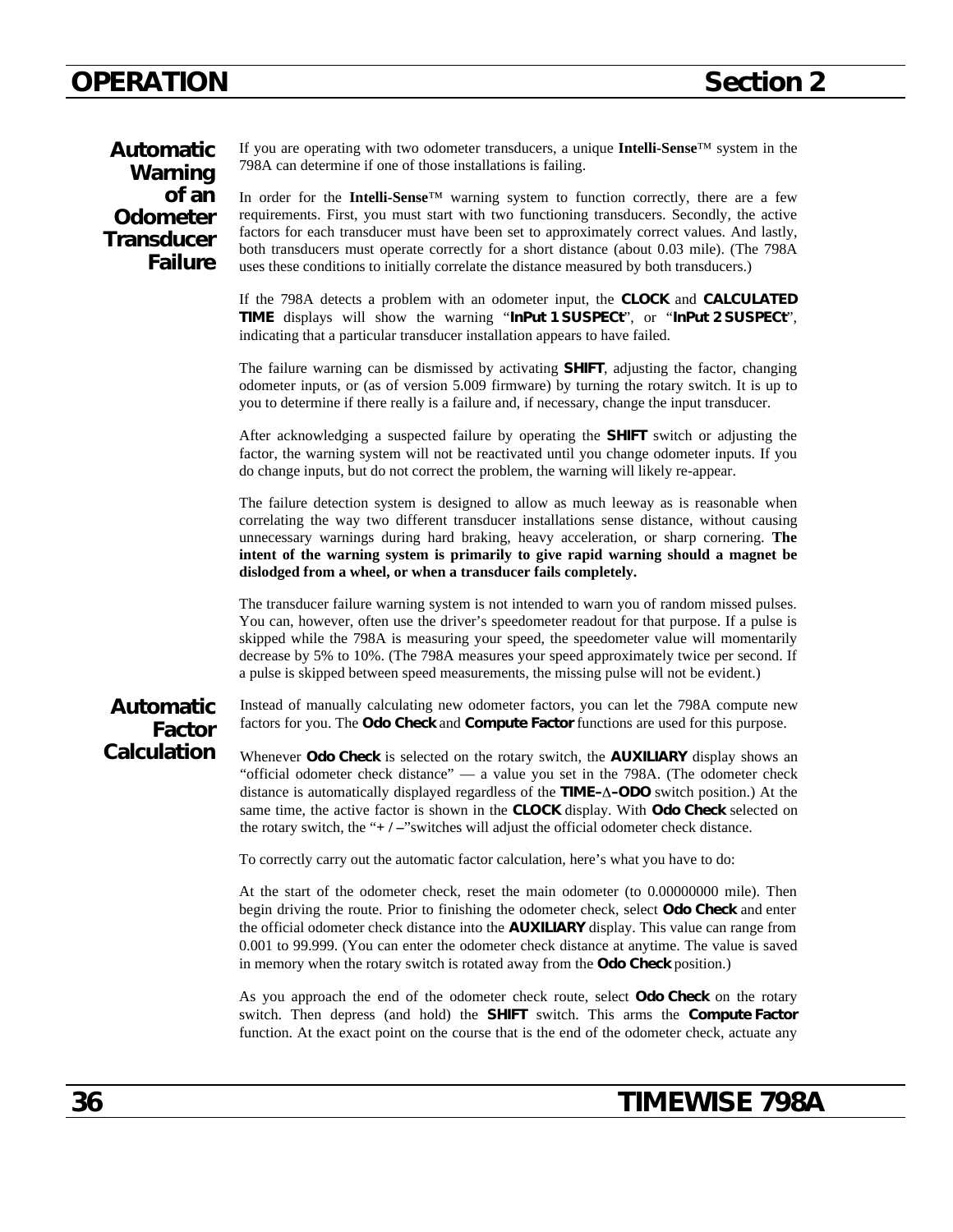## Automatic Warning of an Odometer Transducer Failure

If you are operating with two odometer transducers, a unique **Intelli-Sense**™ system in the 798A can determine if one of those installations is failing.

In order for the **Intelli-Sense**™ warning system to function correctly, there are a few requirements. First, you must start with two functioning transducers. Secondly, the active factors for each transducer must have been set to approximately correct values. And lastly, both transducers must operate correctly for a short distance (about 0.03 mile). (The 798A uses these conditions to initially correlate the distance measured by both transducers.)

If the 798A detects a problem with an odometer input, the **CLOCK** and **CALCULATED TIME** displays will show the warning "**InPut 1 SUSPECt**", or "**InPut 2 SUSPECt**", indicating that a particular transducer installation appears to have failed.

The failure warning can be dismissed by activating **SHIFT**, adjusting the factor, changing odometer inputs, or (as of version 5.009 firmware) by turning the rotary switch. It is up to you to determine if there really is a failure and, if necessary, change the input transducer.

After acknowledging a suspected failure by operating the **SHIFT** switch or adjusting the factor, the warning system will not be reactivated until you change odometer inputs. If you do change inputs, but do not correct the problem, the warning will likely re-appear.

The failure detection system is designed to allow as much leeway as is reasonable when correlating the way two different transducer installations sense distance, without causing unnecessary warnings during hard braking, heavy acceleration, or sharp cornering. **The intent of the warning system is primarily to give rapid warning should a magnet be dislodged from a wheel, or when a transducer fails completely.**

The transducer failure warning system is not intended to warn you of random missed pulses. You can, however, often use the driver's speedometer readout for that purpose. If a pulse is skipped while the 798A is measuring your speed, the speedometer value will momentarily decrease by 5% to 10%. (The 798A measures your speed approximately twice per second. If a pulse is skipped between speed measurements, the missing pulse will not be evident.)

## Automatic Factor Calculation

Instead of manually calculating new odometer factors, you can let the 798A compute new factors for you. The **Odo Check** and **Compute Factor** functions are used for this purpose.

Whenever **Odo Check** is selected on the rotary switch, the **AUXILIARY** display shows an "official odometer check distance" — a value you set in the 798A. (The odometer check distance is automatically displayed regardless of the **TIME–Δ–ODO** switch position.) At the same time, the active factor is shown in the **CLOCK** display. With **Odo Check** selected on the rotary switch, the "**+ / –**"switches will adjust the official odometer check distance.

To correctly carry out the automatic factor calculation, here's what you have to do:

At the start of the odometer check, reset the main odometer (to 0.00000000 mile). Then begin driving the route. Prior to finishing the odometer check, select **Odo Check** and enter the official odometer check distance into the **AUXILIARY** display. This value can range from 0.001 to 99.999. (You can enter the odometer check distance at anytime. The value is saved in memory when the rotary switch is rotated away from the **Odo Check** position.)

As you approach the end of the odometer check route, select **Odo Check** on the rotary switch. Then depress (and hold) the **SHIFT** switch. This arms the **Compute Factor** function. At the exact point on the course that is the end of the odometer check, actuate any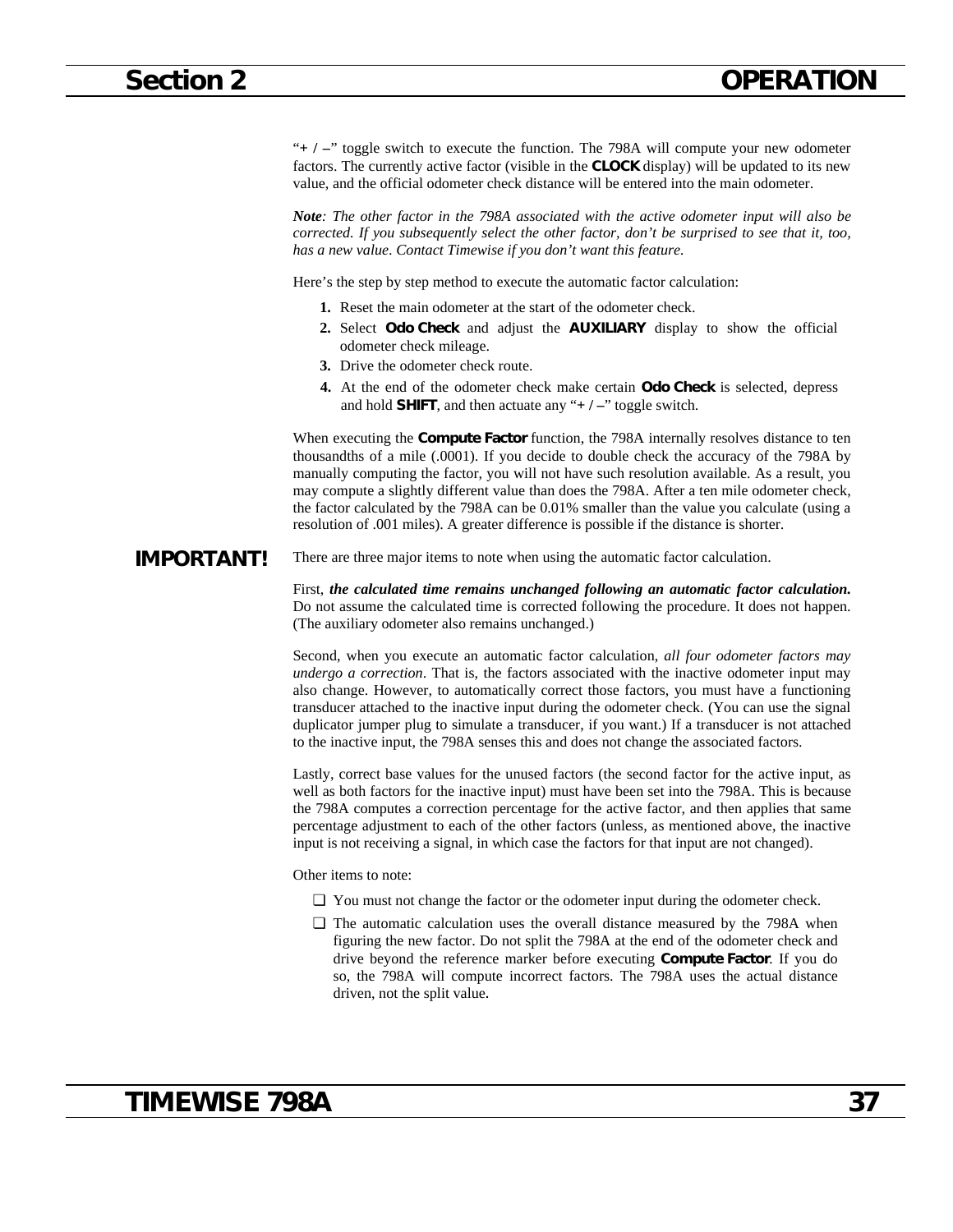"+ / –" toggle switch to execute the function. The 798A will compute your new odometer factors. The currently active factor (visible in the **CLOCK** display) will be updated to its new value, and the official odometer check distance will be entered into the main odometer.

***Note****: The other factor in the 798A associated with the active odometer input will also be corrected. If you subsequently select the other factor, don't be surprised to see that it, too, has a new value. Contact Timewise if you don't want this feature.*

Here's the step by step method to execute the automatic factor calculation:

1. Reset the main odometer at the start of the odometer check.
2. Select **Odo Check** and adjust the **AUXILIARY** display to show the official odometer check mileage.
3. Drive the odometer check route.
4. At the end of the odometer check make certain **Odo Check** is selected, depress and hold **SHIFT**, and then actuate any "**+ / –**" toggle switch.

When executing the **Compute Factor** function, the 798A internally resolves distance to ten thousandths of a mile (.0001). If you decide to double check the accuracy of the 798A by manually computing the factor, you will not have such resolution available. As a result, you may compute a slightly different value than does the 798A. After a ten mile odometer check, the factor calculated by the 798A can be 0.01% smaller than the value you calculate (using a resolution of .001 miles). A greater difference is possible if the distance is shorter.

**IMPORTANT!**

There are three major items to note when using the automatic factor calculation.

First, ***the calculated time remains unchanged following an automatic factor calculation.*** Do not assume the calculated time is corrected following the procedure. It does not happen. (The auxiliary odometer also remains unchanged.)

Second, when you execute an automatic factor calculation, *all four odometer factors may undergo a correction*. That is, the factors associated with the inactive odometer input may also change. However, to automatically correct those factors, you must have a functioning transducer attached to the inactive input during the odometer check. (You can use the signal duplicator jumper plug to simulate a transducer, if you want.) If a transducer is not attached to the inactive input, the 798A senses this and does not change the associated factors.

Lastly, correct base values for the unused factors (the second factor for the active input, as well as both factors for the inactive input) must have been set into the 798A. This is because the 798A computes a correction percentage for the active factor, and then applies that same percentage adjustment to each of the other factors (unless, as mentioned above, the inactive input is not receiving a signal, in which case the factors for that input are not changed).

Other items to note:

- ❑ You must not change the factor or the odometer input during the odometer check.
- ❑ The automatic calculation uses the overall distance measured by the 798A when figuring the new factor. Do not split the 798A at the end of the odometer check and drive beyond the reference marker before executing **Compute Factor**. If you do so, the 798A will compute incorrect factors. The 798A uses the actual distance driven, not the split value.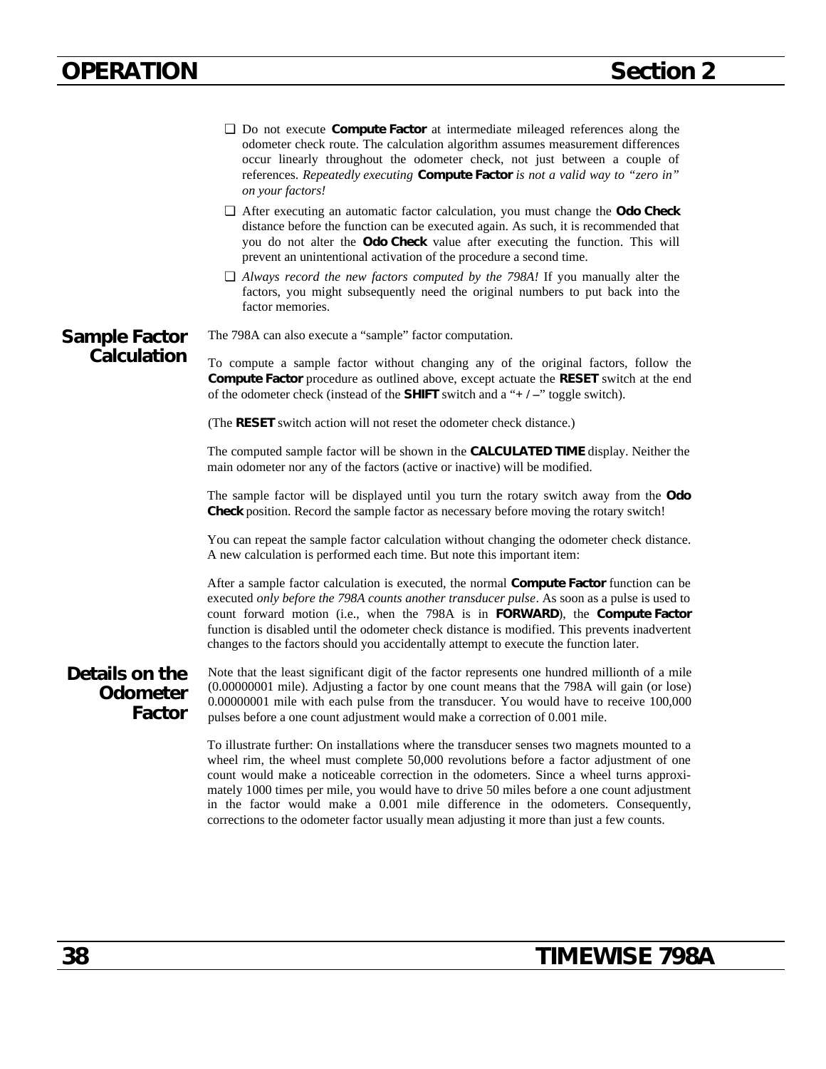- Do not execute **Compute Factor** at intermediate mileaged references along the odometer check route. The calculation algorithm assumes measurement differences occur linearly throughout the odometer check, not just between a couple of references. *Repeatedly executing* **Compute Factor** *is not a valid way to "zero in" on your factors!*
- After executing an automatic factor calculation, you must change the **Odo Check** distance before the function can be executed again. As such, it is recommended that you do not alter the **Odo Check** value after executing the function. This will prevent an unintentional activation of the procedure a second time.
- *Always record the new factors computed by the 798A!* If you manually alter the factors, you might subsequently need the original numbers to put back into the factor memories.

## Sample Factor Calculation

The 798A can also execute a "sample" factor computation.

To compute a sample factor without changing any of the original factors, follow the **Compute Factor** procedure as outlined above, except actuate the **RESET** switch at the end of the odometer check (instead of the **SHIFT** switch and a "**+ / –**" toggle switch).

(The **RESET** switch action will not reset the odometer check distance.)

The computed sample factor will be shown in the **CALCULATED TIME** display. Neither the main odometer nor any of the factors (active or inactive) will be modified.

The sample factor will be displayed until you turn the rotary switch away from the **Odo Check** position. Record the sample factor as necessary before moving the rotary switch!

You can repeat the sample factor calculation without changing the odometer check distance. A new calculation is performed each time. But note this important item:

After a sample factor calculation is executed, the normal **Compute Factor** function can be executed *only before the 798A counts another transducer pulse*. As soon as a pulse is used to count forward motion (i.e., when the 798A is in **FORWARD**), the **Compute Factor** function is disabled until the odometer check distance is modified. This prevents inadvertent changes to the factors should you accidentally attempt to execute the function later.

## Details on the Odometer Factor

Note that the least significant digit of the factor represents one hundred millionth of a mile (0.00000001 mile). Adjusting a factor by one count means that the 798A will gain (or lose) 0.00000001 mile with each pulse from the transducer. You would have to receive 100,000 pulses before a one count adjustment would make a correction of 0.001 mile.

To illustrate further: On installations where the transducer senses two magnets mounted to a wheel rim, the wheel must complete 50,000 revolutions before a factor adjustment of one count would make a noticeable correction in the odometers. Since a wheel turns approximately 1000 times per mile, you would have to drive 50 miles before a one count adjustment in the factor would make a 0.001 mile difference in the odometers. Consequently, corrections to the odometer factor usually mean adjusting it more than just a few counts.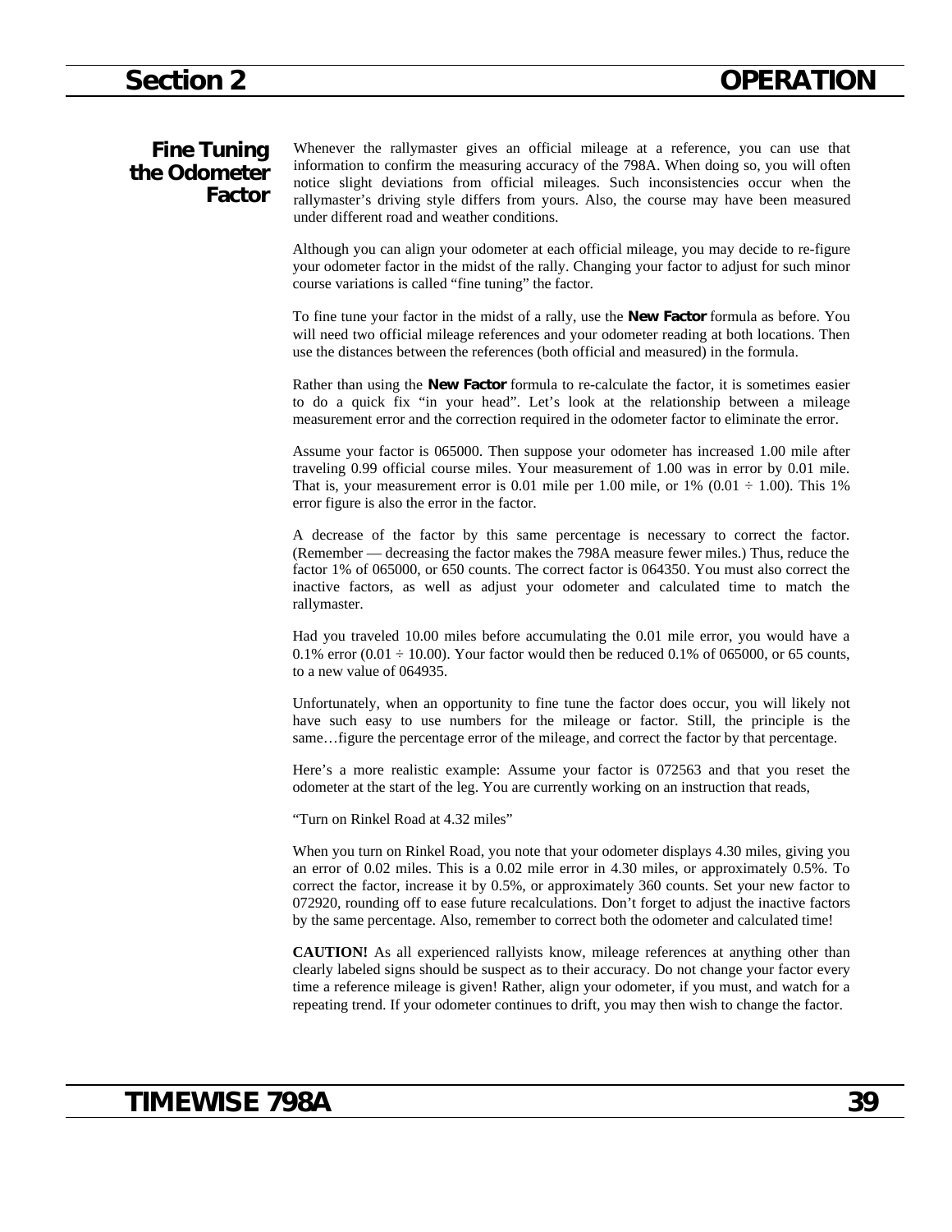## Fine Tuning the Odometer Factor

Whenever the rallymaster gives an official mileage at a reference, you can use that information to confirm the measuring accuracy of the 798A. When doing so, you will often notice slight deviations from official mileages. Such inconsistencies occur when the rallymaster's driving style differs from yours. Also, the course may have been measured under different road and weather conditions.

Although you can align your odometer at each official mileage, you may decide to re-figure your odometer factor in the midst of the rally. Changing your factor to adjust for such minor course variations is called "fine tuning" the factor.

To fine tune your factor in the midst of a rally, use the **New Factor** formula as before. You will need two official mileage references and your odometer reading at both locations. Then use the distances between the references (both official and measured) in the formula.

Rather than using the **New Factor** formula to re-calculate the factor, it is sometimes easier to do a quick fix "in your head". Let's look at the relationship between a mileage measurement error and the correction required in the odometer factor to eliminate the error.

Assume your factor is 065000. Then suppose your odometer has increased 1.00 mile after traveling 0.99 official course miles. Your measurement of 1.00 was in error by 0.01 mile. That is, your measurement error is 0.01 mile per 1.00 mile, or 1% (0.01 ÷ 1.00). This 1% error figure is also the error in the factor.

A decrease of the factor by this same percentage is necessary to correct the factor. (Remember — decreasing the factor makes the 798A measure fewer miles.) Thus, reduce the factor 1% of 065000, or 650 counts. The correct factor is 064350. You must also correct the inactive factors, as well as adjust your odometer and calculated time to match the rallymaster.

Had you traveled 10.00 miles before accumulating the 0.01 mile error, you would have a 0.1% error (0.01 ÷ 10.00). Your factor would then be reduced 0.1% of 065000, or 65 counts, to a new value of 064935.

Unfortunately, when an opportunity to fine tune the factor does occur, you will likely not have such easy to use numbers for the mileage or factor. Still, the principle is the same…figure the percentage error of the mileage, and correct the factor by that percentage.

Here's a more realistic example: Assume your factor is 072563 and that you reset the odometer at the start of the leg. You are currently working on an instruction that reads,

"Turn on Rinkel Road at 4.32 miles"

When you turn on Rinkel Road, you note that your odometer displays 4.30 miles, giving you an error of 0.02 miles. This is a 0.02 mile error in 4.30 miles, or approximately 0.5%. To correct the factor, increase it by 0.5%, or approximately 360 counts. Set your new factor to 072920, rounding off to ease future recalculations. Don't forget to adjust the inactive factors by the same percentage. Also, remember to correct both the odometer and calculated time!

**CAUTION!** As all experienced rallyists know, mileage references at anything other than clearly labeled signs should be suspect as to their accuracy. Do not change your factor every time a reference mileage is given! Rather, align your odometer, if you must, and watch for a repeating trend. If your odometer continues to drift, you may then wish to change the factor.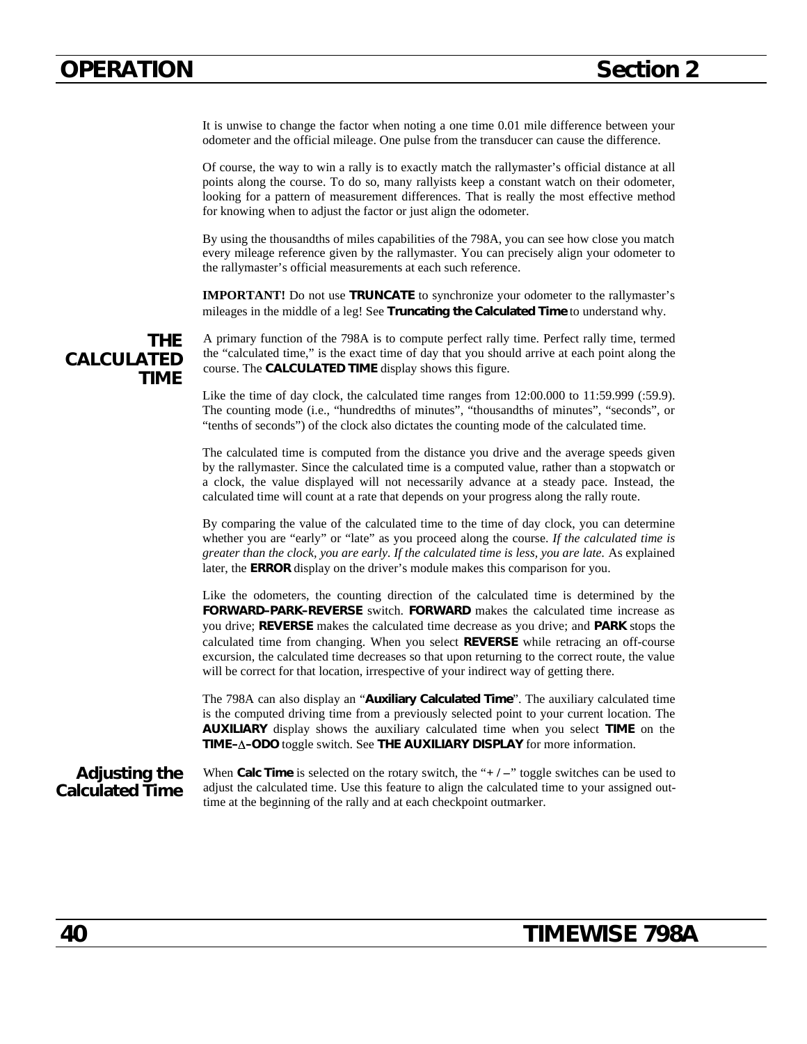It is unwise to change the factor when noting a one time 0.01 mile difference between your odometer and the official mileage. One pulse from the transducer can cause the difference.

Of course, the way to win a rally is to exactly match the rallymaster's official distance at all points along the course. To do so, many rallyists keep a constant watch on their odometer, looking for a pattern of measurement differences. That is really the most effective method for knowing when to adjust the factor or just align the odometer.

By using the thousandths of miles capabilities of the 798A, you can see how close you match every mileage reference given by the rallymaster. You can precisely align your odometer to the rallymaster's official measurements at each such reference.

**IMPORTANT!** Do not use **TRUNCATE** to synchronize your odometer to the rallymaster's mileages in the middle of a leg! See **Truncating the Calculated Time** to understand why.

## THE CALCULATED TIME

A primary function of the 798A is to compute perfect rally time. Perfect rally time, termed the "calculated time," is the exact time of day that you should arrive at each point along the course. The **CALCULATED TIME** display shows this figure.

Like the time of day clock, the calculated time ranges from 12:00.000 to 11:59.999 (:59.9). The counting mode (i.e., "hundredths of minutes", "thousandths of minutes", "seconds", or "tenths of seconds") of the clock also dictates the counting mode of the calculated time.

The calculated time is computed from the distance you drive and the average speeds given by the rallymaster. Since the calculated time is a computed value, rather than a stopwatch or a clock, the value displayed will not necessarily advance at a steady pace. Instead, the calculated time will count at a rate that depends on your progress along the rally route.

By comparing the value of the calculated time to the time of day clock, you can determine whether you are "early" or "late" as you proceed along the course. *If the calculated time is greater than the clock, you are early. If the calculated time is less, you are late.* As explained later, the **ERROR** display on the driver's module makes this comparison for you.

Like the odometers, the counting direction of the calculated time is determined by the **FORWARD–PARK–REVERSE** switch. **FORWARD** makes the calculated time increase as you drive; **REVERSE** makes the calculated time decrease as you drive; and **PARK** stops the calculated time from changing. When you select **REVERSE** while retracing an off-course excursion, the calculated time decreases so that upon returning to the correct route, the value will be correct for that location, irrespective of your indirect way of getting there.

The 798A can also display an "**Auxiliary Calculated Time**". The auxiliary calculated time is the computed driving time from a previously selected point to your current location. The **AUXILIARY** display shows the auxiliary calculated time when you select **TIME** on the **TIME–Δ–ODO** toggle switch. See **THE AUXILIARY DISPLAY** for more information.

### Adjusting the Calculated Time

When **Calc Time** is selected on the rotary switch, the "**+ / –**" toggle switches can be used to adjust the calculated time. Use this feature to align the calculated time to your assigned out-time at the beginning of the rally and at each checkpoint outmarker.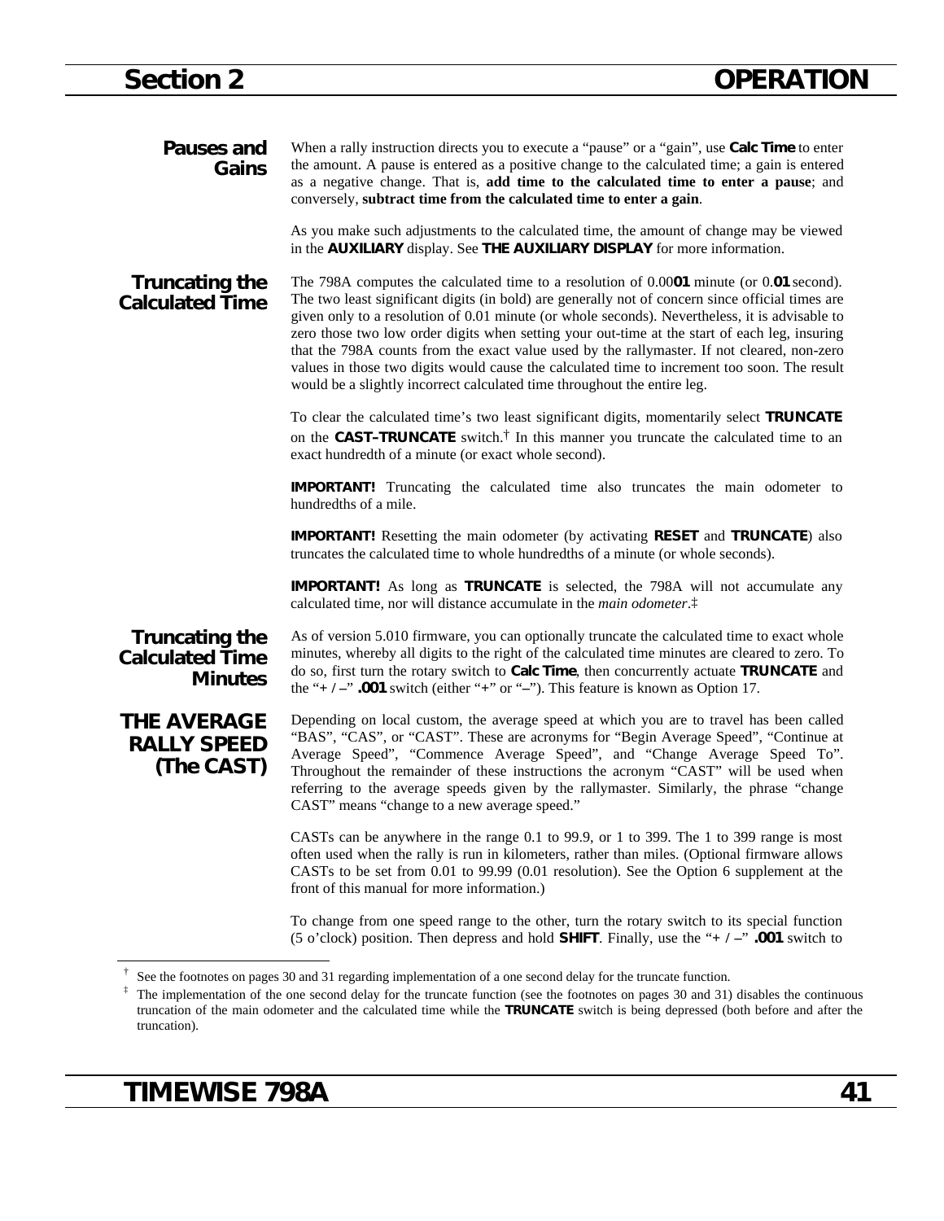## Pauses and Gains

When a rally instruction directs you to execute a “pause” or a “gain”, use **Calc Time** to enter the amount. A pause is entered as a positive change to the calculated time; a gain is entered as a negative change. That is, **add time to the calculated time to enter a pause**; and conversely, **subtract time from the calculated time to enter a gain**.

As you make such adjustments to the calculated time, the amount of change may be viewed in the **AUXILIARY** display. See **THE AUXILIARY DISPLAY** for more information.

## Truncating the Calculated Time

The 798A computes the calculated time to a resolution of 0.00**01** minute (or 0.**01** second). The two least significant digits (in bold) are generally not of concern since official times are given only to a resolution of 0.01 minute (or whole seconds). Nevertheless, it is advisable to zero those two low order digits when setting your out-time at the start of each leg, insuring that the 798A counts from the exact value used by the rallymaster. If not cleared, non-zero values in those two digits would cause the calculated time to increment too soon. The result would be a slightly incorrect calculated time throughout the entire leg.

To clear the calculated time’s two least significant digits, momentarily select **TRUNCATE** on the **CAST–TRUNCATE** switch.† In this manner you truncate the calculated time to an exact hundredth of a minute (or exact whole second).

**IMPORTANT!** Truncating the calculated time also truncates the main odometer to hundredths of a mile.

**IMPORTANT!** Resetting the main odometer (by activating **RESET** and **TRUNCATE**) also truncates the calculated time to whole hundredths of a minute (or whole seconds).

**IMPORTANT!** As long as **TRUNCATE** is selected, the 798A will not accumulate any calculated time, nor will distance accumulate in the *main odometer*.‡

## Truncating the Calculated Time Minutes

As of version 5.010 firmware, you can optionally truncate the calculated time to exact whole minutes, whereby all digits to the right of the calculated time minutes are cleared to zero. To do so, first turn the rotary switch to **Calc Time**, then concurrently actuate **TRUNCATE** and the “**+ / –**” **.001** switch (either “+” or “–”). This feature is known as Option 17.

## THE AVERAGE RALLY SPEED (The CAST)

Depending on local custom, the average speed at which you are to travel has been called “BAS”, “CAS”, or “CAST”. These are acronyms for “Begin Average Speed”, “Continue at Average Speed”, “Commence Average Speed”, and “Change Average Speed To”. Throughout the remainder of these instructions the acronym “CAST” will be used when referring to the average speeds given by the rallymaster. Similarly, the phrase “change CAST” means “change to a new average speed.”

CASTs can be anywhere in the range 0.1 to 99.9, or 1 to 399. The 1 to 399 range is most often used when the rally is run in kilometers, rather than miles. (Optional firmware allows CASTs to be set from 0.01 to 99.99 (0.01 resolution). See the Option 6 supplement at the front of this manual for more information.)

To change from one speed range to the other, turn the rotary switch to its special function (5 o’clock) position. Then depress and hold **SHIFT**. Finally, use the “**+ / –**” **.001** switch to

---

† See the footnotes on pages 30 and 31 regarding implementation of a one second delay for the truncate function.

‡ The implementation of the one second delay for the truncate function (see the footnotes on pages 30 and 31) disables the continuous truncation of the main odometer and the calculated time while the **TRUNCATE** switch is being depressed (both before and after the truncation).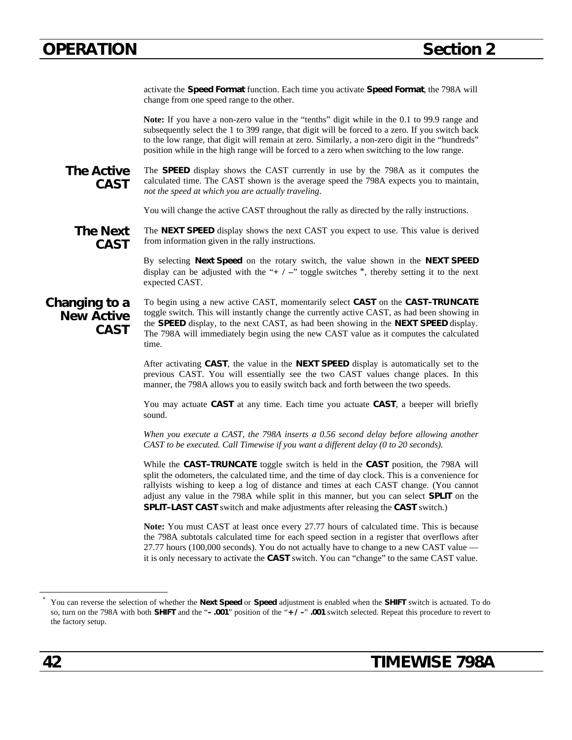activate the **Speed Format** function. Each time you activate **Speed Format**, the 798A will change from one speed range to the other.

**Note:** If you have a non-zero value in the "tenths" digit while in the 0.1 to 99.9 range and subsequently select the 1 to 399 range, that digit will be forced to a zero. If you switch back to the low range, that digit will remain at zero. Similarly, a non-zero digit in the "hundreds" position while in the high range will be forced to a zero when switching to the low range.

## The Active CAST

The **SPEED** display shows the CAST currently in use by the 798A as it computes the calculated time. The CAST shown is the average speed the 798A expects you to maintain, *not the speed at which you are actually traveling*.

You will change the active CAST throughout the rally as directed by the rally instructions.

## The Next CAST

The **NEXT SPEED** display shows the next CAST you expect to use. This value is derived from information given in the rally instructions.

By selecting **Next Speed** on the rotary switch, the value shown in the **NEXT SPEED** display can be adjusted with the "**+ / –**" toggle switches *, thereby setting it to the next expected CAST.

## Changing to a New Active CAST

To begin using a new active CAST, momentarily select **CAST** on the **CAST–TRUNCATE** toggle switch. This will instantly change the currently active CAST, as had been showing in the **SPEED** display, to the next CAST, as had been showing in the **NEXT SPEED** display. The 798A will immediately begin using the new CAST value as it computes the calculated time.

After activating **CAST**, the value in the **NEXT SPEED** display is automatically set to the previous CAST. You will essentially see the two CAST values change places. In this manner, the 798A allows you to easily switch back and forth between the two speeds.

You may actuate **CAST** at any time. Each time you actuate **CAST**, a beeper will briefly sound.

*When you execute a CAST, the 798A inserts a 0.56 second delay before allowing another CAST to be executed. Call Timewise if you want a different delay (0 to 20 seconds).*

While the **CAST–TRUNCATE** toggle switch is held in the **CAST** position, the 798A will split the odometers, the calculated time, and the time of day clock. This is a convenience for rallyists wishing to keep a log of distance and times at each CAST change. (You cannot adjust any value in the 798A while split in this manner, but you can select **SPLIT** on the **SPLIT–LAST CAST** switch and make adjustments after releasing the **CAST** switch.)

**Note:** You must CAST at least once every 27.77 hours of calculated time. This is because the 798A subtotals calculated time for each speed section in a register that overflows after 27.77 hours (100,000 seconds). You do not actually have to change to a new CAST value — it is only necessary to activate the **CAST** switch. You can "change" to the same CAST value.

---

* You can reverse the selection of whether the **Next Speed** or **Speed** adjustment is enabled when the **SHIFT** switch is actuated. To do so, turn on the 798A with both **SHIFT** and the "**– .001**" position of the "**+ / –**" **.001** switch selected. Repeat this procedure to revert to the factory setup.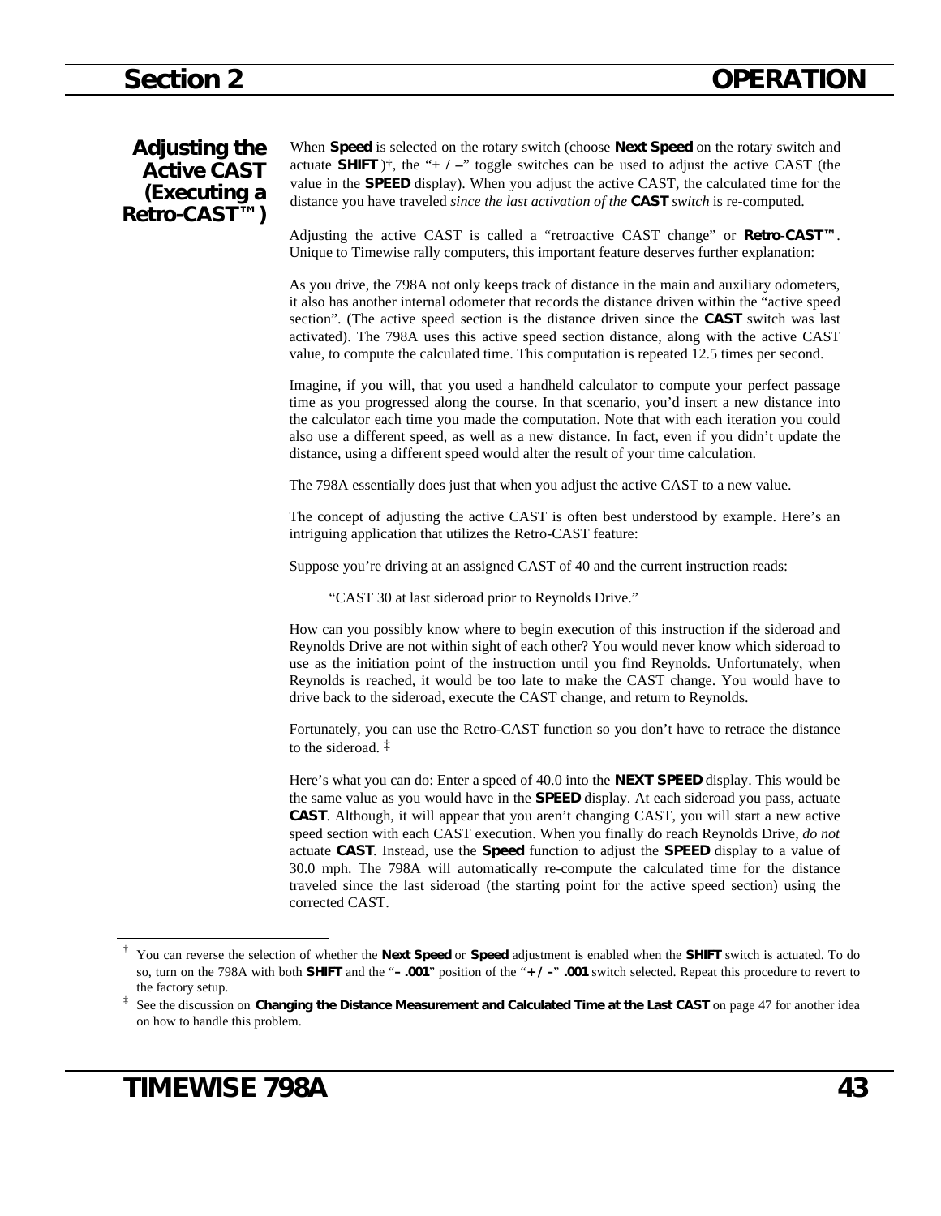## Adjusting the Active CAST (Executing a Retro-CAST™)

When **Speed** is selected on the rotary switch (choose **Next Speed** on the rotary switch and actuate **SHIFT**)†, the "**+ / –**" toggle switches can be used to adjust the active CAST (the value in the **SPEED** display). When you adjust the active CAST, the calculated time for the distance you have traveled *since the last activation of the* **CAST** *switch* is re-computed.

Adjusting the active CAST is called a "retroactive CAST change" or **Retro-CAST™**. Unique to Timewise rally computers, this important feature deserves further explanation:

As you drive, the 798A not only keeps track of distance in the main and auxiliary odometers, it also has another internal odometer that records the distance driven within the "active speed section". (The active speed section is the distance driven since the **CAST** switch was last activated). The 798A uses this active speed section distance, along with the active CAST value, to compute the calculated time. This computation is repeated 12.5 times per second.

Imagine, if you will, that you used a handheld calculator to compute your perfect passage time as you progressed along the course. In that scenario, you'd insert a new distance into the calculator each time you made the computation. Note that with each iteration you could also use a different speed, as well as a new distance. In fact, even if you didn't update the distance, using a different speed would alter the result of your time calculation.

The 798A essentially does just that when you adjust the active CAST to a new value.

The concept of adjusting the active CAST is often best understood by example. Here's an intriguing application that utilizes the Retro-CAST feature:

Suppose you're driving at an assigned CAST of 40 and the current instruction reads:

> "CAST 30 at last sideroad prior to Reynolds Drive."

How can you possibly know where to begin execution of this instruction if the sideroad and Reynolds Drive are not within sight of each other? You would never know which sideroad to use as the initiation point of the instruction until you find Reynolds. Unfortunately, when Reynolds is reached, it would be too late to make the CAST change. You would have to drive back to the sideroad, execute the CAST change, and return to Reynolds.

Fortunately, you can use the Retro-CAST function so you don't have to retrace the distance to the sideroad. ‡

Here's what you can do: Enter a speed of 40.0 into the **NEXT SPEED** display. This would be the same value as you would have in the **SPEED** display. At each sideroad you pass, actuate **CAST**. Although, it will appear that you aren't changing CAST, you will start a new active speed section with each CAST execution. When you finally do reach Reynolds Drive, *do not* actuate **CAST**. Instead, use the **Speed** function to adjust the **SPEED** display to a value of 30.0 mph. The 798A will automatically re-compute the calculated time for the distance traveled since the last sideroad (the starting point for the active speed section) using the corrected CAST.

---

† You can reverse the selection of whether the **Next Speed** or **Speed** adjustment is enabled when the **SHIFT** switch is actuated. To do so, turn on the 798A with both **SHIFT** and the "**– .001**" position of the "**+ / –**" **.001** switch selected. Repeat this procedure to revert to the factory setup.

‡ See the discussion on **Changing the Distance Measurement and Calculated Time at the Last CAST** on page 47 for another idea on how to handle this problem.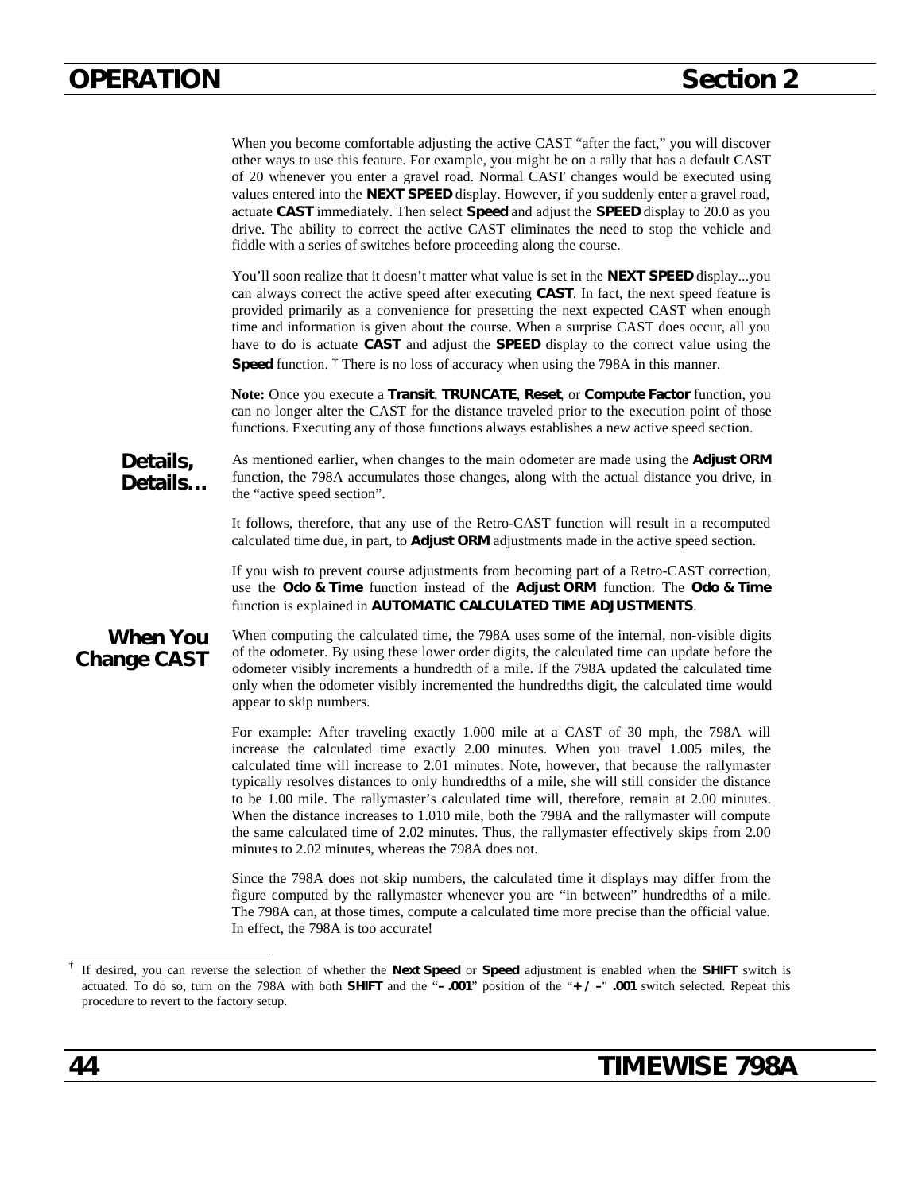When you become comfortable adjusting the active CAST "after the fact," you will discover other ways to use this feature. For example, you might be on a rally that has a default CAST of 20 whenever you enter a gravel road. Normal CAST changes would be executed using values entered into the **NEXT SPEED** display. However, if you suddenly enter a gravel road, actuate **CAST** immediately. Then select **Speed** and adjust the **SPEED** display to 20.0 as you drive. The ability to correct the active CAST eliminates the need to stop the vehicle and fiddle with a series of switches before proceeding along the course.

You'll soon realize that it doesn't matter what value is set in the **NEXT SPEED** display...you can always correct the active speed after executing **CAST**. In fact, the next speed feature is provided primarily as a convenience for presetting the next expected CAST when enough time and information is given about the course. When a surprise CAST does occur, all you have to do is actuate **CAST** and adjust the **SPEED** display to the correct value using the **Speed** function. † There is no loss of accuracy when using the 798A in this manner.

**Note:** Once you execute a **Transit**, **TRUNCATE**, **Reset**, or **Compute Factor** function, you can no longer alter the CAST for the distance traveled prior to the execution point of those functions. Executing any of those functions always establishes a new active speed section.

## Details, Details…

As mentioned earlier, when changes to the main odometer are made using the **Adjust ORM** function, the 798A accumulates those changes, along with the actual distance you drive, in the "active speed section".

It follows, therefore, that any use of the Retro-CAST function will result in a recomputed calculated time due, in part, to **Adjust ORM** adjustments made in the active speed section.

If you wish to prevent course adjustments from becoming part of a Retro-CAST correction, use the **Odo & Time** function instead of the **Adjust ORM** function. The **Odo & Time** function is explained in **AUTOMATIC CALCULATED TIME ADJUSTMENTS**.

## When You Change CAST

When computing the calculated time, the 798A uses some of the internal, non-visible digits of the odometer. By using these lower order digits, the calculated time can update before the odometer visibly increments a hundredth of a mile. If the 798A updated the calculated time only when the odometer visibly incremented the hundredths digit, the calculated time would appear to skip numbers.

For example: After traveling exactly 1.000 mile at a CAST of 30 mph, the 798A will increase the calculated time exactly 2.00 minutes. When you travel 1.005 miles, the calculated time will increase to 2.01 minutes. Note, however, that because the rallymaster typically resolves distances to only hundredths of a mile, she will still consider the distance to be 1.00 mile. The rallymaster's calculated time will, therefore, remain at 2.00 minutes. When the distance increases to 1.010 mile, both the 798A and the rallymaster will compute the same calculated time of 2.02 minutes. Thus, the rallymaster effectively skips from 2.00 minutes to 2.02 minutes, whereas the 798A does not.

Since the 798A does not skip numbers, the calculated time it displays may differ from the figure computed by the rallymaster whenever you are "in between" hundredths of a mile. The 798A can, at those times, compute a calculated time more precise than the official value. In effect, the 798A is too accurate!

---

† If desired, you can reverse the selection of whether the **Next Speed** or **Speed** adjustment is enabled when the **SHIFT** switch is actuated. To do so, turn on the 798A with both **SHIFT** and the "**– .001**" position of the "**+ / –**" **.001** switch selected. Repeat this procedure to revert to the factory setup.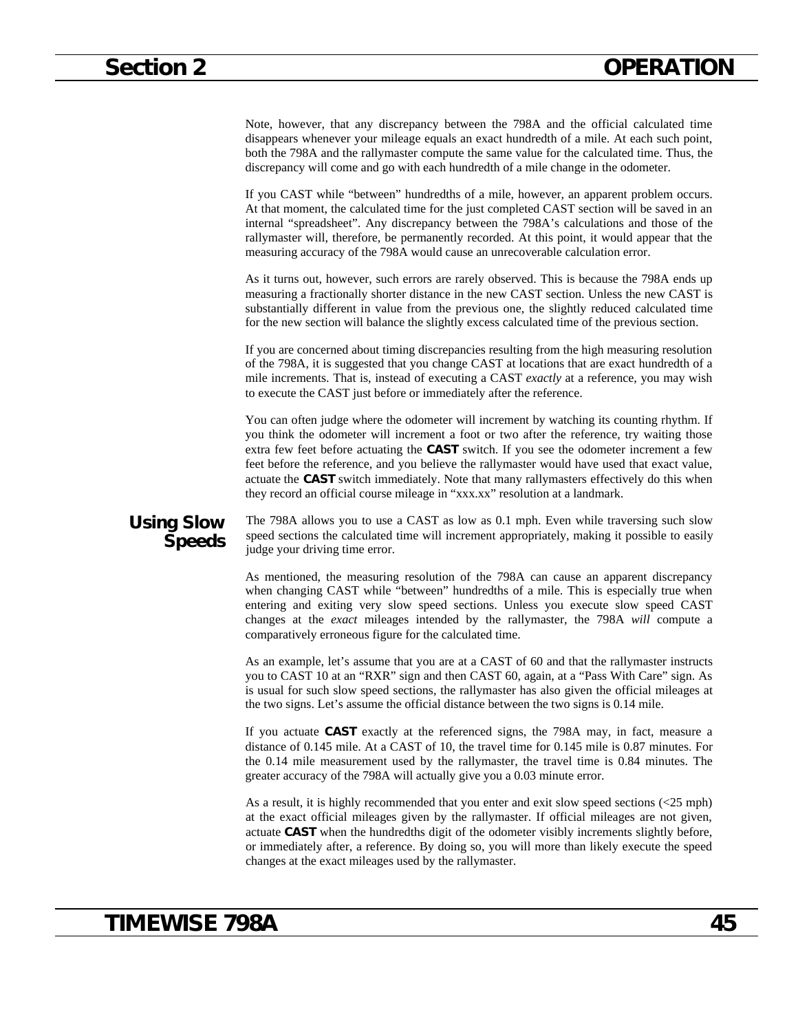Note, however, that any discrepancy between the 798A and the official calculated time disappears whenever your mileage equals an exact hundredth of a mile. At each such point, both the 798A and the rallymaster compute the same value for the calculated time. Thus, the discrepancy will come and go with each hundredth of a mile change in the odometer.

If you CAST while "between" hundredths of a mile, however, an apparent problem occurs. At that moment, the calculated time for the just completed CAST section will be saved in an internal "spreadsheet". Any discrepancy between the 798A's calculations and those of the rallymaster will, therefore, be permanently recorded. At this point, it would appear that the measuring accuracy of the 798A would cause an unrecoverable calculation error.

As it turns out, however, such errors are rarely observed. This is because the 798A ends up measuring a fractionally shorter distance in the new CAST section. Unless the new CAST is substantially different in value from the previous one, the slightly reduced calculated time for the new section will balance the slightly excess calculated time of the previous section.

If you are concerned about timing discrepancies resulting from the high measuring resolution of the 798A, it is suggested that you change CAST at locations that are exact hundredth of a mile increments. That is, instead of executing a CAST *exactly* at a reference, you may wish to execute the CAST just before or immediately after the reference.

You can often judge where the odometer will increment by watching its counting rhythm. If you think the odometer will increment a foot or two after the reference, try waiting those extra few feet before actuating the **CAST** switch. If you see the odometer increment a few feet before the reference, and you believe the rallymaster would have used that exact value, actuate the **CAST** switch immediately. Note that many rallymasters effectively do this when they record an official course mileage in "xxx.xx" resolution at a landmark.

## Using Slow Speeds

The 798A allows you to use a CAST as low as 0.1 mph. Even while traversing such slow speed sections the calculated time will increment appropriately, making it possible to easily judge your driving time error.

As mentioned, the measuring resolution of the 798A can cause an apparent discrepancy when changing CAST while "between" hundredths of a mile. This is especially true when entering and exiting very slow speed sections. Unless you execute slow speed CAST changes at the *exact* mileages intended by the rallymaster, the 798A *will* compute a comparatively erroneous figure for the calculated time.

As an example, let's assume that you are at a CAST of 60 and that the rallymaster instructs you to CAST 10 at an "RXR" sign and then CAST 60, again, at a "Pass With Care" sign. As is usual for such slow speed sections, the rallymaster has also given the official mileages at the two signs. Let's assume the official distance between the two signs is 0.14 mile.

If you actuate **CAST** exactly at the referenced signs, the 798A may, in fact, measure a distance of 0.145 mile. At a CAST of 10, the travel time for 0.145 mile is 0.87 minutes. For the 0.14 mile measurement used by the rallymaster, the travel time is 0.84 minutes. The greater accuracy of the 798A will actually give you a 0.03 minute error.

As a result, it is highly recommended that you enter and exit slow speed sections (<25 mph) at the exact official mileages given by the rallymaster. If official mileages are not given, actuate **CAST** when the hundredths digit of the odometer visibly increments slightly before, or immediately after, a reference. By doing so, you will more than likely execute the speed changes at the exact mileages used by the rallymaster.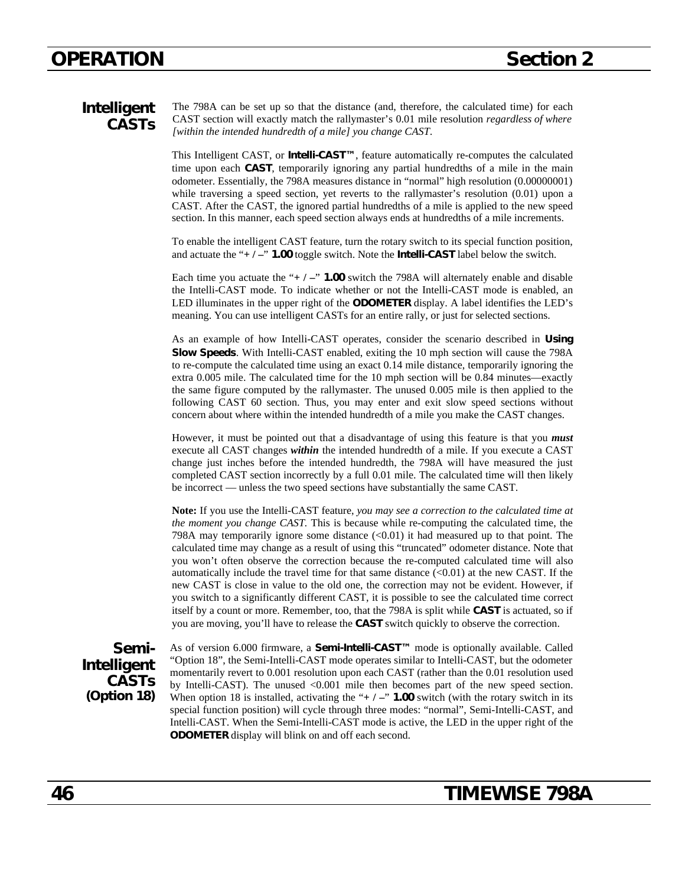## Intelligent CASTs

The 798A can be set up so that the distance (and, therefore, the calculated time) for each CAST section will exactly match the rallymaster's 0.01 mile resolution *regardless of where [within the intended hundredth of a mile] you change CAST*.

This Intelligent CAST, or **Intelli-CAST™**, feature automatically re-computes the calculated time upon each **CAST**, temporarily ignoring any partial hundredths of a mile in the main odometer. Essentially, the 798A measures distance in "normal" high resolution (0.00000001) while traversing a speed section, yet reverts to the rallymaster's resolution (0.01) upon a CAST. After the CAST, the ignored partial hundredths of a mile is applied to the new speed section. In this manner, each speed section always ends at hundredths of a mile increments.

To enable the intelligent CAST feature, turn the rotary switch to its special function position, and actuate the "**+ / –**" **1.00** toggle switch. Note the **Intelli-CAST** label below the switch.

Each time you actuate the "**+ / –**" **1.00** switch the 798A will alternately enable and disable the Intelli-CAST mode. To indicate whether or not the Intelli-CAST mode is enabled, an LED illuminates in the upper right of the **ODOMETER** display. A label identifies the LED's meaning. You can use intelligent CASTs for an entire rally, or just for selected sections.

As an example of how Intelli-CAST operates, consider the scenario described in **Using Slow Speeds**. With Intelli-CAST enabled, exiting the 10 mph section will cause the 798A to re-compute the calculated time using an exact 0.14 mile distance, temporarily ignoring the extra 0.005 mile. The calculated time for the 10 mph section will be 0.84 minutes—exactly the same figure computed by the rallymaster. The unused 0.005 mile is then applied to the following CAST 60 section. Thus, you may enter and exit slow speed sections without concern about where within the intended hundredth of a mile you make the CAST changes.

However, it must be pointed out that a disadvantage of using this feature is that you ***must*** execute all CAST changes ***within*** the intended hundredth of a mile. If you execute a CAST change just inches before the intended hundredth, the 798A will have measured the just completed CAST section incorrectly by a full 0.01 mile. The calculated time will then likely be incorrect — unless the two speed sections have substantially the same CAST.

**Note:** If you use the Intelli-CAST feature, *you may see a correction to the calculated time at the moment you change CAST.* This is because while re-computing the calculated time, the 798A may temporarily ignore some distance (<0.01) it had measured up to that point. The calculated time may change as a result of using this "truncated" odometer distance. Note that you won't often observe the correction because the re-computed calculated time will also automatically include the travel time for that same distance (<0.01) at the new CAST. If the new CAST is close in value to the old one, the correction may not be evident. However, if you switch to a significantly different CAST, it is possible to see the calculated time correct itself by a count or more. Remember, too, that the 798A is split while **CAST** is actuated, so if you are moving, you'll have to release the **CAST** switch quickly to observe the correction.

## Semi-Intelligent CASTs (Option 18)

As of version 6.000 firmware, a **Semi-Intelli-CAST™** mode is optionally available. Called "Option 18", the Semi-Intelli-CAST mode operates similar to Intelli-CAST, but the odometer momentarily revert to 0.001 resolution upon each CAST (rather than the 0.01 resolution used by Intelli-CAST). The unused <0.001 mile then becomes part of the new speed section. When option 18 is installed, activating the "**+ / –**" **1.00** switch (with the rotary switch in its special function position) will cycle through three modes: "normal", Semi-Intelli-CAST, and Intelli-CAST. When the Semi-Intelli-CAST mode is active, the LED in the upper right of the **ODOMETER** display will blink on and off each second.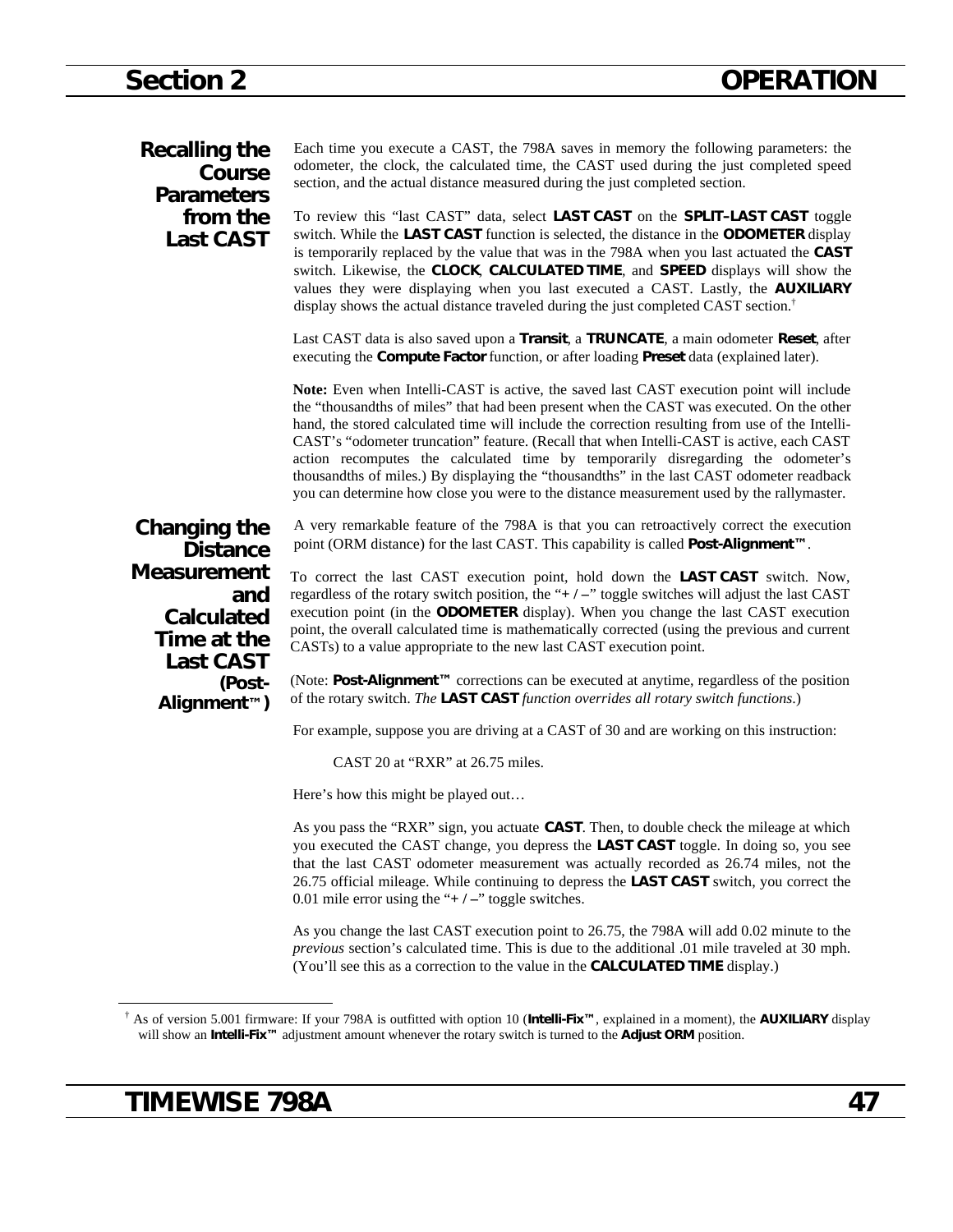## Recalling the Course Parameters from the Last CAST

Each time you execute a CAST, the 798A saves in memory the following parameters: the odometer, the clock, the calculated time, the CAST used during the just completed speed section, and the actual distance measured during the just completed section.

To review this "last CAST" data, select **LAST CAST** on the **SPLIT–LAST CAST** toggle switch. While the **LAST CAST** function is selected, the distance in the **ODOMETER** display is temporarily replaced by the value that was in the 798A when you last actuated the **CAST** switch. Likewise, the **CLOCK**, **CALCULATED TIME**, and **SPEED** displays will show the values they were displaying when you last executed a CAST. Lastly, the **AUXILIARY** display shows the actual distance traveled during the just completed CAST section.†

Last CAST data is also saved upon a **Transit**, a **TRUNCATE**, a main odometer **Reset**, after executing the **Compute Factor** function, or after loading **Preset** data (explained later).

**Note:** Even when Intelli-CAST is active, the saved last CAST execution point will include the "thousandths of miles" that had been present when the CAST was executed. On the other hand, the stored calculated time will include the correction resulting from use of the Intelli-CAST's "odometer truncation" feature. (Recall that when Intelli-CAST is active, each CAST action recomputes the calculated time by temporarily disregarding the odometer's thousandths of miles.) By displaying the "thousandths" in the last CAST odometer readback you can determine how close you were to the distance measurement used by the rallymaster.

## Changing the Distance Measurement and Calculated Time at the Last CAST (Post-Alignment™)

A very remarkable feature of the 798A is that you can retroactively correct the execution point (ORM distance) for the last CAST. This capability is called **Post-Alignment™**.

To correct the last CAST execution point, hold down the **LAST CAST** switch. Now, regardless of the rotary switch position, the "**+ / –**" toggle switches will adjust the last CAST execution point (in the **ODOMETER** display). When you change the last CAST execution point, the overall calculated time is mathematically corrected (using the previous and current CASTs) to a value appropriate to the new last CAST execution point.

(Note: **Post-Alignment™** corrections can be executed at anytime, regardless of the position of the rotary switch. *The* **LAST CAST** *function overrides all rotary switch functions.*)

For example, suppose you are driving at a CAST of 30 and are working on this instruction:

> CAST 20 at "RXR" at 26.75 miles.

Here's how this might be played out…

As you pass the "RXR" sign, you actuate **CAST**. Then, to double check the mileage at which you executed the CAST change, you depress the **LAST CAST** toggle. In doing so, you see that the last CAST odometer measurement was actually recorded as 26.74 miles, not the 26.75 official mileage. While continuing to depress the **LAST CAST** switch, you correct the 0.01 mile error using the "**+ / –**" toggle switches.

As you change the last CAST execution point to 26.75, the 798A will add 0.02 minute to the *previous* section's calculated time. This is due to the additional .01 mile traveled at 30 mph. (You'll see this as a correction to the value in the **CALCULATED TIME** display.)

---

† As of version 5.001 firmware: If your 798A is outfitted with option 10 (**Intelli-Fix™**, explained in a moment), the **AUXILIARY** display will show an **Intelli-Fix™** adjustment amount whenever the rotary switch is turned to the **Adjust ORM** position.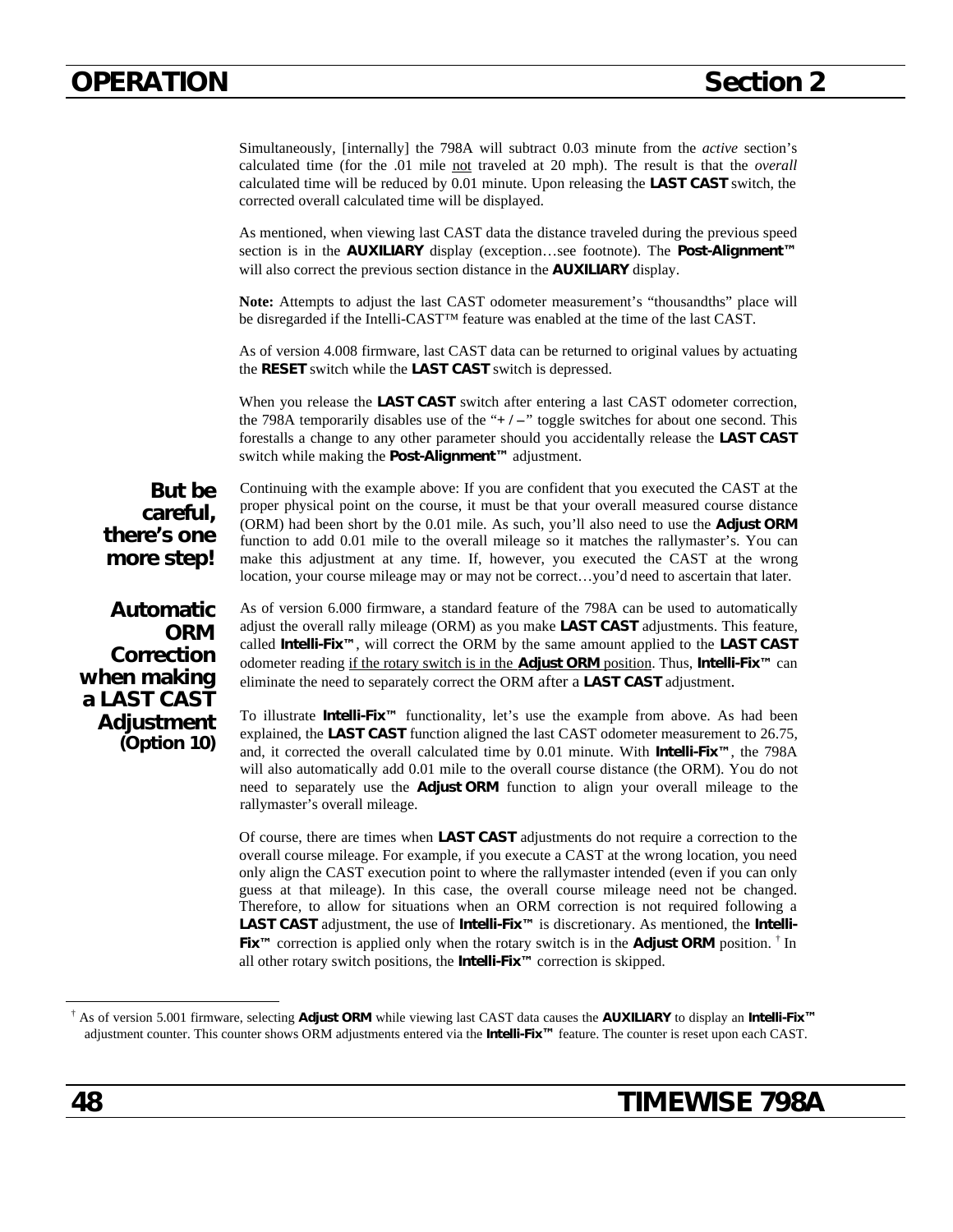Simultaneously, [internally] the 798A will subtract 0.03 minute from the *active* section's calculated time (for the .01 mile not traveled at 20 mph). The result is that the *overall* calculated time will be reduced by 0.01 minute. Upon releasing the **LAST CAST** switch, the corrected overall calculated time will be displayed.

As mentioned, when viewing last CAST data the distance traveled during the previous speed section is in the **AUXILIARY** display (exception…see footnote). The **Post-Alignment™** will also correct the previous section distance in the **AUXILIARY** display.

**Note:** Attempts to adjust the last CAST odometer measurement's "thousandths" place will be disregarded if the Intelli-CAST™ feature was enabled at the time of the last CAST.

As of version 4.008 firmware, last CAST data can be returned to original values by actuating the **RESET** switch while the **LAST CAST** switch is depressed.

When you release the **LAST CAST** switch after entering a last CAST odometer correction, the 798A temporarily disables use of the "**+ / –**" toggle switches for about one second. This forestalls a change to any other parameter should you accidentally release the **LAST CAST** switch while making the **Post-Alignment™** adjustment.

**But be careful, there's one more step!**

Continuing with the example above: If you are confident that you executed the CAST at the proper physical point on the course, it must be that your overall measured course distance (ORM) had been short by the 0.01 mile. As such, you'll also need to use the **Adjust ORM** function to add 0.01 mile to the overall mileage so it matches the rallymaster's. You can make this adjustment at any time. If, however, you executed the CAST at the wrong location, your course mileage may or may not be correct…you'd need to ascertain that later.

**Automatic ORM Correction when making a LAST CAST Adjustment (Option 10)**

As of version 6.000 firmware, a standard feature of the 798A can be used to automatically adjust the overall rally mileage (ORM) as you make **LAST CAST** adjustments. This feature, called **Intelli-Fix™**, will correct the ORM by the same amount applied to the **LAST CAST** odometer reading if the rotary switch is in the **Adjust ORM** position. Thus, **Intelli-Fix™** can eliminate the need to separately correct the ORM after a **LAST CAST** adjustment.

To illustrate **Intelli-Fix™** functionality, let's use the example from above. As had been explained, the **LAST CAST** function aligned the last CAST odometer measurement to 26.75, and, it corrected the overall calculated time by 0.01 minute. With **Intelli-Fix™**, the 798A will also automatically add 0.01 mile to the overall course distance (the ORM). You do not need to separately use the **Adjust ORM** function to align your overall mileage to the rallymaster's overall mileage.

Of course, there are times when **LAST CAST** adjustments do not require a correction to the overall course mileage. For example, if you execute a CAST at the wrong location, you need only align the CAST execution point to where the rallymaster intended (even if you can only guess at that mileage). In this case, the overall course mileage need not be changed. Therefore, to allow for situations when an ORM correction is not required following a **LAST CAST** adjustment, the use of **Intelli-Fix™** is discretionary. As mentioned, the **Intelli-Fix™** correction is applied only when the rotary switch is in the **Adjust ORM** position. [†] In all other rotary switch positions, the **Intelli-Fix™** correction is skipped.

---

[†] As of version 5.001 firmware, selecting **Adjust ORM** while viewing last CAST data causes the **AUXILIARY** to display an **Intelli-Fix™** adjustment counter. This counter shows ORM adjustments entered via the **Intelli-Fix™** feature. The counter is reset upon each CAST.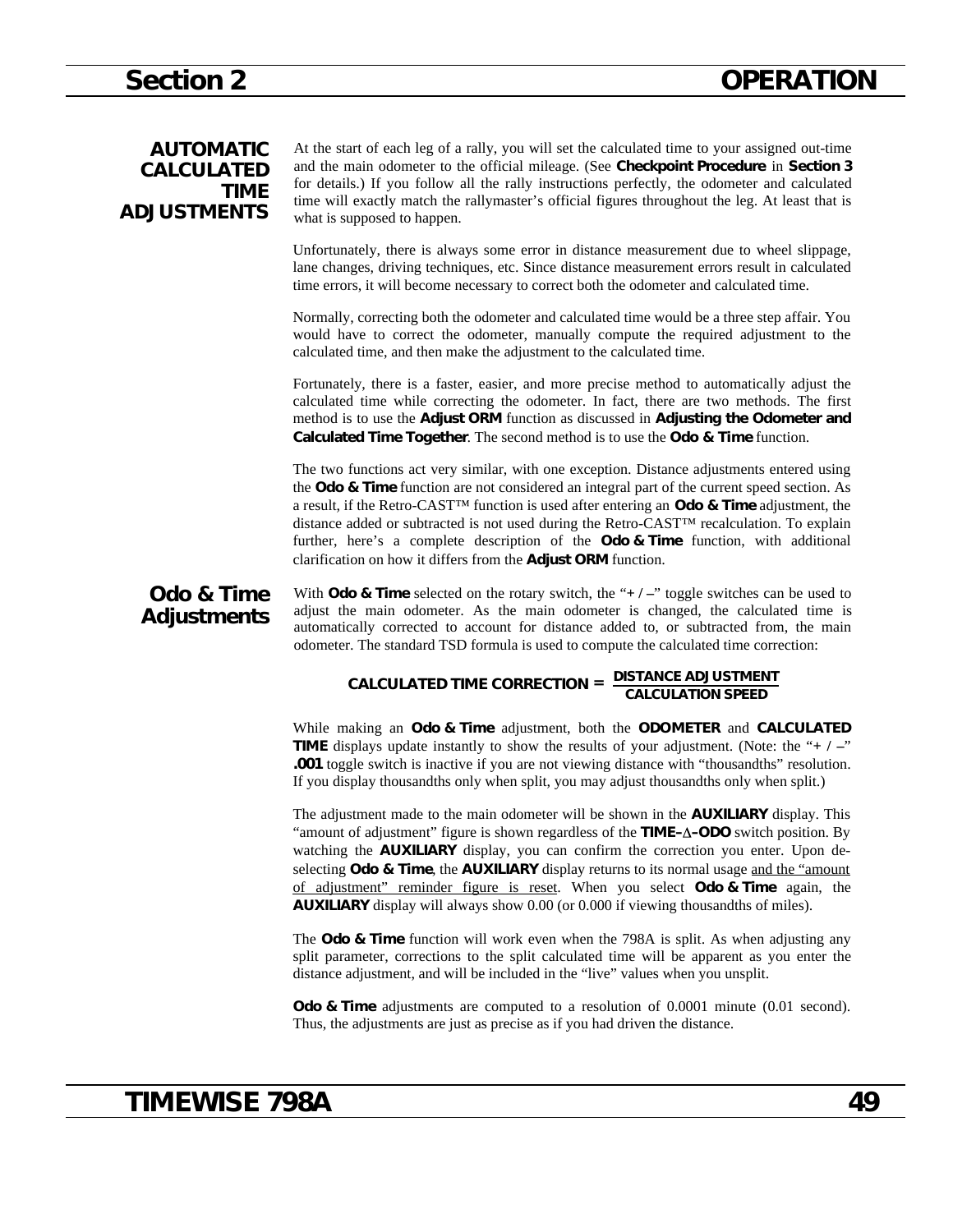## AUTOMATIC CALCULATED TIME ADJUSTMENTS

At the start of each leg of a rally, you will set the calculated time to your assigned out-time and the main odometer to the official mileage. (See **Checkpoint Procedure** in **Section 3** for details.) If you follow all the rally instructions perfectly, the odometer and calculated time will exactly match the rallymaster's official figures throughout the leg. At least that is what is supposed to happen.

Unfortunately, there is always some error in distance measurement due to wheel slippage, lane changes, driving techniques, etc. Since distance measurement errors result in calculated time errors, it will become necessary to correct both the odometer and calculated time.

Normally, correcting both the odometer and calculated time would be a three step affair. You would have to correct the odometer, manually compute the required adjustment to the calculated time, and then make the adjustment to the calculated time.

Fortunately, there is a faster, easier, and more precise method to automatically adjust the calculated time while correcting the odometer. In fact, there are two methods. The first method is to use the **Adjust ORM** function as discussed in **Adjusting the Odometer and Calculated Time Together**. The second method is to use the **Odo & Time** function.

The two functions act very similar, with one exception. Distance adjustments entered using the **Odo & Time** function are not considered an integral part of the current speed section. As a result, if the Retro-CAST™ function is used after entering an **Odo & Time** adjustment, the distance added or subtracted is not used during the Retro-CAST™ recalculation. To explain further, here's a complete description of the **Odo & Time** function, with additional clarification on how it differs from the **Adjust ORM** function.

### Odo & Time Adjustments

With **Odo & Time** selected on the rotary switch, the "**+ / –**" toggle switches can be used to adjust the main odometer. As the main odometer is changed, the calculated time is automatically corrected to account for distance added to, or subtracted from, the main odometer. The standard TSD formula is used to compute the calculated time correction:

$$\text{CALCULATED TIME CORRECTION} = \frac{\text{DISTANCE ADJUSTMENT}}{\text{CALCULATION SPEED}}$$

While making an **Odo & Time** adjustment, both the **ODOMETER** and **CALCULATED TIME** displays update instantly to show the results of your adjustment. (Note: the "**+ / –**" **.001** toggle switch is inactive if you are not viewing distance with "thousandths" resolution. If you display thousandths only when split, you may adjust thousandths only when split.)

The adjustment made to the main odometer will be shown in the **AUXILIARY** display. This "amount of adjustment" figure is shown regardless of the **TIME–∆–ODO** switch position. By watching the **AUXILIARY** display, you can confirm the correction you enter. Upon de-selecting **Odo & Time**, the **AUXILIARY** display returns to its normal usage <u>and the "amount of adjustment" reminder figure is reset</u>. When you select **Odo & Time** again, the **AUXILIARY** display will always show 0.00 (or 0.000 if viewing thousandths of miles).

The **Odo & Time** function will work even when the 798A is split. As when adjusting any split parameter, corrections to the split calculated time will be apparent as you enter the distance adjustment, and will be included in the "live" values when you unsplit.

**Odo & Time** adjustments are computed to a resolution of 0.0001 minute (0.01 second). Thus, the adjustments are just as precise as if you had driven the distance.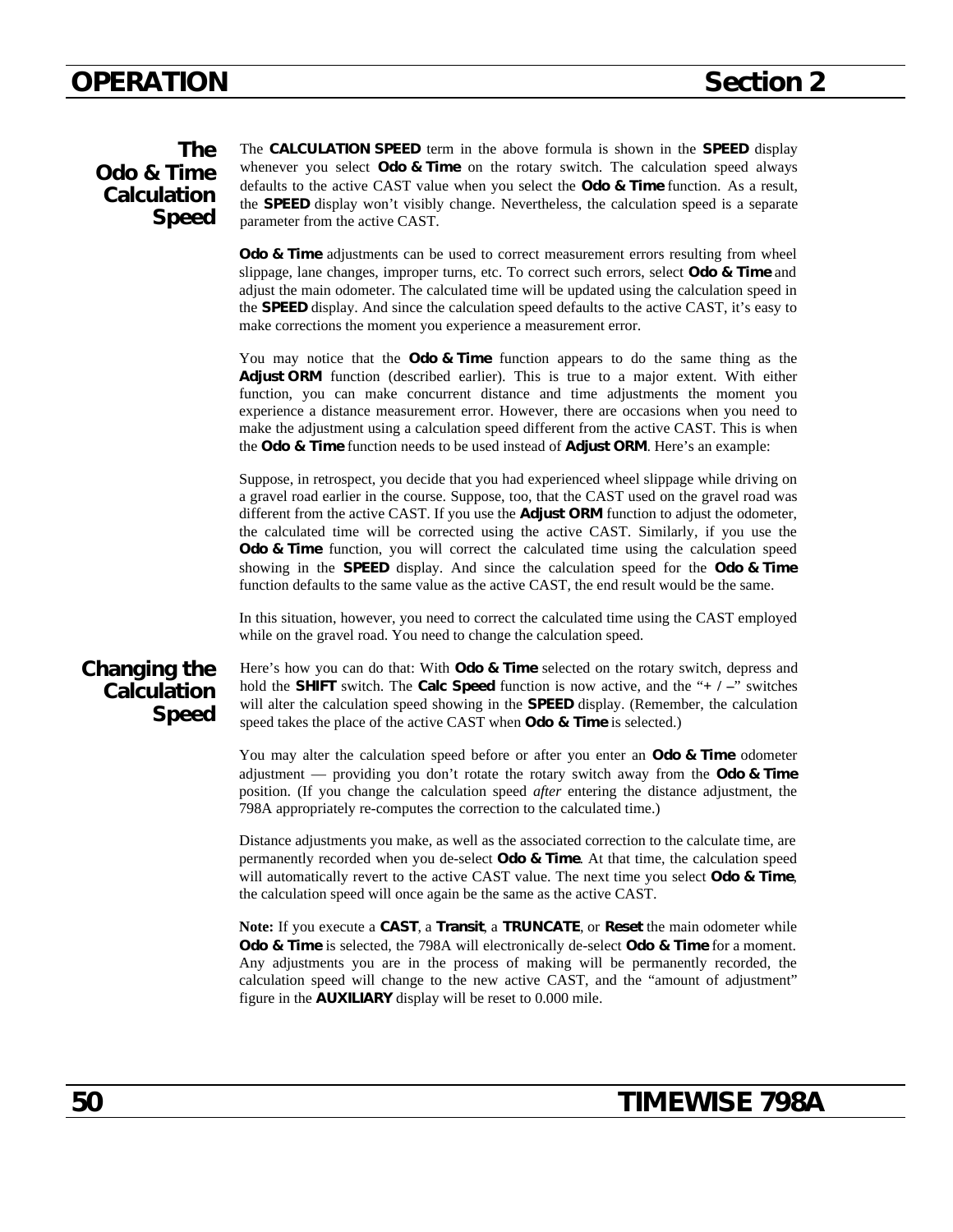## The Odo & Time Calculation Speed

The **CALCULATION SPEED** term in the above formula is shown in the **SPEED** display whenever you select **Odo & Time** on the rotary switch. The calculation speed always defaults to the active CAST value when you select the **Odo & Time** function. As a result, the **SPEED** display won't visibly change. Nevertheless, the calculation speed is a separate parameter from the active CAST.

**Odo & Time** adjustments can be used to correct measurement errors resulting from wheel slippage, lane changes, improper turns, etc. To correct such errors, select **Odo & Time** and adjust the main odometer. The calculated time will be updated using the calculation speed in the **SPEED** display. And since the calculation speed defaults to the active CAST, it's easy to make corrections the moment you experience a measurement error.

You may notice that the **Odo & Time** function appears to do the same thing as the **Adjust ORM** function (described earlier). This is true to a major extent. With either function, you can make concurrent distance and time adjustments the moment you experience a distance measurement error. However, there are occasions when you need to make the adjustment using a calculation speed different from the active CAST. This is when the **Odo & Time** function needs to be used instead of **Adjust ORM**. Here's an example:

Suppose, in retrospect, you decide that you had experienced wheel slippage while driving on a gravel road earlier in the course. Suppose, too, that the CAST used on the gravel road was different from the active CAST. If you use the **Adjust ORM** function to adjust the odometer, the calculated time will be corrected using the active CAST. Similarly, if you use the **Odo & Time** function, you will correct the calculated time using the calculation speed showing in the **SPEED** display. And since the calculation speed for the **Odo & Time** function defaults to the same value as the active CAST, the end result would be the same.

In this situation, however, you need to correct the calculated time using the CAST employed while on the gravel road. You need to change the calculation speed.

## Changing the Calculation Speed

Here's how you can do that: With **Odo & Time** selected on the rotary switch, depress and hold the **SHIFT** switch. The **Calc Speed** function is now active, and the "**+ / –**" switches will alter the calculation speed showing in the **SPEED** display. (Remember, the calculation speed takes the place of the active CAST when **Odo & Time** is selected.)

You may alter the calculation speed before or after you enter an **Odo & Time** odometer adjustment — providing you don't rotate the rotary switch away from the **Odo & Time** position. (If you change the calculation speed *after* entering the distance adjustment, the 798A appropriately re-computes the correction to the calculated time.)

Distance adjustments you make, as well as the associated correction to the calculate time, are permanently recorded when you de-select **Odo & Time**. At that time, the calculation speed will automatically revert to the active CAST value. The next time you select **Odo & Time**, the calculation speed will once again be the same as the active CAST.

**Note:** If you execute a **CAST**, a **Transit**, a **TRUNCATE**, or **Reset** the main odometer while **Odo & Time** is selected, the 798A will electronically de-select **Odo & Time** for a moment. Any adjustments you are in the process of making will be permanently recorded, the calculation speed will change to the new active CAST, and the "amount of adjustment" figure in the **AUXILIARY** display will be reset to 0.000 mile.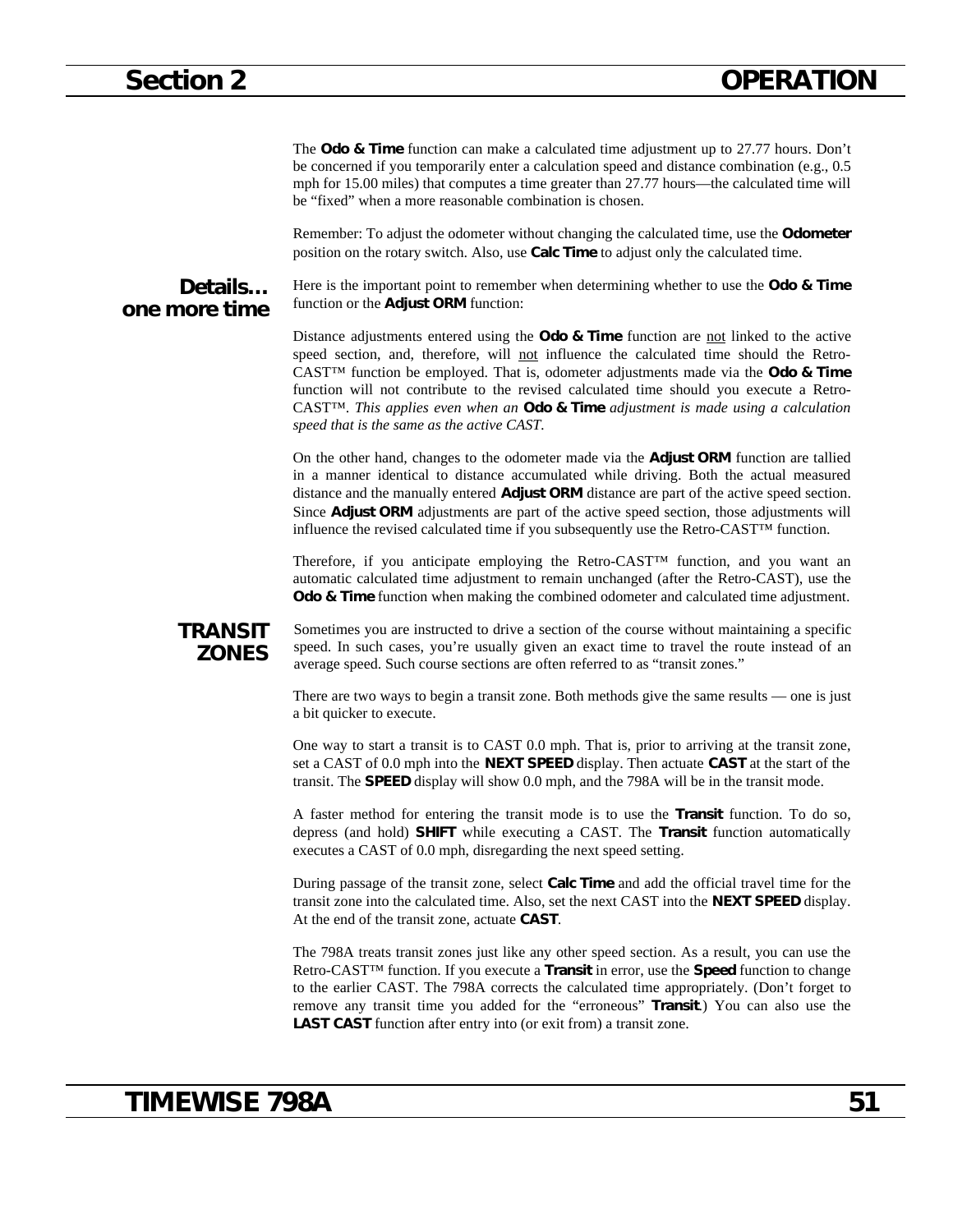The **Odo & Time** function can make a calculated time adjustment up to 27.77 hours. Don't be concerned if you temporarily enter a calculation speed and distance combination (e.g., 0.5 mph for 15.00 miles) that computes a time greater than 27.77 hours—the calculated time will be "fixed" when a more reasonable combination is chosen.

Remember: To adjust the odometer without changing the calculated time, use the **Odometer** position on the rotary switch. Also, use **Calc Time** to adjust only the calculated time.

## Details… one more time

Here is the important point to remember when determining whether to use the **Odo & Time** function or the **Adjust ORM** function:

Distance adjustments entered using the **Odo & Time** function are <u>not</u> linked to the active speed section, and, therefore, will <u>not</u> influence the calculated time should the Retro-CAST™ function be employed. That is, odometer adjustments made via the **Odo & Time** function will not contribute to the revised calculated time should you execute a Retro-CAST™. *This applies even when an* **Odo & Time** *adjustment is made using a calculation speed that is the same as the active CAST.*

On the other hand, changes to the odometer made via the **Adjust ORM** function are tallied in a manner identical to distance accumulated while driving. Both the actual measured distance and the manually entered **Adjust ORM** distance are part of the active speed section. Since **Adjust ORM** adjustments are part of the active speed section, those adjustments will influence the revised calculated time if you subsequently use the Retro-CAST™ function.

Therefore, if you anticipate employing the Retro-CAST™ function, and you want an automatic calculated time adjustment to remain unchanged (after the Retro-CAST), use the **Odo & Time** function when making the combined odometer and calculated time adjustment.

## TRANSIT ZONES

Sometimes you are instructed to drive a section of the course without maintaining a specific speed. In such cases, you're usually given an exact time to travel the route instead of an average speed. Such course sections are often referred to as "transit zones."

There are two ways to begin a transit zone. Both methods give the same results — one is just a bit quicker to execute.

One way to start a transit is to CAST 0.0 mph. That is, prior to arriving at the transit zone, set a CAST of 0.0 mph into the **NEXT SPEED** display. Then actuate **CAST** at the start of the transit. The **SPEED** display will show 0.0 mph, and the 798A will be in the transit mode.

A faster method for entering the transit mode is to use the **Transit** function. To do so, depress (and hold) **SHIFT** while executing a CAST. The **Transit** function automatically executes a CAST of 0.0 mph, disregarding the next speed setting.

During passage of the transit zone, select **Calc Time** and add the official travel time for the transit zone into the calculated time. Also, set the next CAST into the **NEXT SPEED** display. At the end of the transit zone, actuate **CAST**.

The 798A treats transit zones just like any other speed section. As a result, you can use the Retro-CAST™ function. If you execute a **Transit** in error, use the **Speed** function to change to the earlier CAST. The 798A corrects the calculated time appropriately. (Don't forget to remove any transit time you added for the "erroneous" **Transit**.) You can also use the **LAST CAST** function after entry into (or exit from) a transit zone.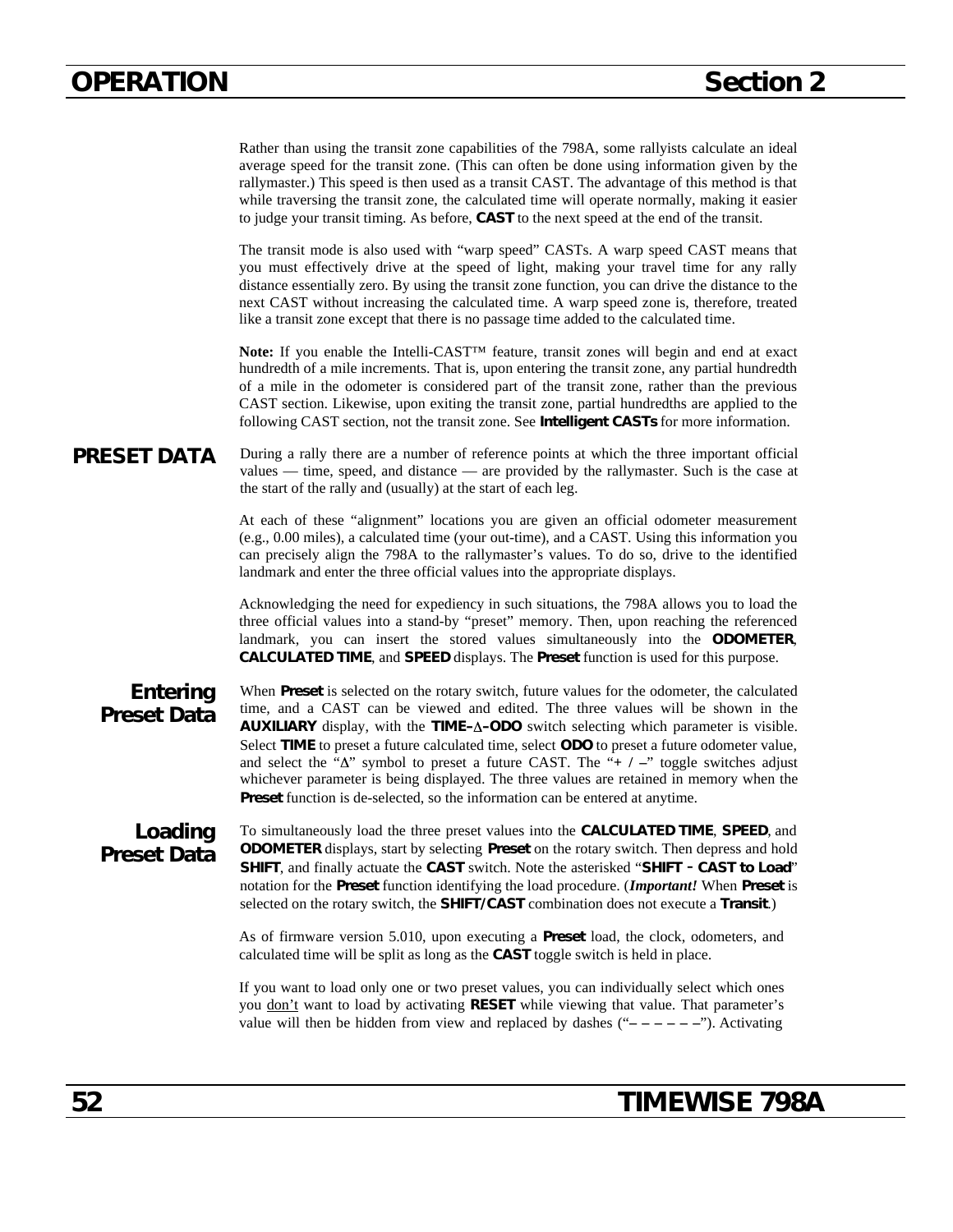Rather than using the transit zone capabilities of the 798A, some rallyists calculate an ideal average speed for the transit zone. (This can often be done using information given by the rallymaster.) This speed is then used as a transit CAST. The advantage of this method is that while traversing the transit zone, the calculated time will operate normally, making it easier to judge your transit timing. As before, **CAST** to the next speed at the end of the transit.

The transit mode is also used with "warp speed" CASTs. A warp speed CAST means that you must effectively drive at the speed of light, making your travel time for any rally distance essentially zero. By using the transit zone function, you can drive the distance to the next CAST without increasing the calculated time. A warp speed zone is, therefore, treated like a transit zone except that there is no passage time added to the calculated time.

**Note:** If you enable the Intelli-CAST™ feature, transit zones will begin and end at exact hundredth of a mile increments. That is, upon entering the transit zone, any partial hundredth of a mile in the odometer is considered part of the transit zone, rather than the previous CAST section. Likewise, upon exiting the transit zone, partial hundredths are applied to the following CAST section, not the transit zone. See **Intelligent CASTs** for more information.

## PRESET DATA

During a rally there are a number of reference points at which the three important official values — time, speed, and distance — are provided by the rallymaster. Such is the case at the start of the rally and (usually) at the start of each leg.

At each of these "alignment" locations you are given an official odometer measurement (e.g., 0.00 miles), a calculated time (your out-time), and a CAST. Using this information you can precisely align the 798A to the rallymaster's values. To do so, drive to the identified landmark and enter the three official values into the appropriate displays.

Acknowledging the need for expediency in such situations, the 798A allows you to load the three official values into a stand-by "preset" memory. Then, upon reaching the referenced landmark, you can insert the stored values simultaneously into the **ODOMETER**, **CALCULATED TIME**, and **SPEED** displays. The **Preset** function is used for this purpose.

### Entering Preset Data

When **Preset** is selected on the rotary switch, future values for the odometer, the calculated time, and a CAST can be viewed and edited. The three values will be shown in the **AUXILIARY** display, with the **TIME–Δ–ODO** switch selecting which parameter is visible. Select **TIME** to preset a future calculated time, select **ODO** to preset a future odometer value, and select the "Δ" symbol to preset a future CAST. The "**+ / –**" toggle switches adjust whichever parameter is being displayed. The three values are retained in memory when the **Preset** function is de-selected, so the information can be entered at anytime.

### Loading Preset Data

To simultaneously load the three preset values into the **CALCULATED TIME**, **SPEED**, and **ODOMETER** displays, start by selecting **Preset** on the rotary switch. Then depress and hold **SHIFT**, and finally actuate the **CAST** switch. Note the asterisked "**SHIFT - CAST to Load**" notation for the **Preset** function identifying the load procedure. (***Important!*** When **Preset** is selected on the rotary switch, the **SHIFT/CAST** combination does not execute a **Transit**.)

As of firmware version 5.010, upon executing a **Preset** load, the clock, odometers, and calculated time will be split as long as the **CAST** toggle switch is held in place.

If you want to load only one or two preset values, you can individually select which ones you <u>don't</u> want to load by activating **RESET** while viewing that value. That parameter's value will then be hidden from view and replaced by dashes ("– – – – – –"). Activating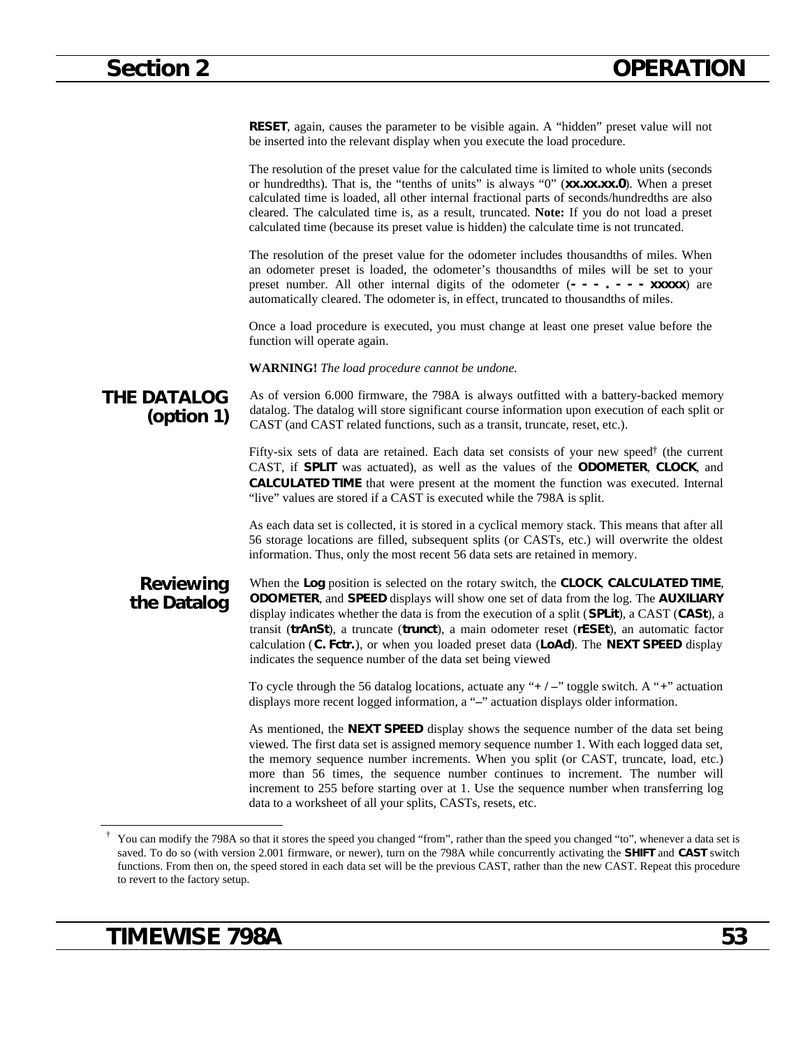**RESET**, again, causes the parameter to be visible again. A "hidden" preset value will not be inserted into the relevant display when you execute the load procedure.

The resolution of the preset value for the calculated time is limited to whole units (seconds or hundredths). That is, the "tenths of units" is always "0" (**xx.xx.xx.0**). When a preset calculated time is loaded, all other internal fractional parts of seconds/hundredths are also cleared. The calculated time is, as a result, truncated. **Note:** If you do not load a preset calculated time (because its preset value is hidden) the calculate time is not truncated.

The resolution of the preset value for the odometer includes thousandths of miles. When an odometer preset is loaded, the odometer's thousandths of miles will be set to your preset number. All other internal digits of the odometer (**- - - . - - - xxxxx**) are automatically cleared. The odometer is, in effect, truncated to thousandths of miles.

Once a load procedure is executed, you must change at least one preset value before the function will operate again.

**WARNING!** *The load procedure cannot be undone.*

## THE DATALOG (option 1)

As of version 6.000 firmware, the 798A is always outfitted with a battery-backed memory datalog. The datalog will store significant course information upon execution of each split or CAST (and CAST related functions, such as a transit, truncate, reset, etc.).

Fifty-six sets of data are retained. Each data set consists of your new speed† (the current CAST, if **SPLIT** was actuated), as well as the values of the **ODOMETER**, **CLOCK**, and **CALCULATED TIME** that were present at the moment the function was executed. Internal "live" values are stored if a CAST is executed while the 798A is split.

As each data set is collected, it is stored in a cyclical memory stack. This means that after all 56 storage locations are filled, subsequent splits (or CASTs, etc.) will overwrite the oldest information. Thus, only the most recent 56 data sets are retained in memory.

### Reviewing the Datalog

When the **Log** position is selected on the rotary switch, the **CLOCK**, **CALCULATED TIME**, **ODOMETER**, and **SPEED** displays will show one set of data from the log. The **AUXILIARY** display indicates whether the data is from the execution of a split (**SPLit**), a CAST (**CASt**), a transit (**trAnSt**), a truncate (**trunct**), a main odometer reset (**rESEt**), an automatic factor calculation (**C. Fctr.**), or when you loaded preset data (**LoAd**). The **NEXT SPEED** display indicates the sequence number of the data set being viewed

To cycle through the 56 datalog locations, actuate any "**+ / –**" toggle switch. A "**+**" actuation displays more recent logged information, a "**–**" actuation displays older information.

As mentioned, the **NEXT SPEED** display shows the sequence number of the data set being viewed. The first data set is assigned memory sequence number 1. With each logged data set, the memory sequence number increments. When you split (or CAST, truncate, load, etc.) more than 56 times, the sequence number continues to increment. The number will increment to 255 before starting over at 1. Use the sequence number when transferring log data to a worksheet of all your splits, CASTs, resets, etc.

---

† You can modify the 798A so that it stores the speed you changed "from", rather than the speed you changed "to", whenever a data set is saved. To do so (with version 2.001 firmware, or newer), turn on the 798A while concurrently activating the **SHIFT** and **CAST** switch functions. From then on, the speed stored in each data set will be the previous CAST, rather than the new CAST. Repeat this procedure to revert to the factory setup.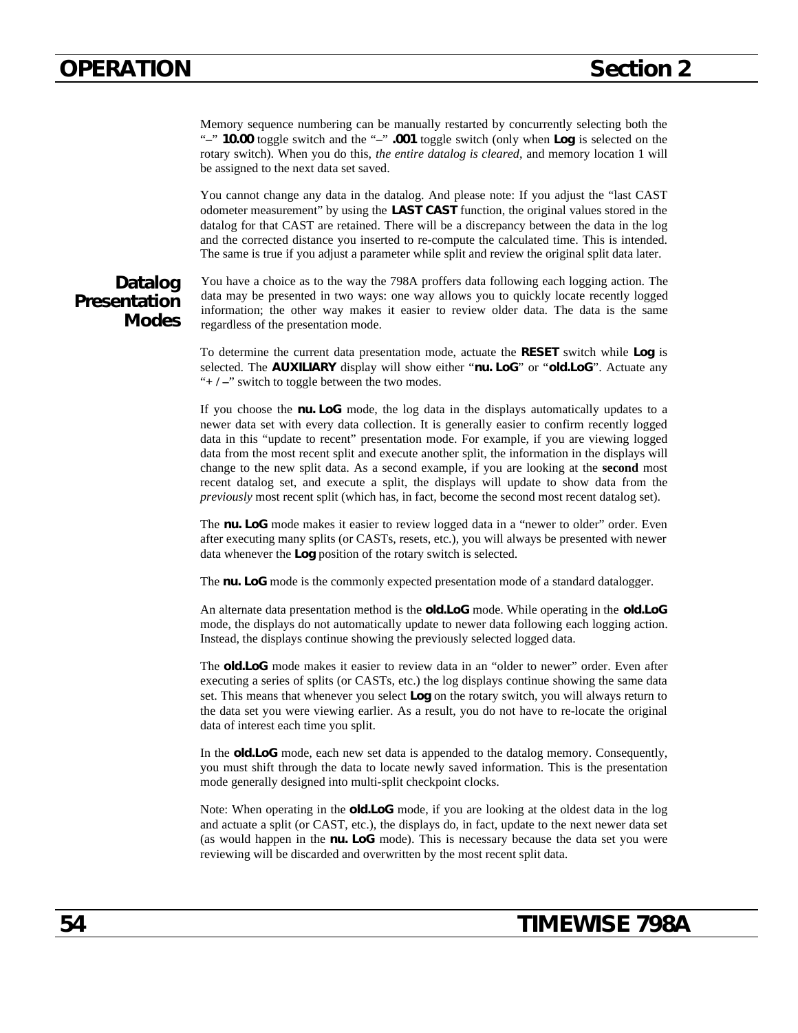Memory sequence numbering can be manually restarted by concurrently selecting both the "–" **10.00** toggle switch and the "–" **.001** toggle switch (only when **Log** is selected on the rotary switch). When you do this, *the entire datalog is cleared*, and memory location 1 will be assigned to the next data set saved.

You cannot change any data in the datalog. And please note: If you adjust the "last CAST odometer measurement" by using the **LAST CAST** function, the original values stored in the datalog for that CAST are retained. There will be a discrepancy between the data in the log and the corrected distance you inserted to re-compute the calculated time. This is intended. The same is true if you adjust a parameter while split and review the original split data later.

## Datalog Presentation Modes

You have a choice as to the way the 798A proffers data following each logging action. The data may be presented in two ways: one way allows you to quickly locate recently logged information; the other way makes it easier to review older data. The data is the same regardless of the presentation mode.

To determine the current data presentation mode, actuate the **RESET** switch while **Log** is selected. The **AUXILIARY** display will show either "**nu. LoG**" or "**old.LoG**". Actuate any "**+ / –**" switch to toggle between the two modes.

If you choose the **nu. LoG** mode, the log data in the displays automatically updates to a newer data set with every data collection. It is generally easier to confirm recently logged data in this "update to recent" presentation mode. For example, if you are viewing logged data from the most recent split and execute another split, the information in the displays will change to the new split data. As a second example, if you are looking at the **second** most recent datalog set, and execute a split, the displays will update to show data from the *previously* most recent split (which has, in fact, become the second most recent datalog set).

The **nu. LoG** mode makes it easier to review logged data in a "newer to older" order. Even after executing many splits (or CASTs, resets, etc.), you will always be presented with newer data whenever the **Log** position of the rotary switch is selected.

The **nu. LoG** mode is the commonly expected presentation mode of a standard datalogger.

An alternate data presentation method is the **old.LoG** mode. While operating in the **old.LoG** mode, the displays do not automatically update to newer data following each logging action. Instead, the displays continue showing the previously selected logged data.

The **old.LoG** mode makes it easier to review data in an "older to newer" order. Even after executing a series of splits (or CASTs, etc.) the log displays continue showing the same data set. This means that whenever you select **Log** on the rotary switch, you will always return to the data set you were viewing earlier. As a result, you do not have to re-locate the original data of interest each time you split.

In the **old.LoG** mode, each new set data is appended to the datalog memory. Consequently, you must shift through the data to locate newly saved information. This is the presentation mode generally designed into multi-split checkpoint clocks.

Note: When operating in the **old.LoG** mode, if you are looking at the oldest data in the log and actuate a split (or CAST, etc.), the displays do, in fact, update to the next newer data set (as would happen in the **nu. LoG** mode). This is necessary because the data set you were reviewing will be discarded and overwritten by the most recent split data.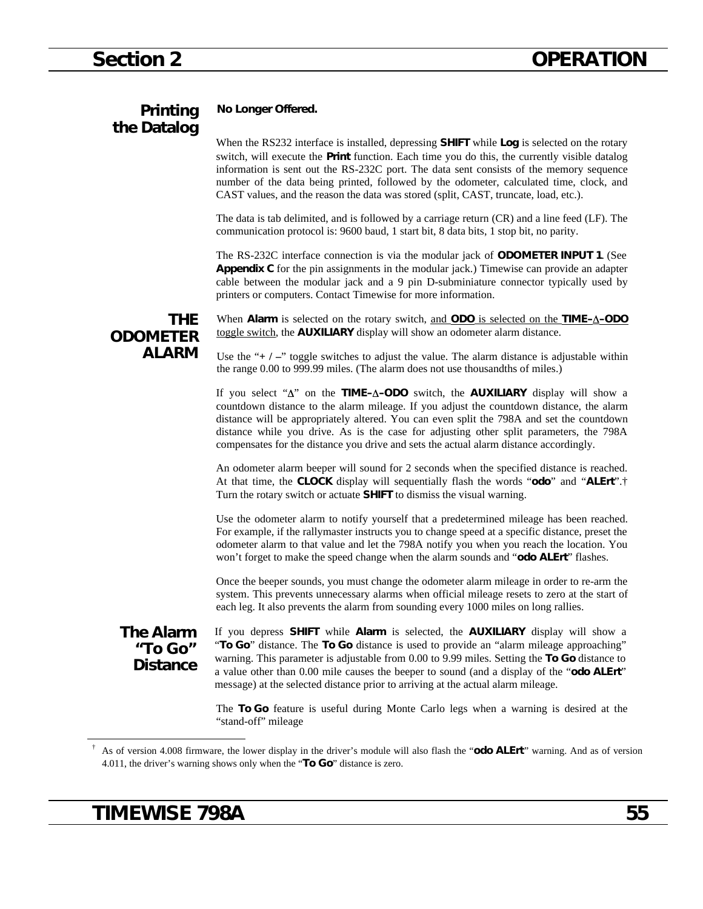## Printing the Datalog

**No Longer Offered.**

When the RS232 interface is installed, depressing **SHIFT** while **Log** is selected on the rotary switch, will execute the **Print** function. Each time you do this, the currently visible datalog information is sent out the RS-232C port. The data sent consists of the memory sequence number of the data being printed, followed by the odometer, calculated time, clock, and CAST values, and the reason the data was stored (split, CAST, truncate, load, etc.).

The data is tab delimited, and is followed by a carriage return (CR) and a line feed (LF). The communication protocol is: 9600 baud, 1 start bit, 8 data bits, 1 stop bit, no parity.

The RS-232C interface connection is via the modular jack of **ODOMETER INPUT 1**. (See **Appendix C** for the pin assignments in the modular jack.) Timewise can provide an adapter cable between the modular jack and a 9 pin D-subminiature connector typically used by printers or computers. Contact Timewise for more information.

## THE ODOMETER ALARM

When **Alarm** is selected on the rotary switch, and **ODO** is selected on the **TIME–∆–ODO** toggle switch, the **AUXILIARY** display will show an odometer alarm distance.

Use the "**+ / –**" toggle switches to adjust the value. The alarm distance is adjustable within the range 0.00 to 999.99 miles. (The alarm does not use thousandths of miles.)

If you select "∆" on the **TIME–∆–ODO** switch, the **AUXILIARY** display will show a countdown distance to the alarm mileage. If you adjust the countdown distance, the alarm distance will be appropriately altered. You can even split the 798A and set the countdown distance while you drive. As is the case for adjusting other split parameters, the 798A compensates for the distance you drive and sets the actual alarm distance accordingly.

An odometer alarm beeper will sound for 2 seconds when the specified distance is reached. At that time, the **CLOCK** display will sequentially flash the words "**odo**" and "**ALErt**".† Turn the rotary switch or actuate **SHIFT** to dismiss the visual warning.

Use the odometer alarm to notify yourself that a predetermined mileage has been reached. For example, if the rallymaster instructs you to change speed at a specific distance, preset the odometer alarm to that value and let the 798A notify you when you reach the location. You won't forget to make the speed change when the alarm sounds and "**odo ALErt**" flashes.

Once the beeper sounds, you must change the odometer alarm mileage in order to re-arm the system. This prevents unnecessary alarms when official mileage resets to zero at the start of each leg. It also prevents the alarm from sounding every 1000 miles on long rallies.

## The Alarm "To Go" Distance

If you depress **SHIFT** while **Alarm** is selected, the **AUXILIARY** display will show a "**To Go**" distance. The **To Go** distance is used to provide an "alarm mileage approaching" warning. This parameter is adjustable from 0.00 to 9.99 miles. Setting the **To Go** distance to a value other than 0.00 mile causes the beeper to sound (and a display of the "**odo ALErt**" message) at the selected distance prior to arriving at the actual alarm mileage.

The **To Go** feature is useful during Monte Carlo legs when a warning is desired at the "stand-off" mileage

---

† As of version 4.008 firmware, the lower display in the driver's module will also flash the "**odo ALErt**" warning. And as of version 4.011, the driver's warning shows only when the "**To Go**" distance is zero.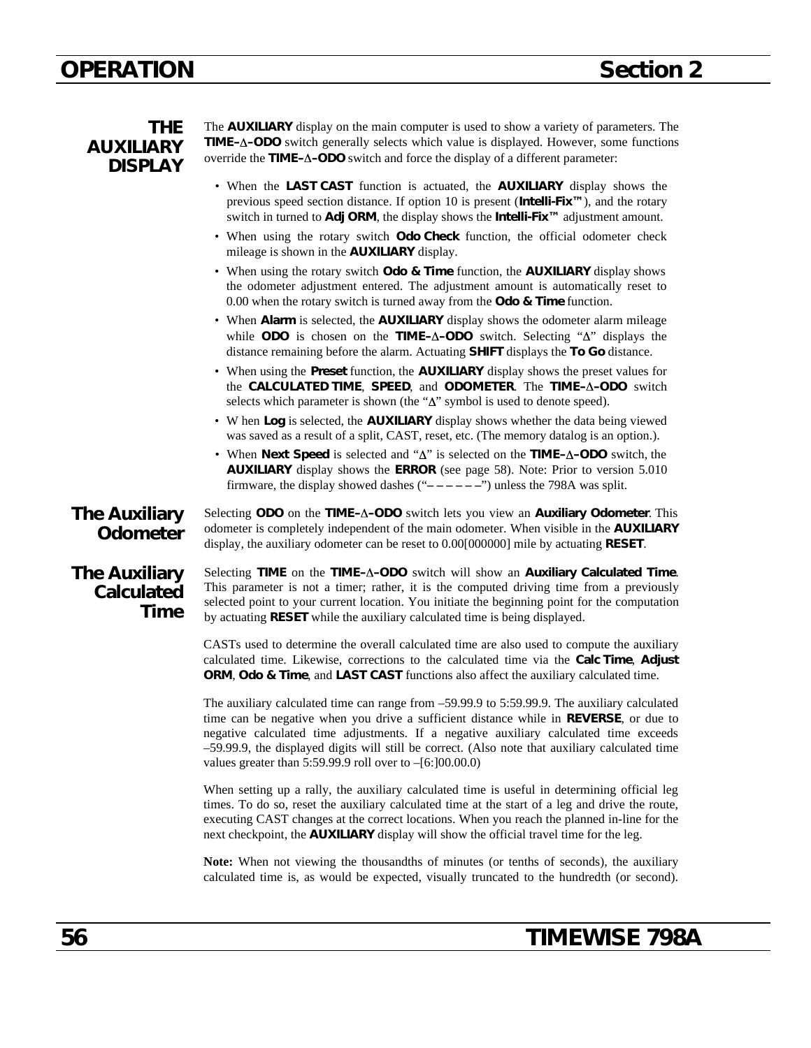## THE AUXILIARY DISPLAY

The **AUXILIARY** display on the main computer is used to show a variety of parameters. The **TIME–∆–ODO** switch generally selects which value is displayed. However, some functions override the **TIME–∆–ODO** switch and force the display of a different parameter:

- When the **LAST CAST** function is actuated, the **AUXILIARY** display shows the previous speed section distance. If option 10 is present (**Intelli-Fix™**), and the rotary switch in turned to **Adj ORM**, the display shows the **Intelli-Fix™** adjustment amount.
- When using the rotary switch **Odo Check** function, the official odometer check mileage is shown in the **AUXILIARY** display.
- When using the rotary switch **Odo & Time** function, the **AUXILIARY** display shows the odometer adjustment entered. The adjustment amount is automatically reset to 0.00 when the rotary switch is turned away from the **Odo & Time** function.
- When **Alarm** is selected, the **AUXILIARY** display shows the odometer alarm mileage while **ODO** is chosen on the **TIME–∆–ODO** switch. Selecting "∆" displays the distance remaining before the alarm. Actuating **SHIFT** displays the **To Go** distance.
- When using the **Preset** function, the **AUXILIARY** display shows the preset values for the **CALCULATED TIME**, **SPEED**, and **ODOMETER**. The **TIME–∆–ODO** switch selects which parameter is shown (the "∆" symbol is used to denote speed).
- W hen **Log** is selected, the **AUXILIARY** display shows whether the data being viewed was saved as a result of a split, CAST, reset, etc. (The memory datalog is an option.).
- When **Next Speed** is selected and "∆" is selected on the **TIME–∆–ODO** switch, the **AUXILIARY** display shows the **ERROR** (see page 58). Note: Prior to version 5.010 firmware, the display showed dashes ("– – – – – –") unless the 798A was split.

### The Auxiliary Odometer

Selecting **ODO** on the **TIME–∆–ODO** switch lets you view an **Auxiliary Odometer**. This odometer is completely independent of the main odometer. When visible in the **AUXILIARY** display, the auxiliary odometer can be reset to 0.00[000000] mile by actuating **RESET**.

### The Auxiliary Calculated Time

Selecting **TIME** on the **TIME–∆–ODO** switch will show an **Auxiliary Calculated Time**. This parameter is not a timer; rather, it is the computed driving time from a previously selected point to your current location. You initiate the beginning point for the computation by actuating **RESET** while the auxiliary calculated time is being displayed.

CASTs used to determine the overall calculated time are also used to compute the auxiliary calculated time. Likewise, corrections to the calculated time via the **Calc Time**, **Adjust ORM**, **Odo & Time**, and **LAST CAST** functions also affect the auxiliary calculated time.

The auxiliary calculated time can range from –59.99.9 to 5:59.99.9. The auxiliary calculated time can be negative when you drive a sufficient distance while in **REVERSE**, or due to negative calculated time adjustments. If a negative auxiliary calculated time exceeds –59.99.9, the displayed digits will still be correct. (Also note that auxiliary calculated time values greater than 5:59.99.9 roll over to –[6:]00.00.0)

When setting up a rally, the auxiliary calculated time is useful in determining official leg times. To do so, reset the auxiliary calculated time at the start of a leg and drive the route, executing CAST changes at the correct locations. When you reach the planned in-line for the next checkpoint, the **AUXILIARY** display will show the official travel time for the leg.

**Note:** When not viewing the thousandths of minutes (or tenths of seconds), the auxiliary calculated time is, as would be expected, visually truncated to the hundredth (or second).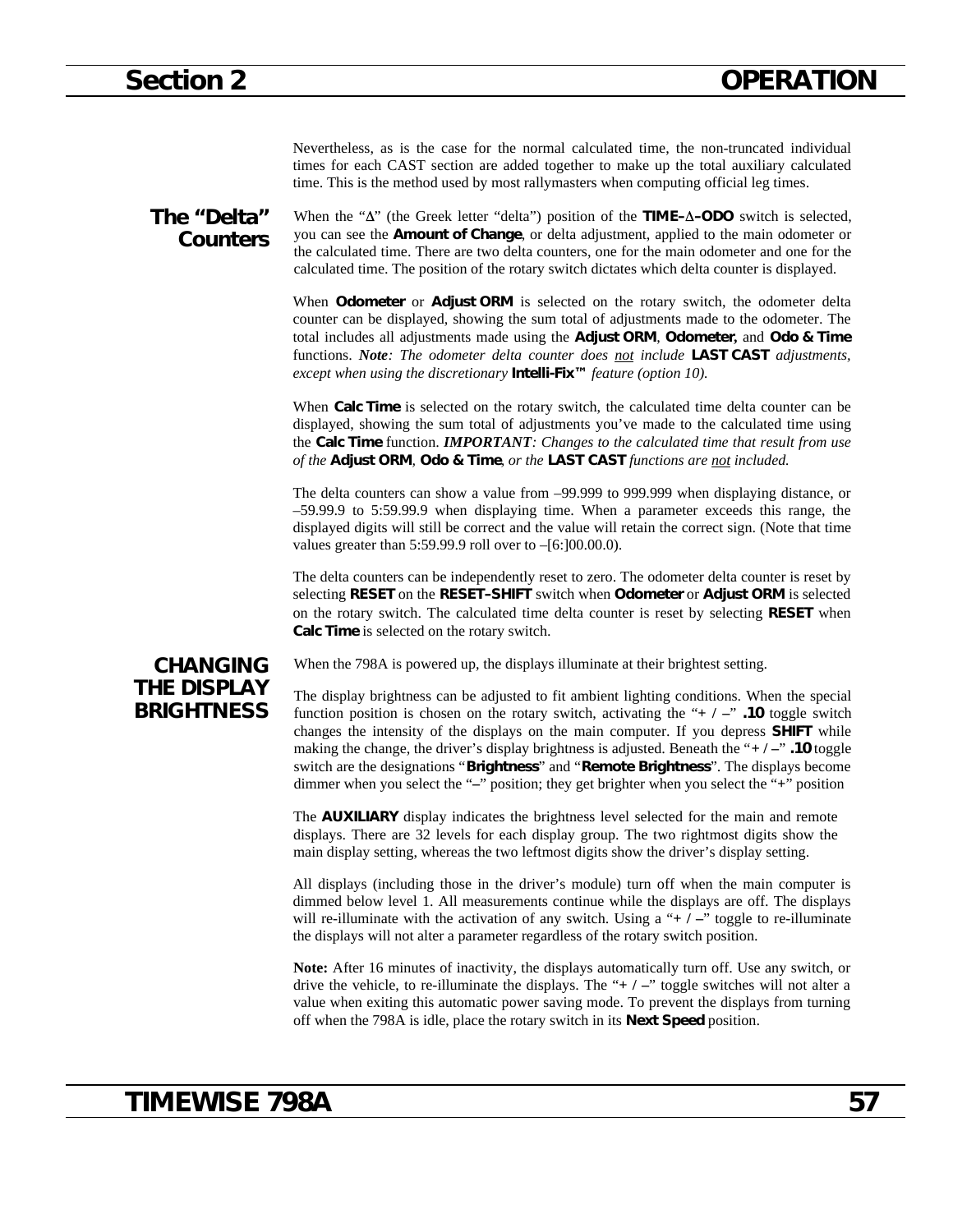Nevertheless, as is the case for the normal calculated time, the non-truncated individual times for each CAST section are added together to make up the total auxiliary calculated time. This is the method used by most rallymasters when computing official leg times.

## The "Delta" Counters

When the "Δ" (the Greek letter "delta") position of the **TIME–Δ–ODO** switch is selected, you can see the **Amount of Change**, or delta adjustment, applied to the main odometer or the calculated time. There are two delta counters, one for the main odometer and one for the calculated time. The position of the rotary switch dictates which delta counter is displayed.

When **Odometer** or **Adjust ORM** is selected on the rotary switch, the odometer delta counter can be displayed, showing the sum total of adjustments made to the odometer. The total includes all adjustments made using the **Adjust ORM**, **Odometer,** and **Odo & Time** functions. ***Note****: The odometer delta counter does* *not* *include* **LAST CAST** *adjustments, except when using the discretionary* **Intelli-Fix™** *feature (option 10).*

When **Calc Time** is selected on the rotary switch, the calculated time delta counter can be displayed, showing the sum total of adjustments you've made to the calculated time using the **Calc Time** function. ***IMPORTANT****: Changes to the calculated time that result from use of the* **Adjust ORM***,* **Odo & Time***, or the* **LAST CAST** *functions are* *not* *included.*

The delta counters can show a value from –99.999 to 999.999 when displaying distance, or –59.99.9 to 5:59.99.9 when displaying time. When a parameter exceeds this range, the displayed digits will still be correct and the value will retain the correct sign. (Note that time values greater than 5:59.99.9 roll over to –[6:]00.00.0).

The delta counters can be independently reset to zero. The odometer delta counter is reset by selecting **RESET** on the **RESET–SHIFT** switch when **Odometer** or **Adjust ORM** is selected on the rotary switch. The calculated time delta counter is reset by selecting **RESET** when **Calc Time** is selected on the rotary switch.

## CHANGING THE DISPLAY BRIGHTNESS

When the 798A is powered up, the displays illuminate at their brightest setting.

The display brightness can be adjusted to fit ambient lighting conditions. When the special function position is chosen on the rotary switch, activating the "**+ / –**" **.10** toggle switch changes the intensity of the displays on the main computer. If you depress **SHIFT** while making the change, the driver's display brightness is adjusted. Beneath the "**+ / –**" **.10** toggle switch are the designations "**Brightness**" and "**Remote Brightness**". The displays become dimmer when you select the "**–**" position; they get brighter when you select the "**+**" position

The **AUXILIARY** display indicates the brightness level selected for the main and remote displays. There are 32 levels for each display group. The two rightmost digits show the main display setting, whereas the two leftmost digits show the driver's display setting.

All displays (including those in the driver's module) turn off when the main computer is dimmed below level 1. All measurements continue while the displays are off. The displays will re-illuminate with the activation of any switch. Using a "**+ / –**" toggle to re-illuminate the displays will not alter a parameter regardless of the rotary switch position.

**Note:** After 16 minutes of inactivity, the displays automatically turn off. Use any switch, or drive the vehicle, to re-illuminate the displays. The "**+ / –**" toggle switches will not alter a value when exiting this automatic power saving mode. To prevent the displays from turning off when the 798A is idle, place the rotary switch in its **Next Speed** position.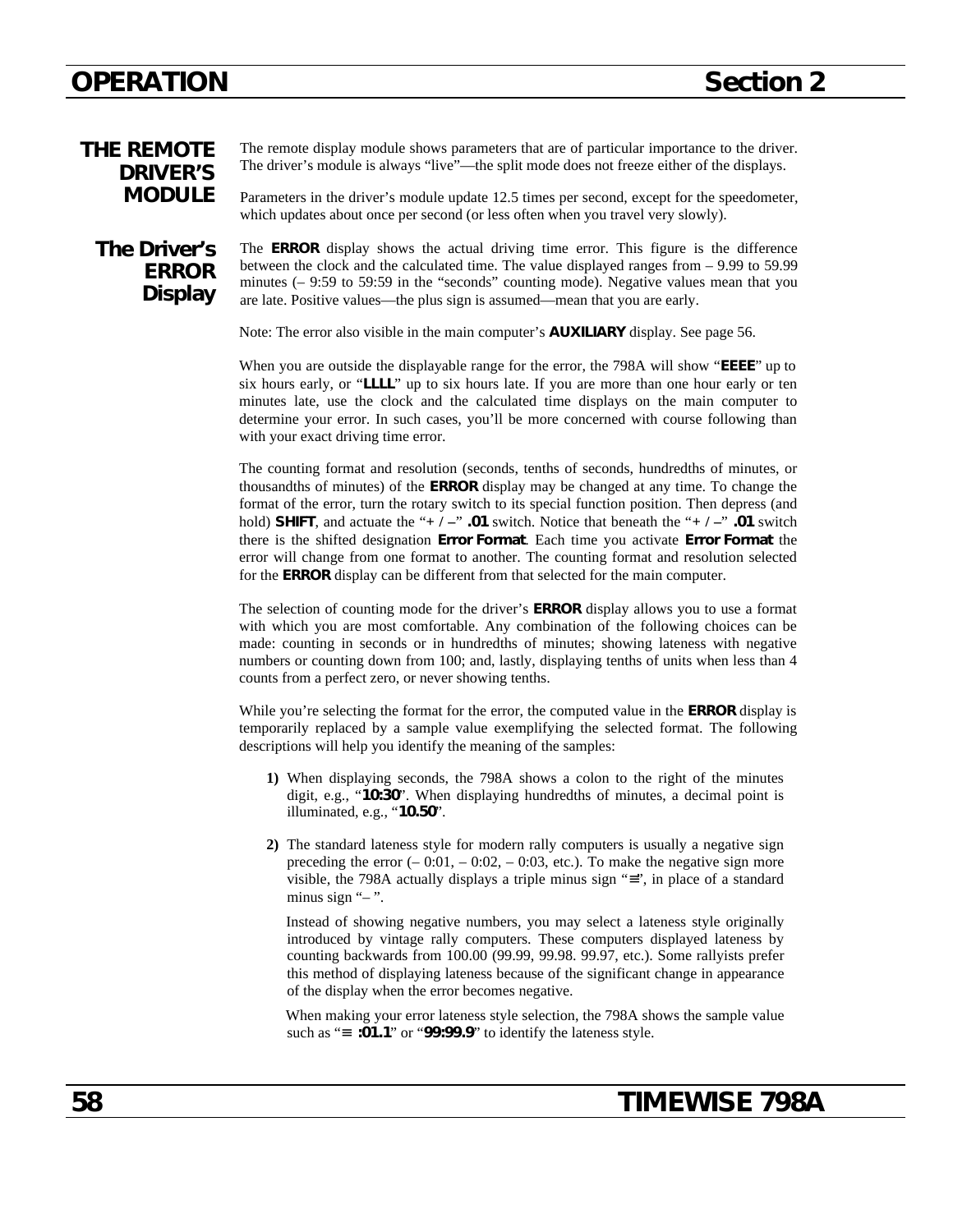## THE REMOTE DRIVER'S MODULE

The remote display module shows parameters that are of particular importance to the driver. The driver's module is always "live"—the split mode does not freeze either of the displays.

Parameters in the driver's module update 12.5 times per second, except for the speedometer, which updates about once per second (or less often when you travel very slowly).

### The Driver's ERROR Display

The **ERROR** display shows the actual driving time error. This figure is the difference between the clock and the calculated time. The value displayed ranges from – 9.99 to 59.99 minutes (– 9:59 to 59:59 in the "seconds" counting mode). Negative values mean that you are late. Positive values—the plus sign is assumed—mean that you are early.

Note: The error also visible in the main computer's **AUXILIARY** display. See page 56.

When you are outside the displayable range for the error, the 798A will show "**EEEE**" up to six hours early, or "**LLLL**" up to six hours late. If you are more than one hour early or ten minutes late, use the clock and the calculated time displays on the main computer to determine your error. In such cases, you'll be more concerned with course following than with your exact driving time error.

The counting format and resolution (seconds, tenths of seconds, hundredths of minutes, or thousandths of minutes) of the **ERROR** display may be changed at any time. To change the format of the error, turn the rotary switch to its special function position. Then depress (and hold) **SHIFT**, and actuate the "**+ / –**" **.01** switch. Notice that beneath the "**+ / –**" **.01** switch there is the shifted designation **Error Format**. Each time you activate **Error Format** the error will change from one format to another. The counting format and resolution selected for the **ERROR** display can be different from that selected for the main computer.

The selection of counting mode for the driver's **ERROR** display allows you to use a format with which you are most comfortable. Any combination of the following choices can be made: counting in seconds or in hundredths of minutes; showing lateness with negative numbers or counting down from 100; and, lastly, displaying tenths of units when less than 4 counts from a perfect zero, or never showing tenths.

While you're selecting the format for the error, the computed value in the **ERROR** display is temporarily replaced by a sample value exemplifying the selected format. The following descriptions will help you identify the meaning of the samples:

1) When displaying seconds, the 798A shows a colon to the right of the minutes digit, e.g., "**10:30**". When displaying hundredths of minutes, a decimal point is illuminated, e.g., "**10.50**".

2) The standard lateness style for modern rally computers is usually a negative sign preceding the error (– 0:01, – 0:02, – 0:03, etc.). To make the negative sign more visible, the 798A actually displays a triple minus sign "≡", in place of a standard minus sign "– ".

   Instead of showing negative numbers, you may select a lateness style originally introduced by vintage rally computers. These computers displayed lateness by counting backwards from 100.00 (99.99, 99.98. 99.97, etc.). Some rallyists prefer this method of displaying lateness because of the significant change in appearance of the display when the error becomes negative.

   When making your error lateness style selection, the 798A shows the sample value such as "**≡ :01.1**" or "**99:99.9**" to identify the lateness style.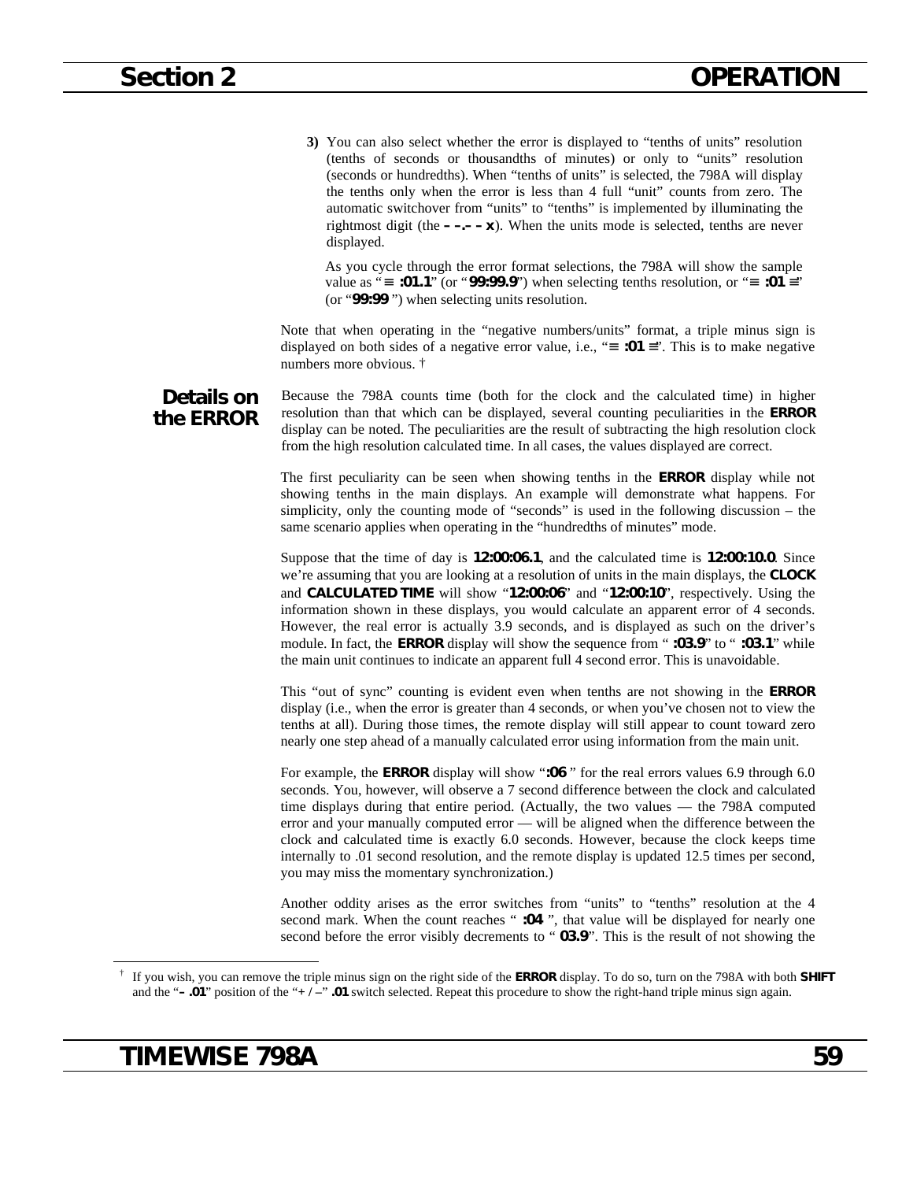**3)** You can also select whether the error is displayed to "tenths of units" resolution (tenths of seconds or thousandths of minutes) or only to "units" resolution (seconds or hundredths). When "tenths of units" is selected, the 798A will display the tenths only when the error is less than 4 full "unit" counts from zero. The automatic switchover from "units" to "tenths" is implemented by illuminating the rightmost digit (the **– –.– – x**). When the units mode is selected, tenths are never displayed.

As you cycle through the error format selections, the 798A will show the sample value as "**≡ :01.1**" (or "**99:99.9**") when selecting tenths resolution, or "**≡ :01 ≡**" (or "**99:99** ") when selecting units resolution.

Note that when operating in the "negative numbers/units" format, a triple minus sign is displayed on both sides of a negative error value, i.e., "**≡ :01 ≡**". This is to make negative numbers more obvious. †

## Details on the ERROR

Because the 798A counts time (both for the clock and the calculated time) in higher resolution than that which can be displayed, several counting peculiarities in the **ERROR** display can be noted. The peculiarities are the result of subtracting the high resolution clock from the high resolution calculated time. In all cases, the values displayed are correct.

The first peculiarity can be seen when showing tenths in the **ERROR** display while not showing tenths in the main displays. An example will demonstrate what happens. For simplicity, only the counting mode of "seconds" is used in the following discussion – the same scenario applies when operating in the "hundredths of minutes" mode.

Suppose that the time of day is **12:00:06.1**, and the calculated time is **12:00:10.0**. Since we're assuming that you are looking at a resolution of units in the main displays, the **CLOCK** and **CALCULATED TIME** will show "**12:00:06**" and "**12:00:10**", respectively. Using the information shown in these displays, you would calculate an apparent error of 4 seconds. However, the real error is actually 3.9 seconds, and is displayed as such on the driver's module. In fact, the **ERROR** display will show the sequence from " **:03.9**" to " **:03.1**" while the main unit continues to indicate an apparent full 4 second error. This is unavoidable.

This "out of sync" counting is evident even when tenths are not showing in the **ERROR** display (i.e., when the error is greater than 4 seconds, or when you've chosen not to view the tenths at all). During those times, the remote display will still appear to count toward zero nearly one step ahead of a manually calculated error using information from the main unit.

For example, the **ERROR** display will show "**:06** " for the real errors values 6.9 through 6.0 seconds. You, however, will observe a 7 second difference between the clock and calculated time displays during that entire period. (Actually, the two values — the 798A computed error and your manually computed error — will be aligned when the difference between the clock and calculated time is exactly 6.0 seconds. However, because the clock keeps time internally to .01 second resolution, and the remote display is updated 12.5 times per second, you may miss the momentary synchronization.)

Another oddity arises as the error switches from "units" to "tenths" resolution at the 4 second mark. When the count reaches " **:04** ", that value will be displayed for nearly one second before the error visibly decrements to " **03.9**". This is the result of not showing the

---

† If you wish, you can remove the triple minus sign on the right side of the **ERROR** display. To do so, turn on the 798A with both **SHIFT** and the "**– .01**" position of the "**+ / –**" **.01** switch selected. Repeat this procedure to show the right-hand triple minus sign again.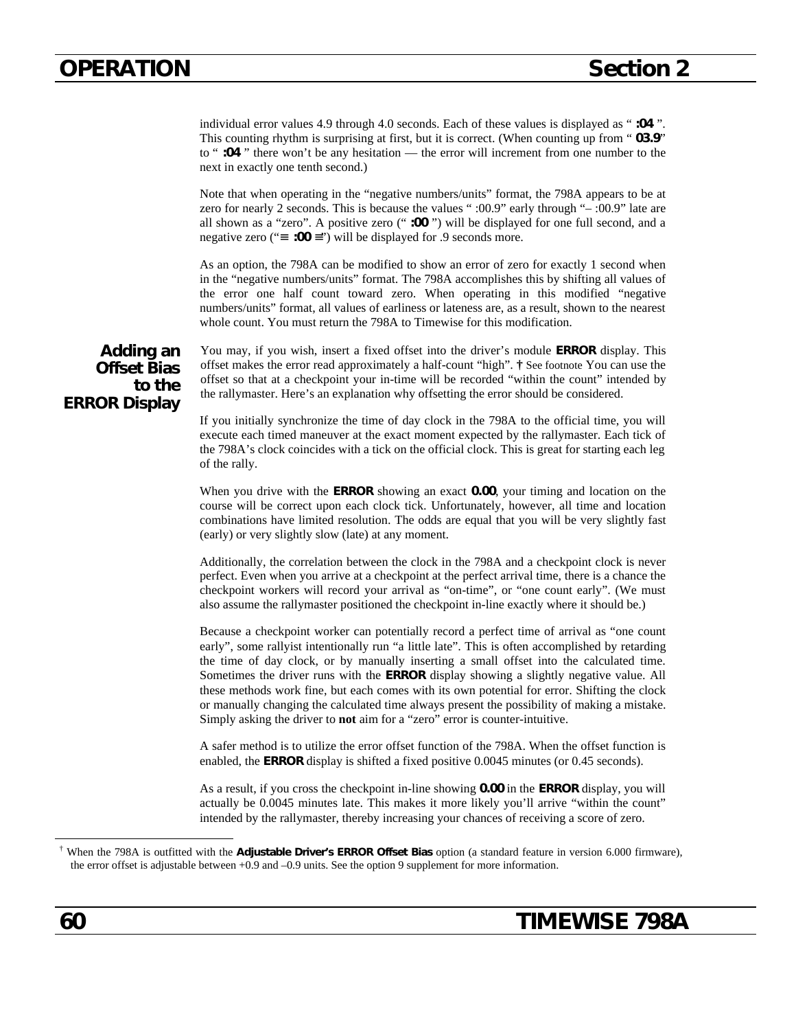individual error values 4.9 through 4.0 seconds. Each of these values is displayed as " **:04** ". This counting rhythm is surprising at first, but it is correct. (When counting up from " **03.9**" to " **:04** " there won't be any hesitation — the error will increment from one number to the next in exactly one tenth second.)

Note that when operating in the "negative numbers/units" format, the 798A appears to be at zero for nearly 2 seconds. This is because the values " :00.9" early through "– :00.9" late are all shown as a "zero". A positive zero (" **:00** ") will be displayed for one full second, and a negative zero ("≡ **:00** ≡") will be displayed for .9 seconds more.

As an option, the 798A can be modified to show an error of zero for exactly 1 second when in the "negative numbers/units" format. The 798A accomplishes this by shifting all values of the error one half count toward zero. When operating in this modified "negative numbers/units" format, all values of earliness or lateness are, as a result, shown to the nearest whole count. You must return the 798A to Timewise for this modification.

## Adding an Offset Bias to the ERROR Display

You may, if you wish, insert a fixed offset into the driver's module **ERROR** display. This offset makes the error read approximately a half-count "high". † See footnote You can use the offset so that at a checkpoint your in-time will be recorded "within the count" intended by the rallymaster. Here's an explanation why offsetting the error should be considered.

If you initially synchronize the time of day clock in the 798A to the official time, you will execute each timed maneuver at the exact moment expected by the rallymaster. Each tick of the 798A's clock coincides with a tick on the official clock. This is great for starting each leg of the rally.

When you drive with the **ERROR** showing an exact **0.00**, your timing and location on the course will be correct upon each clock tick. Unfortunately, however, all time and location combinations have limited resolution. The odds are equal that you will be very slightly fast (early) or very slightly slow (late) at any moment.

Additionally, the correlation between the clock in the 798A and a checkpoint clock is never perfect. Even when you arrive at a checkpoint at the perfect arrival time, there is a chance the checkpoint workers will record your arrival as "on-time", or "one count early". (We must also assume the rallymaster positioned the checkpoint in-line exactly where it should be.)

Because a checkpoint worker can potentially record a perfect time of arrival as "one count early", some rallyist intentionally run "a little late". This is often accomplished by retarding the time of day clock, or by manually inserting a small offset into the calculated time. Sometimes the driver runs with the **ERROR** display showing a slightly negative value. All these methods work fine, but each comes with its own potential for error. Shifting the clock or manually changing the calculated time always present the possibility of making a mistake. Simply asking the driver to **not** aim for a "zero" error is counter-intuitive.

A safer method is to utilize the error offset function of the 798A. When the offset function is enabled, the **ERROR** display is shifted a fixed positive 0.0045 minutes (or 0.45 seconds).

As a result, if you cross the checkpoint in-line showing **0.00** in the **ERROR** display, you will actually be 0.0045 minutes late. This makes it more likely you'll arrive "within the count" intended by the rallymaster, thereby increasing your chances of receiving a score of zero.

---

† When the 798A is outfitted with the **Adjustable Driver's ERROR Offset Bias** option (a standard feature in version 6.000 firmware), the error offset is adjustable between +0.9 and –0.9 units. See the option 9 supplement for more information.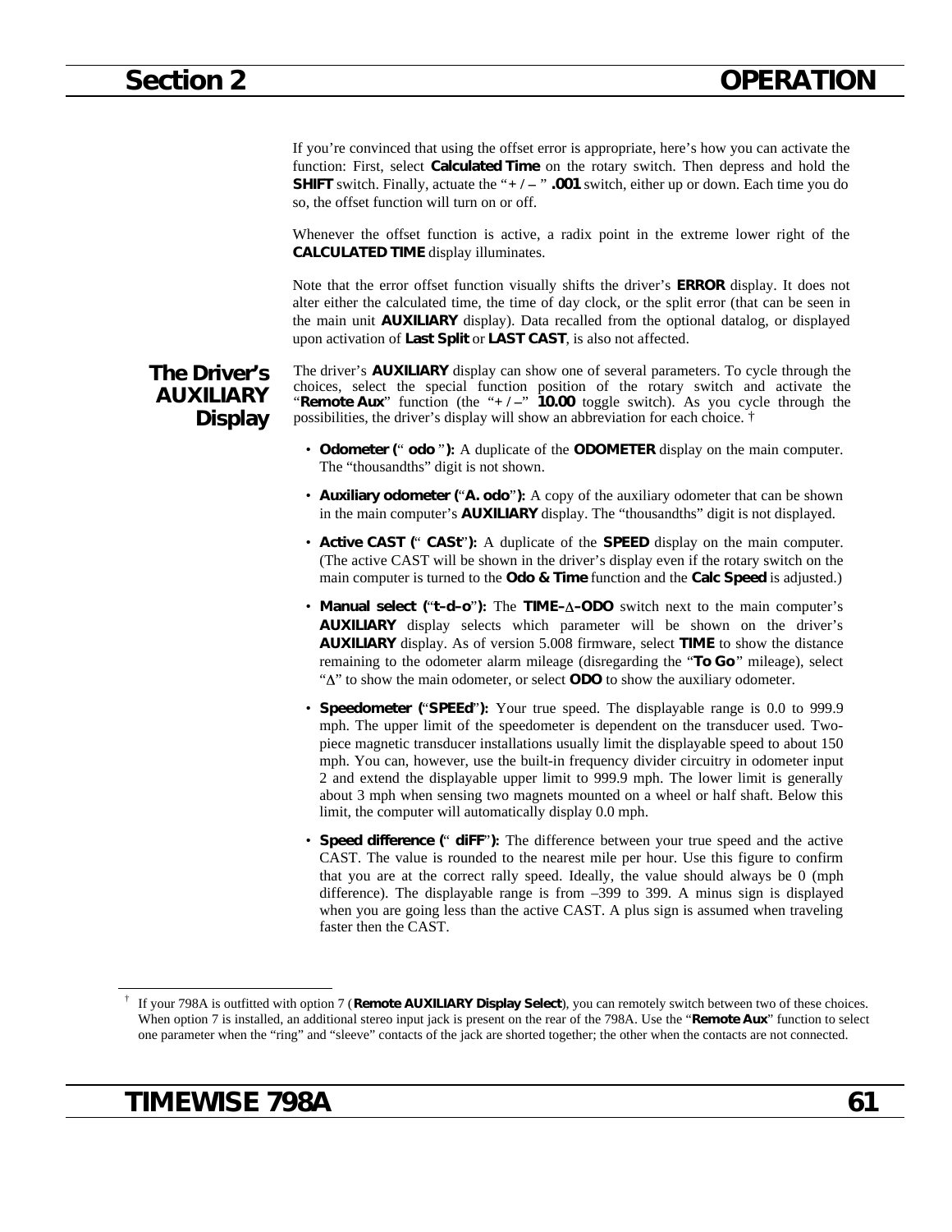If you're convinced that using the offset error is appropriate, here's how you can activate the function: First, select **Calculated Time** on the rotary switch. Then depress and hold the **SHIFT** switch. Finally, actuate the "**+ / –** " **.001** switch, either up or down. Each time you do so, the offset function will turn on or off.

Whenever the offset function is active, a radix point in the extreme lower right of the **CALCULATED TIME** display illuminates.

Note that the error offset function visually shifts the driver's **ERROR** display. It does not alter either the calculated time, the time of day clock, or the split error (that can be seen in the main unit **AUXILIARY** display). Data recalled from the optional datalog, or displayed upon activation of **Last Split** or **LAST CAST**, is also not affected.

## The Driver's AUXILIARY Display

The driver's **AUXILIARY** display can show one of several parameters. To cycle through the choices, select the special function position of the rotary switch and activate the "**Remote Aux**" function (the "**+ / –**" **10.00** toggle switch). As you cycle through the possibilities, the driver's display will show an abbreviation for each choice. †

- **Odometer (**" **odo** "**):** A duplicate of the **ODOMETER** display on the main computer. The "thousandths" digit is not shown.
- **Auxiliary odometer (**"**A. odo**"**):** A copy of the auxiliary odometer that can be shown in the main computer's **AUXILIARY** display. The "thousandths" digit is not displayed.
- **Active CAST (**" **CASt**"**):** A duplicate of the **SPEED** display on the main computer. (The active CAST will be shown in the driver's display even if the rotary switch on the main computer is turned to the **Odo & Time** function and the **Calc Speed** is adjusted.)
- **Manual select (**"**t–d–o**"**):** The **TIME–∆–ODO** switch next to the main computer's **AUXILIARY** display selects which parameter will be shown on the driver's **AUXILIARY** display. As of version 5.008 firmware, select **TIME** to show the distance remaining to the odometer alarm mileage (disregarding the "**To Go**" mileage), select "∆" to show the main odometer, or select **ODO** to show the auxiliary odometer.
- **Speedometer (**"**SPEEd**"**):** Your true speed. The displayable range is 0.0 to 999.9 mph. The upper limit of the speedometer is dependent on the transducer used. Two-piece magnetic transducer installations usually limit the displayable speed to about 150 mph. You can, however, use the built-in frequency divider circuitry in odometer input 2 and extend the displayable upper limit to 999.9 mph. The lower limit is generally about 3 mph when sensing two magnets mounted on a wheel or half shaft. Below this limit, the computer will automatically display 0.0 mph.
- **Speed difference (**" **diFF**"**):** The difference between your true speed and the active CAST. The value is rounded to the nearest mile per hour. Use this figure to confirm that you are at the correct rally speed. Ideally, the value should always be 0 (mph difference). The displayable range is from –399 to 399. A minus sign is displayed when you are going less than the active CAST. A plus sign is assumed when traveling faster then the CAST.

---

† If your 798A is outfitted with option 7 (**Remote AUXILIARY Display Select**), you can remotely switch between two of these choices. When option 7 is installed, an additional stereo input jack is present on the rear of the 798A. Use the "**Remote Aux**" function to select one parameter when the "ring" and "sleeve" contacts of the jack are shorted together; the other when the contacts are not connected.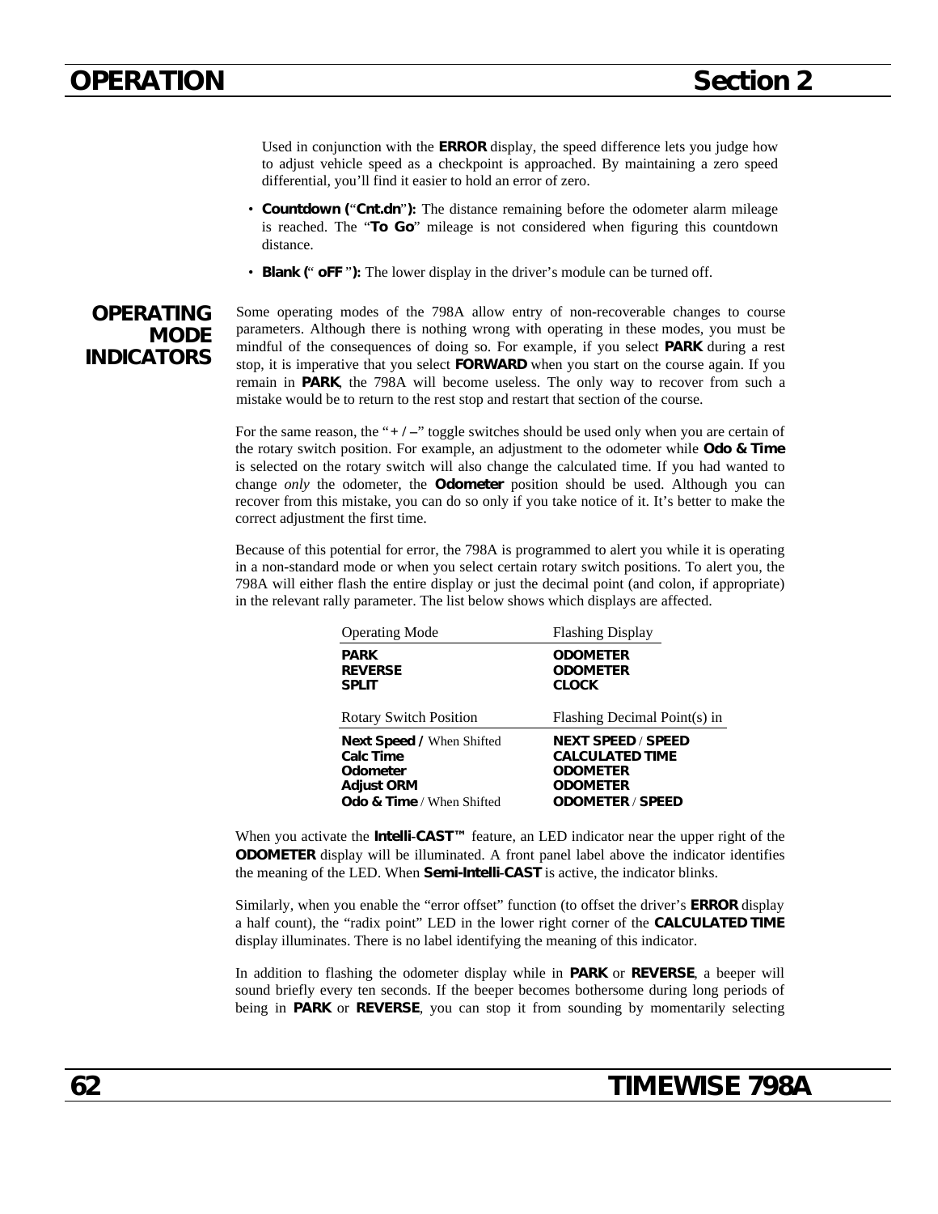Used in conjunction with the **ERROR** display, the speed difference lets you judge how to adjust vehicle speed as a checkpoint is approached. By maintaining a zero speed differential, you'll find it easier to hold an error of zero.

- **Countdown (**"**Cnt.dn**"**):** The distance remaining before the odometer alarm mileage is reached. The "**To Go**" mileage is not considered when figuring this countdown distance.
- **Blank (**" **oFF** "**):** The lower display in the driver's module can be turned off.

## OPERATING MODE INDICATORS

Some operating modes of the 798A allow entry of non-recoverable changes to course parameters. Although there is nothing wrong with operating in these modes, you must be mindful of the consequences of doing so. For example, if you select **PARK** during a rest stop, it is imperative that you select **FORWARD** when you start on the course again. If you remain in **PARK**, the 798A will become useless. The only way to recover from such a mistake would be to return to the rest stop and restart that section of the course.

For the same reason, the "**+ / –**" toggle switches should be used only when you are certain of the rotary switch position. For example, an adjustment to the odometer while **Odo & Time** is selected on the rotary switch will also change the calculated time. If you had wanted to change *only* the odometer, the **Odometer** position should be used. Although you can recover from this mistake, you can do so only if you take notice of it. It's better to make the correct adjustment the first time.

Because of this potential for error, the 798A is programmed to alert you while it is operating in a non-standard mode or when you select certain rotary switch positions. To alert you, the 798A will either flash the entire display or just the decimal point (and colon, if appropriate) in the relevant rally parameter. The list below shows which displays are affected.

| Operating Mode | Flashing Display |
|---|---|
| **PARK** | **ODOMETER** |
| **REVERSE** | **ODOMETER** |
| **SPLIT** | **CLOCK** |

| Rotary Switch Position | Flashing Decimal Point(s) in |
|---|---|
| **Next Speed /** When Shifted | **NEXT SPEED** / **SPEED** |
| **Calc Time** | **CALCULATED TIME** |
| **Odometer** | **ODOMETER** |
| **Adjust ORM** | **ODOMETER** |
| **Odo & Time** / When Shifted | **ODOMETER** / **SPEED** |

When you activate the **Intelli-CAST™** feature, an LED indicator near the upper right of the **ODOMETER** display will be illuminated. A front panel label above the indicator identifies the meaning of the LED. When **Semi-Intelli-CAST** is active, the indicator blinks.

Similarly, when you enable the "error offset" function (to offset the driver's **ERROR** display a half count), the "radix point" LED in the lower right corner of the **CALCULATED TIME** display illuminates. There is no label identifying the meaning of this indicator.

In addition to flashing the odometer display while in **PARK** or **REVERSE**, a beeper will sound briefly every ten seconds. If the beeper becomes bothersome during long periods of being in **PARK** or **REVERSE**, you can stop it from sounding by momentarily selecting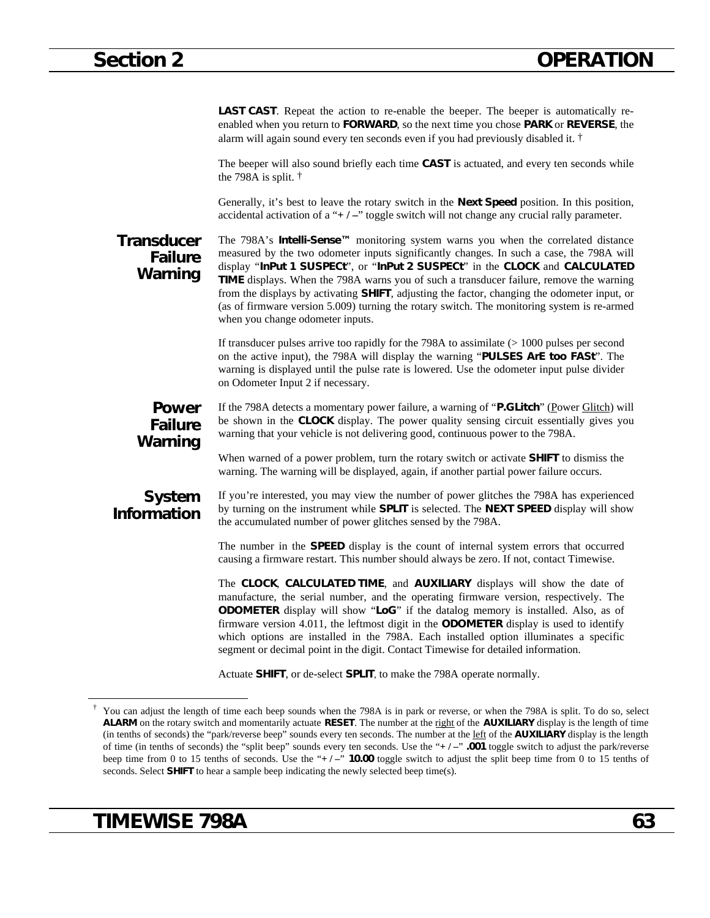**LAST CAST**. Repeat the action to re-enable the beeper. The beeper is automatically re-enabled when you return to **FORWARD**, so the next time you chose **PARK** or **REVERSE**, the alarm will again sound every ten seconds even if you had previously disabled it. †

The beeper will also sound briefly each time **CAST** is actuated, and every ten seconds while the 798A is split. †

Generally, it's best to leave the rotary switch in the **Next Speed** position. In this position, accidental activation of a "**+ / –**" toggle switch will not change any crucial rally parameter.

## Transducer Failure Warning

The 798A's **Intelli-Sense™** monitoring system warns you when the correlated distance measured by the two odometer inputs significantly changes. In such a case, the 798A will display "**InPut 1 SUSPECt**", or "**InPut 2 SUSPECt**" in the **CLOCK** and **CALCULATED TIME** displays. When the 798A warns you of such a transducer failure, remove the warning from the displays by activating **SHIFT**, adjusting the factor, changing the odometer input, or (as of firmware version 5.009) turning the rotary switch. The monitoring system is re-armed when you change odometer inputs.

If transducer pulses arrive too rapidly for the 798A to assimilate (> 1000 pulses per second on the active input), the 798A will display the warning "**PULSES ArE too FASt**". The warning is displayed until the pulse rate is lowered. Use the odometer input pulse divider on Odometer Input 2 if necessary.

## Power Failure Warning

If the 798A detects a momentary power failure, a warning of "**P.GLitch**" (Power Glitch) will be shown in the **CLOCK** display. The power quality sensing circuit essentially gives you warning that your vehicle is not delivering good, continuous power to the 798A.

When warned of a power problem, turn the rotary switch or activate **SHIFT** to dismiss the warning. The warning will be displayed, again, if another partial power failure occurs.

## System Information

If you're interested, you may view the number of power glitches the 798A has experienced by turning on the instrument while **SPLIT** is selected. The **NEXT SPEED** display will show the accumulated number of power glitches sensed by the 798A.

The number in the **SPEED** display is the count of internal system errors that occurred causing a firmware restart. This number should always be zero. If not, contact Timewise.

The **CLOCK**, **CALCULATED TIME**, and **AUXILIARY** displays will show the date of manufacture, the serial number, and the operating firmware version, respectively. The **ODOMETER** display will show "**LoG**" if the datalog memory is installed. Also, as of firmware version 4.011, the leftmost digit in the **ODOMETER** display is used to identify which options are installed in the 798A. Each installed option illuminates a specific segment or decimal point in the digit. Contact Timewise for detailed information.

Actuate **SHIFT**, or de-select **SPLIT**, to make the 798A operate normally.

---

† You can adjust the length of time each beep sounds when the 798A is in park or reverse, or when the 798A is split. To do so, select **ALARM** on the rotary switch and momentarily actuate **RESET**. The number at the right of the **AUXILIARY** display is the length of time (in tenths of seconds) the "park/reverse beep" sounds every ten seconds. The number at the left of the **AUXILIARY** display is the length of time (in tenths of seconds) the "split beep" sounds every ten seconds. Use the "**+ / –**" **.001** toggle switch to adjust the park/reverse beep time from 0 to 15 tenths of seconds. Use the "**+ / –**" **10.00** toggle switch to adjust the split beep time from 0 to 15 tenths of seconds. Select **SHIFT** to hear a sample beep indicating the newly selected beep time(s).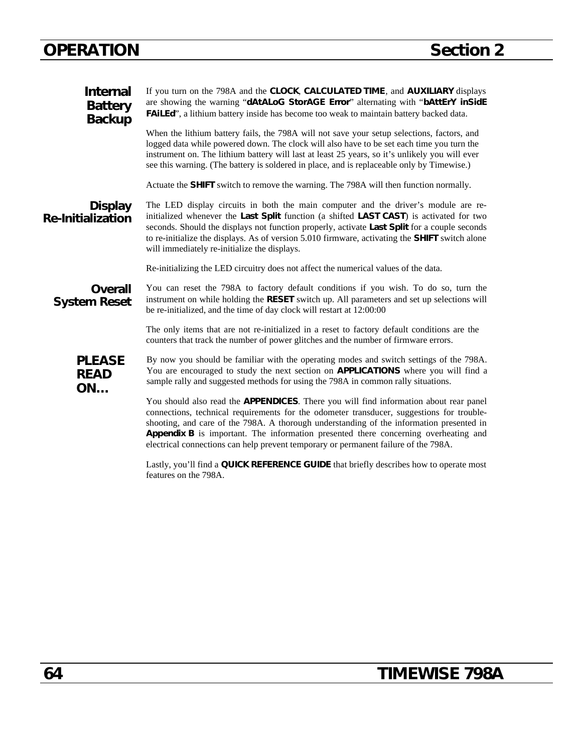### Internal Battery Backup

If you turn on the 798A and the **CLOCK**, **CALCULATED TIME**, and **AUXILIARY** displays are showing the warning "**dAtALoG StorAGE Error**" alternating with "**bAttErY inSidE FAiLEd**", a lithium battery inside has become too weak to maintain battery backed data.

When the lithium battery fails, the 798A will not save your setup selections, factors, and logged data while powered down. The clock will also have to be set each time you turn the instrument on. The lithium battery will last at least 25 years, so it's unlikely you will ever see this warning. (The battery is soldered in place, and is replaceable only by Timewise.)

Actuate the **SHIFT** switch to remove the warning. The 798A will then function normally.

### Display Re-Initialization

The LED display circuits in both the main computer and the driver's module are re-initialized whenever the **Last Split** function (a shifted **LAST CAST**) is activated for two seconds. Should the displays not function properly, activate **Last Split** for a couple seconds to re-initialize the displays. As of version 5.010 firmware, activating the **SHIFT** switch alone will immediately re-initialize the displays.

Re-initializing the LED circuitry does not affect the numerical values of the data.

### Overall System Reset

You can reset the 798A to factory default conditions if you wish. To do so, turn the instrument on while holding the **RESET** switch up. All parameters and set up selections will be re-initialized, and the time of day clock will restart at 12:00:00

The only items that are not re-initialized in a reset to factory default conditions are the counters that track the number of power glitches and the number of firmware errors.

### PLEASE READ ON…

By now you should be familiar with the operating modes and switch settings of the 798A. You are encouraged to study the next section on **APPLICATIONS** where you will find a sample rally and suggested methods for using the 798A in common rally situations.

You should also read the **APPENDICES**. There you will find information about rear panel connections, technical requirements for the odometer transducer, suggestions for trouble-shooting, and care of the 798A. A thorough understanding of the information presented in **Appendix B** is important. The information presented there concerning overheating and electrical connections can help prevent temporary or permanent failure of the 798A.

Lastly, you'll find a **QUICK REFERENCE GUIDE** that briefly describes how to operate most features on the 798A.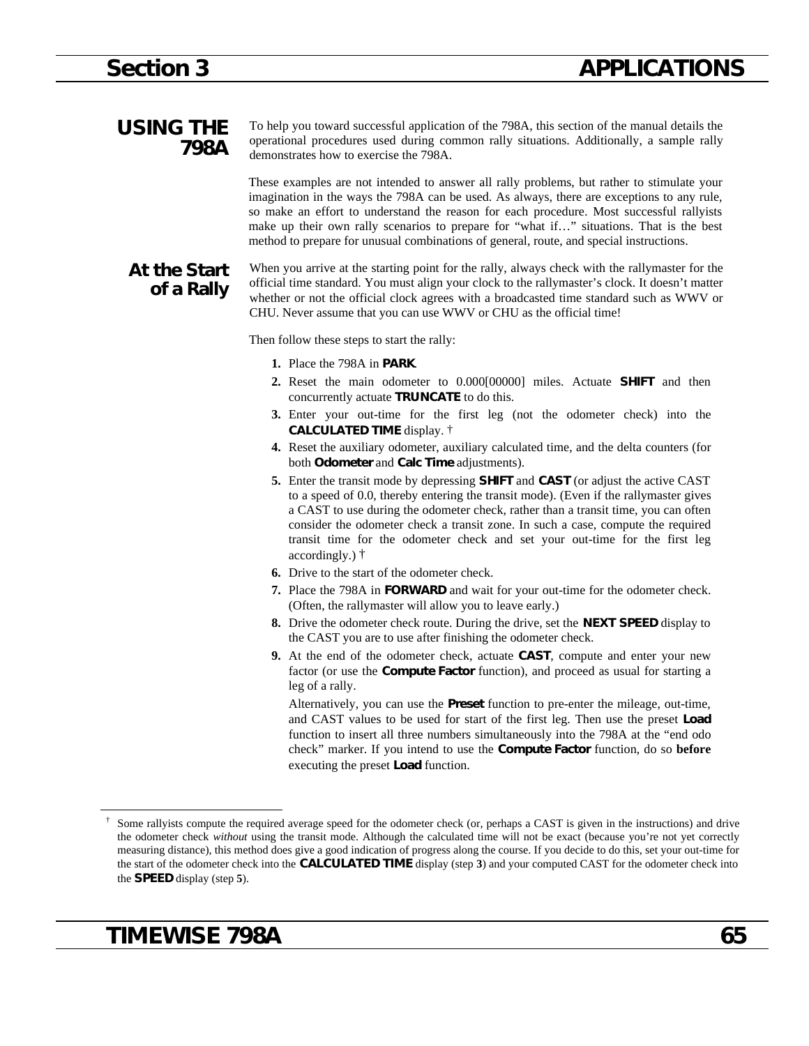# Section 3 APPLICATIONS

## USING THE 798A

To help you toward successful application of the 798A, this section of the manual details the operational procedures used during common rally situations. Additionally, a sample rally demonstrates how to exercise the 798A.

These examples are not intended to answer all rally problems, but rather to stimulate your imagination in the ways the 798A can be used. As always, there are exceptions to any rule, so make an effort to understand the reason for each procedure. Most successful rallyists make up their own rally scenarios to prepare for "what if…" situations. That is the best method to prepare for unusual combinations of general, route, and special instructions.

### At the Start of a Rally

When you arrive at the starting point for the rally, always check with the rallymaster for the official time standard. You must align your clock to the rallymaster's clock. It doesn't matter whether or not the official clock agrees with a broadcasted time standard such as WWV or CHU. Never assume that you can use WWV or CHU as the official time!

Then follow these steps to start the rally:

1. Place the 798A in **PARK**.
2. Reset the main odometer to 0.000[00000] miles. Actuate **SHIFT** and then concurrently actuate **TRUNCATE** to do this.
3. Enter your out-time for the first leg (not the odometer check) into the **CALCULATED TIME** display. †
4. Reset the auxiliary odometer, auxiliary calculated time, and the delta counters (for both **Odometer** and **Calc Time** adjustments).
5. Enter the transit mode by depressing **SHIFT** and **CAST** (or adjust the active CAST to a speed of 0.0, thereby entering the transit mode). (Even if the rallymaster gives a CAST to use during the odometer check, rather than a transit time, you can often consider the odometer check a transit zone. In such a case, compute the required transit time for the odometer check and set your out-time for the first leg accordingly.) †
6. Drive to the start of the odometer check.
7. Place the 798A in **FORWARD** and wait for your out-time for the odometer check. (Often, the rallymaster will allow you to leave early.)
8. Drive the odometer check route. During the drive, set the **NEXT SPEED** display to the CAST you are to use after finishing the odometer check.
9. At the end of the odometer check, actuate **CAST**, compute and enter your new factor (or use the **Compute Factor** function), and proceed as usual for starting a leg of a rally.

   Alternatively, you can use the **Preset** function to pre-enter the mileage, out-time, and CAST values to be used for start of the first leg. Then use the preset **Load** function to insert all three numbers simultaneously into the 798A at the "end odo check" marker. If you intend to use the **Compute Factor** function, do so **before** executing the preset **Load** function.

---

† Some rallyists compute the required average speed for the odometer check (or, perhaps a CAST is given in the instructions) and drive the odometer check *without* using the transit mode. Although the calculated time will not be exact (because you're not yet correctly measuring distance), this method does give a good indication of progress along the course. If you decide to do this, set your out-time for the start of the odometer check into the **CALCULATED TIME** display (step **3**) and your computed CAST for the odometer check into the **SPEED** display (step **5**).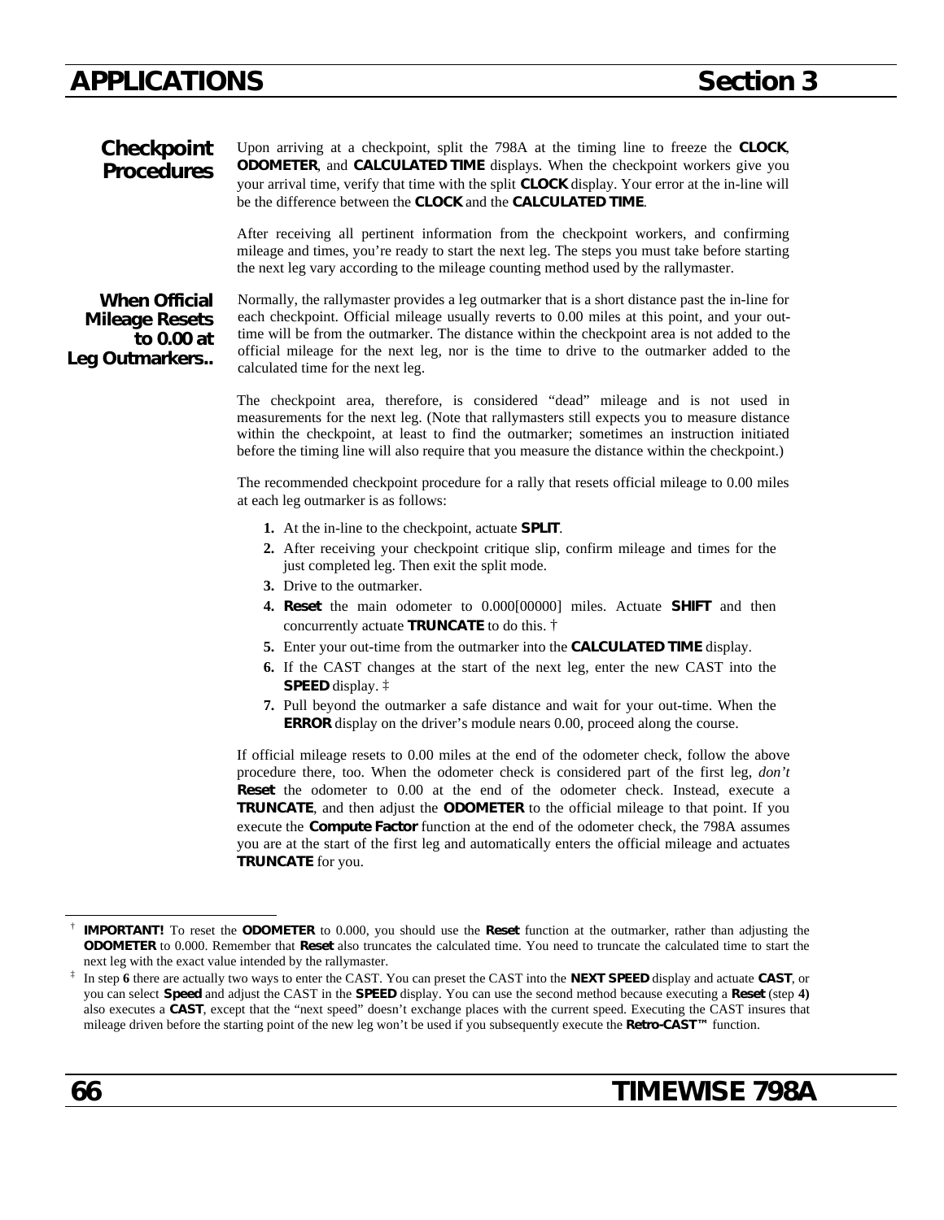## Checkpoint Procedures

Upon arriving at a checkpoint, split the 798A at the timing line to freeze the **CLOCK**, **ODOMETER**, and **CALCULATED TIME** displays. When the checkpoint workers give you your arrival time, verify that time with the split **CLOCK** display. Your error at the in-line will be the difference between the **CLOCK** and the **CALCULATED TIME**.

After receiving all pertinent information from the checkpoint workers, and confirming mileage and times, you're ready to start the next leg. The steps you must take before starting the next leg vary according to the mileage counting method used by the rallymaster.

### When Official Mileage Resets to 0.00 at Leg Outmarkers..

Normally, the rallymaster provides a leg outmarker that is a short distance past the in-line for each checkpoint. Official mileage usually reverts to 0.00 miles at this point, and your out-time will be from the outmarker. The distance within the checkpoint area is not added to the official mileage for the next leg, nor is the time to drive to the outmarker added to the calculated time for the next leg.

The checkpoint area, therefore, is considered "dead" mileage and is not used in measurements for the next leg. (Note that rallymasters still expects you to measure distance within the checkpoint, at least to find the outmarker; sometimes an instruction initiated before the timing line will also require that you measure the distance within the checkpoint.)

The recommended checkpoint procedure for a rally that resets official mileage to 0.00 miles at each leg outmarker is as follows:

1. At the in-line to the checkpoint, actuate **SPLIT**.
2. After receiving your checkpoint critique slip, confirm mileage and times for the just completed leg. Then exit the split mode.
3. Drive to the outmarker.
4. **Reset** the main odometer to 0.000[00000] miles. Actuate **SHIFT** and then concurrently actuate **TRUNCATE** to do this. †
5. Enter your out-time from the outmarker into the **CALCULATED TIME** display.
6. If the CAST changes at the start of the next leg, enter the new CAST into the **SPEED** display. ‡
7. Pull beyond the outmarker a safe distance and wait for your out-time. When the **ERROR** display on the driver's module nears 0.00, proceed along the course.

If official mileage resets to 0.00 miles at the end of the odometer check, follow the above procedure there, too. When the odometer check is considered part of the first leg, *don't* **Reset** the odometer to 0.00 at the end of the odometer check. Instead, execute a **TRUNCATE**, and then adjust the **ODOMETER** to the official mileage to that point. If you execute the **Compute Factor** function at the end of the odometer check, the 798A assumes you are at the start of the first leg and automatically enters the official mileage and actuates **TRUNCATE** for you.

---

† **IMPORTANT!** To reset the **ODOMETER** to 0.000, you should use the **Reset** function at the outmarker, rather than adjusting the **ODOMETER** to 0.000. Remember that **Reset** also truncates the calculated time. You need to truncate the calculated time to start the next leg with the exact value intended by the rallymaster.

‡ In step **6** there are actually two ways to enter the CAST. You can preset the CAST into the **NEXT SPEED** display and actuate **CAST**, or you can select **Speed** and adjust the CAST in the **SPEED** display. You can use the second method because executing a **Reset** (step **4)** also executes a **CAST**, except that the "next speed" doesn't exchange places with the current speed. Executing the CAST insures that mileage driven before the starting point of the new leg won't be used if you subsequently execute the **Retro-CAST™** function.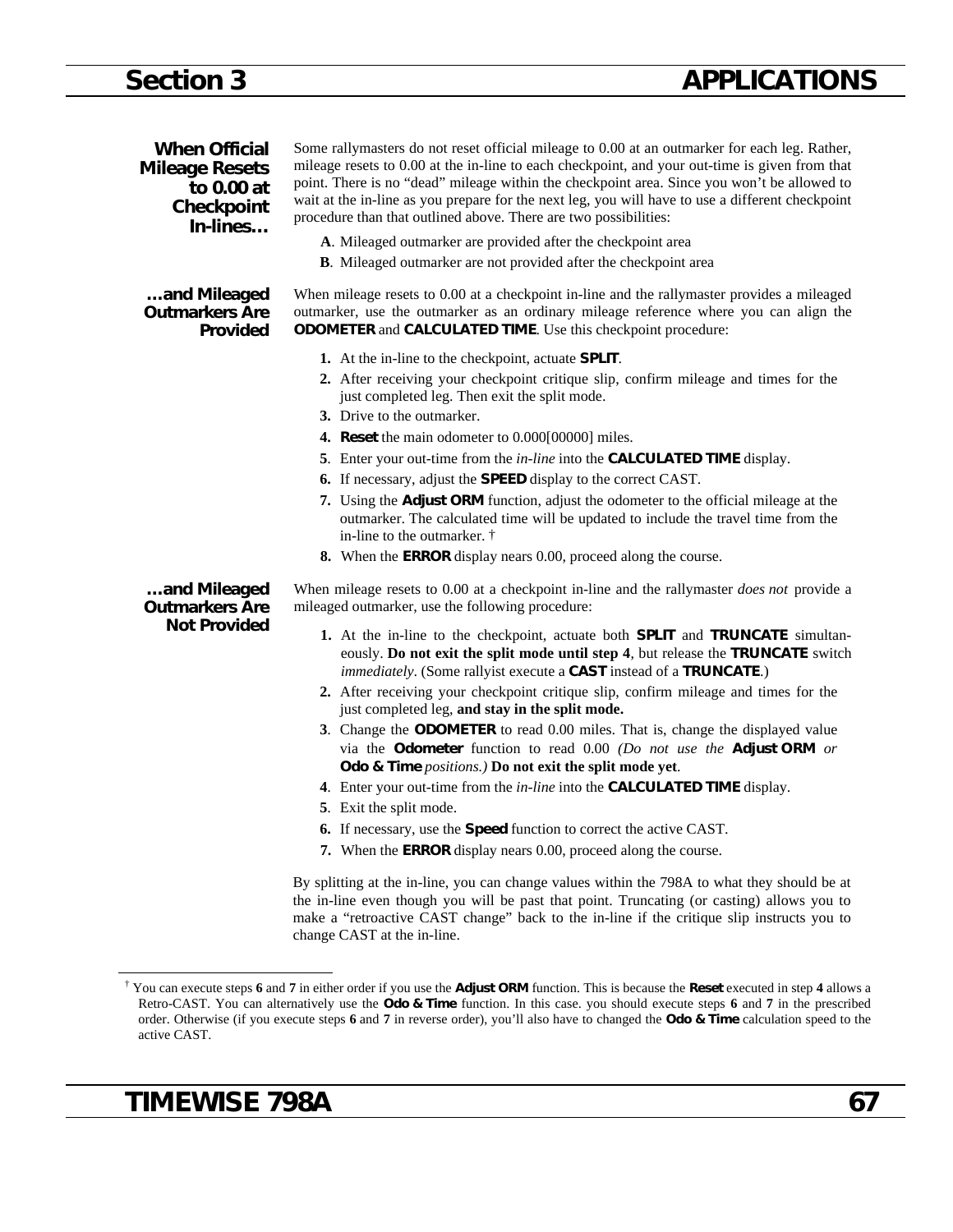### When Official Mileage Resets to 0.00 at Checkpoint In-lines…

Some rallymasters do not reset official mileage to 0.00 at an outmarker for each leg. Rather, mileage resets to 0.00 at the in-line to each checkpoint, and your out-time is given from that point. There is no "dead" mileage within the checkpoint area. Since you won't be allowed to wait at the in-line as you prepare for the next leg, you will have to use a different checkpoint procedure than that outlined above. There are two possibilities:

**A**. Mileaged outmarker are provided after the checkpoint area

**B**. Mileaged outmarker are not provided after the checkpoint area

### …and Mileaged Outmarkers Are Provided

When mileage resets to 0.00 at a checkpoint in-line and the rallymaster provides a mileaged outmarker, use the outmarker as an ordinary mileage reference where you can align the **ODOMETER** and **CALCULATED TIME**. Use this checkpoint procedure:

1. At the in-line to the checkpoint, actuate **SPLIT**.
2. After receiving your checkpoint critique slip, confirm mileage and times for the just completed leg. Then exit the split mode.
3. Drive to the outmarker.
4. **Reset** the main odometer to 0.000[00000] miles.
5. Enter your out-time from the *in-line* into the **CALCULATED TIME** display.
6. If necessary, adjust the **SPEED** display to the correct CAST.
7. Using the **Adjust ORM** function, adjust the odometer to the official mileage at the outmarker. The calculated time will be updated to include the travel time from the in-line to the outmarker. †
8. When the **ERROR** display nears 0.00, proceed along the course.

### …and Mileaged Outmarkers Are Not Provided

When mileage resets to 0.00 at a checkpoint in-line and the rallymaster *does not* provide a mileaged outmarker, use the following procedure:

1. At the in-line to the checkpoint, actuate both **SPLIT** and **TRUNCATE** simultaneously. **Do not exit the split mode until step 4**, but release the **TRUNCATE** switch *immediately*. (Some rallyist execute a **CAST** instead of a **TRUNCATE**.)
2. After receiving your checkpoint critique slip, confirm mileage and times for the just completed leg, **and stay in the split mode.**
3. Change the **ODOMETER** to read 0.00 miles. That is, change the displayed value via the **Odometer** function to read 0.00 *(Do not use the* **Adjust ORM** *or* **Odo & Time** *positions.)* **Do not exit the split mode yet**.
4. Enter your out-time from the *in-line* into the **CALCULATED TIME** display.
5. Exit the split mode.
6. If necessary, use the **Speed** function to correct the active CAST.
7. When the **ERROR** display nears 0.00, proceed along the course.

By splitting at the in-line, you can change values within the 798A to what they should be at the in-line even though you will be past that point. Truncating (or casting) allows you to make a "retroactive CAST change" back to the in-line if the critique slip instructs you to change CAST at the in-line.

† You can execute steps **6** and **7** in either order if you use the **Adjust ORM** function. This is because the **Reset** executed in step **4** allows a Retro-CAST. You can alternatively use the **Odo & Time** function. In this case. you should execute steps **6** and **7** in the prescribed order. Otherwise (if you execute steps **6** and **7** in reverse order), you'll also have to changed the **Odo & Time** calculation speed to the active CAST.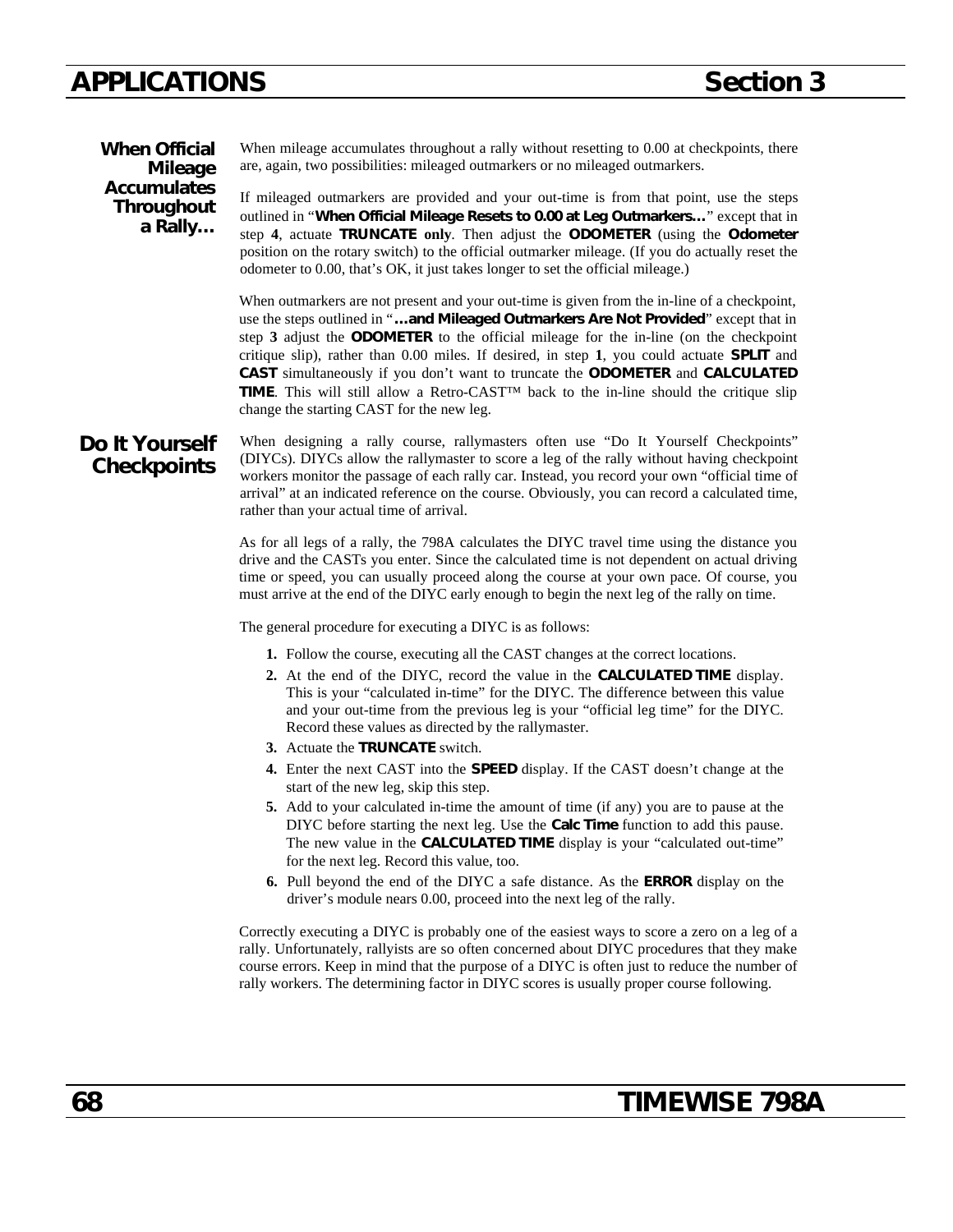## When Official Mileage Accumulates Throughout a Rally…

When mileage accumulates throughout a rally without resetting to 0.00 at checkpoints, there are, again, two possibilities: mileaged outmarkers or no mileaged outmarkers.

If mileaged outmarkers are provided and your out-time is from that point, use the steps outlined in "**When Official Mileage Resets to 0.00 at Leg Outmarkers…**" except that in step **4**, actuate **TRUNCATE only**. Then adjust the **ODOMETER** (using the **Odometer** position on the rotary switch) to the official outmarker mileage. (If you do actually reset the odometer to 0.00, that's OK, it just takes longer to set the official mileage.)

When outmarkers are not present and your out-time is given from the in-line of a checkpoint, use the steps outlined in "**…and Mileaged Outmarkers Are Not Provided**" except that in step **3** adjust the **ODOMETER** to the official mileage for the in-line (on the checkpoint critique slip), rather than 0.00 miles. If desired, in step **1**, you could actuate **SPLIT** and **CAST** simultaneously if you don't want to truncate the **ODOMETER** and **CALCULATED TIME**. This will still allow a Retro-CAST™ back to the in-line should the critique slip change the starting CAST for the new leg.

## Do It Yourself Checkpoints

When designing a rally course, rallymasters often use "Do It Yourself Checkpoints" (DIYCs). DIYCs allow the rallymaster to score a leg of the rally without having checkpoint workers monitor the passage of each rally car. Instead, you record your own "official time of arrival" at an indicated reference on the course. Obviously, you can record a calculated time, rather than your actual time of arrival.

As for all legs of a rally, the 798A calculates the DIYC travel time using the distance you drive and the CASTs you enter. Since the calculated time is not dependent on actual driving time or speed, you can usually proceed along the course at your own pace. Of course, you must arrive at the end of the DIYC early enough to begin the next leg of the rally on time.

The general procedure for executing a DIYC is as follows:

1. Follow the course, executing all the CAST changes at the correct locations.
2. At the end of the DIYC, record the value in the **CALCULATED TIME** display. This is your "calculated in-time" for the DIYC. The difference between this value and your out-time from the previous leg is your "official leg time" for the DIYC. Record these values as directed by the rallymaster.
3. Actuate the **TRUNCATE** switch.
4. Enter the next CAST into the **SPEED** display. If the CAST doesn't change at the start of the new leg, skip this step.
5. Add to your calculated in-time the amount of time (if any) you are to pause at the DIYC before starting the next leg. Use the **Calc Time** function to add this pause. The new value in the **CALCULATED TIME** display is your "calculated out-time" for the next leg. Record this value, too.
6. Pull beyond the end of the DIYC a safe distance. As the **ERROR** display on the driver's module nears 0.00, proceed into the next leg of the rally.

Correctly executing a DIYC is probably one of the easiest ways to score a zero on a leg of a rally. Unfortunately, rallyists are so often concerned about DIYC procedures that they make course errors. Keep in mind that the purpose of a DIYC is often just to reduce the number of rally workers. The determining factor in DIYC scores is usually proper course following.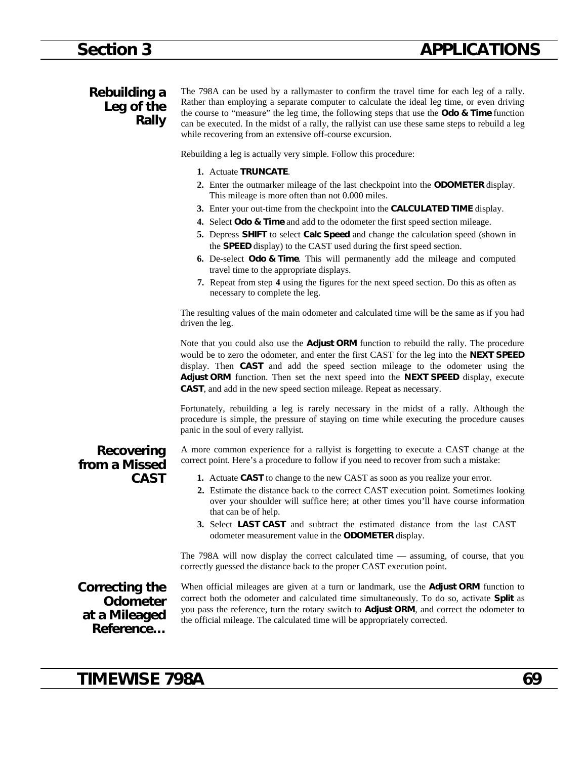## Rebuilding a Leg of the Rally

The 798A can be used by a rallymaster to confirm the travel time for each leg of a rally. Rather than employing a separate computer to calculate the ideal leg time, or even driving the course to "measure" the leg time, the following steps that use the **Odo & Time** function can be executed. In the midst of a rally, the rallyist can use these same steps to rebuild a leg while recovering from an extensive off-course excursion.

Rebuilding a leg is actually very simple. Follow this procedure:

1. Actuate **TRUNCATE**.
2. Enter the outmarker mileage of the last checkpoint into the **ODOMETER** display. This mileage is more often than not 0.000 miles.
3. Enter your out-time from the checkpoint into the **CALCULATED TIME** display.
4. Select **Odo & Time** and add to the odometer the first speed section mileage.
5. Depress **SHIFT** to select **Calc Speed** and change the calculation speed (shown in the **SPEED** display) to the CAST used during the first speed section.
6. De-select **Odo & Time**. This will permanently add the mileage and computed travel time to the appropriate displays.
7. Repeat from step **4** using the figures for the next speed section. Do this as often as necessary to complete the leg.

The resulting values of the main odometer and calculated time will be the same as if you had driven the leg.

Note that you could also use the **Adjust ORM** function to rebuild the rally. The procedure would be to zero the odometer, and enter the first CAST for the leg into the **NEXT SPEED** display. Then **CAST** and add the speed section mileage to the odometer using the **Adjust ORM** function. Then set the next speed into the **NEXT SPEED** display, execute **CAST**, and add in the new speed section mileage. Repeat as necessary.

Fortunately, rebuilding a leg is rarely necessary in the midst of a rally. Although the procedure is simple, the pressure of staying on time while executing the procedure causes panic in the soul of every rallyist.

## Recovering from a Missed CAST

A more common experience for a rallyist is forgetting to execute a CAST change at the correct point. Here's a procedure to follow if you need to recover from such a mistake:

1. Actuate **CAST** to change to the new CAST as soon as you realize your error.
2. Estimate the distance back to the correct CAST execution point. Sometimes looking over your shoulder will suffice here; at other times you'll have course information that can be of help.
3. Select **LAST CAST** and subtract the estimated distance from the last CAST odometer measurement value in the **ODOMETER** display.

The 798A will now display the correct calculated time — assuming, of course, that you correctly guessed the distance back to the proper CAST execution point.

## Correcting the Odometer at a Mileaged Reference…

When official mileages are given at a turn or landmark, use the **Adjust ORM** function to correct both the odometer and calculated time simultaneously. To do so, activate **Split** as you pass the reference, turn the rotary switch to **Adjust ORM**, and correct the odometer to the official mileage. The calculated time will be appropriately corrected.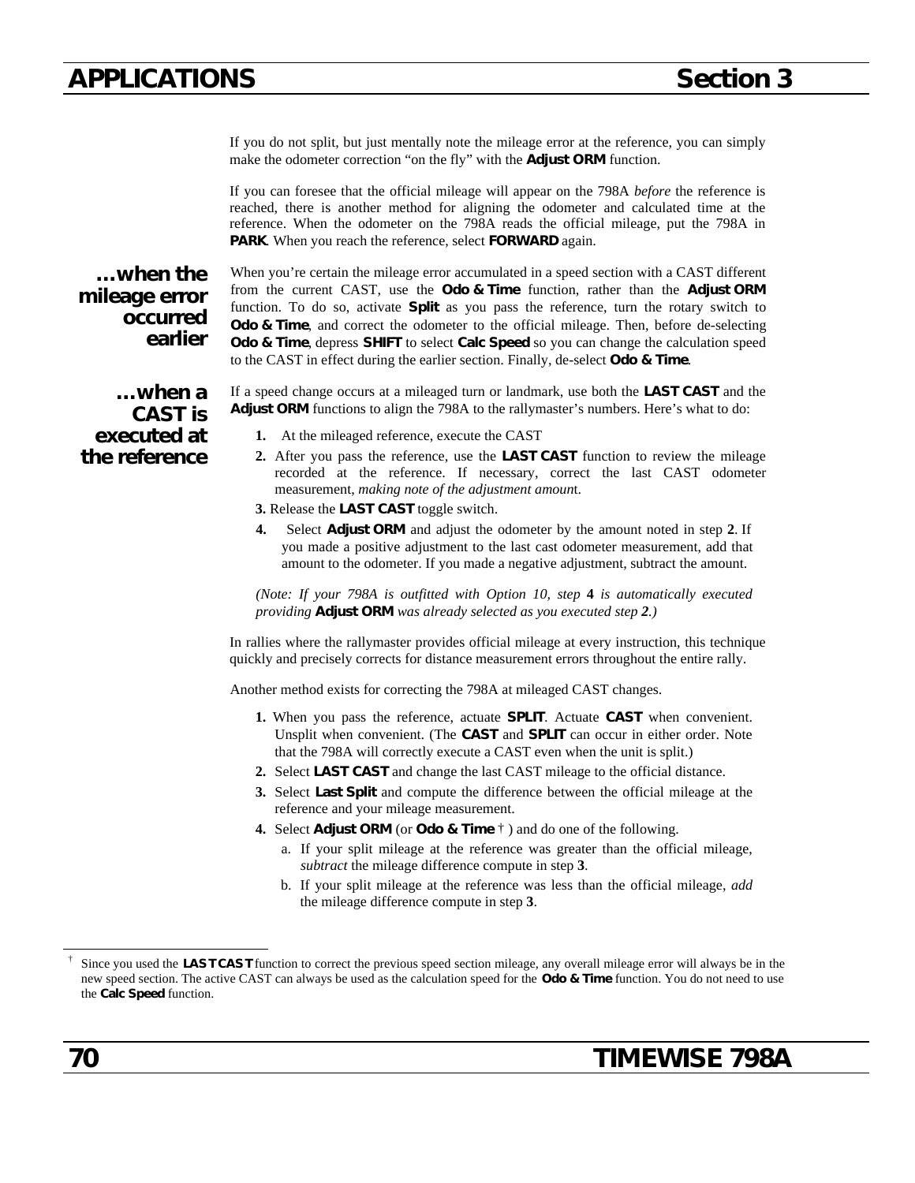If you do not split, but just mentally note the mileage error at the reference, you can simply make the odometer correction "on the fly" with the **Adjust ORM** function.

If you can foresee that the official mileage will appear on the 798A *before* the reference is reached, there is another method for aligning the odometer and calculated time at the reference. When the odometer on the 798A reads the official mileage, put the 798A in **PARK**. When you reach the reference, select **FORWARD** again.

### …when the mileage error occurred earlier

When you're certain the mileage error accumulated in a speed section with a CAST different from the current CAST, use the **Odo & Time** function, rather than the **Adjust ORM** function. To do so, activate **Split** as you pass the reference, turn the rotary switch to **Odo & Time**, and correct the odometer to the official mileage. Then, before de-selecting **Odo & Time**, depress **SHIFT** to select **Calc Speed** so you can change the calculation speed to the CAST in effect during the earlier section. Finally, de-select **Odo & Time**.

### …when a CAST is executed at the reference

If a speed change occurs at a mileaged turn or landmark, use both the **LAST CAST** and the **Adjust ORM** functions to align the 798A to the rallymaster's numbers. Here's what to do:

1. At the mileaged reference, execute the CAST
2. After you pass the reference, use the **LAST CAST** function to review the mileage recorded at the reference. If necessary, correct the last CAST odometer measurement, *making note of the adjustment amount*.
3. Release the **LAST CAST** toggle switch.
4. Select **Adjust ORM** and adjust the odometer by the amount noted in step **2**. If you made a positive adjustment to the last cast odometer measurement, add that amount to the odometer. If you made a negative adjustment, subtract the amount.

*(Note: If your 798A is outfitted with Option 10, step **4** is automatically executed providing **Adjust ORM** was already selected as you executed step **2**.)*

In rallies where the rallymaster provides official mileage at every instruction, this technique quickly and precisely corrects for distance measurement errors throughout the entire rally.

Another method exists for correcting the 798A at mileaged CAST changes.

1. When you pass the reference, actuate **SPLIT**. Actuate **CAST** when convenient. Unsplit when convenient. (The **CAST** and **SPLIT** can occur in either order. Note that the 798A will correctly execute a CAST even when the unit is split.)
2. Select **LAST CAST** and change the last CAST mileage to the official distance.
3. Select **Last Split** and compute the difference between the official mileage at the reference and your mileage measurement.
4. Select **Adjust ORM** (or **Odo & Time** † ) and do one of the following.
   a. If your split mileage at the reference was greater than the official mileage, *subtract* the mileage difference compute in step **3**.
   b. If your split mileage at the reference was less than the official mileage, *add* the mileage difference compute in step **3**.

---

† Since you used the **LAST CAST** function to correct the previous speed section mileage, any overall mileage error will always be in the new speed section. The active CAST can always be used as the calculation speed for the **Odo & Time** function. You do not need to use the **Calc Speed** function.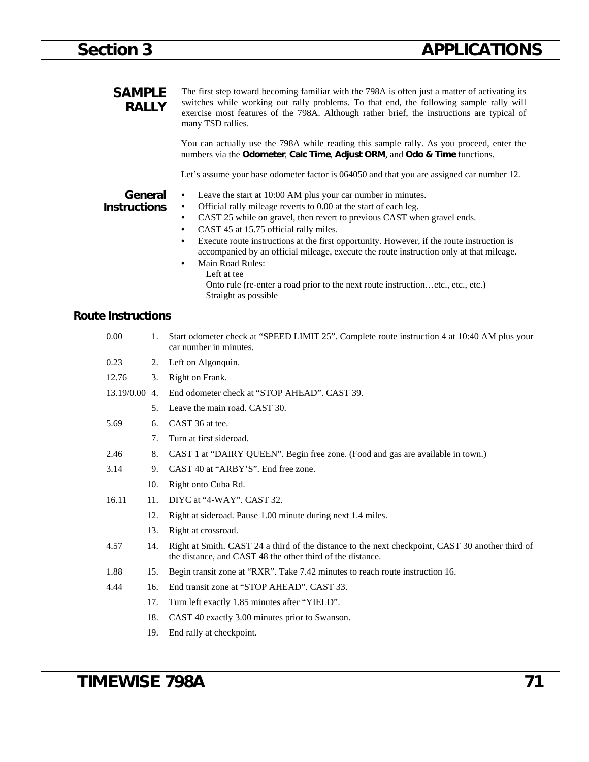## SAMPLE RALLY

The first step toward becoming familiar with the 798A is often just a matter of activating its switches while working out rally problems. To that end, the following sample rally will exercise most features of the 798A. Although rather brief, the instructions are typical of many TSD rallies.

You can actually use the 798A while reading this sample rally. As you proceed, enter the numbers via the **Odometer**, **Calc Time**, **Adjust ORM**, and **Odo & Time** functions.

Let's assume your base odometer factor is 064050 and that you are assigned car number 12.

### General Instructions

- Leave the start at 10:00 AM plus your car number in minutes.
- Official rally mileage reverts to 0.00 at the start of each leg.
- CAST 25 while on gravel, then revert to previous CAST when gravel ends.
- CAST 45 at 15.75 official rally miles.
- Execute route instructions at the first opportunity. However, if the route instruction is accompanied by an official mileage, execute the route instruction only at that mileage.
- Main Road Rules:
  Left at tee
  Onto rule (re-enter a road prior to the next route instruction…etc., etc., etc.)
  Straight as possible

### Route Instructions

| Mileage | No. | Instruction |
|---|---|---|
| 0.00 | 1. | Start odometer check at "SPEED LIMIT 25". Complete route instruction 4 at 10:40 AM plus your car number in minutes. |
| 0.23 | 2. | Left on Algonquin. |
| 12.76 | 3. | Right on Frank. |
| 13.19/0.00 | 4. | End odometer check at "STOP AHEAD". CAST 39. |
| | 5. | Leave the main road. CAST 30. |
| 5.69 | 6. | CAST 36 at tee. |
| | 7. | Turn at first sideroad. |
| 2.46 | 8. | CAST 1 at "DAIRY QUEEN". Begin free zone. (Food and gas are available in town.) |
| 3.14 | 9. | CAST 40 at "ARBY'S". End free zone. |
| | 10. | Right onto Cuba Rd. |
| 16.11 | 11. | DIYC at "4-WAY". CAST 32. |
| | 12. | Right at sideroad. Pause 1.00 minute during next 1.4 miles. |
| | 13. | Right at crossroad. |
| 4.57 | 14. | Right at Smith. CAST 24 a third of the distance to the next checkpoint, CAST 30 another third of the distance, and CAST 48 the other third of the distance. |
| 1.88 | 15. | Begin transit zone at "RXR". Take 7.42 minutes to reach route instruction 16. |
| 4.44 | 16. | End transit zone at "STOP AHEAD". CAST 33. |
| | 17. | Turn left exactly 1.85 minutes after "YIELD". |
| | 18. | CAST 40 exactly 3.00 minutes prior to Swanson. |
| | 19. | End rally at checkpoint. |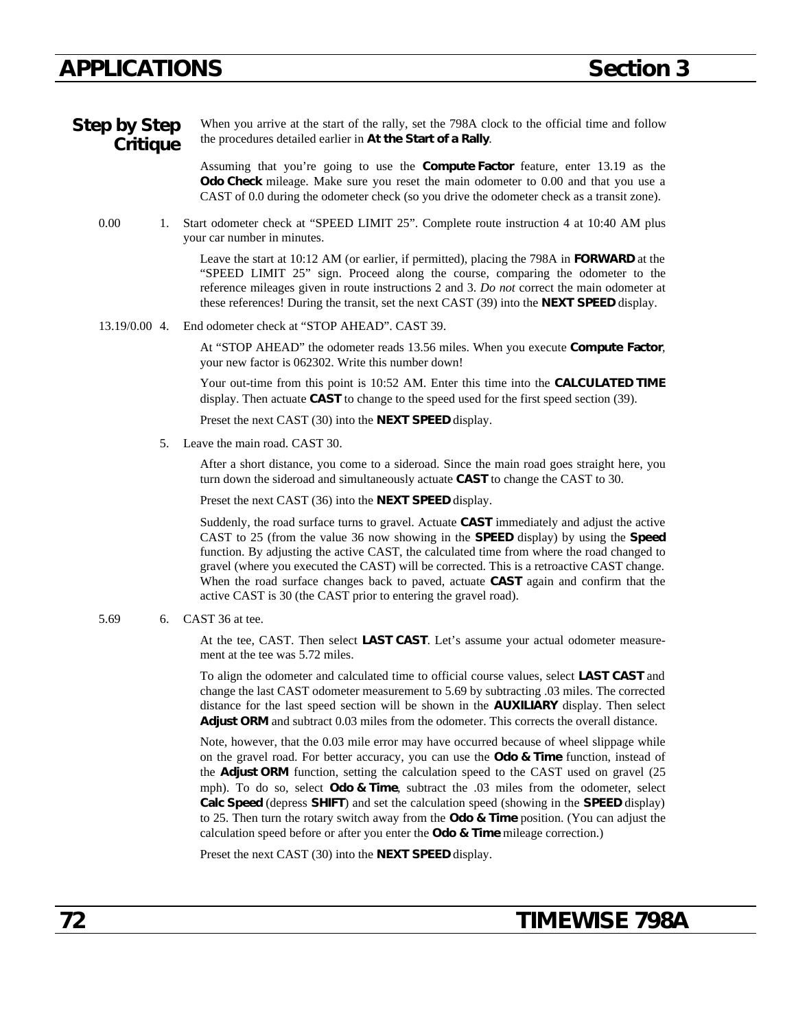## Step by Step Critique

When you arrive at the start of the rally, set the 798A clock to the official time and follow the procedures detailed earlier in **At the Start of a Rally**.

Assuming that you're going to use the **Compute Factor** feature, enter 13.19 as the **Odo Check** mileage. Make sure you reset the main odometer to 0.00 and that you use a CAST of 0.0 during the odometer check (so you drive the odometer check as a transit zone).

0.00 1. Start odometer check at "SPEED LIMIT 25". Complete route instruction 4 at 10:40 AM plus your car number in minutes.

Leave the start at 10:12 AM (or earlier, if permitted), placing the 798A in **FORWARD** at the "SPEED LIMIT 25" sign. Proceed along the course, comparing the odometer to the reference mileages given in route instructions 2 and 3. *Do not* correct the main odometer at these references! During the transit, set the next CAST (39) into the **NEXT SPEED** display.

13.19/0.00 4. End odometer check at "STOP AHEAD". CAST 39.

At "STOP AHEAD" the odometer reads 13.56 miles. When you execute **Compute Factor**, your new factor is 062302. Write this number down!

Your out-time from this point is 10:52 AM. Enter this time into the **CALCULATED TIME** display. Then actuate **CAST** to change to the speed used for the first speed section (39).

Preset the next CAST (30) into the **NEXT SPEED** display.

5. Leave the main road. CAST 30.

After a short distance, you come to a sideroad. Since the main road goes straight here, you turn down the sideroad and simultaneously actuate **CAST** to change the CAST to 30.

Preset the next CAST (36) into the **NEXT SPEED** display.

Suddenly, the road surface turns to gravel. Actuate **CAST** immediately and adjust the active CAST to 25 (from the value 36 now showing in the **SPEED** display) by using the **Speed** function. By adjusting the active CAST, the calculated time from where the road changed to gravel (where you executed the CAST) will be corrected. This is a retroactive CAST change. When the road surface changes back to paved, actuate **CAST** again and confirm that the active CAST is 30 (the CAST prior to entering the gravel road).

5.69 6. CAST 36 at tee.

At the tee, CAST. Then select **LAST CAST**. Let's assume your actual odometer measurement at the tee was 5.72 miles.

To align the odometer and calculated time to official course values, select **LAST CAST** and change the last CAST odometer measurement to 5.69 by subtracting .03 miles. The corrected distance for the last speed section will be shown in the **AUXILIARY** display. Then select **Adjust ORM** and subtract 0.03 miles from the odometer. This corrects the overall distance.

Note, however, that the 0.03 mile error may have occurred because of wheel slippage while on the gravel road. For better accuracy, you can use the **Odo & Time** function, instead of the **Adjust ORM** function, setting the calculation speed to the CAST used on gravel (25 mph). To do so, select **Odo & Time**, subtract the .03 miles from the odometer, select **Calc Speed** (depress **SHIFT**) and set the calculation speed (showing in the **SPEED** display) to 25. Then turn the rotary switch away from the **Odo & Time** position. (You can adjust the calculation speed before or after you enter the **Odo & Time** mileage correction.)

Preset the next CAST (30) into the **NEXT SPEED** display.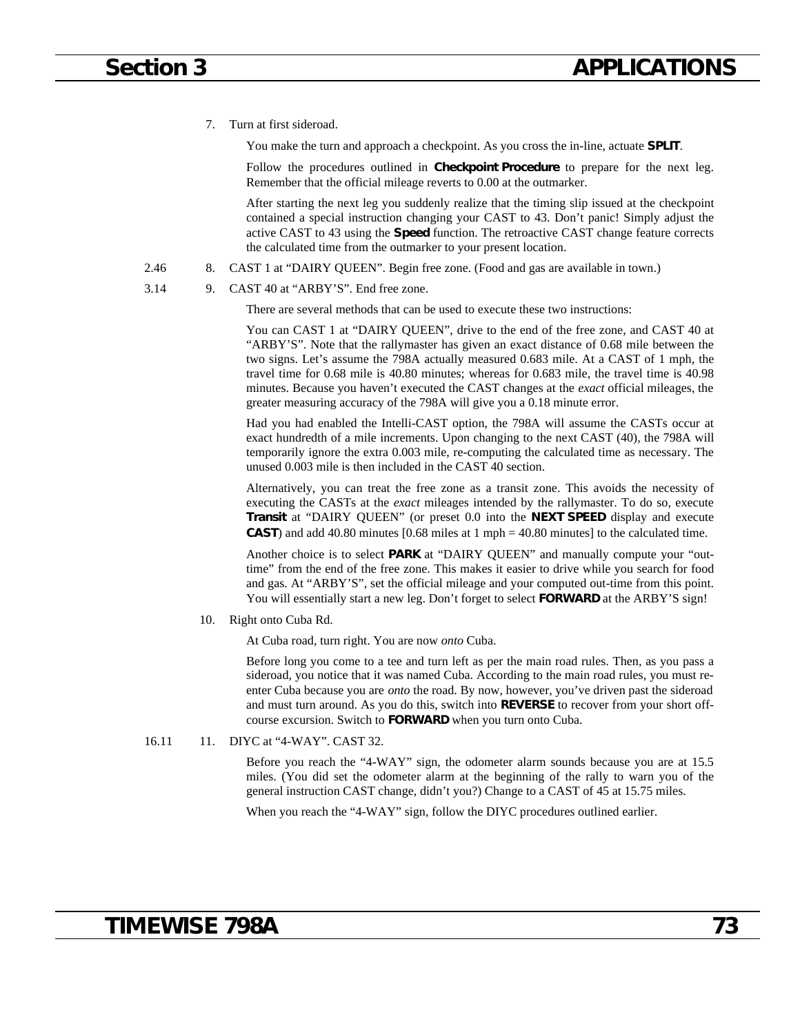7. Turn at first sideroad.

   You make the turn and approach a checkpoint. As you cross the in-line, actuate **SPLIT**.

   Follow the procedures outlined in **Checkpoint Procedure** to prepare for the next leg. Remember that the official mileage reverts to 0.00 at the outmarker.

   After starting the next leg you suddenly realize that the timing slip issued at the checkpoint contained a special instruction changing your CAST to 43. Don't panic! Simply adjust the active CAST to 43 using the **Speed** function. The retroactive CAST change feature corrects the calculated time from the outmarker to your present location.

2.46 — 8. CAST 1 at "DAIRY QUEEN". Begin free zone. (Food and gas are available in town.)

3.14 — 9. CAST 40 at "ARBY'S". End free zone.

   There are several methods that can be used to execute these two instructions:

   You can CAST 1 at "DAIRY QUEEN", drive to the end of the free zone, and CAST 40 at "ARBY'S". Note that the rallymaster has given an exact distance of 0.68 mile between the two signs. Let's assume the 798A actually measured 0.683 mile. At a CAST of 1 mph, the travel time for 0.68 mile is 40.80 minutes; whereas for 0.683 mile, the travel time is 40.98 minutes. Because you haven't executed the CAST changes at the *exact* official mileages, the greater measuring accuracy of the 798A will give you a 0.18 minute error.

   Had you had enabled the Intelli-CAST option, the 798A will assume the CASTs occur at exact hundredth of a mile increments. Upon changing to the next CAST (40), the 798A will temporarily ignore the extra 0.003 mile, re-computing the calculated time as necessary. The unused 0.003 mile is then included in the CAST 40 section.

   Alternatively, you can treat the free zone as a transit zone. This avoids the necessity of executing the CASTs at the *exact* mileages intended by the rallymaster. To do so, execute **Transit** at "DAIRY QUEEN" (or preset 0.0 into the **NEXT SPEED** display and execute **CAST**) and add 40.80 minutes [0.68 miles at 1 mph = 40.80 minutes] to the calculated time.

   Another choice is to select **PARK** at "DAIRY QUEEN" and manually compute your "out-time" from the end of the free zone. This makes it easier to drive while you search for food and gas. At "ARBY'S", set the official mileage and your computed out-time from this point. You will essentially start a new leg. Don't forget to select **FORWARD** at the ARBY'S sign!

10. Right onto Cuba Rd.

   At Cuba road, turn right. You are now *onto* Cuba.

   Before long you come to a tee and turn left as per the main road rules. Then, as you pass a sideroad, you notice that it was named Cuba. According to the main road rules, you must re-enter Cuba because you are *onto* the road. By now, however, you've driven past the sideroad and must turn around. As you do this, switch into **REVERSE** to recover from your short off-course excursion. Switch to **FORWARD** when you turn onto Cuba.

16.11 — 11. DIYC at "4-WAY". CAST 32.

   Before you reach the "4-WAY" sign, the odometer alarm sounds because you are at 15.5 miles. (You did set the odometer alarm at the beginning of the rally to warn you of the general instruction CAST change, didn't you?) Change to a CAST of 45 at 15.75 miles.

   When you reach the "4-WAY" sign, follow the DIYC procedures outlined earlier.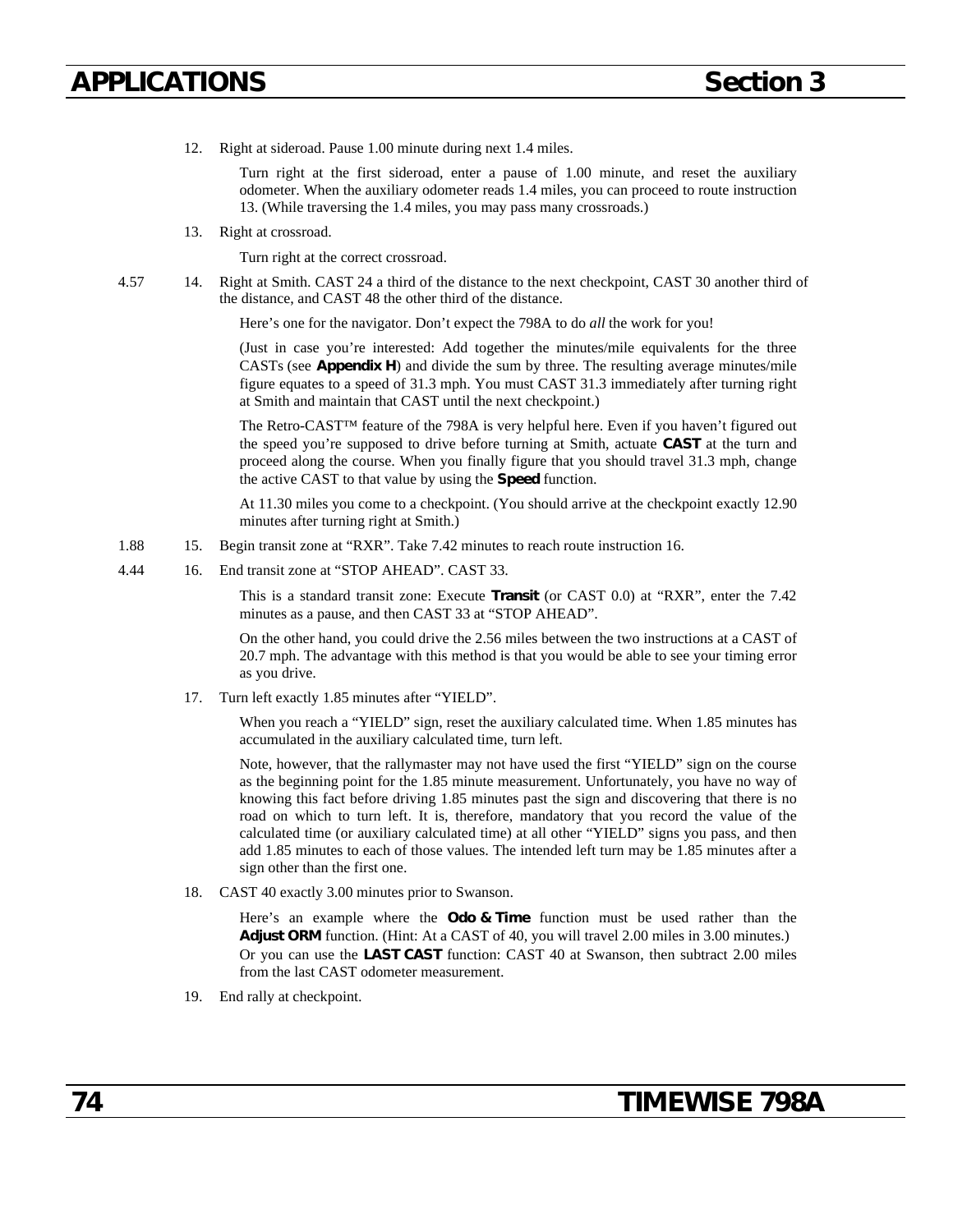12. Right at sideroad. Pause 1.00 minute during next 1.4 miles.

    Turn right at the first sideroad, enter a pause of 1.00 minute, and reset the auxiliary odometer. When the auxiliary odometer reads 1.4 miles, you can proceed to route instruction 13. (While traversing the 1.4 miles, you may pass many crossroads.)

13. Right at crossroad.

    Turn right at the correct crossroad.

4.57 — 14. Right at Smith. CAST 24 a third of the distance to the next checkpoint, CAST 30 another third of the distance, and CAST 48 the other third of the distance.

    Here's one for the navigator. Don't expect the 798A to do *all* the work for you!

    (Just in case you're interested: Add together the minutes/mile equivalents for the three CASTs (see **Appendix H**) and divide the sum by three. The resulting average minutes/mile figure equates to a speed of 31.3 mph. You must CAST 31.3 immediately after turning right at Smith and maintain that CAST until the next checkpoint.)

    The Retro-CAST™ feature of the 798A is very helpful here. Even if you haven't figured out the speed you're supposed to drive before turning at Smith, actuate **CAST** at the turn and proceed along the course. When you finally figure that you should travel 31.3 mph, change the active CAST to that value by using the **Speed** function.

    At 11.30 miles you come to a checkpoint. (You should arrive at the checkpoint exactly 12.90 minutes after turning right at Smith.)

1.88 — 15. Begin transit zone at "RXR". Take 7.42 minutes to reach route instruction 16.

4.44 — 16. End transit zone at "STOP AHEAD". CAST 33.

    This is a standard transit zone: Execute **Transit** (or CAST 0.0) at "RXR", enter the 7.42 minutes as a pause, and then CAST 33 at "STOP AHEAD".

    On the other hand, you could drive the 2.56 miles between the two instructions at a CAST of 20.7 mph. The advantage with this method is that you would be able to see your timing error as you drive.

17. Turn left exactly 1.85 minutes after "YIELD".

    When you reach a "YIELD" sign, reset the auxiliary calculated time. When 1.85 minutes has accumulated in the auxiliary calculated time, turn left.

    Note, however, that the rallymaster may not have used the first "YIELD" sign on the course as the beginning point for the 1.85 minute measurement. Unfortunately, you have no way of knowing this fact before driving 1.85 minutes past the sign and discovering that there is no road on which to turn left. It is, therefore, mandatory that you record the value of the calculated time (or auxiliary calculated time) at all other "YIELD" signs you pass, and then add 1.85 minutes to each of those values. The intended left turn may be 1.85 minutes after a sign other than the first one.

18. CAST 40 exactly 3.00 minutes prior to Swanson.

    Here's an example where the **Odo & Time** function must be used rather than the **Adjust ORM** function. (Hint: At a CAST of 40, you will travel 2.00 miles in 3.00 minutes.) Or you can use the **LAST CAST** function: CAST 40 at Swanson, then subtract 2.00 miles from the last CAST odometer measurement.

19. End rally at checkpoint.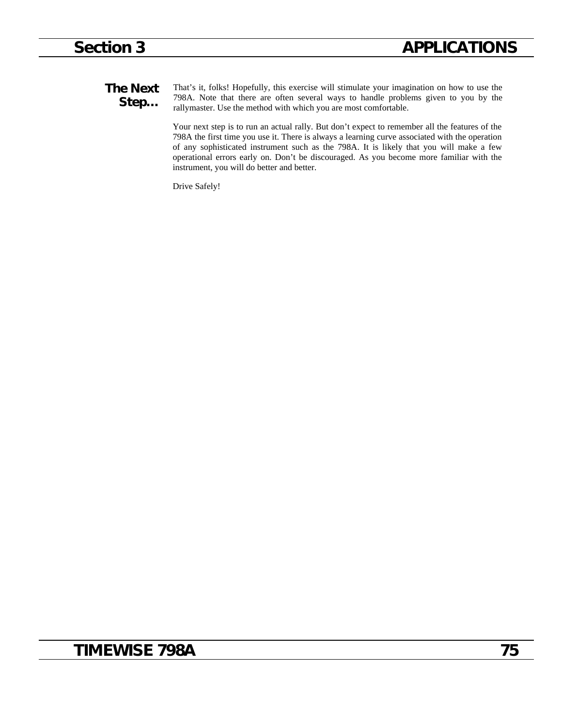## The Next Step…

That's it, folks! Hopefully, this exercise will stimulate your imagination on how to use the 798A. Note that there are often several ways to handle problems given to you by the rallymaster. Use the method with which you are most comfortable.

Your next step is to run an actual rally. But don't expect to remember all the features of the 798A the first time you use it. There is always a learning curve associated with the operation of any sophisticated instrument such as the 798A. It is likely that you will make a few operational errors early on. Don't be discouraged. As you become more familiar with the instrument, you will do better and better.

Drive Safely!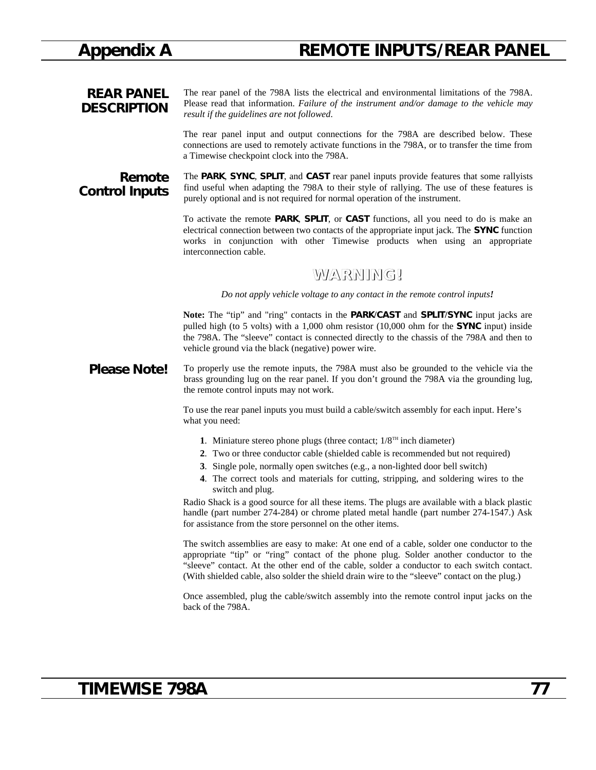# Appendix A — REMOTE INPUTS/REAR PANEL

## REAR PANEL DESCRIPTION

The rear panel of the 798A lists the electrical and environmental limitations of the 798A. Please read that information. *Failure of the instrument and/or damage to the vehicle may result if the guidelines are not followed*.

The rear panel input and output connections for the 798A are described below. These connections are used to remotely activate functions in the 798A, or to transfer the time from a Timewise checkpoint clock into the 798A.

### Remote Control Inputs

The **PARK**, **SYNC**, **SPLIT**, and **CAST** rear panel inputs provide features that some rallyists find useful when adapting the 798A to their style of rallying. The use of these features is purely optional and is not required for normal operation of the instrument.

To activate the remote **PARK**, **SPLIT**, or **CAST** functions, all you need to do is make an electrical connection between two contacts of the appropriate input jack. The **SYNC** function works in conjunction with other Timewise products when using an appropriate interconnection cable.

**WARNING!**

*Do not apply vehicle voltage to any contact in the remote control inputs!*

**Note:** The “tip” and "ring" contacts in the **PARK/CAST** and **SPLIT/SYNC** input jacks are pulled high (to 5 volts) with a 1,000 ohm resistor (10,000 ohm for the **SYNC** input) inside the 798A. The “sleeve” contact is connected directly to the chassis of the 798A and then to vehicle ground via the black (negative) power wire.

### Please Note!

To properly use the remote inputs, the 798A must also be grounded to the vehicle via the brass grounding lug on the rear panel. If you don’t ground the 798A via the grounding lug, the remote control inputs may not work.

To use the rear panel inputs you must build a cable/switch assembly for each input. Here’s what you need:

1. Miniature stereo phone plugs (three contact; 1/8TH inch diameter)
2. Two or three conductor cable (shielded cable is recommended but not required)
3. Single pole, normally open switches (e.g., a non-lighted door bell switch)
4. The correct tools and materials for cutting, stripping, and soldering wires to the switch and plug.

Radio Shack is a good source for all these items. The plugs are available with a black plastic handle (part number 274-284) or chrome plated metal handle (part number 274-1547.) Ask for assistance from the store personnel on the other items.

The switch assemblies are easy to make: At one end of a cable, solder one conductor to the appropriate “tip” or “ring” contact of the phone plug. Solder another conductor to the “sleeve” contact. At the other end of the cable, solder a conductor to each switch contact. (With shielded cable, also solder the shield drain wire to the “sleeve” contact on the plug.)

Once assembled, plug the cable/switch assembly into the remote control input jacks on the back of the 798A.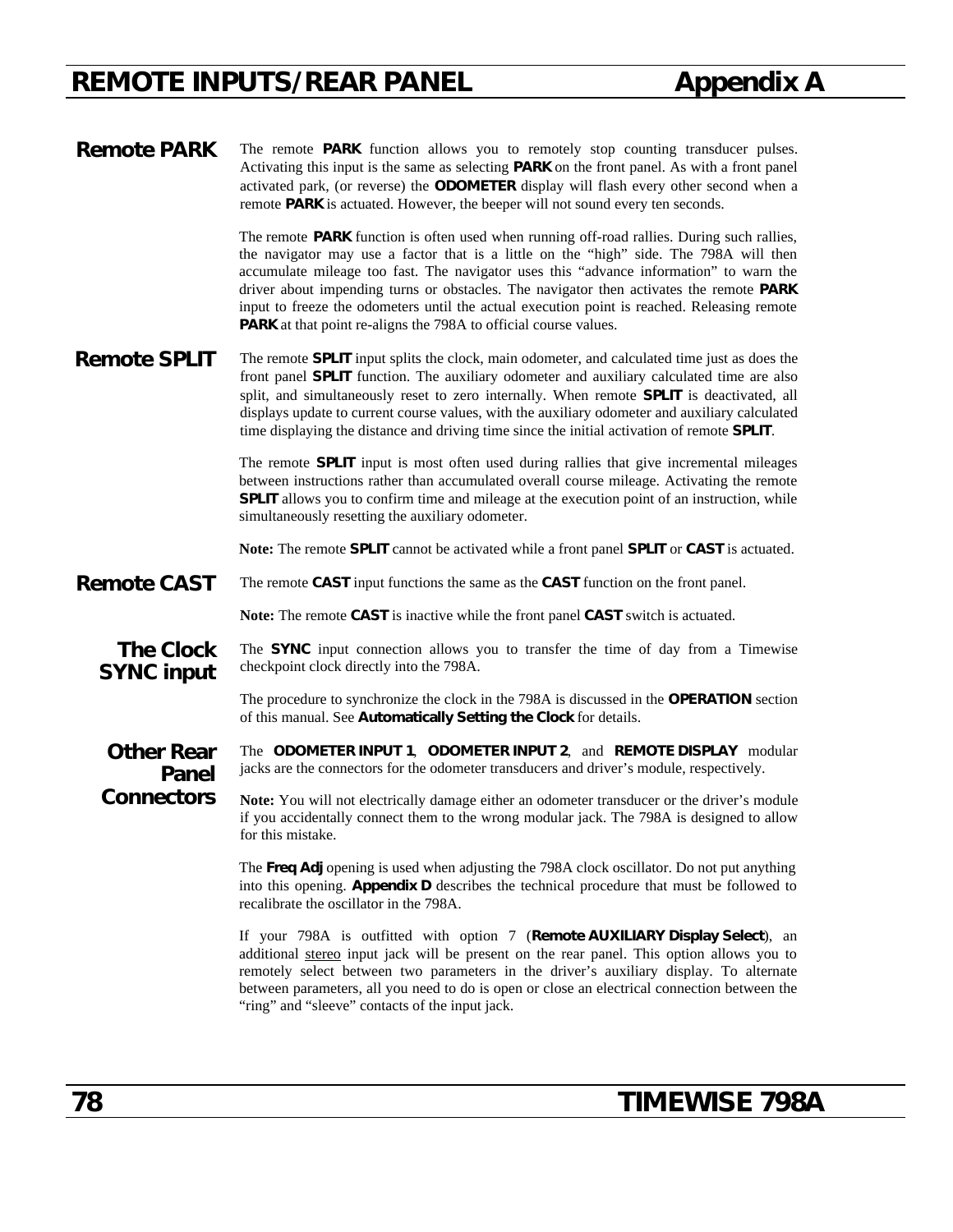## Remote PARK

The remote **PARK** function allows you to remotely stop counting transducer pulses. Activating this input is the same as selecting **PARK** on the front panel. As with a front panel activated park, (or reverse) the **ODOMETER** display will flash every other second when a remote **PARK** is actuated. However, the beeper will not sound every ten seconds.

The remote **PARK** function is often used when running off-road rallies. During such rallies, the navigator may use a factor that is a little on the “high” side. The 798A will then accumulate mileage too fast. The navigator uses this “advance information” to warn the driver about impending turns or obstacles. The navigator then activates the remote **PARK** input to freeze the odometers until the actual execution point is reached. Releasing remote **PARK** at that point re-aligns the 798A to official course values.

## Remote SPLIT

The remote **SPLIT** input splits the clock, main odometer, and calculated time just as does the front panel **SPLIT** function. The auxiliary odometer and auxiliary calculated time are also split, and simultaneously reset to zero internally. When remote **SPLIT** is deactivated, all displays update to current course values, with the auxiliary odometer and auxiliary calculated time displaying the distance and driving time since the initial activation of remote **SPLIT**.

The remote **SPLIT** input is most often used during rallies that give incremental mileages between instructions rather than accumulated overall course mileage. Activating the remote **SPLIT** allows you to confirm time and mileage at the execution point of an instruction, while simultaneously resetting the auxiliary odometer.

**Note:** The remote **SPLIT** cannot be activated while a front panel **SPLIT** or **CAST** is actuated.

## Remote CAST

The remote **CAST** input functions the same as the **CAST** function on the front panel.

**Note:** The remote **CAST** is inactive while the front panel **CAST** switch is actuated.

## The Clock SYNC input

The **SYNC** input connection allows you to transfer the time of day from a Timewise checkpoint clock directly into the 798A.

The procedure to synchronize the clock in the 798A is discussed in the **OPERATION** section of this manual. See **Automatically Setting the Clock** for details.

## Other Rear Panel Connectors

The **ODOMETER INPUT 1**, **ODOMETER INPUT 2**, and **REMOTE DISPLAY** modular jacks are the connectors for the odometer transducers and driver’s module, respectively.

**Note:** You will not electrically damage either an odometer transducer or the driver’s module if you accidentally connect them to the wrong modular jack. The 798A is designed to allow for this mistake.

The **Freq Adj** opening is used when adjusting the 798A clock oscillator. Do not put anything into this opening. **Appendix D** describes the technical procedure that must be followed to recalibrate the oscillator in the 798A.

If your 798A is outfitted with option 7 (**Remote AUXILIARY Display Select**), an additional stereo input jack will be present on the rear panel. This option allows you to remotely select between two parameters in the driver’s auxiliary display. To alternate between parameters, all you need to do is open or close an electrical connection between the “ring” and “sleeve” contacts of the input jack.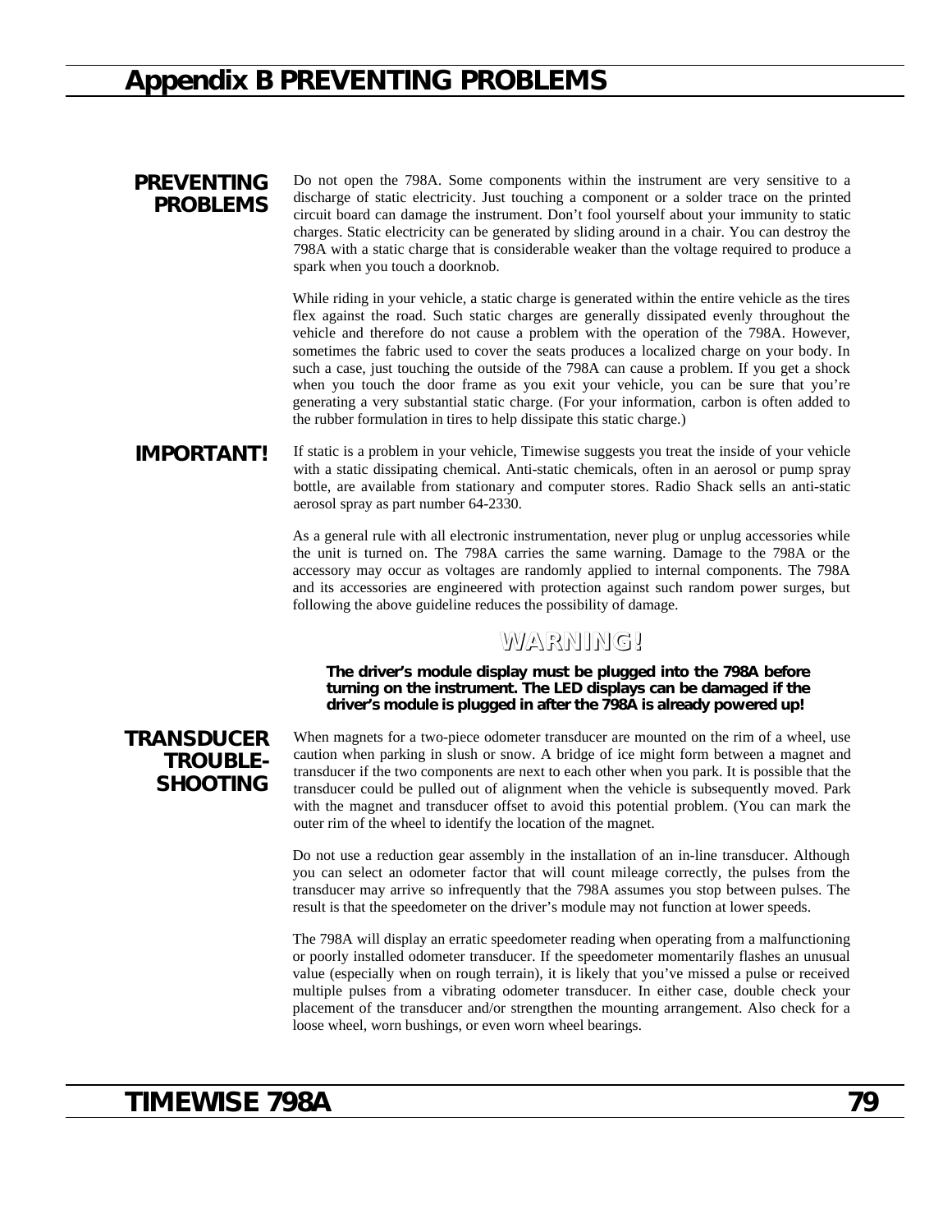# Appendix B PREVENTING PROBLEMS

## PREVENTING PROBLEMS

Do not open the 798A. Some components within the instrument are very sensitive to a discharge of static electricity. Just touching a component or a solder trace on the printed circuit board can damage the instrument. Don't fool yourself about your immunity to static charges. Static electricity can be generated by sliding around in a chair. You can destroy the 798A with a static charge that is considerable weaker than the voltage required to produce a spark when you touch a doorknob.

While riding in your vehicle, a static charge is generated within the entire vehicle as the tires flex against the road. Such static charges are generally dissipated evenly throughout the vehicle and therefore do not cause a problem with the operation of the 798A. However, sometimes the fabric used to cover the seats produces a localized charge on your body. In such a case, just touching the outside of the 798A can cause a problem. If you get a shock when you touch the door frame as you exit your vehicle, you can be sure that you're generating a very substantial static charge. (For your information, carbon is often added to the rubber formulation in tires to help dissipate this static charge.)

## IMPORTANT!

If static is a problem in your vehicle, Timewise suggests you treat the inside of your vehicle with a static dissipating chemical. Anti-static chemicals, often in an aerosol or pump spray bottle, are available from stationary and computer stores. Radio Shack sells an anti-static aerosol spray as part number 64-2330.

As a general rule with all electronic instrumentation, never plug or unplug accessories while the unit is turned on. The 798A carries the same warning. Damage to the 798A or the accessory may occur as voltages are randomly applied to internal components. The 798A and its accessories are engineered with protection against such random power surges, but following the above guideline reduces the possibility of damage.

### WARNING!

**The driver's module display must be plugged into the 798A before turning on the instrument. The LED displays can be damaged if the driver's module is plugged in after the 798A is already powered up!**

## TRANSDUCER TROUBLE-SHOOTING

When magnets for a two-piece odometer transducer are mounted on the rim of a wheel, use caution when parking in slush or snow. A bridge of ice might form between a magnet and transducer if the two components are next to each other when you park. It is possible that the transducer could be pulled out of alignment when the vehicle is subsequently moved. Park with the magnet and transducer offset to avoid this potential problem. (You can mark the outer rim of the wheel to identify the location of the magnet.

Do not use a reduction gear assembly in the installation of an in-line transducer. Although you can select an odometer factor that will count mileage correctly, the pulses from the transducer may arrive so infrequently that the 798A assumes you stop between pulses. The result is that the speedometer on the driver's module may not function at lower speeds.

The 798A will display an erratic speedometer reading when operating from a malfunctioning or poorly installed odometer transducer. If the speedometer momentarily flashes an unusual value (especially when on rough terrain), it is likely that you've missed a pulse or received multiple pulses from a vibrating odometer transducer. In either case, double check your placement of the transducer and/or strengthen the mounting arrangement. Also check for a loose wheel, worn bushings, or even worn wheel bearings.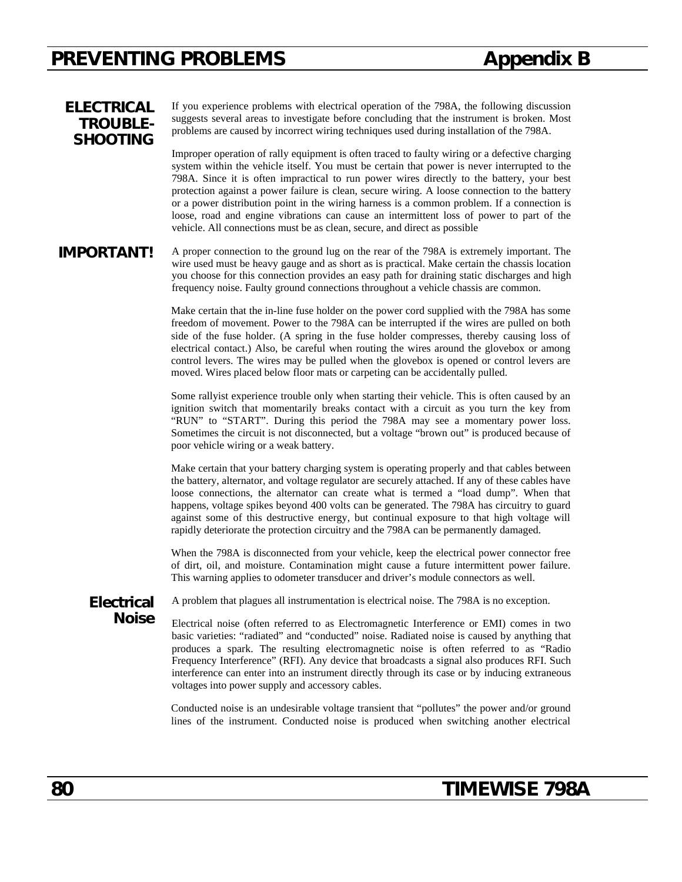## ELECTRICAL TROUBLE-SHOOTING

If you experience problems with electrical operation of the 798A, the following discussion suggests several areas to investigate before concluding that the instrument is broken. Most problems are caused by incorrect wiring techniques used during installation of the 798A.

Improper operation of rally equipment is often traced to faulty wiring or a defective charging system within the vehicle itself. You must be certain that power is never interrupted to the 798A. Since it is often impractical to run power wires directly to the battery, your best protection against a power failure is clean, secure wiring. A loose connection to the battery or a power distribution point in the wiring harness is a common problem. If a connection is loose, road and engine vibrations can cause an intermittent loss of power to part of the vehicle. All connections must be as clean, secure, and direct as possible

**IMPORTANT!** A proper connection to the ground lug on the rear of the 798A is extremely important. The wire used must be heavy gauge and as short as is practical. Make certain the chassis location you choose for this connection provides an easy path for draining static discharges and high frequency noise. Faulty ground connections throughout a vehicle chassis are common.

Make certain that the in-line fuse holder on the power cord supplied with the 798A has some freedom of movement. Power to the 798A can be interrupted if the wires are pulled on both side of the fuse holder. (A spring in the fuse holder compresses, thereby causing loss of electrical contact.) Also, be careful when routing the wires around the glovebox or among control levers. The wires may be pulled when the glovebox is opened or control levers are moved. Wires placed below floor mats or carpeting can be accidentally pulled.

Some rallyist experience trouble only when starting their vehicle. This is often caused by an ignition switch that momentarily breaks contact with a circuit as you turn the key from "RUN" to "START". During this period the 798A may see a momentary power loss. Sometimes the circuit is not disconnected, but a voltage "brown out" is produced because of poor vehicle wiring or a weak battery.

Make certain that your battery charging system is operating properly and that cables between the battery, alternator, and voltage regulator are securely attached. If any of these cables have loose connections, the alternator can create what is termed a "load dump". When that happens, voltage spikes beyond 400 volts can be generated. The 798A has circuitry to guard against some of this destructive energy, but continual exposure to that high voltage will rapidly deteriorate the protection circuitry and the 798A can be permanently damaged.

When the 798A is disconnected from your vehicle, keep the electrical power connector free of dirt, oil, and moisture. Contamination might cause a future intermittent power failure. This warning applies to odometer transducer and driver's module connectors as well.

### Electrical Noise

A problem that plagues all instrumentation is electrical noise. The 798A is no exception.

Electrical noise (often referred to as Electromagnetic Interference or EMI) comes in two basic varieties: "radiated" and "conducted" noise. Radiated noise is caused by anything that produces a spark. The resulting electromagnetic noise is often referred to as "Radio Frequency Interference" (RFI). Any device that broadcasts a signal also produces RFI. Such interference can enter into an instrument directly through its case or by inducing extraneous voltages into power supply and accessory cables.

Conducted noise is an undesirable voltage transient that "pollutes" the power and/or ground lines of the instrument. Conducted noise is produced when switching another electrical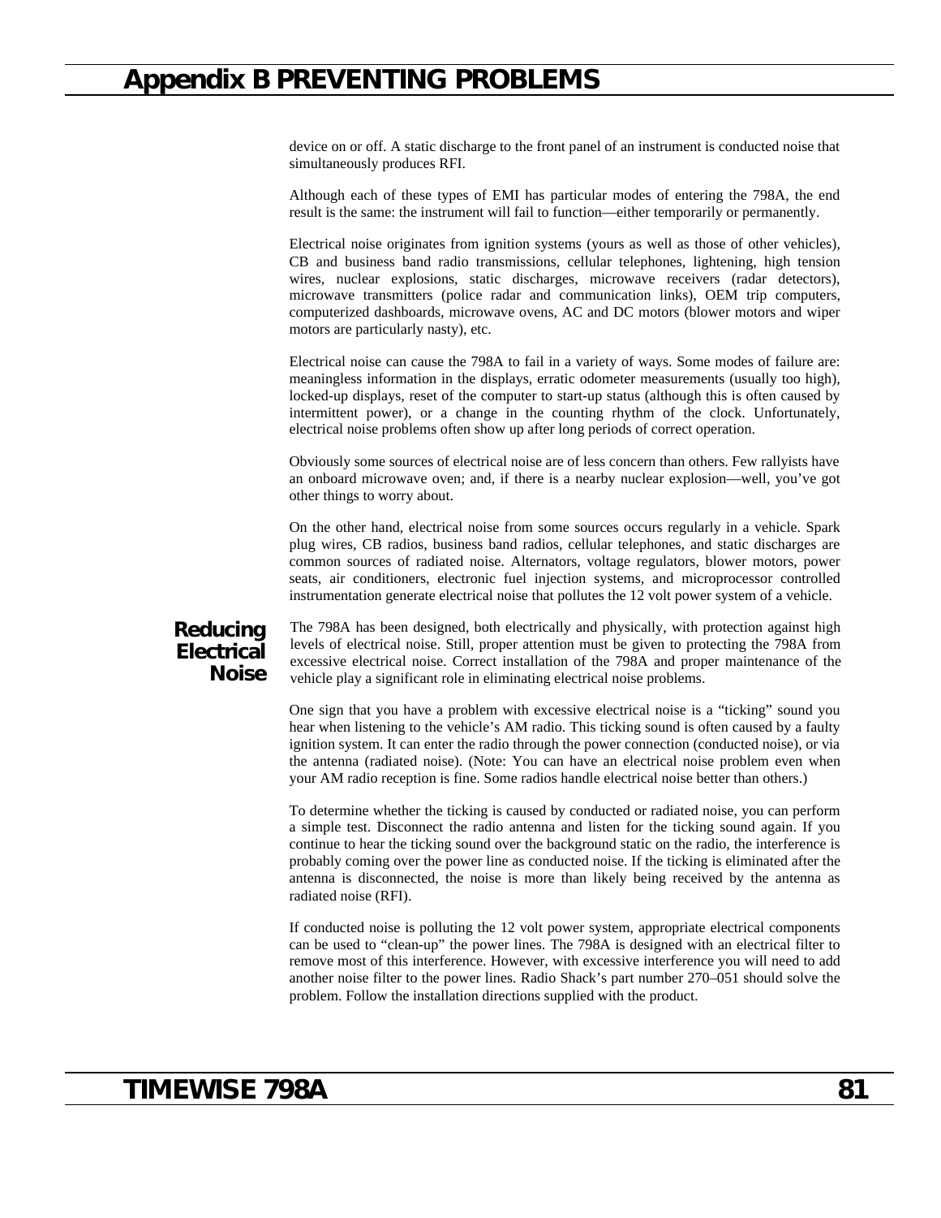device on or off. A static discharge to the front panel of an instrument is conducted noise that simultaneously produces RFI.

Although each of these types of EMI has particular modes of entering the 798A, the end result is the same: the instrument will fail to function—either temporarily or permanently.

Electrical noise originates from ignition systems (yours as well as those of other vehicles), CB and business band radio transmissions, cellular telephones, lightening, high tension wires, nuclear explosions, static discharges, microwave receivers (radar detectors), microwave transmitters (police radar and communication links), OEM trip computers, computerized dashboards, microwave ovens, AC and DC motors (blower motors and wiper motors are particularly nasty), etc.

Electrical noise can cause the 798A to fail in a variety of ways. Some modes of failure are: meaningless information in the displays, erratic odometer measurements (usually too high), locked-up displays, reset of the computer to start-up status (although this is often caused by intermittent power), or a change in the counting rhythm of the clock. Unfortunately, electrical noise problems often show up after long periods of correct operation.

Obviously some sources of electrical noise are of less concern than others. Few rallyists have an onboard microwave oven; and, if there is a nearby nuclear explosion—well, you've got other things to worry about.

On the other hand, electrical noise from some sources occurs regularly in a vehicle. Spark plug wires, CB radios, business band radios, cellular telephones, and static discharges are common sources of radiated noise. Alternators, voltage regulators, blower motors, power seats, air conditioners, electronic fuel injection systems, and microprocessor controlled instrumentation generate electrical noise that pollutes the 12 volt power system of a vehicle.

## Reducing Electrical Noise

The 798A has been designed, both electrically and physically, with protection against high levels of electrical noise. Still, proper attention must be given to protecting the 798A from excessive electrical noise. Correct installation of the 798A and proper maintenance of the vehicle play a significant role in eliminating electrical noise problems.

One sign that you have a problem with excessive electrical noise is a "ticking" sound you hear when listening to the vehicle's AM radio. This ticking sound is often caused by a faulty ignition system. It can enter the radio through the power connection (conducted noise), or via the antenna (radiated noise). (Note: You can have an electrical noise problem even when your AM radio reception is fine. Some radios handle electrical noise better than others.)

To determine whether the ticking is caused by conducted or radiated noise, you can perform a simple test. Disconnect the radio antenna and listen for the ticking sound again. If you continue to hear the ticking sound over the background static on the radio, the interference is probably coming over the power line as conducted noise. If the ticking is eliminated after the antenna is disconnected, the noise is more than likely being received by the antenna as radiated noise (RFI).

If conducted noise is polluting the 12 volt power system, appropriate electrical components can be used to "clean-up" the power lines. The 798A is designed with an electrical filter to remove most of this interference. However, with excessive interference you will need to add another noise filter to the power lines. Radio Shack's part number 270–051 should solve the problem. Follow the installation directions supplied with the product.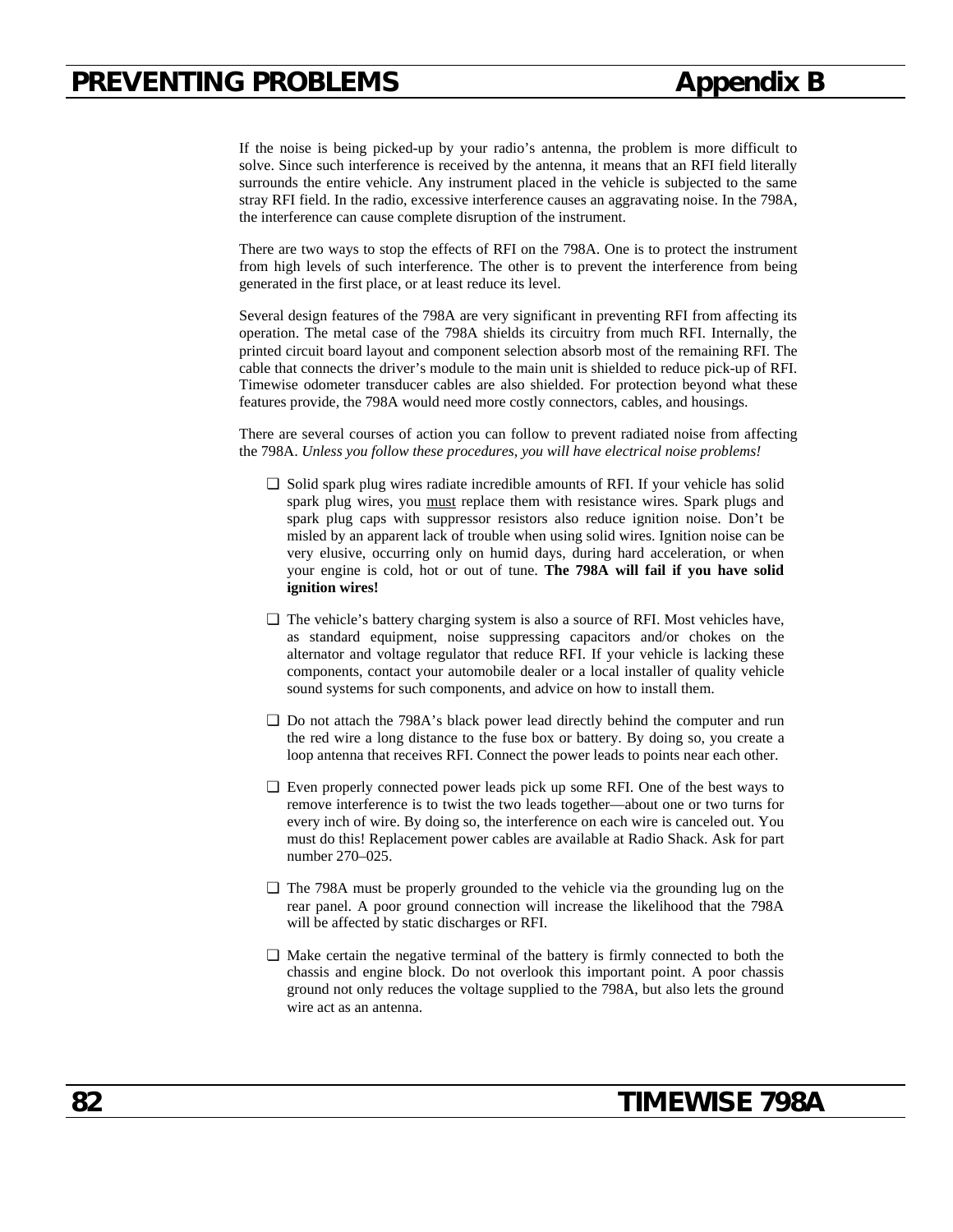If the noise is being picked-up by your radio's antenna, the problem is more difficult to solve. Since such interference is received by the antenna, it means that an RFI field literally surrounds the entire vehicle. Any instrument placed in the vehicle is subjected to the same stray RFI field. In the radio, excessive interference causes an aggravating noise. In the 798A, the interference can cause complete disruption of the instrument.

There are two ways to stop the effects of RFI on the 798A. One is to protect the instrument from high levels of such interference. The other is to prevent the interference from being generated in the first place, or at least reduce its level.

Several design features of the 798A are very significant in preventing RFI from affecting its operation. The metal case of the 798A shields its circuitry from much RFI. Internally, the printed circuit board layout and component selection absorb most of the remaining RFI. The cable that connects the driver's module to the main unit is shielded to reduce pick-up of RFI. Timewise odometer transducer cables are also shielded. For protection beyond what these features provide, the 798A would need more costly connectors, cables, and housings.

There are several courses of action you can follow to prevent radiated noise from affecting the 798A. *Unless you follow these procedures, you will have electrical noise problems!*

- ❑ Solid spark plug wires radiate incredible amounts of RFI. If your vehicle has solid spark plug wires, you <u>must</u> replace them with resistance wires. Spark plugs and spark plug caps with suppressor resistors also reduce ignition noise. Don't be misled by an apparent lack of trouble when using solid wires. Ignition noise can be very elusive, occurring only on humid days, during hard acceleration, or when your engine is cold, hot or out of tune. **The 798A will fail if you have solid ignition wires!**

- ❑ The vehicle's battery charging system is also a source of RFI. Most vehicles have, as standard equipment, noise suppressing capacitors and/or chokes on the alternator and voltage regulator that reduce RFI. If your vehicle is lacking these components, contact your automobile dealer or a local installer of quality vehicle sound systems for such components, and advice on how to install them.

- ❑ Do not attach the 798A's black power lead directly behind the computer and run the red wire a long distance to the fuse box or battery. By doing so, you create a loop antenna that receives RFI. Connect the power leads to points near each other.

- ❑ Even properly connected power leads pick up some RFI. One of the best ways to remove interference is to twist the two leads together—about one or two turns for every inch of wire. By doing so, the interference on each wire is canceled out. You must do this! Replacement power cables are available at Radio Shack. Ask for part number 270–025.

- ❑ The 798A must be properly grounded to the vehicle via the grounding lug on the rear panel. A poor ground connection will increase the likelihood that the 798A will be affected by static discharges or RFI.

- ❑ Make certain the negative terminal of the battery is firmly connected to both the chassis and engine block. Do not overlook this important point. A poor chassis ground not only reduces the voltage supplied to the 798A, but also lets the ground wire act as an antenna.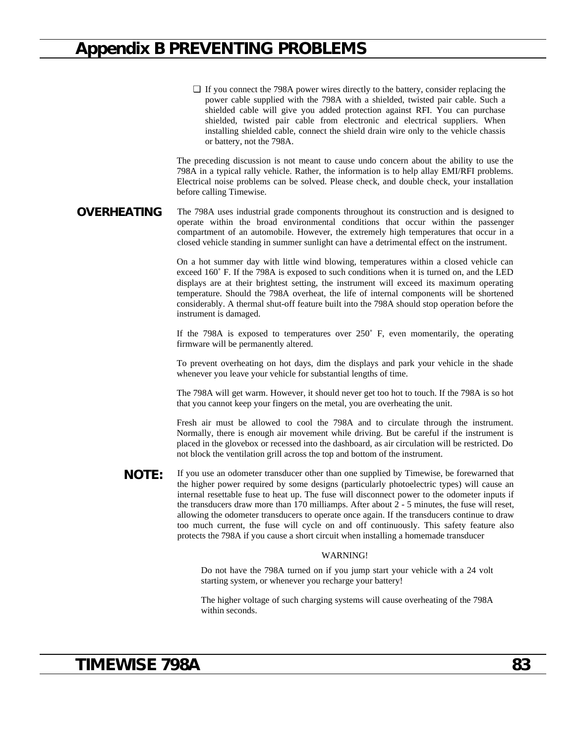- ❑ If you connect the 798A power wires directly to the battery, consider replacing the power cable supplied with the 798A with a shielded, twisted pair cable. Such a shielded cable will give you added protection against RFI. You can purchase shielded, twisted pair cable from electronic and electrical suppliers. When installing shielded cable, connect the shield drain wire only to the vehicle chassis or battery, not the 798A.

The preceding discussion is not meant to cause undo concern about the ability to use the 798A in a typical rally vehicle. Rather, the information is to help allay EMI/RFI problems. Electrical noise problems can be solved. Please check, and double check, your installation before calling Timewise.

## OVERHEATING

The 798A uses industrial grade components throughout its construction and is designed to operate within the broad environmental conditions that occur within the passenger compartment of an automobile. However, the extremely high temperatures that occur in a closed vehicle standing in summer sunlight can have a detrimental effect on the instrument.

On a hot summer day with little wind blowing, temperatures within a closed vehicle can exceed 160˚ F. If the 798A is exposed to such conditions when it is turned on, and the LED displays are at their brightest setting, the instrument will exceed its maximum operating temperature. Should the 798A overheat, the life of internal components will be shortened considerably. A thermal shut-off feature built into the 798A should stop operation before the instrument is damaged.

If the 798A is exposed to temperatures over 250˚ F, even momentarily, the operating firmware will be permanently altered.

To prevent overheating on hot days, dim the displays and park your vehicle in the shade whenever you leave your vehicle for substantial lengths of time.

The 798A will get warm. However, it should never get too hot to touch. If the 798A is so hot that you cannot keep your fingers on the metal, you are overheating the unit.

Fresh air must be allowed to cool the 798A and to circulate through the instrument. Normally, there is enough air movement while driving. But be careful if the instrument is placed in the glovebox or recessed into the dashboard, as air circulation will be restricted. Do not block the ventilation grill across the top and bottom of the instrument.

**NOTE:** If you use an odometer transducer other than one supplied by Timewise, be forewarned that the higher power required by some designs (particularly photoelectric types) will cause an internal resettable fuse to heat up. The fuse will disconnect power to the odometer inputs if the transducers draw more than 170 milliamps. After about 2 - 5 minutes, the fuse will reset, allowing the odometer transducers to operate once again. If the transducers continue to draw too much current, the fuse will cycle on and off continuously. This safety feature also protects the 798A if you cause a short circuit when installing a homemade transducer

WARNING!

Do not have the 798A turned on if you jump start your vehicle with a 24 volt starting system, or whenever you recharge your battery!

The higher voltage of such charging systems will cause overheating of the 798A within seconds.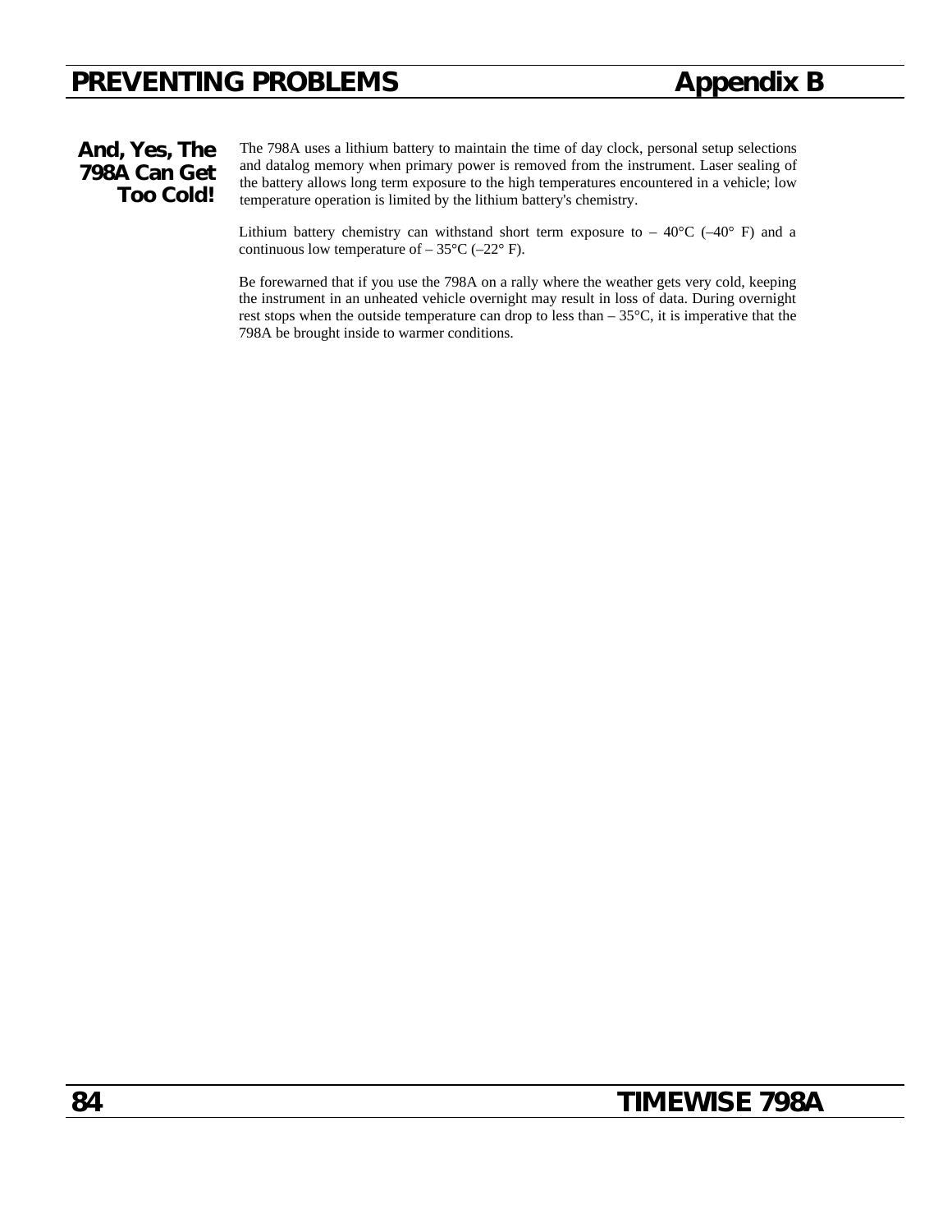## And, Yes, The 798A Can Get Too Cold!

The 798A uses a lithium battery to maintain the time of day clock, personal setup selections and datalog memory when primary power is removed from the instrument. Laser sealing of the battery allows long term exposure to the high temperatures encountered in a vehicle; low temperature operation is limited by the lithium battery's chemistry.

Lithium battery chemistry can withstand short term exposure to – 40°C (–40° F) and a continuous low temperature of – 35°C (–22° F).

Be forewarned that if you use the 798A on a rally where the weather gets very cold, keeping the instrument in an unheated vehicle overnight may result in loss of data. During overnight rest stops when the outside temperature can drop to less than – 35°C, it is imperative that the 798A be brought inside to warmer conditions.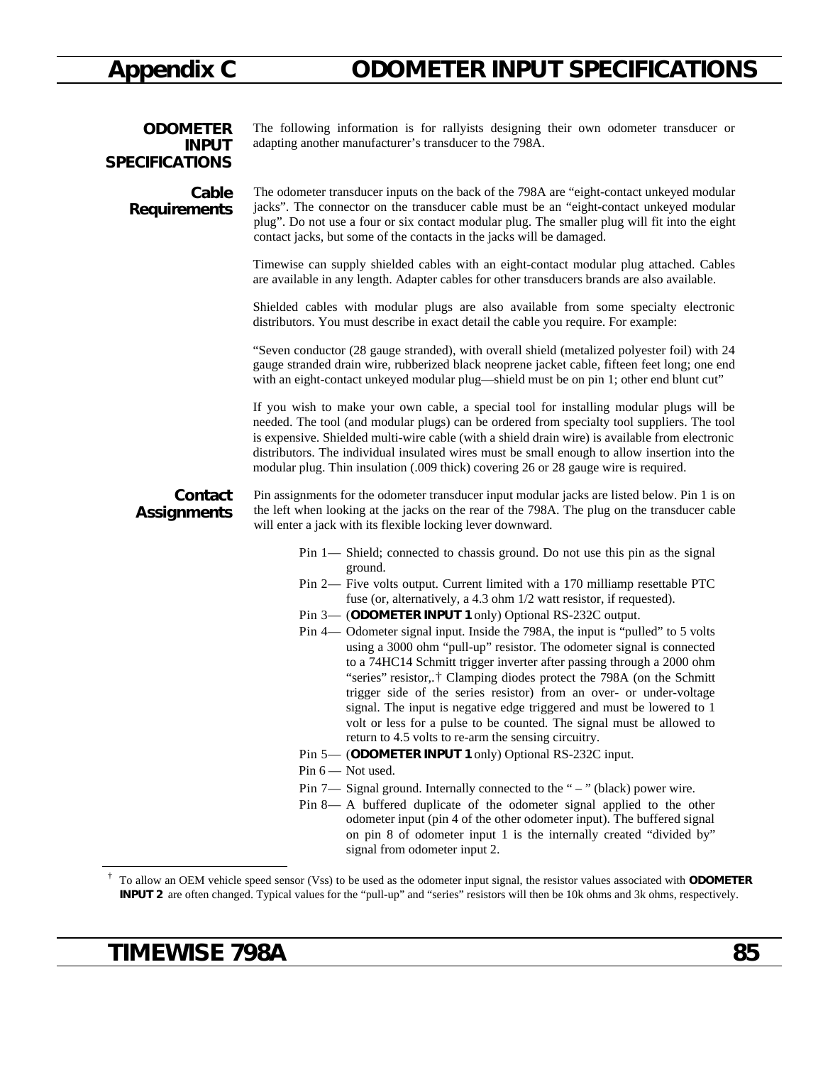# Appendix C ODOMETER INPUT SPECIFICATIONS

## ODOMETER INPUT SPECIFICATIONS

The following information is for rallyists designing their own odometer transducer or adapting another manufacturer's transducer to the 798A.

### Cable Requirements

The odometer transducer inputs on the back of the 798A are "eight-contact unkeyed modular jacks". The connector on the transducer cable must be an "eight-contact unkeyed modular plug". Do not use a four or six contact modular plug. The smaller plug will fit into the eight contact jacks, but some of the contacts in the jacks will be damaged.

Timewise can supply shielded cables with an eight-contact modular plug attached. Cables are available in any length. Adapter cables for other transducers brands are also available.

Shielded cables with modular plugs are also available from some specialty electronic distributors. You must describe in exact detail the cable you require. For example:

"Seven conductor (28 gauge stranded), with overall shield (metalized polyester foil) with 24 gauge stranded drain wire, rubberized black neoprene jacket cable, fifteen feet long; one end with an eight-contact unkeyed modular plug—shield must be on pin 1; other end blunt cut"

If you wish to make your own cable, a special tool for installing modular plugs will be needed. The tool (and modular plugs) can be ordered from specialty tool suppliers. The tool is expensive. Shielded multi-wire cable (with a shield drain wire) is available from electronic distributors. The individual insulated wires must be small enough to allow insertion into the modular plug. Thin insulation (.009 thick) covering 26 or 28 gauge wire is required.

### Contact Assignments

Pin assignments for the odometer transducer input modular jacks are listed below. Pin 1 is on the left when looking at the jacks on the rear of the 798A. The plug on the transducer cable will enter a jack with its flexible locking lever downward.

- Pin 1— Shield; connected to chassis ground. Do not use this pin as the signal ground.
- Pin 2— Five volts output. Current limited with a 170 milliamp resettable PTC fuse (or, alternatively, a 4.3 ohm 1/2 watt resistor, if requested).
- Pin 3— (**ODOMETER INPUT 1** only) Optional RS-232C output.
- Pin 4— Odometer signal input. Inside the 798A, the input is "pulled" to 5 volts using a 3000 ohm "pull-up" resistor. The odometer signal is connected to a 74HC14 Schmitt trigger inverter after passing through a 2000 ohm "series" resistor,.† Clamping diodes protect the 798A (on the Schmitt trigger side of the series resistor) from an over- or under-voltage signal. The input is negative edge triggered and must be lowered to 1 volt or less for a pulse to be counted. The signal must be allowed to return to 4.5 volts to re-arm the sensing circuitry.
- Pin 5— (**ODOMETER INPUT 1** only) Optional RS-232C input.
- Pin 6 — Not used.
- Pin 7— Signal ground. Internally connected to the " – " (black) power wire.
- Pin 8— A buffered duplicate of the odometer signal applied to the other odometer input (pin 4 of the other odometer input). The buffered signal on pin 8 of odometer input 1 is the internally created "divided by" signal from odometer input 2.

---

† To allow an OEM vehicle speed sensor (Vss) to be used as the odometer input signal, the resistor values associated with **ODOMETER INPUT 2** are often changed. Typical values for the "pull-up" and "series" resistors will then be 10k ohms and 3k ohms, respectively.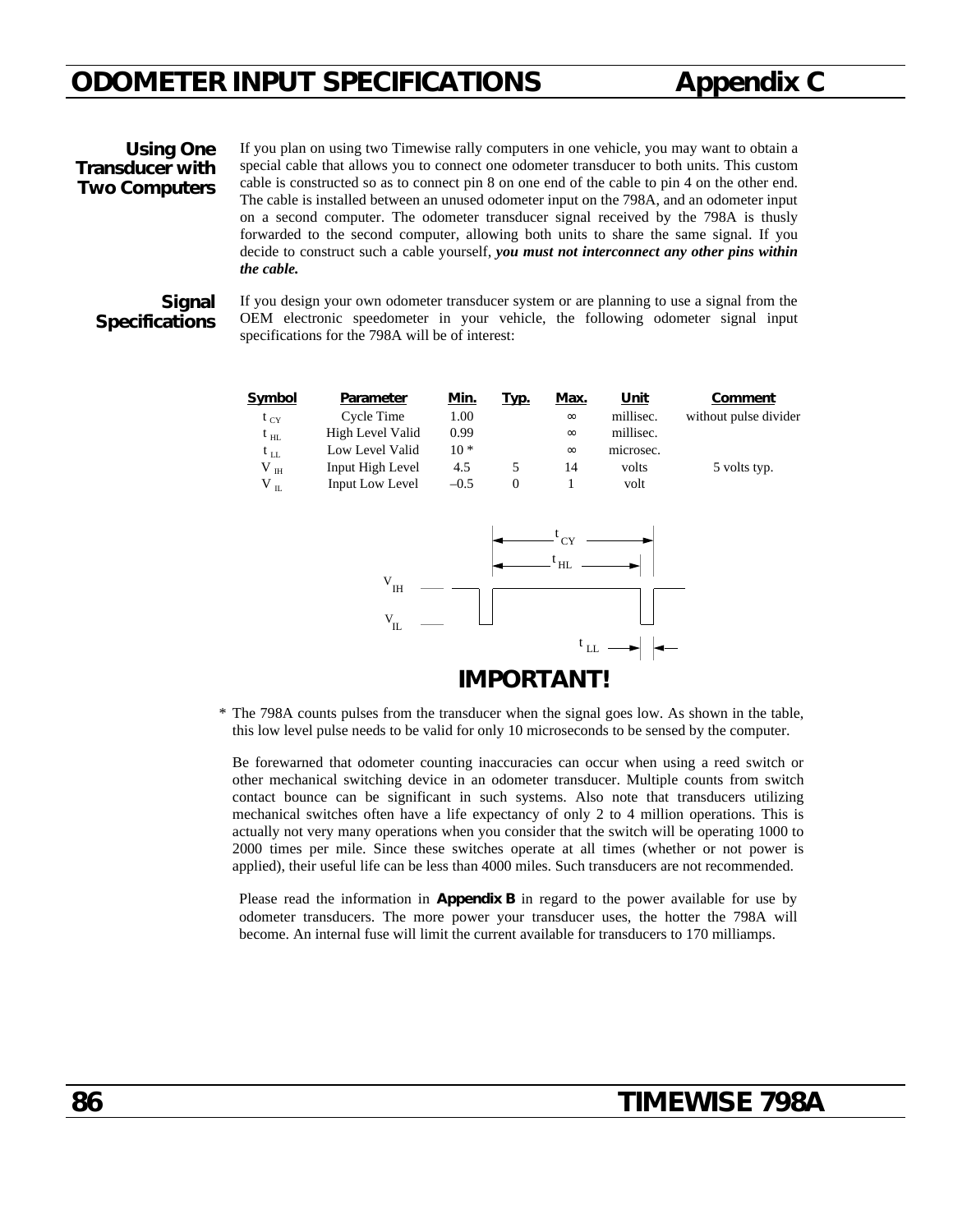# ODOMETER INPUT SPECIFICATIONS — Appendix C

## Using One Transducer with Two Computers

If you plan on using two Timewise rally computers in one vehicle, you may want to obtain a special cable that allows you to connect one odometer transducer to both units. This custom cable is constructed so as to connect pin 8 on one end of the cable to pin 4 on the other end. The cable is installed between an unused odometer input on the 798A, and an odometer input on a second computer. The odometer transducer signal received by the 798A is thusly forwarded to the second computer, allowing both units to share the same signal. If you decide to construct such a cable yourself, ***you must not interconnect any other pins within the cable.***

## Signal Specifications

If you design your own odometer transducer system or are planning to use a signal from the OEM electronic speedometer in your vehicle, the following odometer signal input specifications for the 798A will be of interest:

| Symbol | Parameter | Min. | Typ. | Max. | Unit | Comment |
|---|---|---|---|---|---|---|
| $t_{CY}$ | Cycle Time | 1.00 | | ∞ | millisec. | without pulse divider |
| $t_{HL}$ | High Level Valid | 0.99 | | ∞ | millisec. | |
| $t_{LL}$ | Low Level Valid | 10 * | | ∞ | microsec. | |
| $V_{IH}$ | Input High Level | 4.5 | 5 | 14 | volts | 5 volts typ. |
| $V_{IL}$ | Input Low Level | –0.5 | 0 | 1 | volt | |

### IMPORTANT!

\* The 798A counts pulses from the transducer when the signal goes low. As shown in the table, this low level pulse needs to be valid for only 10 microseconds to be sensed by the computer.

Be forewarned that odometer counting inaccuracies can occur when using a reed switch or other mechanical switching device in an odometer transducer. Multiple counts from switch contact bounce can be significant in such systems. Also note that transducers utilizing mechanical switches often have a life expectancy of only 2 to 4 million operations. This is actually not very many operations when you consider that the switch will be operating 1000 to 2000 times per mile. Since these switches operate at all times (whether or not power is applied), their useful life can be less than 4000 miles. Such transducers are not recommended.

Please read the information in **Appendix B** in regard to the power available for use by odometer transducers. The more power your transducer uses, the hotter the 798A will become. An internal fuse will limit the current available for transducers to 170 milliamps.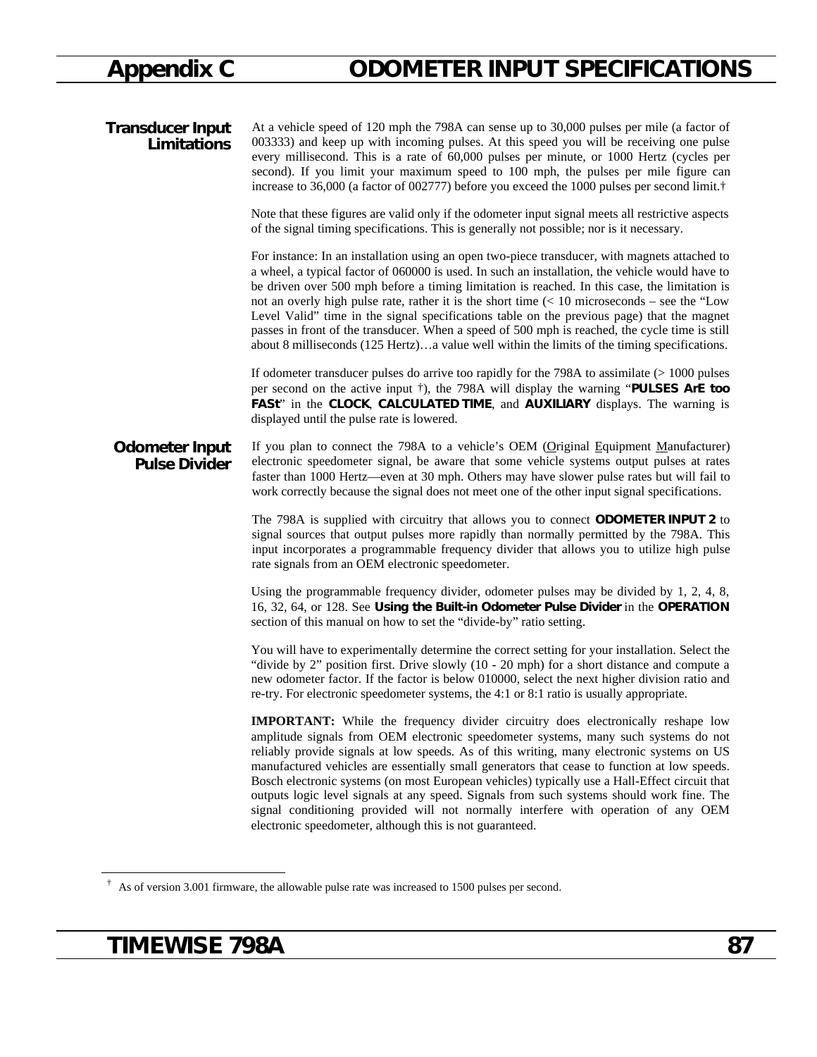# Appendix C ODOMETER INPUT SPECIFICATIONS

## Transducer Input Limitations

At a vehicle speed of 120 mph the 798A can sense up to 30,000 pulses per mile (a factor of 003333) and keep up with incoming pulses. At this speed you will be receiving one pulse every millisecond. This is a rate of 60,000 pulses per minute, or 1000 Hertz (cycles per second). If you limit your maximum speed to 100 mph, the pulses per mile figure can increase to 36,000 (a factor of 002777) before you exceed the 1000 pulses per second limit.†

Note that these figures are valid only if the odometer input signal meets all restrictive aspects of the signal timing specifications. This is generally not possible; nor is it necessary.

For instance: In an installation using an open two-piece transducer, with magnets attached to a wheel, a typical factor of 060000 is used. In such an installation, the vehicle would have to be driven over 500 mph before a timing limitation is reached. In this case, the limitation is not an overly high pulse rate, rather it is the short time (< 10 microseconds – see the "Low Level Valid" time in the signal specifications table on the previous page) that the magnet passes in front of the transducer. When a speed of 500 mph is reached, the cycle time is still about 8 milliseconds (125 Hertz)…a value well within the limits of the timing specifications.

If odometer transducer pulses do arrive too rapidly for the 798A to assimilate (> 1000 pulses per second on the active input †), the 798A will display the warning "**PULSES ArE too FASt**" in the **CLOCK**, **CALCULATED TIME**, and **AUXILIARY** displays. The warning is displayed until the pulse rate is lowered.

## Odometer Input Pulse Divider

If you plan to connect the 798A to a vehicle's OEM (Original Equipment Manufacturer) electronic speedometer signal, be aware that some vehicle systems output pulses at rates faster than 1000 Hertz—even at 30 mph. Others may have slower pulse rates but will fail to work correctly because the signal does not meet one of the other input signal specifications.

The 798A is supplied with circuitry that allows you to connect **ODOMETER INPUT 2** to signal sources that output pulses more rapidly than normally permitted by the 798A. This input incorporates a programmable frequency divider that allows you to utilize high pulse rate signals from an OEM electronic speedometer.

Using the programmable frequency divider, odometer pulses may be divided by 1, 2, 4, 8, 16, 32, 64, or 128. See **Using the Built-in Odometer Pulse Divider** in the **OPERATION** section of this manual on how to set the "divide-by" ratio setting.

You will have to experimentally determine the correct setting for your installation. Select the "divide by 2" position first. Drive slowly (10 - 20 mph) for a short distance and compute a new odometer factor. If the factor is below 010000, select the next higher division ratio and re-try. For electronic speedometer systems, the 4:1 or 8:1 ratio is usually appropriate.

**IMPORTANT:** While the frequency divider circuitry does electronically reshape low amplitude signals from OEM electronic speedometer systems, many such systems do not reliably provide signals at low speeds. As of this writing, many electronic systems on US manufactured vehicles are essentially small generators that cease to function at low speeds. Bosch electronic systems (on most European vehicles) typically use a Hall-Effect circuit that outputs logic level signals at any speed. Signals from such systems should work fine. The signal conditioning provided will not normally interfere with operation of any OEM electronic speedometer, although this is not guaranteed.

† As of version 3.001 firmware, the allowable pulse rate was increased to 1500 pulses per second.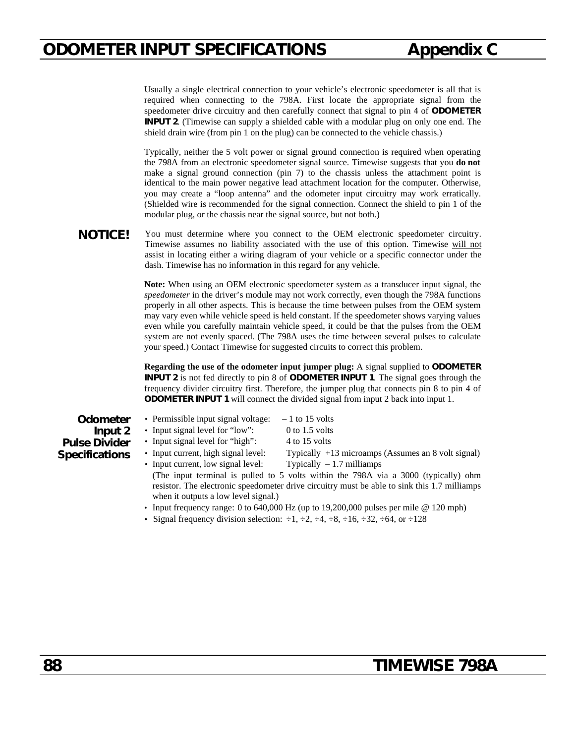# ODOMETER INPUT SPECIFICATIONS — Appendix C

Usually a single electrical connection to your vehicle's electronic speedometer is all that is required when connecting to the 798A. First locate the appropriate signal from the speedometer drive circuitry and then carefully connect that signal to pin 4 of **ODOMETER INPUT 2**. (Timewise can supply a shielded cable with a modular plug on only one end. The shield drain wire (from pin 1 on the plug) can be connected to the vehicle chassis.)

Typically, neither the 5 volt power or signal ground connection is required when operating the 798A from an electronic speedometer signal source. Timewise suggests that you **do not** make a signal ground connection (pin 7) to the chassis unless the attachment point is identical to the main power negative lead attachment location for the computer. Otherwise, you may create a "loop antenna" and the odometer input circuitry may work erratically. (Shielded wire is recommended for the signal connection. Connect the shield to pin 1 of the modular plug, or the chassis near the signal source, but not both.)

**NOTICE!** You must determine where you connect to the OEM electronic speedometer circuitry. Timewise assumes no liability associated with the use of this option. Timewise will not assist in locating either a wiring diagram of your vehicle or a specific connector under the dash. Timewise has no information in this regard for any vehicle.

**Note:** When using an OEM electronic speedometer system as a transducer input signal, the *speedometer* in the driver's module may not work correctly, even though the 798A functions properly in all other aspects. This is because the time between pulses from the OEM system may vary even while vehicle speed is held constant. If the speedometer shows varying values even while you carefully maintain vehicle speed, it could be that the pulses from the OEM system are not evenly spaced. (The 798A uses the time between several pulses to calculate your speed.) Contact Timewise for suggested circuits to correct this problem.

**Regarding the use of the odometer input jumper plug:** A signal supplied to **ODOMETER INPUT 2** is not fed directly to pin 8 of **ODOMETER INPUT 1**. The signal goes through the frequency divider circuitry first. Therefore, the jumper plug that connects pin 8 to pin 4 of **ODOMETER INPUT 1** will connect the divided signal from input 2 back into input 1.

## Odometer Input 2 Pulse Divider Specifications

- Permissible input signal voltage: – 1 to 15 volts
- Input signal level for "low": 0 to 1.5 volts
- Input signal level for "high": 4 to 15 volts
- Input current, high signal level: Typically +13 microamps (Assumes an 8 volt signal)
- Input current, low signal level: Typically – 1.7 milliamps

  (The input terminal is pulled to 5 volts within the 798A via a 3000 (typically) ohm resistor. The electronic speedometer drive circuitry must be able to sink this 1.7 milliamps when it outputs a low level signal.)
- Input frequency range: 0 to 640,000 Hz (up to 19,200,000 pulses per mile @ 120 mph)
- Signal frequency division selection: ÷1, ÷2, ÷4, ÷8, ÷16, ÷32, ÷64, or ÷128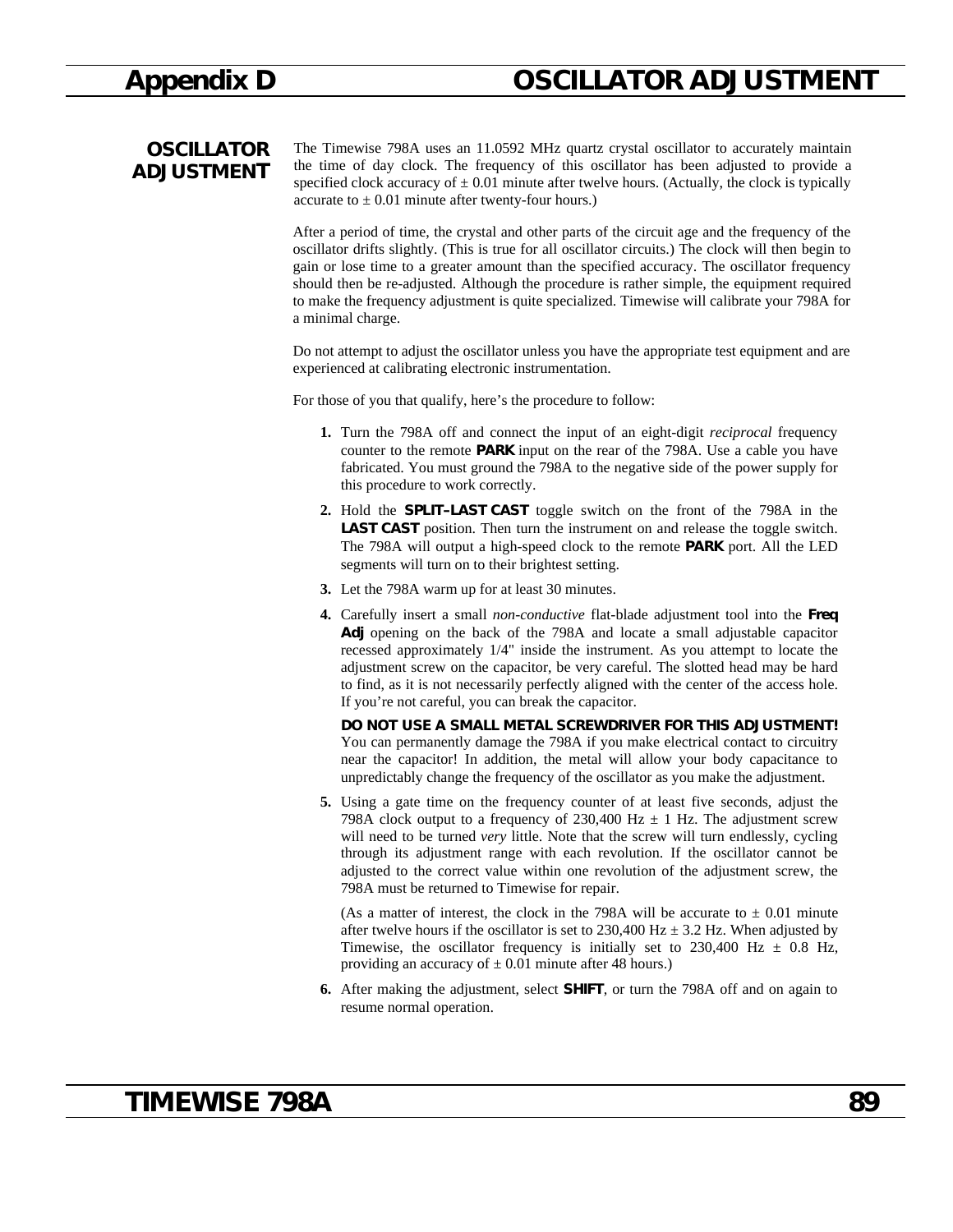# Appendix D OSCILLATOR ADJUSTMENT

## OSCILLATOR ADJUSTMENT

The Timewise 798A uses an 11.0592 MHz quartz crystal oscillator to accurately maintain the time of day clock. The frequency of this oscillator has been adjusted to provide a specified clock accuracy of ± 0.01 minute after twelve hours. (Actually, the clock is typically accurate to ± 0.01 minute after twenty-four hours.)

After a period of time, the crystal and other parts of the circuit age and the frequency of the oscillator drifts slightly. (This is true for all oscillator circuits.) The clock will then begin to gain or lose time to a greater amount than the specified accuracy. The oscillator frequency should then be re-adjusted. Although the procedure is rather simple, the equipment required to make the frequency adjustment is quite specialized. Timewise will calibrate your 798A for a minimal charge.

Do not attempt to adjust the oscillator unless you have the appropriate test equipment and are experienced at calibrating electronic instrumentation.

For those of you that qualify, here's the procedure to follow:

1. Turn the 798A off and connect the input of an eight-digit *reciprocal* frequency counter to the remote **PARK** input on the rear of the 798A. Use a cable you have fabricated. You must ground the 798A to the negative side of the power supply for this procedure to work correctly.

2. Hold the **SPLIT–LAST CAST** toggle switch on the front of the 798A in the **LAST CAST** position. Then turn the instrument on and release the toggle switch. The 798A will output a high-speed clock to the remote **PARK** port. All the LED segments will turn on to their brightest setting.

3. Let the 798A warm up for at least 30 minutes.

4. Carefully insert a small *non-conductive* flat-blade adjustment tool into the **Freq Adj** opening on the back of the 798A and locate a small adjustable capacitor recessed approximately 1/4" inside the instrument. As you attempt to locate the adjustment screw on the capacitor, be very careful. The slotted head may be hard to find, as it is not necessarily perfectly aligned with the center of the access hole. If you're not careful, you can break the capacitor.

   **DO NOT USE A SMALL METAL SCREWDRIVER FOR THIS ADJUSTMENT!** You can permanently damage the 798A if you make electrical contact to circuitry near the capacitor! In addition, the metal will allow your body capacitance to unpredictably change the frequency of the oscillator as you make the adjustment.

5. Using a gate time on the frequency counter of at least five seconds, adjust the 798A clock output to a frequency of 230,400 Hz ± 1 Hz. The adjustment screw will need to be turned *very* little. Note that the screw will turn endlessly, cycling through its adjustment range with each revolution. If the oscillator cannot be adjusted to the correct value within one revolution of the adjustment screw, the 798A must be returned to Timewise for repair.

   (As a matter of interest, the clock in the 798A will be accurate to ± 0.01 minute after twelve hours if the oscillator is set to 230,400 Hz ± 3.2 Hz. When adjusted by Timewise, the oscillator frequency is initially set to 230,400 Hz ± 0.8 Hz, providing an accuracy of ± 0.01 minute after 48 hours.)

6. After making the adjustment, select **SHIFT**, or turn the 798A off and on again to resume normal operation.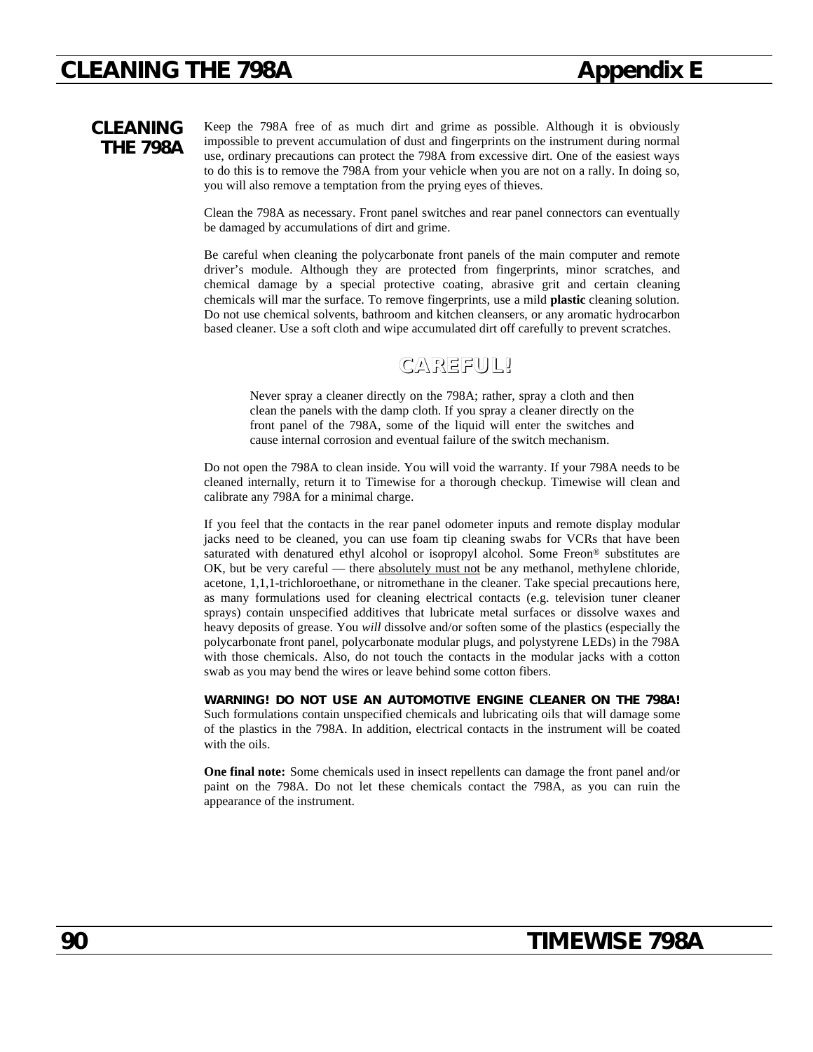# CLEANING THE 798A

## CLEANING THE 798A

Keep the 798A free of as much dirt and grime as possible. Although it is obviously impossible to prevent accumulation of dust and fingerprints on the instrument during normal use, ordinary precautions can protect the 798A from excessive dirt. One of the easiest ways to do this is to remove the 798A from your vehicle when you are not on a rally. In doing so, you will also remove a temptation from the prying eyes of thieves.

Clean the 798A as necessary. Front panel switches and rear panel connectors can eventually be damaged by accumulations of dirt and grime.

Be careful when cleaning the polycarbonate front panels of the main computer and remote driver's module. Although they are protected from fingerprints, minor scratches, and chemical damage by a special protective coating, abrasive grit and certain cleaning chemicals will mar the surface. To remove fingerprints, use a mild **plastic** cleaning solution. Do not use chemical solvents, bathroom and kitchen cleansers, or any aromatic hydrocarbon based cleaner. Use a soft cloth and wipe accumulated dirt off carefully to prevent scratches.

**CAREFUL!**

> Never spray a cleaner directly on the 798A; rather, spray a cloth and then clean the panels with the damp cloth. If you spray a cleaner directly on the front panel of the 798A, some of the liquid will enter the switches and cause internal corrosion and eventual failure of the switch mechanism.

Do not open the 798A to clean inside. You will void the warranty. If your 798A needs to be cleaned internally, return it to Timewise for a thorough checkup. Timewise will clean and calibrate any 798A for a minimal charge.

If you feel that the contacts in the rear panel odometer inputs and remote display modular jacks need to be cleaned, you can use foam tip cleaning swabs for VCRs that have been saturated with denatured ethyl alcohol or isopropyl alcohol. Some Freon® substitutes are OK, but be very careful — there absolutely must not be any methanol, methylene chloride, acetone, 1,1,1-trichloroethane, or nitromethane in the cleaner. Take special precautions here, as many formulations used for cleaning electrical contacts (e.g. television tuner cleaner sprays) contain unspecified additives that lubricate metal surfaces or dissolve waxes and heavy deposits of grease. You *will* dissolve and/or soften some of the plastics (especially the polycarbonate front panel, polycarbonate modular plugs, and polystyrene LEDs) in the 798A with those chemicals. Also, do not touch the contacts in the modular jacks with a cotton swab as you may bend the wires or leave behind some cotton fibers.

**WARNING! DO NOT USE AN AUTOMOTIVE ENGINE CLEANER ON THE 798A!** Such formulations contain unspecified chemicals and lubricating oils that will damage some of the plastics in the 798A. In addition, electrical contacts in the instrument will be coated with the oils.

**One final note:** Some chemicals used in insect repellents can damage the front panel and/or paint on the 798A. Do not let these chemicals contact the 798A, as you can ruin the appearance of the instrument.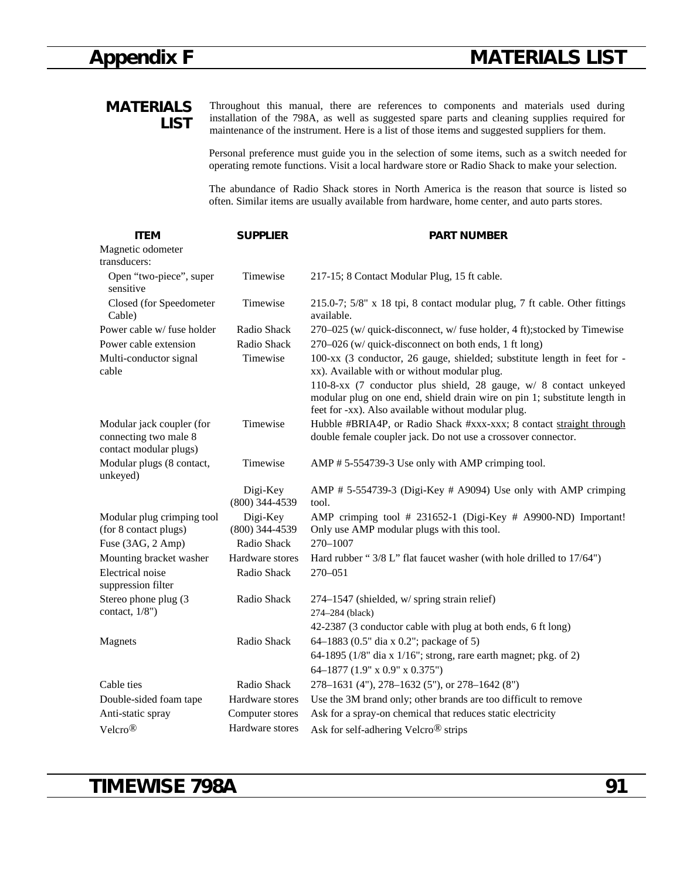# Appendix F MATERIALS LIST

## MATERIALS LIST

Throughout this manual, there are references to components and materials used during installation of the 798A, as well as suggested spare parts and cleaning supplies required for maintenance of the instrument. Here is a list of those items and suggested suppliers for them.

Personal preference must guide you in the selection of some items, such as a switch needed for operating remote functions. Visit a local hardware store or Radio Shack to make your selection.

The abundance of Radio Shack stores in North America is the reason that source is listed so often. Similar items are usually available from hardware, home center, and auto parts stores.

| ITEM | SUPPLIER | PART NUMBER |
|---|---|---|
| Magnetic odometer transducers: | | |
| Open "two-piece", super sensitive | Timewise | 217-15; 8 Contact Modular Plug, 15 ft cable. |
| Closed (for Speedometer Cable) | Timewise | 215.0-7; 5/8" x 18 tpi, 8 contact modular plug, 7 ft cable. Other fittings available. |
| Power cable w/ fuse holder | Radio Shack | 270–025 (w/ quick-disconnect, w/ fuse holder, 4 ft);stocked by Timewise |
| Power cable extension | Radio Shack | 270–026 (w/ quick-disconnect on both ends, 1 ft long) |
| Multi-conductor signal cable | Timewise | 100-xx (3 conductor, 26 gauge, shielded; substitute length in feet for -xx). Available with or without modular plug. |
| | | 110-8-xx (7 conductor plus shield, 28 gauge, w/ 8 contact unkeyed modular plug on one end, shield drain wire on pin 1; substitute length in feet for -xx). Also available without modular plug. |
| Modular jack coupler (for connecting two male 8 contact modular plugs) | Timewise | Hubble #BRIA4P, or Radio Shack #xxx-xxx; 8 contact straight through double female coupler jack. Do not use a crossover connector. |
| Modular plugs (8 contact, unkeyed) | Timewise | AMP # 5-554739-3 Use only with AMP crimping tool. |
| | Digi-Key (800) 344-4539 | AMP # 5-554739-3 (Digi-Key # A9094) Use only with AMP crimping tool. |
| Modular plug crimping tool (for 8 contact plugs) | Digi-Key (800) 344-4539 | AMP crimping tool # 231652-1 (Digi-Key # A9900-ND) Important! Only use AMP modular plugs with this tool. |
| Fuse (3AG, 2 Amp) | Radio Shack | 270–1007 |
| Mounting bracket washer | Hardware stores | Hard rubber " 3/8 L" flat faucet washer (with hole drilled to 17/64") |
| Electrical noise suppression filter | Radio Shack | 270–051 |
| Stereo phone plug (3 contact, 1/8") | Radio Shack | 274–1547 (shielded, w/ spring strain relief) |
| | | 274–284 (black) |
| | | 42-2387 (3 conductor cable with plug at both ends, 6 ft long) |
| Magnets | Radio Shack | 64–1883 (0.5" dia x 0.2"; package of 5) |
| | | 64-1895 (1/8" dia x 1/16"; strong, rare earth magnet; pkg. of 2) |
| | | 64–1877 (1.9" x 0.9" x 0.375") |
| Cable ties | Radio Shack | 278–1631 (4"), 278–1632 (5"), or 278–1642 (8") |
| Double-sided foam tape | Hardware stores | Use the 3M brand only; other brands are too difficult to remove |
| Anti-static spray | Computer stores | Ask for a spray-on chemical that reduces static electricity |
| Velcro® | Hardware stores | Ask for self-adhering Velcro® strips |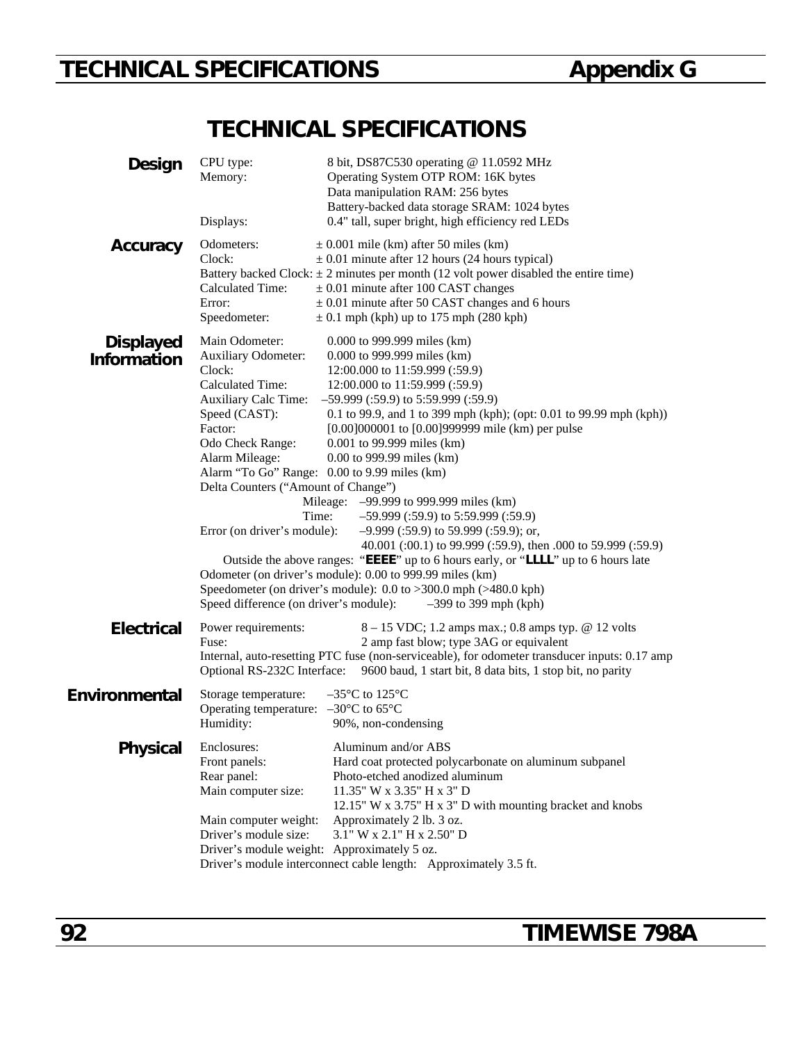# TECHNICAL SPECIFICATIONS

## Design

| | |
|---|---|
| CPU type: | 8 bit, DS87C530 operating @ 11.0592 MHz |
| Memory: | Operating System OTP ROM: 16K bytes |
| | Data manipulation RAM: 256 bytes |
| | Battery-backed data storage SRAM: 1024 bytes |
| Displays: | 0.4" tall, super bright, high efficiency red LEDs |

## Accuracy

| | |
|---|---|
| Odometers: | ± 0.001 mile (km) after 50 miles (km) |
| Clock: | ± 0.01 minute after 12 hours (24 hours typical) |
| Battery backed Clock: | ± 2 minutes per month (12 volt power disabled the entire time) |
| Calculated Time: | ± 0.01 minute after 100 CAST changes |
| Error: | ± 0.01 minute after 50 CAST changes and 6 hours |
| Speedometer: | ± 0.1 mph (kph) up to 175 mph (280 kph) |

## Displayed Information

| | |
|---|---|
| Main Odometer: | 0.000 to 999.999 miles (km) |
| Auxiliary Odometer: | 0.000 to 999.999 miles (km) |
| Clock: | 12:00.000 to 11:59.999 (:59.9) |
| Calculated Time: | 12:00.000 to 11:59.999 (:59.9) |
| Auxiliary Calc Time: | –59.999 (:59.9) to 5:59.999 (:59.9) |
| Speed (CAST): | 0.1 to 99.9, and 1 to 399 mph (kph); (opt: 0.01 to 99.99 mph (kph)) |
| Factor: | [0.00]000001 to [0.00]999999 mile (km) per pulse |
| Odo Check Range: | 0.001 to 99.999 miles (km) |
| Alarm Mileage: | 0.00 to 999.99 miles (km) |
| Alarm "To Go" Range: | 0.00 to 9.99 miles (km) |

Delta Counters ("Amount of Change")

| | |
|---|---|
| Mileage: | –99.999 to 999.999 miles (km) |
| Time: | –59.999 (:59.9) to 5:59.999 (:59.9) |

Error (on driver's module): –9.999 (:59.9) to 59.999 (:59.9); or, 40.001 (:00.1) to 99.999 (:59.9), then .000 to 59.999 (:59.9)

Outside the above ranges: "**EEEE**" up to 6 hours early, or "**LLLL**" up to 6 hours late

Odometer (on driver's module): 0.00 to 999.99 miles (km)

Speedometer (on driver's module): 0.0 to >300.0 mph (>480.0 kph)

Speed difference (on driver's module): –399 to 399 mph (kph)

## Electrical

| | |
|---|---|
| Power requirements: | 8 – 15 VDC; 1.2 amps max.; 0.8 amps typ. @ 12 volts |
| Fuse: | 2 amp fast blow; type 3AG or equivalent |

Internal, auto-resetting PTC fuse (non-serviceable), for odometer transducer inputs: 0.17 amp

Optional RS-232C Interface: 9600 baud, 1 start bit, 8 data bits, 1 stop bit, no parity

## Environmental

| | |
|---|---|
| Storage temperature: | –35°C to 125°C |
| Operating temperature: | –30°C to 65°C |
| Humidity: | 90%, non-condensing |

## Physical

| | |
|---|---|
| Enclosures: | Aluminum and/or ABS |
| Front panels: | Hard coat protected polycarbonate on aluminum subpanel |
| Rear panel: | Photo-etched anodized aluminum |
| Main computer size: | 11.35" W x 3.35" H x 3" D |
| | 12.15" W x 3.75" H x 3" D with mounting bracket and knobs |
| Main computer weight: | Approximately 2 lb. 3 oz. |
| Driver's module size: | 3.1" W x 2.1" H x 2.50" D |
| Driver's module weight: | Approximately 5 oz. |
| Driver's module interconnect cable length: | Approximately 3.5 ft. |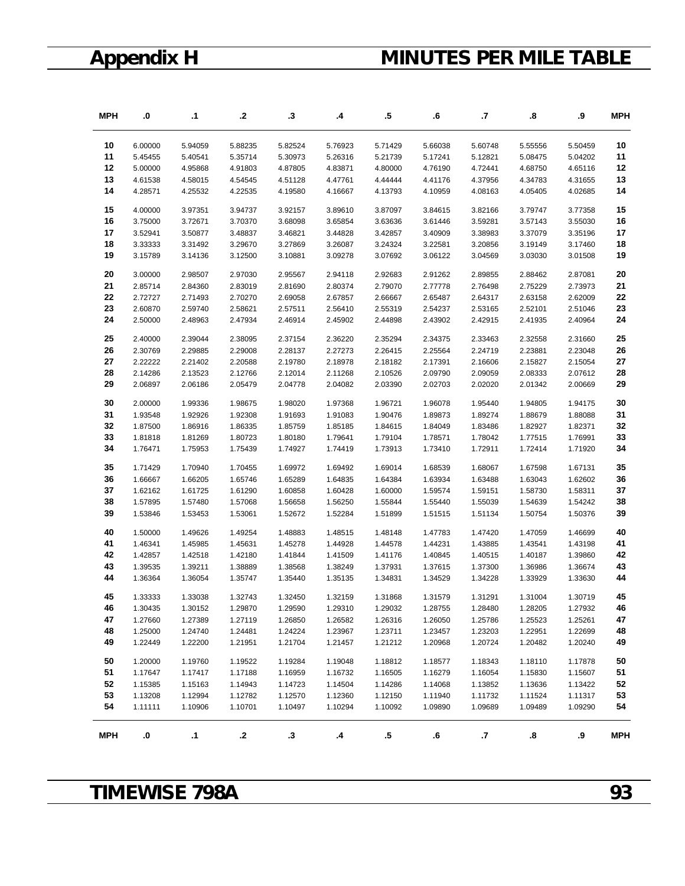# Appendix H — MINUTES PER MILE TABLE

| MPH | .0 | .1 | .2 | .3 | .4 | .5 | .6 | .7 | .8 | .9 | MPH |
|---|---|---|---|---|---|---|---|---|---|---|---|
| **10** | 6.00000 | 5.94059 | 5.88235 | 5.82524 | 5.76923 | 5.71429 | 5.66038 | 5.60748 | 5.55556 | 5.50459 | **10** |
| **11** | 5.45455 | 5.40541 | 5.35714 | 5.30973 | 5.26316 | 5.21739 | 5.17241 | 5.12821 | 5.08475 | 5.04202 | **11** |
| **12** | 5.00000 | 4.95868 | 4.91803 | 4.87805 | 4.83871 | 4.80000 | 4.76190 | 4.72441 | 4.68750 | 4.65116 | **12** |
| **13** | 4.61538 | 4.58015 | 4.54545 | 4.51128 | 4.47761 | 4.44444 | 4.41176 | 4.37956 | 4.34783 | 4.31655 | **13** |
| **14** | 4.28571 | 4.25532 | 4.22535 | 4.19580 | 4.16667 | 4.13793 | 4.10959 | 4.08163 | 4.05405 | 4.02685 | **14** |
| **15** | 4.00000 | 3.97351 | 3.94737 | 3.92157 | 3.89610 | 3.87097 | 3.84615 | 3.82166 | 3.79747 | 3.77358 | **15** |
| **16** | 3.75000 | 3.72671 | 3.70370 | 3.68098 | 3.65854 | 3.63636 | 3.61446 | 3.59281 | 3.57143 | 3.55030 | **16** |
| **17** | 3.52941 | 3.50877 | 3.48837 | 3.46821 | 3.44828 | 3.42857 | 3.40909 | 3.38983 | 3.37079 | 3.35196 | **17** |
| **18** | 3.33333 | 3.31492 | 3.29670 | 3.27869 | 3.26087 | 3.24324 | 3.22581 | 3.20856 | 3.19149 | 3.17460 | **18** |
| **19** | 3.15789 | 3.14136 | 3.12500 | 3.10881 | 3.09278 | 3.07692 | 3.06122 | 3.04569 | 3.03030 | 3.01508 | **19** |
| **20** | 3.00000 | 2.98507 | 2.97030 | 2.95567 | 2.94118 | 2.92683 | 2.91262 | 2.89855 | 2.88462 | 2.87081 | **20** |
| **21** | 2.85714 | 2.84360 | 2.83019 | 2.81690 | 2.80374 | 2.79070 | 2.77778 | 2.76498 | 2.75229 | 2.73973 | **21** |
| **22** | 2.72727 | 2.71493 | 2.70270 | 2.69058 | 2.67857 | 2.66667 | 2.65487 | 2.64317 | 2.63158 | 2.62009 | **22** |
| **23** | 2.60870 | 2.59740 | 2.58621 | 2.57511 | 2.56410 | 2.55319 | 2.54237 | 2.53165 | 2.52101 | 2.51046 | **23** |
| **24** | 2.50000 | 2.48963 | 2.47934 | 2.46914 | 2.45902 | 2.44898 | 2.43902 | 2.42915 | 2.41935 | 2.40964 | **24** |
| **25** | 2.40000 | 2.39044 | 2.38095 | 2.37154 | 2.36220 | 2.35294 | 2.34375 | 2.33463 | 2.32558 | 2.31660 | **25** |
| **26** | 2.30769 | 2.29885 | 2.29008 | 2.28137 | 2.27273 | 2.26415 | 2.25564 | 2.24719 | 2.23881 | 2.23048 | **26** |
| **27** | 2.22222 | 2.21402 | 2.20588 | 2.19780 | 2.18978 | 2.18182 | 2.17391 | 2.16606 | 2.15827 | 2.15054 | **27** |
| **28** | 2.14286 | 2.13523 | 2.12766 | 2.12014 | 2.11268 | 2.10526 | 2.09790 | 2.09059 | 2.08333 | 2.07612 | **28** |
| **29** | 2.06897 | 2.06186 | 2.05479 | 2.04778 | 2.04082 | 2.03390 | 2.02703 | 2.02020 | 2.01342 | 2.00669 | **29** |
| **30** | 2.00000 | 1.99336 | 1.98675 | 1.98020 | 1.97368 | 1.96721 | 1.96078 | 1.95440 | 1.94805 | 1.94175 | **30** |
| **31** | 1.93548 | 1.92926 | 1.92308 | 1.91693 | 1.91083 | 1.90476 | 1.89873 | 1.89274 | 1.88679 | 1.88088 | **31** |
| **32** | 1.87500 | 1.86916 | 1.86335 | 1.85759 | 1.85185 | 1.84615 | 1.84049 | 1.83486 | 1.82927 | 1.82371 | **32** |
| **33** | 1.81818 | 1.81269 | 1.80723 | 1.80180 | 1.79641 | 1.79104 | 1.78571 | 1.78042 | 1.77515 | 1.76991 | **33** |
| **34** | 1.76471 | 1.75953 | 1.75439 | 1.74927 | 1.74419 | 1.73913 | 1.73410 | 1.72911 | 1.72414 | 1.71920 | **34** |
| **35** | 1.71429 | 1.70940 | 1.70455 | 1.69972 | 1.69492 | 1.69014 | 1.68539 | 1.68067 | 1.67598 | 1.67131 | **35** |
| **36** | 1.66667 | 1.66205 | 1.65746 | 1.65289 | 1.64835 | 1.64384 | 1.63934 | 1.63488 | 1.63043 | 1.62602 | **36** |
| **37** | 1.62162 | 1.61725 | 1.61290 | 1.60858 | 1.60428 | 1.60000 | 1.59574 | 1.59151 | 1.58730 | 1.58311 | **37** |
| **38** | 1.57895 | 1.57480 | 1.57068 | 1.56658 | 1.56250 | 1.55844 | 1.55440 | 1.55039 | 1.54639 | 1.54242 | **38** |
| **39** | 1.53846 | 1.53453 | 1.53061 | 1.52672 | 1.52284 | 1.51899 | 1.51515 | 1.51134 | 1.50754 | 1.50376 | **39** |
| **40** | 1.50000 | 1.49626 | 1.49254 | 1.48883 | 1.48515 | 1.48148 | 1.47783 | 1.47420 | 1.47059 | 1.46699 | **40** |
| **41** | 1.46341 | 1.45985 | 1.45631 | 1.45278 | 1.44928 | 1.44578 | 1.44231 | 1.43885 | 1.43541 | 1.43198 | **41** |
| **42** | 1.42857 | 1.42518 | 1.42180 | 1.41844 | 1.41509 | 1.41176 | 1.40845 | 1.40515 | 1.40187 | 1.39860 | **42** |
| **43** | 1.39535 | 1.39211 | 1.38889 | 1.38568 | 1.38249 | 1.37931 | 1.37615 | 1.37300 | 1.36986 | 1.36674 | **43** |
| **44** | 1.36364 | 1.36054 | 1.35747 | 1.35440 | 1.35135 | 1.34831 | 1.34529 | 1.34228 | 1.33929 | 1.33630 | **44** |
| **45** | 1.33333 | 1.33038 | 1.32743 | 1.32450 | 1.32159 | 1.31868 | 1.31579 | 1.31291 | 1.31004 | 1.30719 | **45** |
| **46** | 1.30435 | 1.30152 | 1.29870 | 1.29590 | 1.29310 | 1.29032 | 1.28755 | 1.28480 | 1.28205 | 1.27932 | **46** |
| **47** | 1.27660 | 1.27389 | 1.27119 | 1.26850 | 1.26582 | 1.26316 | 1.26050 | 1.25786 | 1.25523 | 1.25261 | **47** |
| **48** | 1.25000 | 1.24740 | 1.24481 | 1.24224 | 1.23967 | 1.23711 | 1.23457 | 1.23203 | 1.22951 | 1.22699 | **48** |
| **49** | 1.22449 | 1.22200 | 1.21951 | 1.21704 | 1.21457 | 1.21212 | 1.20968 | 1.20724 | 1.20482 | 1.20240 | **49** |
| **50** | 1.20000 | 1.19760 | 1.19522 | 1.19284 | 1.19048 | 1.18812 | 1.18577 | 1.18343 | 1.18110 | 1.17878 | **50** |
| **51** | 1.17647 | 1.17417 | 1.17188 | 1.16959 | 1.16732 | 1.16505 | 1.16279 | 1.16054 | 1.15830 | 1.15607 | **51** |
| **52** | 1.15385 | 1.15163 | 1.14943 | 1.14723 | 1.14504 | 1.14286 | 1.14068 | 1.13852 | 1.13636 | 1.13422 | **52** |
| **53** | 1.13208 | 1.12994 | 1.12782 | 1.12570 | 1.12360 | 1.12150 | 1.11940 | 1.11732 | 1.11524 | 1.11317 | **53** |
| **54** | 1.11111 | 1.10906 | 1.10701 | 1.10497 | 1.10294 | 1.10092 | 1.09890 | 1.09689 | 1.09489 | 1.09290 | **54** |
| **MPH** | **.0** | **.1** | **.2** | **.3** | **.4** | **.5** | **.6** | **.7** | **.8** | **.9** | **MPH** |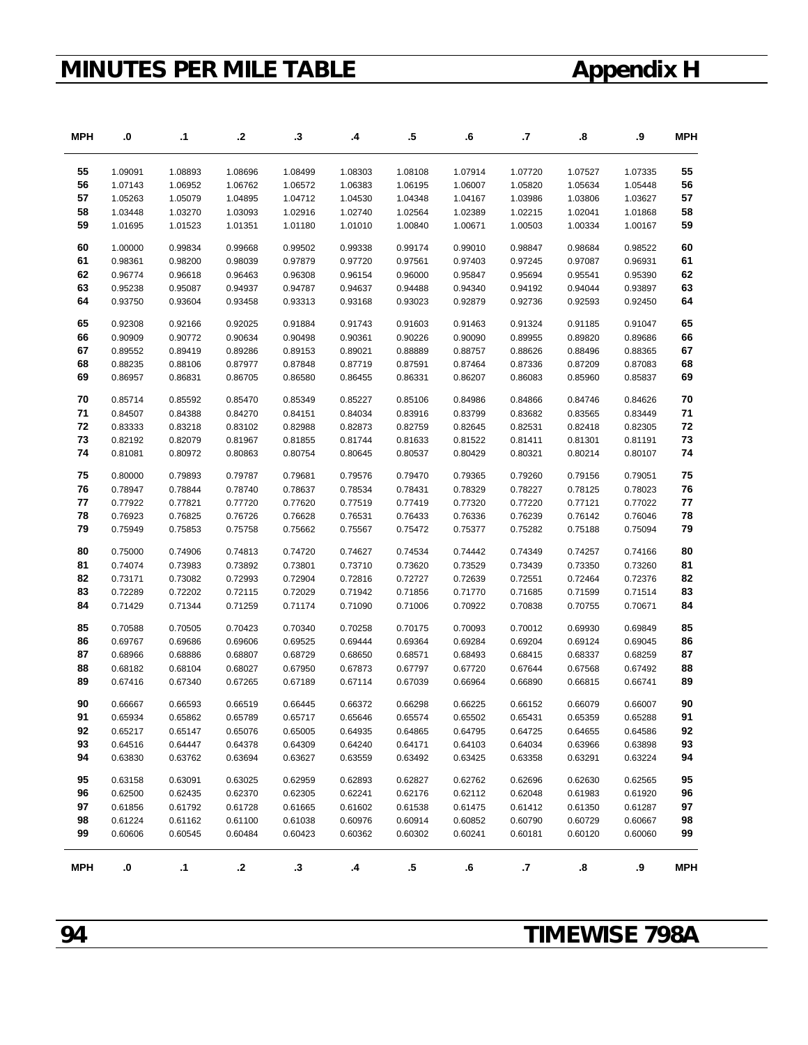# MINUTES PER MILE TABLE

## Appendix H

| MPH | .0 | .1 | .2 | .3 | .4 | .5 | .6 | .7 | .8 | .9 | MPH |
|---|---|---|---|---|---|---|---|---|---|---|---|
| 55 | 1.09091 | 1.08893 | 1.08696 | 1.08499 | 1.08303 | 1.08108 | 1.07914 | 1.07720 | 1.07527 | 1.07335 | 55 |
| 56 | 1.07143 | 1.06952 | 1.06762 | 1.06572 | 1.06383 | 1.06195 | 1.06007 | 1.05820 | 1.05634 | 1.05448 | 56 |
| 57 | 1.05263 | 1.05079 | 1.04895 | 1.04712 | 1.04530 | 1.04348 | 1.04167 | 1.03986 | 1.03806 | 1.03627 | 57 |
| 58 | 1.03448 | 1.03270 | 1.03093 | 1.02916 | 1.02740 | 1.02564 | 1.02389 | 1.02215 | 1.02041 | 1.01868 | 58 |
| 59 | 1.01695 | 1.01523 | 1.01351 | 1.01180 | 1.01010 | 1.00840 | 1.00671 | 1.00503 | 1.00334 | 1.00167 | 59 |
| 60 | 1.00000 | 0.99834 | 0.99668 | 0.99502 | 0.99338 | 0.99174 | 0.99010 | 0.98847 | 0.98684 | 0.98522 | 60 |
| 61 | 0.98361 | 0.98200 | 0.98039 | 0.97879 | 0.97720 | 0.97561 | 0.97403 | 0.97245 | 0.97087 | 0.96931 | 61 |
| 62 | 0.96774 | 0.96618 | 0.96463 | 0.96308 | 0.96154 | 0.96000 | 0.95847 | 0.95694 | 0.95541 | 0.95390 | 62 |
| 63 | 0.95238 | 0.95087 | 0.94937 | 0.94787 | 0.94637 | 0.94488 | 0.94340 | 0.94192 | 0.94044 | 0.93897 | 63 |
| 64 | 0.93750 | 0.93604 | 0.93458 | 0.93313 | 0.93168 | 0.93023 | 0.92879 | 0.92736 | 0.92593 | 0.92450 | 64 |
| 65 | 0.92308 | 0.92166 | 0.92025 | 0.91884 | 0.91743 | 0.91603 | 0.91463 | 0.91324 | 0.91185 | 0.91047 | 65 |
| 66 | 0.90909 | 0.90772 | 0.90634 | 0.90498 | 0.90361 | 0.90226 | 0.90090 | 0.89955 | 0.89820 | 0.89686 | 66 |
| 67 | 0.89552 | 0.89419 | 0.89286 | 0.89153 | 0.89021 | 0.88889 | 0.88757 | 0.88626 | 0.88496 | 0.88365 | 67 |
| 68 | 0.88235 | 0.88106 | 0.87977 | 0.87848 | 0.87719 | 0.87591 | 0.87464 | 0.87336 | 0.87209 | 0.87083 | 68 |
| 69 | 0.86957 | 0.86831 | 0.86705 | 0.86580 | 0.86455 | 0.86331 | 0.86207 | 0.86083 | 0.85960 | 0.85837 | 69 |
| 70 | 0.85714 | 0.85592 | 0.85470 | 0.85349 | 0.85227 | 0.85106 | 0.84986 | 0.84866 | 0.84746 | 0.84626 | 70 |
| 71 | 0.84507 | 0.84388 | 0.84270 | 0.84151 | 0.84034 | 0.83916 | 0.83799 | 0.83682 | 0.83565 | 0.83449 | 71 |
| 72 | 0.83333 | 0.83218 | 0.83102 | 0.82988 | 0.82873 | 0.82759 | 0.82645 | 0.82531 | 0.82418 | 0.82305 | 72 |
| 73 | 0.82192 | 0.82079 | 0.81967 | 0.81855 | 0.81744 | 0.81633 | 0.81522 | 0.81411 | 0.81301 | 0.81191 | 73 |
| 74 | 0.81081 | 0.80972 | 0.80863 | 0.80754 | 0.80645 | 0.80537 | 0.80429 | 0.80321 | 0.80214 | 0.80107 | 74 |
| 75 | 0.80000 | 0.79893 | 0.79787 | 0.79681 | 0.79576 | 0.79470 | 0.79365 | 0.79260 | 0.79156 | 0.79051 | 75 |
| 76 | 0.78947 | 0.78844 | 0.78740 | 0.78637 | 0.78534 | 0.78431 | 0.78329 | 0.78227 | 0.78125 | 0.78023 | 76 |
| 77 | 0.77922 | 0.77821 | 0.77720 | 0.77620 | 0.77519 | 0.77419 | 0.77320 | 0.77220 | 0.77121 | 0.77022 | 77 |
| 78 | 0.76923 | 0.76825 | 0.76726 | 0.76628 | 0.76531 | 0.76433 | 0.76336 | 0.76239 | 0.76142 | 0.76046 | 78 |
| 79 | 0.75949 | 0.75853 | 0.75758 | 0.75662 | 0.75567 | 0.75472 | 0.75377 | 0.75282 | 0.75188 | 0.75094 | 79 |
| 80 | 0.75000 | 0.74906 | 0.74813 | 0.74720 | 0.74627 | 0.74534 | 0.74442 | 0.74349 | 0.74257 | 0.74166 | 80 |
| 81 | 0.74074 | 0.73983 | 0.73892 | 0.73801 | 0.73710 | 0.73620 | 0.73529 | 0.73439 | 0.73350 | 0.73260 | 81 |
| 82 | 0.73171 | 0.73082 | 0.72993 | 0.72904 | 0.72816 | 0.72727 | 0.72639 | 0.72551 | 0.72464 | 0.72376 | 82 |
| 83 | 0.72289 | 0.72202 | 0.72115 | 0.72029 | 0.71942 | 0.71856 | 0.71770 | 0.71685 | 0.71599 | 0.71514 | 83 |
| 84 | 0.71429 | 0.71344 | 0.71259 | 0.71174 | 0.71090 | 0.71006 | 0.70922 | 0.70838 | 0.70755 | 0.70671 | 84 |
| 85 | 0.70588 | 0.70505 | 0.70423 | 0.70340 | 0.70258 | 0.70175 | 0.70093 | 0.70012 | 0.69930 | 0.69849 | 85 |
| 86 | 0.69767 | 0.69686 | 0.69606 | 0.69525 | 0.69444 | 0.69364 | 0.69284 | 0.69204 | 0.69124 | 0.69045 | 86 |
| 87 | 0.68966 | 0.68886 | 0.68807 | 0.68729 | 0.68650 | 0.68571 | 0.68493 | 0.68415 | 0.68337 | 0.68259 | 87 |
| 88 | 0.68182 | 0.68104 | 0.68027 | 0.67950 | 0.67873 | 0.67797 | 0.67720 | 0.67644 | 0.67568 | 0.67492 | 88 |
| 89 | 0.67416 | 0.67340 | 0.67265 | 0.67189 | 0.67114 | 0.67039 | 0.66964 | 0.66890 | 0.66815 | 0.66741 | 89 |
| 90 | 0.66667 | 0.66593 | 0.66519 | 0.66445 | 0.66372 | 0.66298 | 0.66225 | 0.66152 | 0.66079 | 0.66007 | 90 |
| 91 | 0.65934 | 0.65862 | 0.65789 | 0.65717 | 0.65646 | 0.65574 | 0.65502 | 0.65431 | 0.65359 | 0.65288 | 91 |
| 92 | 0.65217 | 0.65147 | 0.65076 | 0.65005 | 0.64935 | 0.64865 | 0.64795 | 0.64725 | 0.64655 | 0.64586 | 92 |
| 93 | 0.64516 | 0.64447 | 0.64378 | 0.64309 | 0.64240 | 0.64171 | 0.64103 | 0.64034 | 0.63966 | 0.63898 | 93 |
| 94 | 0.63830 | 0.63762 | 0.63694 | 0.63627 | 0.63559 | 0.63492 | 0.63425 | 0.63358 | 0.63291 | 0.63224 | 94 |
| 95 | 0.63158 | 0.63091 | 0.63025 | 0.62959 | 0.62893 | 0.62827 | 0.62762 | 0.62696 | 0.62630 | 0.62565 | 95 |
| 96 | 0.62500 | 0.62435 | 0.62370 | 0.62305 | 0.62241 | 0.62176 | 0.62112 | 0.62048 | 0.61983 | 0.61920 | 96 |
| 97 | 0.61856 | 0.61792 | 0.61728 | 0.61665 | 0.61602 | 0.61538 | 0.61475 | 0.61412 | 0.61350 | 0.61287 | 97 |
| 98 | 0.61224 | 0.61162 | 0.61100 | 0.61038 | 0.60976 | 0.60914 | 0.60852 | 0.60790 | 0.60729 | 0.60667 | 98 |
| 99 | 0.60606 | 0.60545 | 0.60484 | 0.60423 | 0.60362 | 0.60302 | 0.60241 | 0.60181 | 0.60120 | 0.60060 | 99 |
| MPH | .0 | .1 | .2 | .3 | .4 | .5 | .6 | .7 | .8 | .9 | MPH |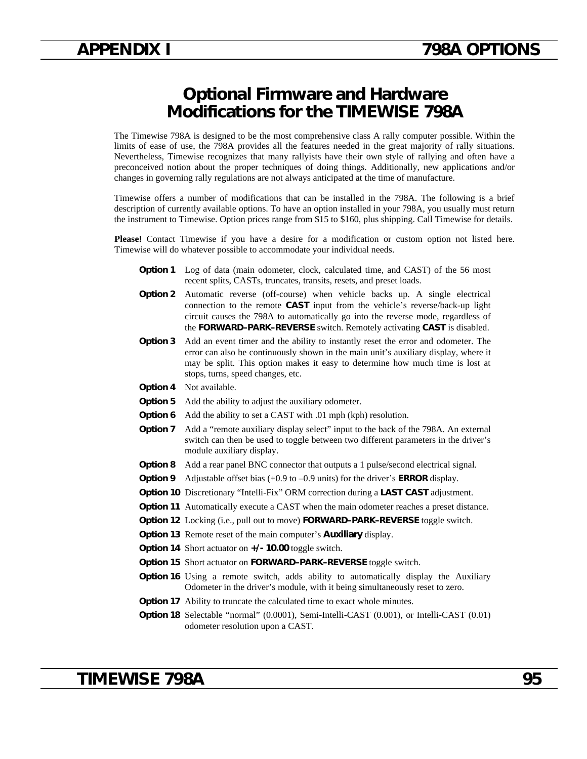# Optional Firmware and Hardware Modifications for the TIMEWISE 798A

The Timewise 798A is designed to be the most comprehensive class A rally computer possible. Within the limits of ease of use, the 798A provides all the features needed in the great majority of rally situations. Nevertheless, Timewise recognizes that many rallyists have their own style of rallying and often have a preconceived notion about the proper techniques of doing things. Additionally, new applications and/or changes in governing rally regulations are not always anticipated at the time of manufacture.

Timewise offers a number of modifications that can be installed in the 798A. The following is a brief description of currently available options. To have an option installed in your 798A, you usually must return the instrument to Timewise. Option prices range from $15 to $160, plus shipping. Call Timewise for details.

**Please!** Contact Timewise if you have a desire for a modification or custom option not listed here. Timewise will do whatever possible to accommodate your individual needs.

**Option 1** Log of data (main odometer, clock, calculated time, and CAST) of the 56 most recent splits, CASTs, truncates, transits, resets, and preset loads.

**Option 2** Automatic reverse (off-course) when vehicle backs up. A single electrical connection to the remote **CAST** input from the vehicle's reverse/back-up light circuit causes the 798A to automatically go into the reverse mode, regardless of the **FORWARD–PARK–REVERSE** switch. Remotely activating **CAST** is disabled.

**Option 3** Add an event timer and the ability to instantly reset the error and odometer. The error can also be continuously shown in the main unit's auxiliary display, where it may be split. This option makes it easy to determine how much time is lost at stops, turns, speed changes, etc.

**Option 4** Not available.

**Option 5** Add the ability to adjust the auxiliary odometer.

**Option 6** Add the ability to set a CAST with .01 mph (kph) resolution.

**Option 7** Add a "remote auxiliary display select" input to the back of the 798A. An external switch can then be used to toggle between two different parameters in the driver's module auxiliary display.

**Option 8** Add a rear panel BNC connector that outputs a 1 pulse/second electrical signal.

**Option 9** Adjustable offset bias (+0.9 to –0.9 units) for the driver's **ERROR** display.

**Option 10** Discretionary "Intelli-Fix" ORM correction during a **LAST CAST** adjustment.

**Option 11** Automatically execute a CAST when the main odometer reaches a preset distance.

**Option 12** Locking (i.e., pull out to move) **FORWARD–PARK–REVERSE** toggle switch.

**Option 13** Remote reset of the main computer's **Auxiliary** display.

**Option 14** Short actuator on **+/- 10.00** toggle switch.

**Option 15** Short actuator on **FORWARD–PARK–REVERSE** toggle switch.

**Option 16** Using a remote switch, adds ability to automatically display the Auxiliary Odometer in the driver's module, with it being simultaneously reset to zero.

**Option 17** Ability to truncate the calculated time to exact whole minutes.

**Option 18** Selectable "normal" (0.0001), Semi-Intelli-CAST (0.001), or Intelli-CAST (0.01) odometer resolution upon a CAST.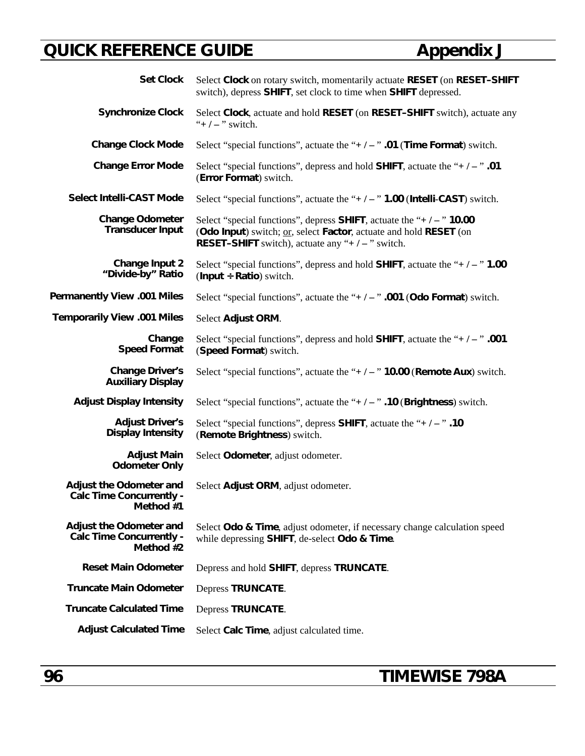# QUICK REFERENCE GUIDE — Appendix J

| Function | Procedure |
|---|---|
| **Set Clock** | Select **Clock** on rotary switch, momentarily actuate **RESET** (on **RESET–SHIFT** switch), depress **SHIFT**, set clock to time when **SHIFT** depressed. |
| **Synchronize Clock** | Select **Clock**, actuate and hold **RESET** (on **RESET–SHIFT** switch), actuate any "**+ / –** " switch. |
| **Change Clock Mode** | Select "special functions", actuate the "**+ / –** " **.01** (**Time Format**) switch. |
| **Change Error Mode** | Select "special functions", depress and hold **SHIFT**, actuate the "**+ / –** " **.01** (**Error Format**) switch. |
| **Select Intelli-CAST Mode** | Select "special functions", actuate the "**+ / –** " **1.00** (**Intelli-CAST**) switch. |
| **Change Odometer Transducer Input** | Select "special functions", depress **SHIFT**, actuate the "**+ / –** " **10.00** (**Odo Input**) switch; or, select **Factor**, actuate and hold **RESET** (on **RESET–SHIFT** switch), actuate any "**+ / –** " switch. |
| **Change Input 2 "Divide-by" Ratio** | Select "special functions", depress and hold **SHIFT**, actuate the "**+ / –** " **1.00** (**Input ÷ Ratio**) switch. |
| **Permanently View .001 Miles** | Select "special functions", actuate the "**+ / –** " **.001** (**Odo Format**) switch. |
| **Temporarily View .001 Miles** | Select **Adjust ORM**. |
| **Change Speed Format** | Select "special functions", depress and hold **SHIFT**, actuate the "**+ / –** " **.001** (**Speed Format**) switch. |
| **Change Driver's Auxiliary Display** | Select "special functions", actuate the "**+ / –** " **10.00** (**Remote Aux**) switch. |
| **Adjust Display Intensity** | Select "special functions", actuate the "**+ / –** " **.10** (**Brightness**) switch. |
| **Adjust Driver's Display Intensity** | Select "special functions", depress **SHIFT**, actuate the "**+ / –** " **.10** (**Remote Brightness**) switch. |
| **Adjust Main Odometer Only** | Select **Odometer**, adjust odometer. |
| **Adjust the Odometer and Calc Time Concurrently - Method #1** | Select **Adjust ORM**, adjust odometer. |
| **Adjust the Odometer and Calc Time Concurrently - Method #2** | Select **Odo & Time**, adjust odometer, if necessary change calculation speed while depressing **SHIFT**, de-select **Odo & Time**. |
| **Reset Main Odometer** | Depress and hold **SHIFT**, depress **TRUNCATE**. |
| **Truncate Main Odometer** | Depress **TRUNCATE**. |
| **Truncate Calculated Time** | Depress **TRUNCATE**. |
| **Adjust Calculated Time** | Select **Calc Time**, adjust calculated time. |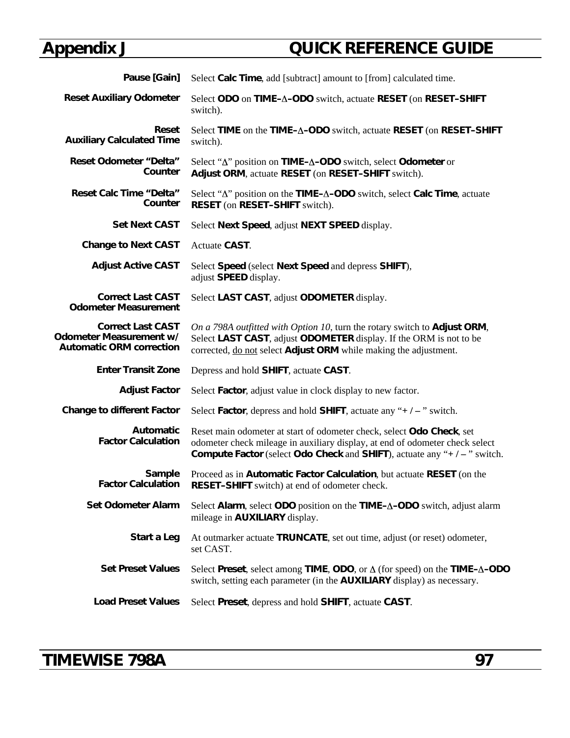# Appendix J QUICK REFERENCE GUIDE

| | |
|---|---|
| **Pause [Gain]** | Select **Calc Time**, add [subtract] amount to [from] calculated time. |
| **Reset Auxiliary Odometer** | Select **ODO** on **TIME–Δ–ODO** switch, actuate **RESET** (on **RESET–SHIFT** switch). |
| **Reset Auxiliary Calculated Time** | Select **TIME** on the **TIME–Δ–ODO** switch, actuate **RESET** (on **RESET–SHIFT** switch). |
| **Reset Odometer "Delta" Counter** | Select "Δ" position on **TIME–Δ–ODO** switch, select **Odometer** or **Adjust ORM**, actuate **RESET** (on **RESET–SHIFT** switch). |
| **Reset Calc Time "Delta" Counter** | Select "Δ" position on the **TIME–Δ–ODO** switch, select **Calc Time**, actuate **RESET** (on **RESET–SHIFT** switch). |
| **Set Next CAST** | Select **Next Speed**, adjust **NEXT SPEED** display. |
| **Change to Next CAST** | Actuate **CAST**. |
| **Adjust Active CAST** | Select **Speed** (select **Next Speed** and depress **SHIFT**), adjust **SPEED** display. |
| **Correct Last CAST Odometer Measurement** | Select **LAST CAST**, adjust **ODOMETER** display. |
| **Correct Last CAST Odometer Measurement w/ Automatic ORM correction** | *On a 798A outfitted with Option 10*, turn the rotary switch to **Adjust ORM**, Select **LAST CAST**, adjust **ODOMETER** display. If the ORM is not to be corrected, <u>do not</u> select **Adjust ORM** while making the adjustment. |
| **Enter Transit Zone** | Depress and hold **SHIFT**, actuate **CAST**. |
| **Adjust Factor** | Select **Factor**, adjust value in clock display to new factor. |
| **Change to different Factor** | Select **Factor**, depress and hold **SHIFT**, actuate any "**+ / –** " switch. |
| **Automatic Factor Calculation** | Reset main odometer at start of odometer check, select **Odo Check**, set odometer check mileage in auxiliary display, at end of odometer check select **Compute Factor** (select **Odo Check** and **SHIFT**), actuate any "**+ / –** " switch. |
| **Sample Factor Calculation** | Proceed as in **Automatic Factor Calculation**, but actuate **RESET** (on the **RESET–SHIFT** switch) at end of odometer check. |
| **Set Odometer Alarm** | Select **Alarm**, select **ODO** position on the **TIME–Δ–ODO** switch, adjust alarm mileage in **AUXILIARY** display. |
| **Start a Leg** | At outmarker actuate **TRUNCATE**, set out time, adjust (or reset) odometer, set CAST. |
| **Set Preset Values** | Select **Preset**, select among **TIME**, **ODO**, or Δ (for speed) on the **TIME–Δ–ODO** switch, setting each parameter (in the **AUXILIARY** display) as necessary. |
| **Load Preset Values** | Select **Preset**, depress and hold **SHIFT**, actuate **CAST**. |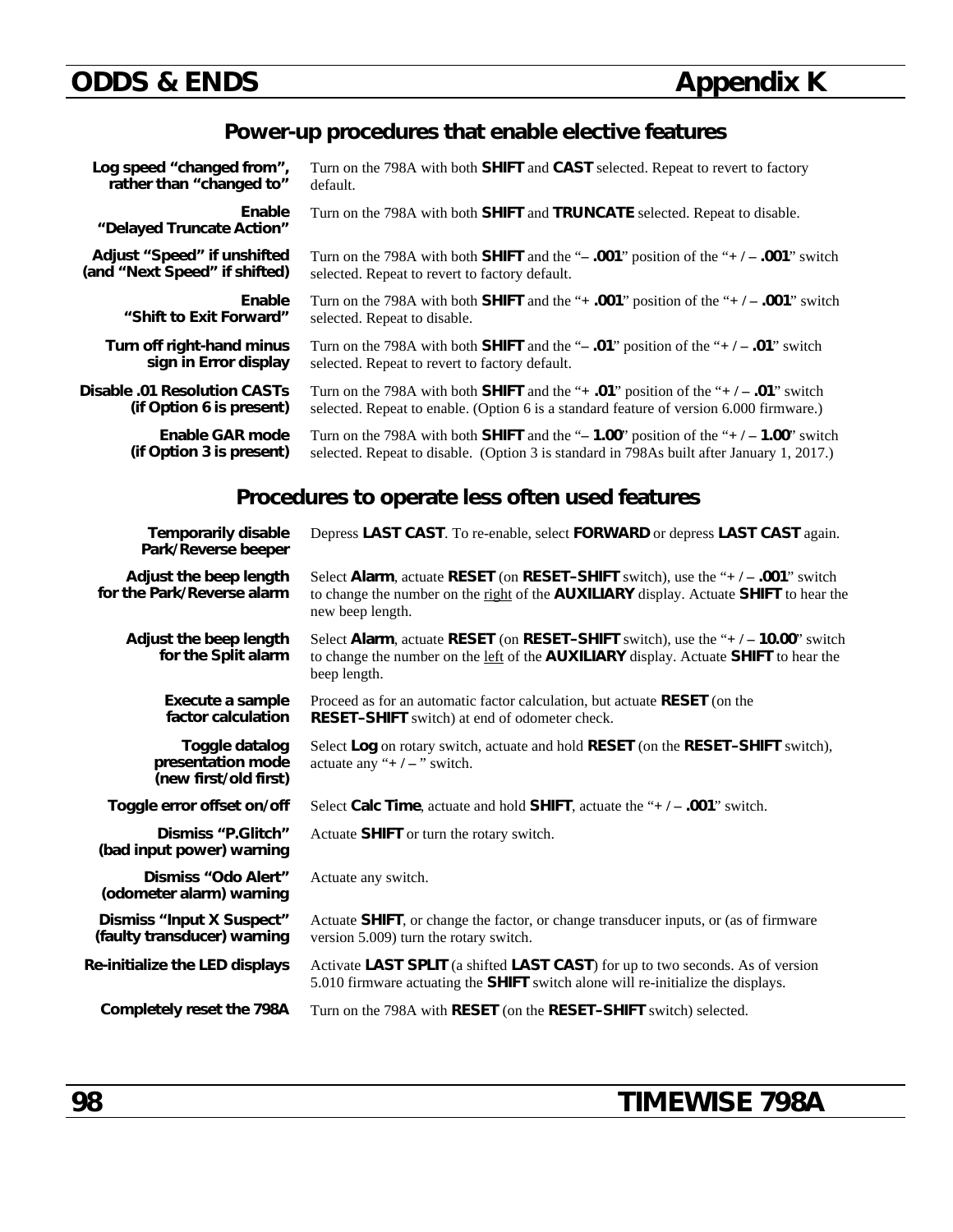# ODDS & ENDS — Appendix K

## Power-up procedures that enable elective features

| | |
|---|---|
| **Log speed "changed from", rather than "changed to"** | Turn on the 798A with both **SHIFT** and **CAST** selected. Repeat to revert to factory default. |
| **Enable "Delayed Truncate Action"** | Turn on the 798A with both **SHIFT** and **TRUNCATE** selected. Repeat to disable. |
| **Adjust "Speed" if unshifted (and "Next Speed" if shifted)** | Turn on the 798A with both **SHIFT** and the "**– .001**" position of the "**+ / – .001**" switch selected. Repeat to revert to factory default. |
| **Enable "Shift to Exit Forward"** | Turn on the 798A with both **SHIFT** and the "**+ .001**" position of the "**+ / – .001**" switch selected. Repeat to disable. |
| **Turn off right-hand minus sign in Error display** | Turn on the 798A with both **SHIFT** and the "**– .01**" position of the "**+ / – .01**" switch selected. Repeat to revert to factory default. |
| **Disable .01 Resolution CASTs (if Option 6 is present)** | Turn on the 798A with both **SHIFT** and the "**+ .01**" position of the "**+ / – .01**" switch selected. Repeat to enable. (Option 6 is a standard feature of version 6.000 firmware.) |
| **Enable GAR mode (if Option 3 is present)** | Turn on the 798A with both **SHIFT** and the "**– 1.00**" position of the "**+ / – 1.00**" switch selected. Repeat to disable. (Option 3 is standard in 798As built after January 1, 2017.) |

## Procedures to operate less often used features

| | |
|---|---|
| **Temporarily disable Park/Reverse beeper** | Depress **LAST CAST**. To re-enable, select **FORWARD** or depress **LAST CAST** again. |
| **Adjust the beep length for the Park/Reverse alarm** | Select **Alarm**, actuate **RESET** (on **RESET–SHIFT** switch), use the "**+ / – .001**" switch to change the number on the right of the **AUXILIARY** display. Actuate **SHIFT** to hear the new beep length. |
| **Adjust the beep length for the Split alarm** | Select **Alarm**, actuate **RESET** (on **RESET–SHIFT** switch), use the "**+ / – 10.00**" switch to change the number on the left of the **AUXILIARY** display. Actuate **SHIFT** to hear the beep length. |
| **Execute a sample factor calculation** | Proceed as for an automatic factor calculation, but actuate **RESET** (on the **RESET–SHIFT** switch) at end of odometer check. |
| **Toggle datalog presentation mode (new first/old first)** | Select **Log** on rotary switch, actuate and hold **RESET** (on the **RESET–SHIFT** switch), actuate any "**+ / –** " switch. |
| **Toggle error offset on/off** | Select **Calc Time**, actuate and hold **SHIFT**, actuate the "**+ / – .001**" switch. |
| **Dismiss "P.Glitch" (bad input power) warning** | Actuate **SHIFT** or turn the rotary switch. |
| **Dismiss "Odo Alert" (odometer alarm) warning** | Actuate any switch. |
| **Dismiss "Input X Suspect" (faulty transducer) warning** | Actuate **SHIFT**, or change the factor, or change transducer inputs, or (as of firmware version 5.009) turn the rotary switch. |
| **Re-initialize the LED displays** | Activate **LAST SPLIT** (a shifted **LAST CAST**) for up to two seconds. As of version 5.010 firmware actuating the **SHIFT** switch alone will re-initialize the displays. |
| **Completely reset the 798A** | Turn on the 798A with **RESET** (on the **RESET–SHIFT** switch) selected. |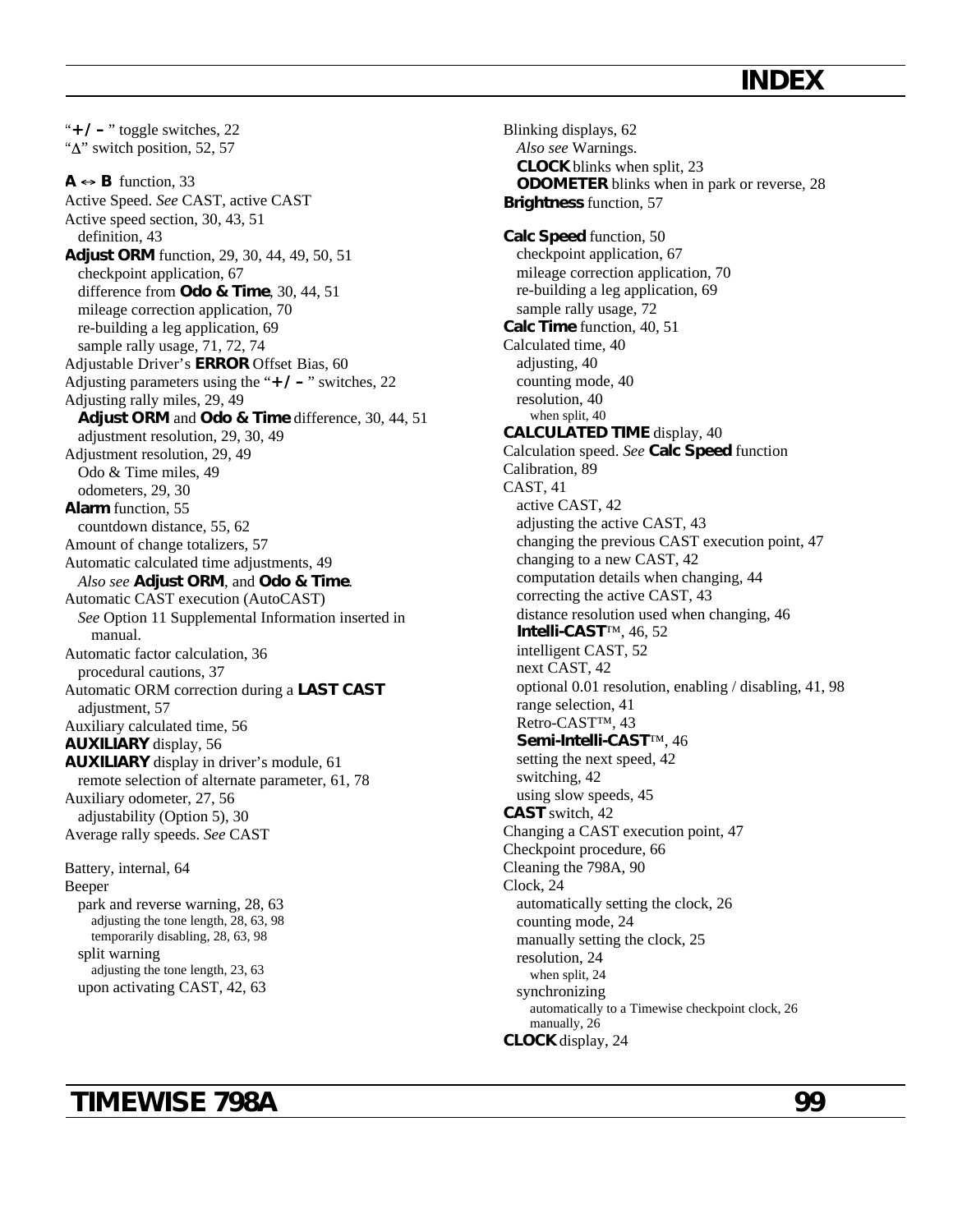# INDEX

"**+ / –** " toggle switches, 22
"Δ" switch position, 52, 57

**A ↔ B** function, 33
Active Speed. *See* CAST, active CAST
Active speed section, 30, 43, 51
  definition, 43
**Adjust ORM** function, 29, 30, 44, 49, 50, 51
  checkpoint application, 67
  difference from **Odo & Time**, 30, 44, 51
  mileage correction application, 70
  re-building a leg application, 69
  sample rally usage, 71, 72, 74
Adjustable Driver's **ERROR** Offset Bias, 60
Adjusting parameters using the "**+ / –** " switches, 22
Adjusting rally miles, 29, 49
  **Adjust ORM** and **Odo & Time** difference, 30, 44, 51
  adjustment resolution, 29, 30, 49
Adjustment resolution, 29, 49
  Odo & Time miles, 49
  odometers, 29, 30
**Alarm** function, 55
  countdown distance, 55, 62
Amount of change totalizers, 57
Automatic calculated time adjustments, 49
  *Also see* **Adjust ORM**, and **Odo & Time**.
Automatic CAST execution (AutoCAST)
  *See* Option 11 Supplemental Information inserted in manual.
Automatic factor calculation, 36
  procedural cautions, 37
Automatic ORM correction during a **LAST CAST** adjustment, 57
Auxiliary calculated time, 56
**AUXILIARY** display, 56
**AUXILIARY** display in driver's module, 61
  remote selection of alternate parameter, 61, 78
Auxiliary odometer, 27, 56
  adjustability (Option 5), 30
Average rally speeds. *See* CAST

Battery, internal, 64
Beeper
  park and reverse warning, 28, 63
    adjusting the tone length, 28, 63, 98
    temporarily disabling, 28, 63, 98
  split warning
    adjusting the tone length, 23, 63
  upon activating CAST, 42, 63

Blinking displays, 62
  *Also see* Warnings.
  **CLOCK** blinks when split, 23
  **ODOMETER** blinks when in park or reverse, 28
**Brightness** function, 57

**Calc Speed** function, 50
  checkpoint application, 67
  mileage correction application, 70
  re-building a leg application, 69
  sample rally usage, 72
**Calc Time** function, 40, 51
Calculated time, 40
  adjusting, 40
  counting mode, 40
  resolution, 40
    when split, 40
**CALCULATED TIME** display, 40
Calculation speed. *See* **Calc Speed** function
Calibration, 89
CAST, 41
  active CAST, 42
  adjusting the active CAST, 43
  changing the previous CAST execution point, 47
  changing to a new CAST, 42
  computation details when changing, 44
  correcting the active CAST, 43
  distance resolution used when changing, 46
  **Intelli-CAST**™, 46, 52
  intelligent CAST, 52
  next CAST, 42
  optional 0.01 resolution, enabling / disabling, 41, 98
  range selection, 41
  Retro-CAST™, 43
  **Semi-Intelli-CAST**™, 46
  setting the next speed, 42
  switching, 42
  using slow speeds, 45
**CAST** switch, 42
Changing a CAST execution point, 47
Checkpoint procedure, 66
Cleaning the 798A, 90
Clock, 24
  automatically setting the clock, 26
  counting mode, 24
  manually setting the clock, 25
  resolution, 24
    when split, 24
  synchronizing
    automatically to a Timewise checkpoint clock, 26
    manually, 26
**CLOCK** display, 24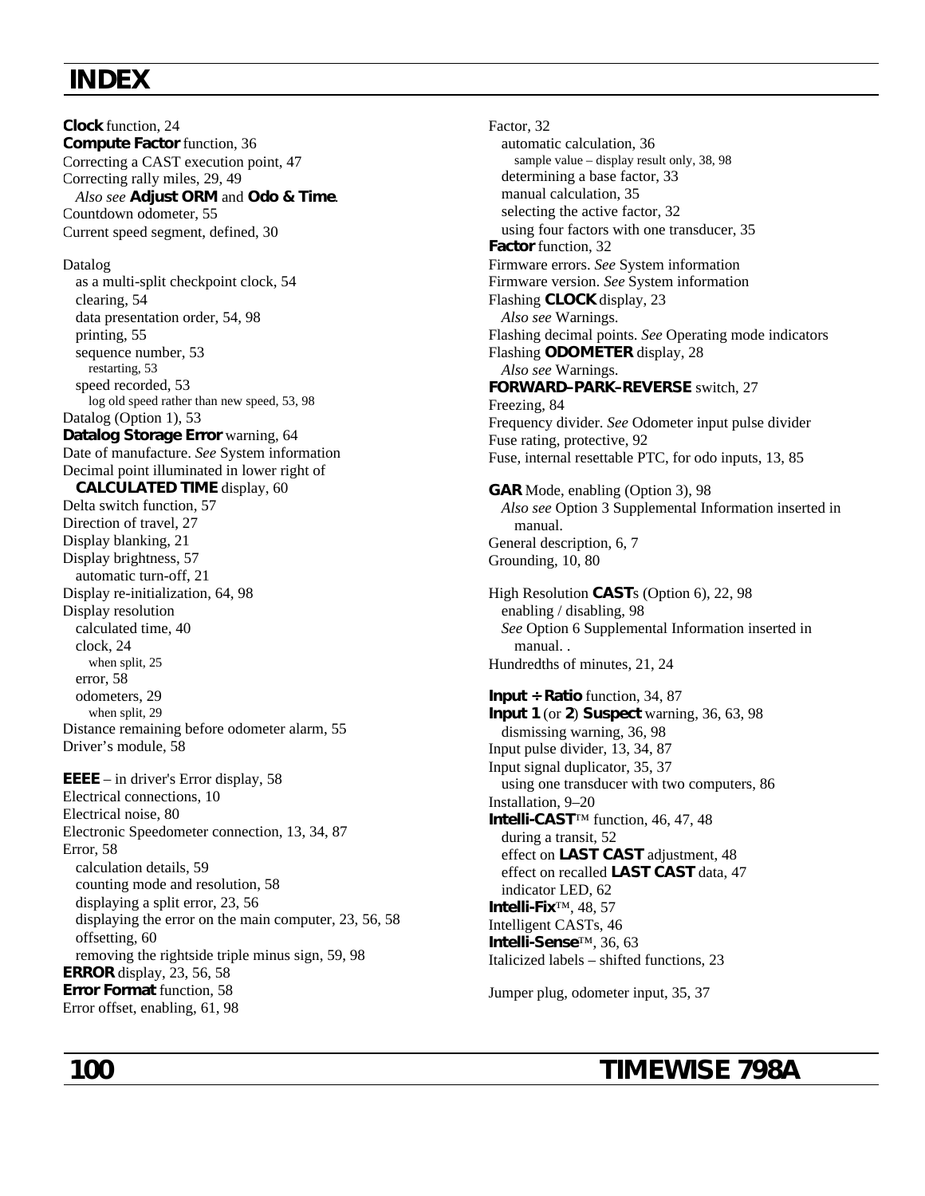# INDEX

**Clock** function, 24
**Compute Factor** function, 36
Correcting a CAST execution point, 47
Correcting rally miles, 29, 49
  *Also see* **Adjust ORM** and **Odo & Time**.
Countdown odometer, 55
Current speed segment, defined, 30

Datalog
  as a multi-split checkpoint clock, 54
  clearing, 54
  data presentation order, 54, 98
  printing, 55
  sequence number, 53
    restarting, 53
  speed recorded, 53
    log old speed rather than new speed, 53, 98
Datalog (Option 1), 53
**Datalog Storage Error** warning, 64
Date of manufacture. *See* System information
Decimal point illuminated in lower right of
  **CALCULATED TIME** display, 60
Delta switch function, 57
Direction of travel, 27
Display blanking, 21
Display brightness, 57
  automatic turn-off, 21
Display re-initialization, 64, 98
Display resolution
  calculated time, 40
  clock, 24
    when split, 25
  error, 58
  odometers, 29
    when split, 29
Distance remaining before odometer alarm, 55
Driver's module, 58

**EEEE** – in driver's Error display, 58
Electrical connections, 10
Electrical noise, 80
Electronic Speedometer connection, 13, 34, 87
Error, 58
  calculation details, 59
  counting mode and resolution, 58
  displaying a split error, 23, 56
  displaying the error on the main computer, 23, 56, 58
  offsetting, 60
  removing the rightside triple minus sign, 59, 98
**ERROR** display, 23, 56, 58
**Error Format** function, 58
Error offset, enabling, 61, 98

Factor, 32
  automatic calculation, 36
    sample value – display result only, 38, 98
  determining a base factor, 33
  manual calculation, 35
  selecting the active factor, 32
  using four factors with one transducer, 35
**Factor** function, 32
Firmware errors. *See* System information
Firmware version. *See* System information
Flashing **CLOCK** display, 23
  *Also see* Warnings.
Flashing decimal points. *See* Operating mode indicators
Flashing **ODOMETER** display, 28
  *Also see* Warnings.
**FORWARD–PARK–REVERSE** switch, 27
Freezing, 84
Frequency divider. *See* Odometer input pulse divider
Fuse rating, protective, 92
Fuse, internal resettable PTC, for odo inputs, 13, 85

**GAR** Mode, enabling (Option 3), 98
  *Also see* Option 3 Supplemental Information inserted in manual.
General description, 6, 7
Grounding, 10, 80

High Resolution **CAST**s (Option 6), 22, 98
  enabling / disabling, 98
  *See* Option 6 Supplemental Information inserted in manual. .
Hundredths of minutes, 21, 24

**Input ÷ Ratio** function, 34, 87
**Input 1** (or **2**) **Suspect** warning, 36, 63, 98
  dismissing warning, 36, 98
Input pulse divider, 13, 34, 87
Input signal duplicator, 35, 37
  using one transducer with two computers, 86
Installation, 9–20
**Intelli-CAST**™ function, 46, 47, 48
  during a transit, 52
  effect on **LAST CAST** adjustment, 48
  effect on recalled **LAST CAST** data, 47
  indicator LED, 62
**Intelli-Fix**™, 48, 57
Intelligent CASTs, 46
**Intelli-Sense**™, 36, 63
Italicized labels – shifted functions, 23

Jumper plug, odometer input, 35, 37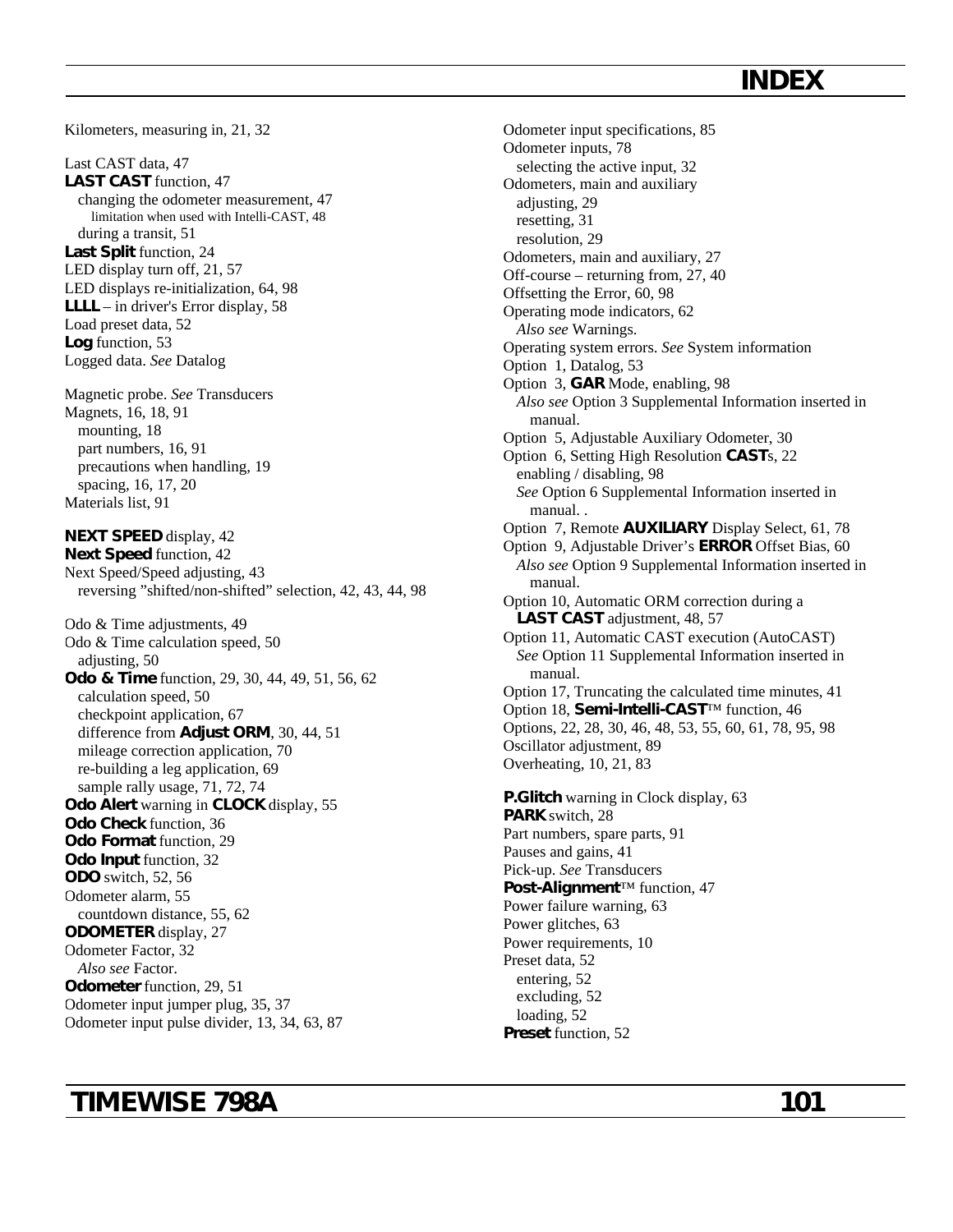# INDEX

Kilometers, measuring in, 21, 32

Last CAST data, 47
**LAST CAST** function, 47
  changing the odometer measurement, 47
    limitation when used with Intelli-CAST, 48
  during a transit, 51
**Last Split** function, 24
LED display turn off, 21, 57
LED displays re-initialization, 64, 98
**LLLL** – in driver's Error display, 58
Load preset data, 52
**Log** function, 53
Logged data. *See* Datalog

Magnetic probe. *See* Transducers
Magnets, 16, 18, 91
  mounting, 18
  part numbers, 16, 91
  precautions when handling, 19
  spacing, 16, 17, 20
Materials list, 91

**NEXT SPEED** display, 42
**Next Speed** function, 42
Next Speed/Speed adjusting, 43
  reversing "shifted/non-shifted" selection, 42, 43, 44, 98

Odo & Time adjustments, 49
Odo & Time calculation speed, 50
  adjusting, 50
**Odo & Time** function, 29, 30, 44, 49, 51, 56, 62
  calculation speed, 50
  checkpoint application, 67
  difference from **Adjust ORM**, 30, 44, 51
  mileage correction application, 70
  re-building a leg application, 69
  sample rally usage, 71, 72, 74
**Odo Alert** warning in **CLOCK** display, 55
**Odo Check** function, 36
**Odo Format** function, 29
**Odo Input** function, 32
**ODO** switch, 52, 56
Odometer alarm, 55
  countdown distance, 55, 62
**ODOMETER** display, 27
Odometer Factor, 32
  *Also see* Factor.
**Odometer** function, 29, 51
Odometer input jumper plug, 35, 37
Odometer input pulse divider, 13, 34, 63, 87

Odometer input specifications, 85
Odometer inputs, 78
  selecting the active input, 32
Odometers, main and auxiliary
  adjusting, 29
  resetting, 31
  resolution, 29
Odometers, main and auxiliary, 27
Off-course – returning from, 27, 40
Offsetting the Error, 60, 98
Operating mode indicators, 62
  *Also see* Warnings.
Operating system errors. *See* System information
Option 1, Datalog, 53
Option 3, **GAR** Mode, enabling, 98
  *Also see* Option 3 Supplemental Information inserted in manual.
Option 5, Adjustable Auxiliary Odometer, 30
Option 6, Setting High Resolution **CAST**s, 22
  enabling / disabling, 98
  *See* Option 6 Supplemental Information inserted in manual. .
Option 7, Remote **AUXILIARY** Display Select, 61, 78
Option 9, Adjustable Driver's **ERROR** Offset Bias, 60
  *Also see* Option 9 Supplemental Information inserted in manual.
Option 10, Automatic ORM correction during a **LAST CAST** adjustment, 48, 57
Option 11, Automatic CAST execution (AutoCAST)
  *See* Option 11 Supplemental Information inserted in manual.
Option 17, Truncating the calculated time minutes, 41
Option 18, **Semi-Intelli-CAST**™ function, 46
Options, 22, 28, 30, 46, 48, 53, 55, 60, 61, 78, 95, 98
Oscillator adjustment, 89
Overheating, 10, 21, 83

**P.Glitch** warning in Clock display, 63
**PARK** switch, 28
Part numbers, spare parts, 91
Pauses and gains, 41
Pick-up. *See* Transducers
**Post-Alignment**™ function, 47
Power failure warning, 63
Power glitches, 63
Power requirements, 10
Preset data, 52
  entering, 52
  excluding, 52
  loading, 52
**Preset** function, 52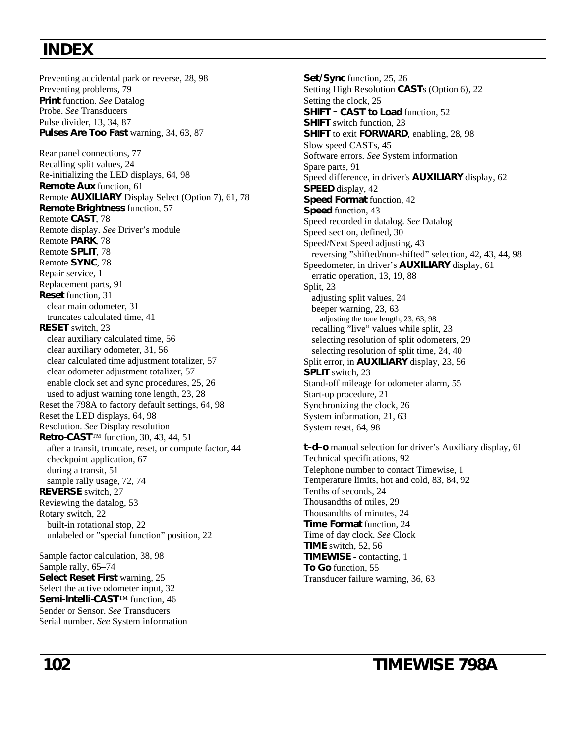# INDEX

Preventing accidental park or reverse, 28, 98
Preventing problems, 79
**Print** function. *See* Datalog
Probe. *See* Transducers
Pulse divider, 13, 34, 87
**Pulses Are Too Fast** warning, 34, 63, 87

Rear panel connections, 77
Recalling split values, 24
Re-initializing the LED displays, 64, 98
**Remote Aux** function, 61
Remote **AUXILIARY** Display Select (Option 7), 61, 78
**Remote Brightness** function, 57
Remote **CAST**, 78
Remote display. *See* Driver's module
Remote **PARK**, 78
Remote **SPLIT**, 78
Remote **SYNC**, 78
Repair service, 1
Replacement parts, 91
**Reset** function, 31
  clear main odometer, 31
  truncates calculated time, 41
**RESET** switch, 23
  clear auxiliary calculated time, 56
  clear auxiliary odometer, 31, 56
  clear calculated time adjustment totalizer, 57
  clear odometer adjustment totalizer, 57
  enable clock set and sync procedures, 25, 26
  used to adjust warning tone length, 23, 28
Reset the 798A to factory default settings, 64, 98
Reset the LED displays, 64, 98
Resolution. *See* Display resolution
**Retro-CAST**™ function, 30, 43, 44, 51
  after a transit, truncate, reset, or compute factor, 44
  checkpoint application, 67
  during a transit, 51
  sample rally usage, 72, 74
**REVERSE** switch, 27
Reviewing the datalog, 53
Rotary switch, 22
  built-in rotational stop, 22
  unlabeled or "special function" position, 22

Sample factor calculation, 38, 98
Sample rally, 65–74
**Select Reset First** warning, 25
Select the active odometer input, 32
**Semi-Intelli-CAST**™ function, 46
Sender or Sensor. *See* Transducers
Serial number. *See* System information
**Set/Sync** function, 25, 26
Setting High Resolution **CAST**s (Option 6), 22
Setting the clock, 25
**SHIFT – CAST to Load** function, 52
**SHIFT** switch function, 23
**SHIFT** to exit **FORWARD**, enabling, 28, 98
Slow speed CASTs, 45
Software errors. *See* System information
Spare parts, 91
Speed difference, in driver's **AUXILIARY** display, 62
**SPEED** display, 42
**Speed Format** function, 42
**Speed** function, 43
Speed recorded in datalog. *See* Datalog
Speed section, defined, 30
Speed/Next Speed adjusting, 43
  reversing "shifted/non-shifted" selection, 42, 43, 44, 98
Speedometer, in driver's **AUXILIARY** display, 61
  erratic operation, 13, 19, 88
Split, 23
  adjusting split values, 24
  beeper warning, 23, 63
    adjusting the tone length, 23, 63, 98
  recalling "live" values while split, 23
  selecting resolution of split odometers, 29
  selecting resolution of split time, 24, 40
Split error, in **AUXILIARY** display, 23, 56
**SPLIT** switch, 23
Stand-off mileage for odometer alarm, 55
Start-up procedure, 21
Synchronizing the clock, 26
System information, 21, 63
System reset, 64, 98

**t–d–o** manual selection for driver's Auxiliary display, 61
Technical specifications, 92
Telephone number to contact Timewise, 1
Temperature limits, hot and cold, 83, 84, 92
Tenths of seconds, 24
Thousandths of miles, 29
Thousandths of minutes, 24
**Time Format** function, 24
Time of day clock. *See* Clock
**TIME** switch, 52, 56
**TIMEWISE** - contacting, 1
**To Go** function, 55
Transducer failure warning, 36, 63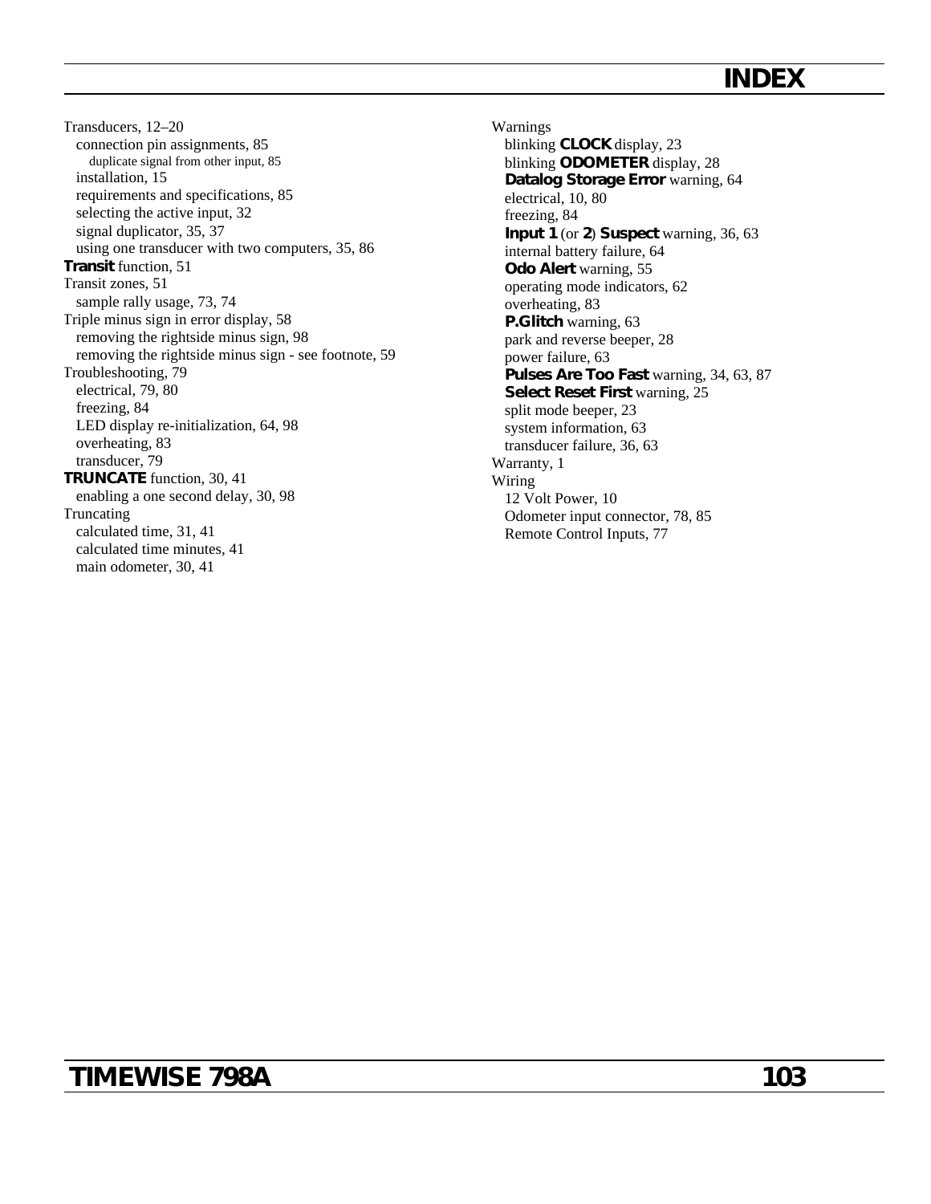# INDEX

Transducers, 12–20
- connection pin assignments, 85
  - duplicate signal from other input, 85
- installation, 15
- requirements and specifications, 85
- selecting the active input, 32
- signal duplicator, 35, 37
- using one transducer with two computers, 35, 86

**Transit** function, 51
Transit zones, 51
- sample rally usage, 73, 74

Triple minus sign in error display, 58
- removing the rightside minus sign, 98
- removing the rightside minus sign - see footnote, 59

Troubleshooting, 79
- electrical, 79, 80
- freezing, 84
- LED display re-initialization, 64, 98
- overheating, 83
- transducer, 79

**TRUNCATE** function, 30, 41
- enabling a one second delay, 30, 98

Truncating
- calculated time, 31, 41
- calculated time minutes, 41
- main odometer, 30, 41

Warnings
- blinking **CLOCK** display, 23
- blinking **ODOMETER** display, 28
- **Datalog Storage Error** warning, 64
- electrical, 10, 80
- freezing, 84
- **Input 1** (or **2**) **Suspect** warning, 36, 63
- internal battery failure, 64
- **Odo Alert** warning, 55
- operating mode indicators, 62
- overheating, 83
- **P.Glitch** warning, 63
- park and reverse beeper, 28
- power failure, 63
- **Pulses Are Too Fast** warning, 34, 63, 87
- **Select Reset First** warning, 25
- split mode beeper, 23
- system information, 63
- transducer failure, 36, 63

Warranty, 1
Wiring
- 12 Volt Power, 10
- Odometer input connector, 78, 85
- Remote Control Inputs, 77